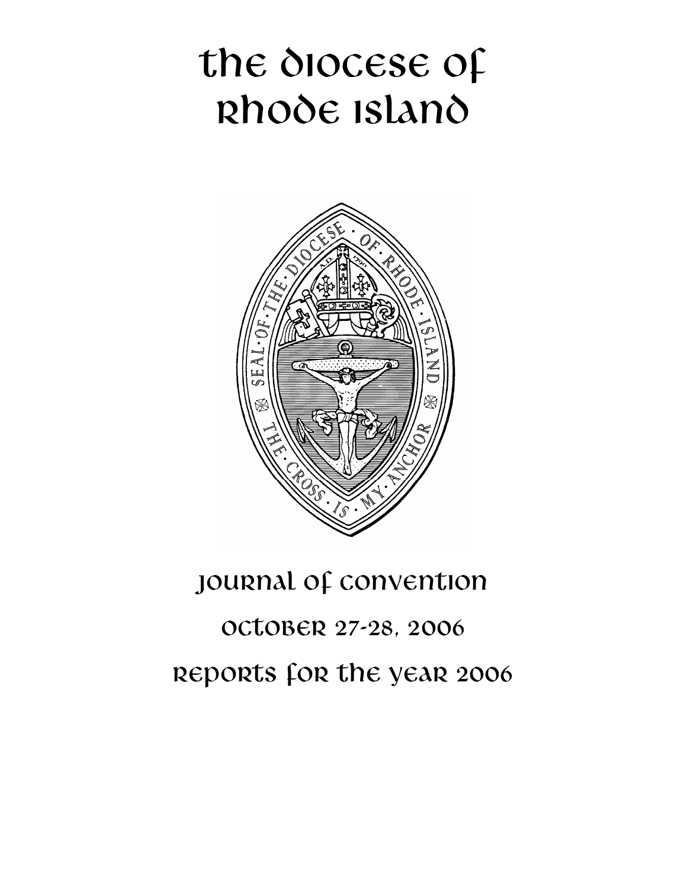# The Diocese of Rhode Island

SEAL · OF · THE · DIOCESE · OF · RHODE · ISLAND

A.D. 1790

THE · CROSS · IS · MY · ANCHOR

## Journal of Convention

## October 27-28, 2006

## Reports for the Year 2006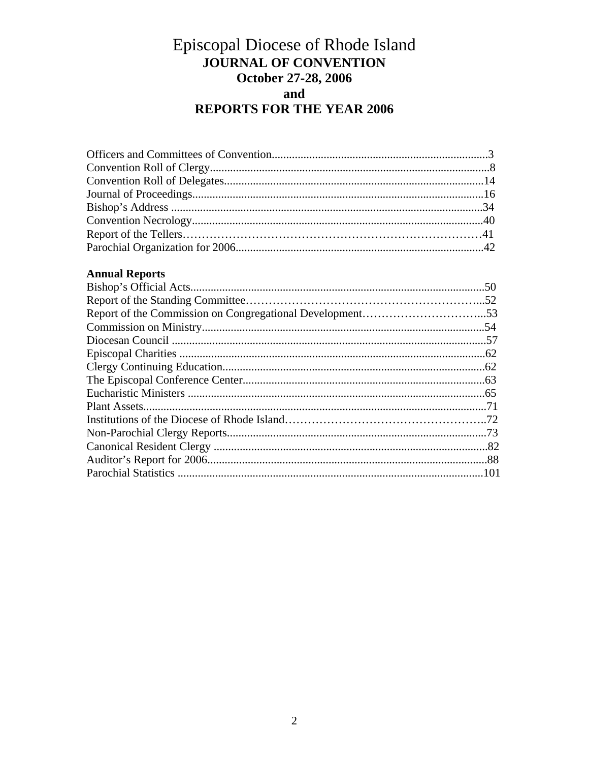# Episcopal Diocese of Rhode Island

## JOURNAL OF CONVENTION

## October 27-28, 2006

## and

## REPORTS FOR THE YEAR 2006

Officers and Committees of Convention..........................................................................3
Convention Roll of Clergy................................................................................................8
Convention Roll of Delegates..........................................................................................14
Journal of Proceedings.....................................................................................................16
Bishop's Address ............................................................................................................34
Convention Necrology.....................................................................................................40
Report of the Tellers……………………………………………………………………41
Parochial Organization for 2006......................................................................................42

**Annual Reports**

Bishop's Official Acts......................................................................................................50
Report of the Standing Committee………………………………………………………...52
Report of the Commission on Congregational Development…………………………...53
Commission on Ministry..................................................................................................54
Diocesan Council ............................................................................................................57
Episcopal Charities ..........................................................................................................62
Clergy Continuing Education...........................................................................................62
The Episcopal Conference Center....................................................................................63
Eucharistic Ministers .......................................................................................................65
Plant Assets......................................................................................................................71
Institutions of the Diocese of Rhode Island…………………………………………….72
Non-Parochial Clergy Reports.........................................................................................73
Canonical Resident Clergy ..............................................................................................82
Auditor's Report for 2006.................................................................................................88
Parochial Statistics ..........................................................................................................101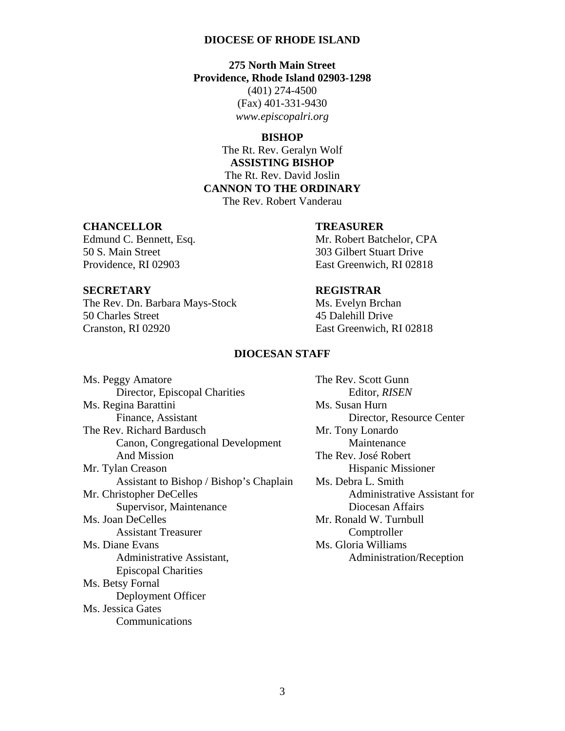# DIOCESE OF RHODE ISLAND

**275 North Main Street**
**Providence, Rhode Island 02903-1298**
(401) 274-4500
(Fax) 401-331-9430
*www.episcopalri.org*

**BISHOP**
The Rt. Rev. Geralyn Wolf
**ASSISTING BISHOP**
The Rt. Rev. David Joslin
**CANNON TO THE ORDINARY**
The Rev. Robert Vanderau

**CHANCELLOR**
Edmund C. Bennett, Esq.
50 S. Main Street
Providence, RI 02903

**TREASURER**
Mr. Robert Batchelor, CPA
303 Gilbert Stuart Drive
East Greenwich, RI 02818

**SECRETARY**
The Rev. Dn. Barbara Mays-Stock
50 Charles Street
Cranston, RI 02920

**REGISTRAR**
Ms. Evelyn Brchan
45 Dalehill Drive
East Greenwich, RI 02818

## DIOCESAN STAFF

Ms. Peggy Amatore
 Director, Episcopal Charities
Ms. Regina Barattini
 Finance, Assistant
The Rev. Richard Bardusch
 Canon, Congregational Development And Mission
Mr. Tylan Creason
 Assistant to Bishop / Bishop's Chaplain
Mr. Christopher DeCelles
 Supervisor, Maintenance
Ms. Joan DeCelles
 Assistant Treasurer
Ms. Diane Evans
 Administrative Assistant, Episcopal Charities
Ms. Betsy Fornal
 Deployment Officer
Ms. Jessica Gates
 Communications
The Rev. Scott Gunn
 Editor, *RISEN*
Ms. Susan Hurn
 Director, Resource Center
Mr. Tony Lonardo
 Maintenance
The Rev. José Robert
 Hispanic Missioner
Ms. Debra L. Smith
 Administrative Assistant for Diocesan Affairs
Mr. Ronald W. Turnbull
 Comptroller
Ms. Gloria Williams
 Administration/Reception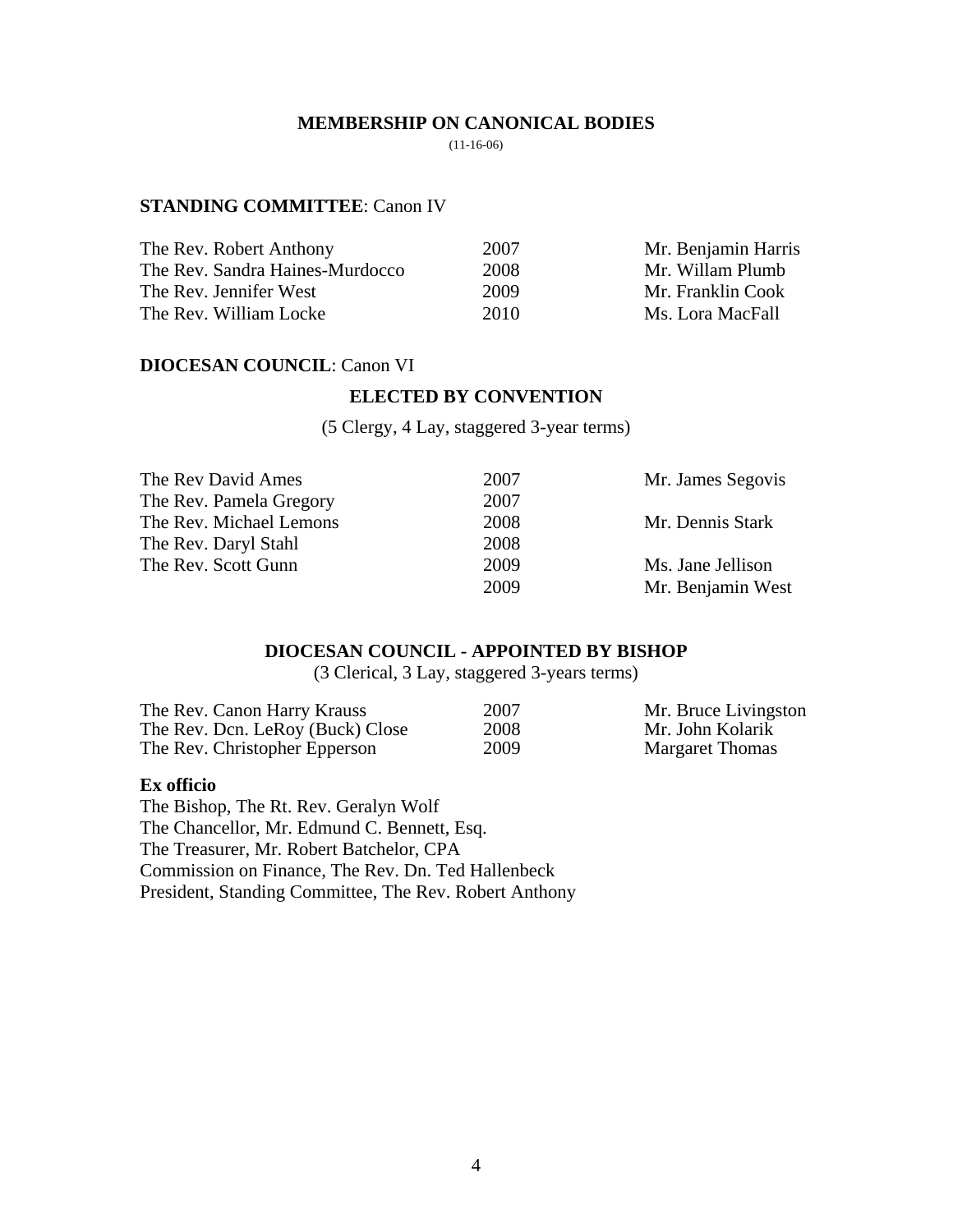## MEMBERSHIP ON CANONICAL BODIES

(11-16-06)

### **STANDING COMMITTEE**: Canon IV

| | | |
|---|---|---|
| The Rev. Robert Anthony | 2007 | Mr. Benjamin Harris |
| The Rev. Sandra Haines-Murdocco | 2008 | Mr. Willam Plumb |
| The Rev. Jennifer West | 2009 | Mr. Franklin Cook |
| The Rev. William Locke | 2010 | Ms. Lora MacFall |

### **DIOCESAN COUNCIL**: Canon VI

#### ELECTED BY CONVENTION

(5 Clergy, 4 Lay, staggered 3-year terms)

| | | |
|---|---|---|
| The Rev David Ames | 2007 | Mr. James Segovis |
| The Rev. Pamela Gregory | 2007 | |
| The Rev. Michael Lemons | 2008 | Mr. Dennis Stark |
| The Rev. Daryl Stahl | 2008 | |
| The Rev. Scott Gunn | 2009 | Ms. Jane Jellison |
| | 2009 | Mr. Benjamin West |

#### DIOCESAN COUNCIL - APPOINTED BY BISHOP

(3 Clerical, 3 Lay, staggered 3-years terms)

| | | |
|---|---|---|
| The Rev. Canon Harry Krauss | 2007 | Mr. Bruce Livingston |
| The Rev. Dcn. LeRoy (Buck) Close | 2008 | Mr. John Kolarik |
| The Rev. Christopher Epperson | 2009 | Margaret Thomas |

**Ex officio**

The Bishop, The Rt. Rev. Geralyn Wolf
The Chancellor, Mr. Edmund C. Bennett, Esq.
The Treasurer, Mr. Robert Batchelor, CPA
Commission on Finance, The Rev. Dn. Ted Hallenbeck
President, Standing Committee, The Rev. Robert Anthony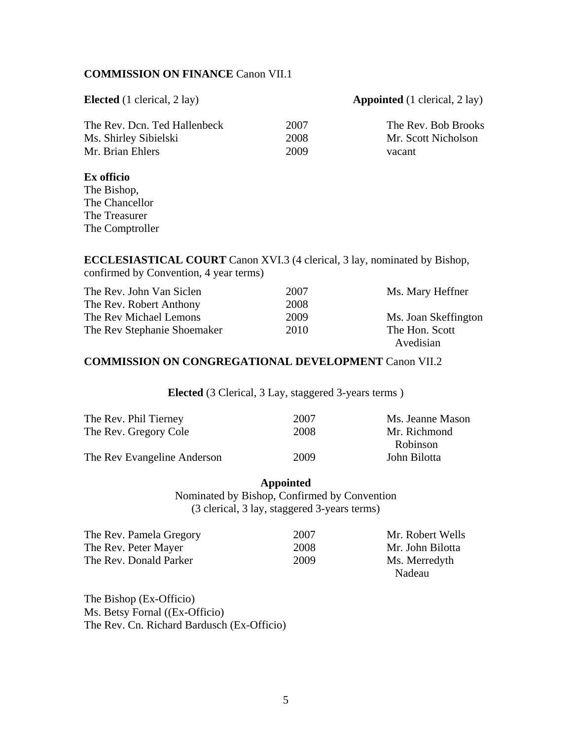**COMMISSION ON FINANCE** Canon VII.1

| **Elected** (1 clerical, 2 lay) | | **Appointed** (1 clerical, 2 lay) |
|---|---|---|
| The Rev. Dcn. Ted Hallenbeck | 2007 | The Rev. Bob Brooks |
| Ms. Shirley Sibielski | 2008 | Mr. Scott Nicholson |
| Mr. Brian Ehlers | 2009 | vacant |

**Ex officio**
The Bishop,
The Chancellor
The Treasurer
The Comptroller

**ECCLESIASTICAL COURT** Canon XVI.3 (4 clerical, 3 lay, nominated by Bishop, confirmed by Convention, 4 year terms)

| | | |
|---|---|---|
| The Rev. John Van Siclen | 2007 | Ms. Mary Heffner |
| The Rev. Robert Anthony | 2008 | |
| The Rev Michael Lemons | 2009 | Ms. Joan Skeffington |
| The Rev Stephanie Shoemaker | 2010 | The Hon. Scott Avedisian |

**COMMISSION ON CONGREGATIONAL DEVELOPMENT** Canon VII.2

**Elected** (3 Clerical, 3 Lay, staggered 3-years terms )

| | | |
|---|---|---|
| The Rev. Phil Tierney | 2007 | Ms. Jeanne Mason |
| The Rev. Gregory Cole | 2008 | Mr. Richmond Robinson |
| The Rev Evangeline Anderson | 2009 | John Bilotta |

**Appointed**
Nominated by Bishop, Confirmed by Convention
(3 clerical, 3 lay, staggered 3-years terms)

| | | |
|---|---|---|
| The Rev. Pamela Gregory | 2007 | Mr. Robert Wells |
| The Rev. Peter Mayer | 2008 | Mr. John Bilotta |
| The Rev. Donald Parker | 2009 | Ms. Merredyth Nadeau |

The Bishop (Ex-Officio)
Ms. Betsy Fornal ((Ex-Officio)
The Rev. Cn. Richard Bardusch (Ex-Officio)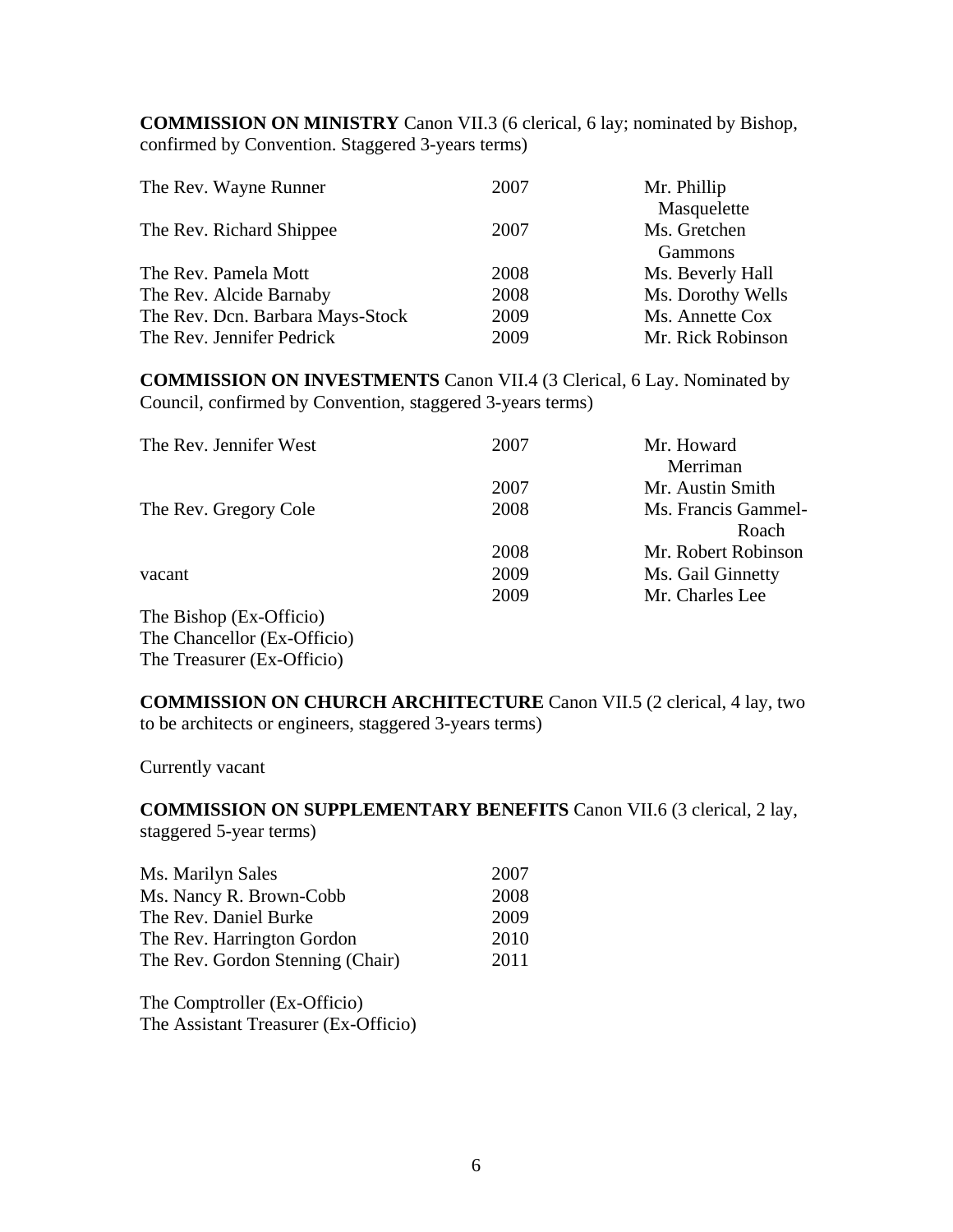**COMMISSION ON MINISTRY** Canon VII.3 (6 clerical, 6 lay; nominated by Bishop, confirmed by Convention. Staggered 3-years terms)

| | | |
|---|---|---|
| The Rev. Wayne Runner | 2007 | Mr. Phillip Masquelette |
| The Rev. Richard Shippee | 2007 | Ms. Gretchen Gammons |
| The Rev. Pamela Mott | 2008 | Ms. Beverly Hall |
| The Rev. Alcide Barnaby | 2008 | Ms. Dorothy Wells |
| The Rev. Dcn. Barbara Mays-Stock | 2009 | Ms. Annette Cox |
| The Rev. Jennifer Pedrick | 2009 | Mr. Rick Robinson |

**COMMISSION ON INVESTMENTS** Canon VII.4 (3 Clerical, 6 Lay. Nominated by Council, confirmed by Convention, staggered 3-years terms)

| | | |
|---|---|---|
| The Rev. Jennifer West | 2007 | Mr. Howard Merriman |
| | 2007 | Mr. Austin Smith |
| The Rev. Gregory Cole | 2008 | Ms. Francis Gammel-Roach |
| | 2008 | Mr. Robert Robinson |
| vacant | 2009 | Ms. Gail Ginnetty |
| | 2009 | Mr. Charles Lee |

The Bishop (Ex-Officio)
The Chancellor (Ex-Officio)
The Treasurer (Ex-Officio)

**COMMISSION ON CHURCH ARCHITECTURE** Canon VII.5 (2 clerical, 4 lay, two to be architects or engineers, staggered 3-years terms)

Currently vacant

**COMMISSION ON SUPPLEMENTARY BENEFITS** Canon VII.6 (3 clerical, 2 lay, staggered 5-year terms)

| | |
|---|---|
| Ms. Marilyn Sales | 2007 |
| Ms. Nancy R. Brown-Cobb | 2008 |
| The Rev. Daniel Burke | 2009 |
| The Rev. Harrington Gordon | 2010 |
| The Rev. Gordon Stenning (Chair) | 2011 |

The Comptroller (Ex-Officio)
The Assistant Treasurer (Ex-Officio)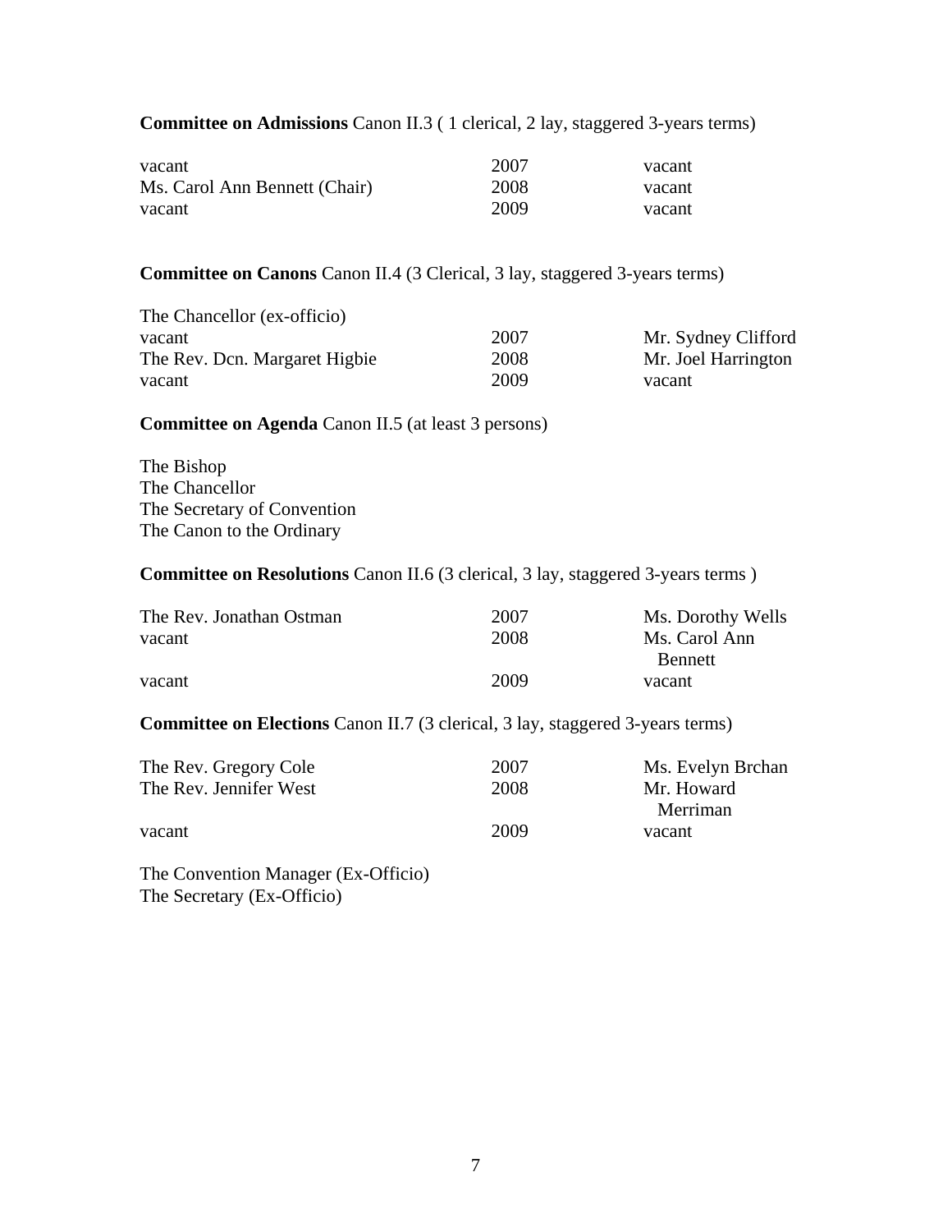**Committee on Admissions** Canon II.3 ( 1 clerical, 2 lay, staggered 3-years terms)

| | | |
|---|---|---|
| vacant | 2007 | vacant |
| Ms. Carol Ann Bennett (Chair) | 2008 | vacant |
| vacant | 2009 | vacant |

**Committee on Canons** Canon II.4 (3 Clerical, 3 lay, staggered 3-years terms)

| | | |
|---|---|---|
| The Chancellor (ex-officio) | | |
| vacant | 2007 | Mr. Sydney Clifford |
| The Rev. Dcn. Margaret Higbie | 2008 | Mr. Joel Harrington |
| vacant | 2009 | vacant |

**Committee on Agenda** Canon II.5 (at least 3 persons)

The Bishop
The Chancellor
The Secretary of Convention
The Canon to the Ordinary

**Committee on Resolutions** Canon II.6 (3 clerical, 3 lay, staggered 3-years terms )

| | | |
|---|---|---|
| The Rev. Jonathan Ostman | 2007 | Ms. Dorothy Wells |
| vacant | 2008 | Ms. Carol Ann Bennett |
| vacant | 2009 | vacant |

**Committee on Elections** Canon II.7 (3 clerical, 3 lay, staggered 3-years terms)

| | | |
|---|---|---|
| The Rev. Gregory Cole | 2007 | Ms. Evelyn Brchan |
| The Rev. Jennifer West | 2008 | Mr. Howard Merriman |
| vacant | 2009 | vacant |

The Convention Manager (Ex-Officio)
The Secretary (Ex-Officio)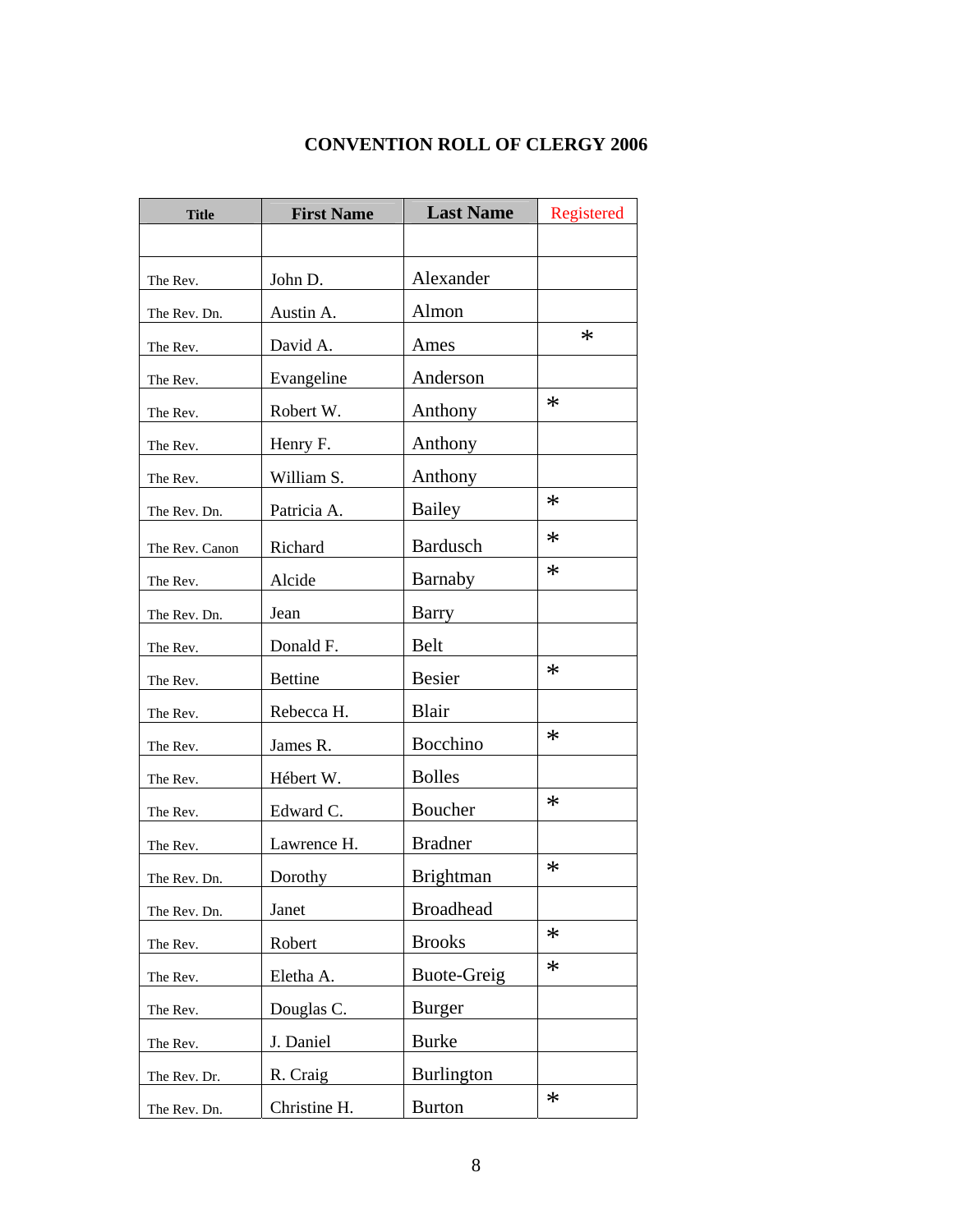# CONVENTION ROLL OF CLERGY 2006

| Title | First Name | Last Name | Registered |
|---|---|---|---|
| | | | |
| The Rev. | John D. | Alexander | |
| The Rev. Dn. | Austin A. | Almon | |
| The Rev. | David A. | Ames | * |
| The Rev. | Evangeline | Anderson | |
| The Rev. | Robert W. | Anthony | * |
| The Rev. | Henry F. | Anthony | |
| The Rev. | William S. | Anthony | |
| The Rev. Dn. | Patricia A. | Bailey | * |
| The Rev. Canon | Richard | Bardusch | * |
| The Rev. | Alcide | Barnaby | * |
| The Rev. Dn. | Jean | Barry | |
| The Rev. | Donald F. | Belt | |
| The Rev. | Bettine | Besier | * |
| The Rev. | Rebecca H. | Blair | |
| The Rev. | James R. | Bocchino | * |
| The Rev. | Hébert W. | Bolles | |
| The Rev. | Edward C. | Boucher | * |
| The Rev. | Lawrence H. | Bradner | |
| The Rev. Dn. | Dorothy | Brightman | * |
| The Rev. Dn. | Janet | Broadhead | |
| The Rev. | Robert | Brooks | * |
| The Rev. | Eletha A. | Buote-Greig | * |
| The Rev. | Douglas C. | Burger | |
| The Rev. | J. Daniel | Burke | |
| The Rev. Dr. | R. Craig | Burlington | |
| The Rev. Dn. | Christine H. | Burton | * |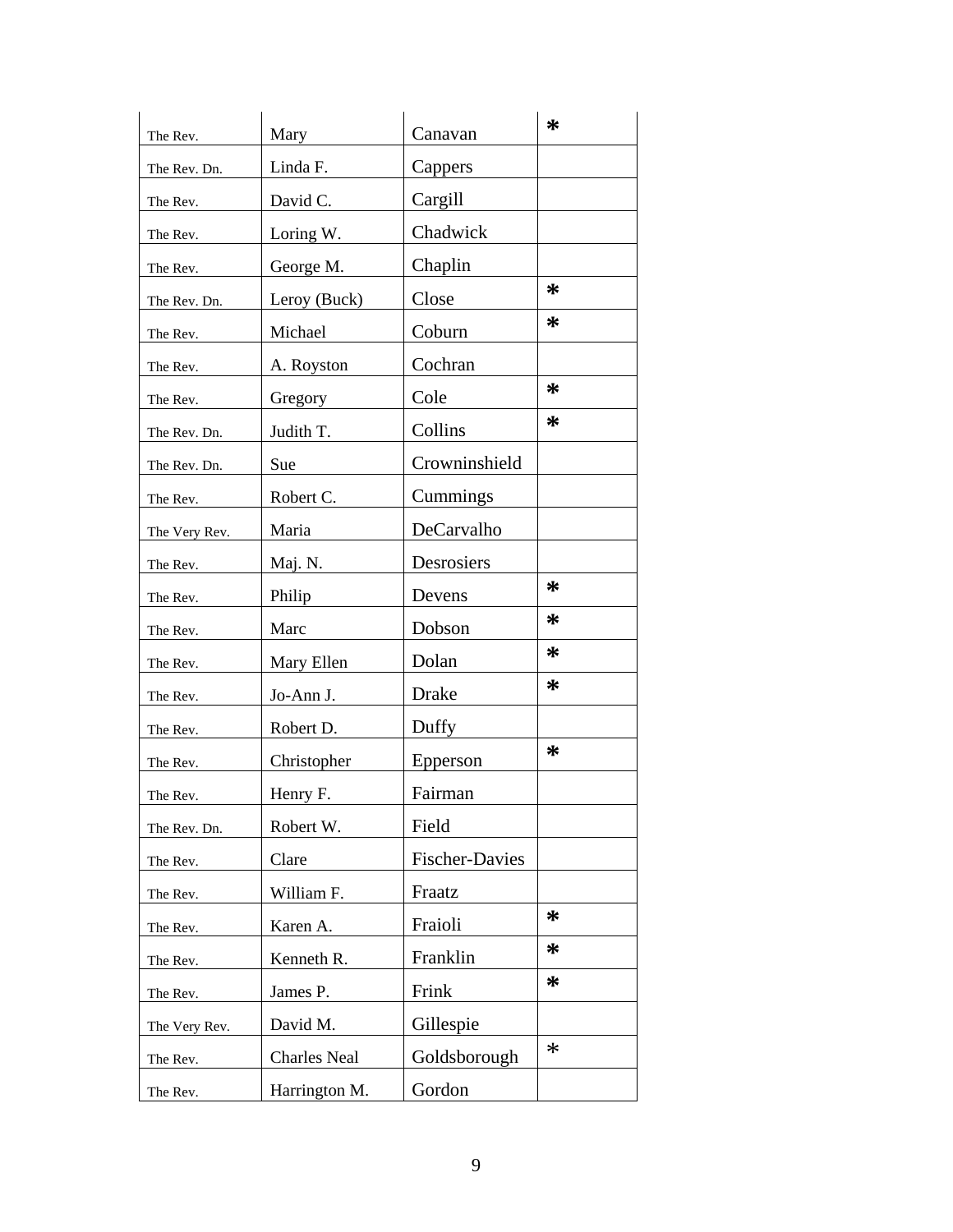| The Rev. | Mary | Canavan | * |
|---|---|---|---|
| The Rev. Dn. | Linda F. | Cappers | |
| The Rev. | David C. | Cargill | |
| The Rev. | Loring W. | Chadwick | |
| The Rev. | George M. | Chaplin | |
| The Rev. Dn. | Leroy (Buck) | Close | * |
| The Rev. | Michael | Coburn | * |
| The Rev. | A. Royston | Cochran | |
| The Rev. | Gregory | Cole | * |
| The Rev. Dn. | Judith T. | Collins | * |
| The Rev. Dn. | Sue | Crowninshield | |
| The Rev. | Robert C. | Cummings | |
| The Very Rev. | Maria | DeCarvalho | |
| The Rev. | Maj. N. | Desrosiers | |
| The Rev. | Philip | Devens | * |
| The Rev. | Marc | Dobson | * |
| The Rev. | Mary Ellen | Dolan | * |
| The Rev. | Jo-Ann J. | Drake | * |
| The Rev. | Robert D. | Duffy | |
| The Rev. | Christopher | Epperson | * |
| The Rev. | Henry F. | Fairman | |
| The Rev. Dn. | Robert W. | Field | |
| The Rev. | Clare | Fischer-Davies | |
| The Rev. | William F. | Fraatz | |
| The Rev. | Karen A. | Fraioli | * |
| The Rev. | Kenneth R. | Franklin | * |
| The Rev. | James P. | Frink | * |
| The Very Rev. | David M. | Gillespie | |
| The Rev. | Charles Neal | Goldsborough | * |
| The Rev. | Harrington M. | Gordon | |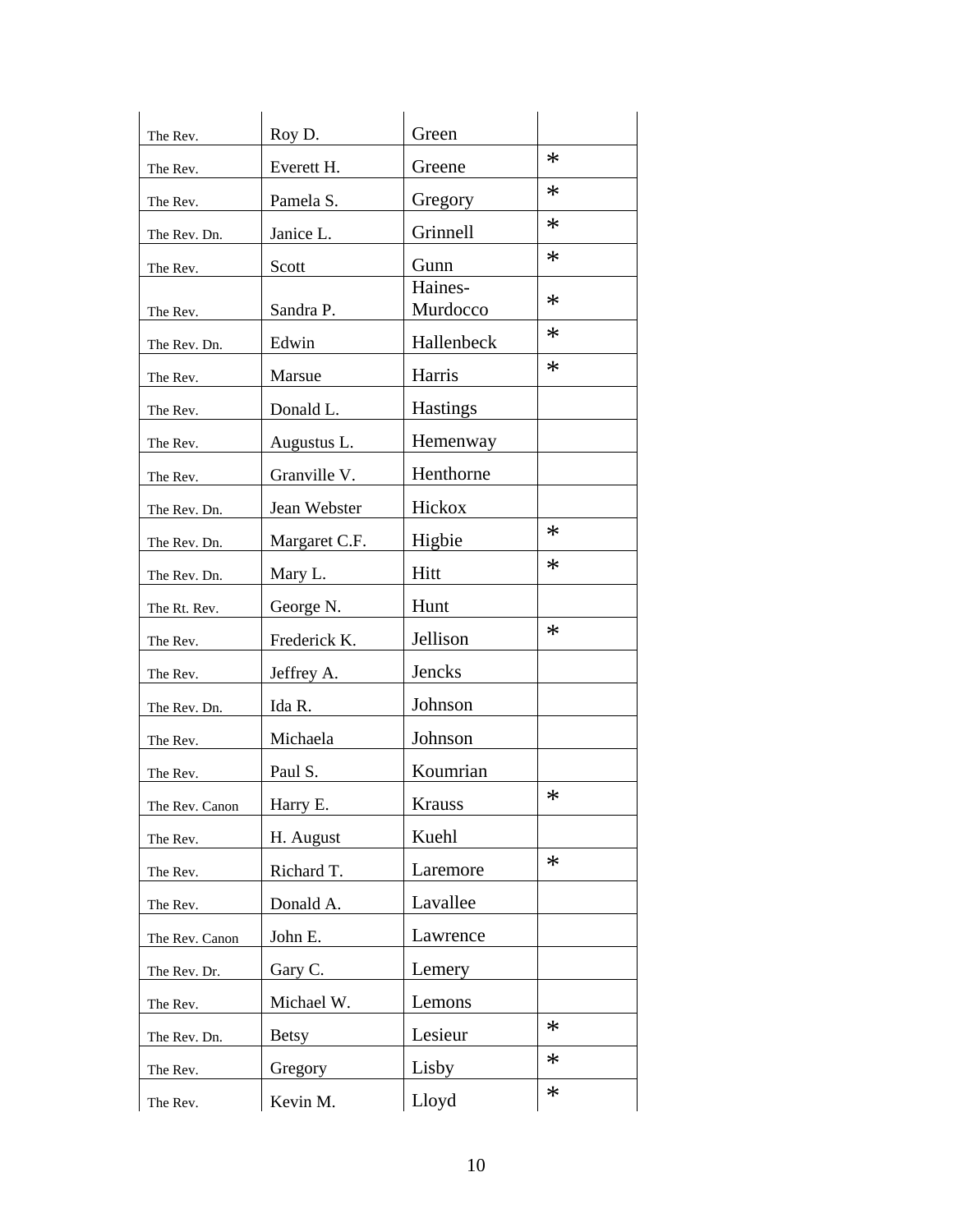| | | | |
|---|---|---|---|
| The Rev. | Roy D. | Green | |
| The Rev. | Everett H. | Greene | * |
| The Rev. | Pamela S. | Gregory | * |
| The Rev. Dn. | Janice L. | Grinnell | * |
| The Rev. | Scott | Gunn | * |
| The Rev. | Sandra P. | Haines-Murdocco | * |
| The Rev. Dn. | Edwin | Hallenbeck | * |
| The Rev. | Marsue | Harris | * |
| The Rev. | Donald L. | Hastings | |
| The Rev. | Augustus L. | Hemenway | |
| The Rev. | Granville V. | Henthorne | |
| The Rev. Dn. | Jean Webster | Hickox | |
| The Rev. Dn. | Margaret C.F. | Higbie | * |
| The Rev. Dn. | Mary L. | Hitt | * |
| The Rt. Rev. | George N. | Hunt | |
| The Rev. | Frederick K. | Jellison | * |
| The Rev. | Jeffrey A. | Jencks | |
| The Rev. Dn. | Ida R. | Johnson | |
| The Rev. | Michaela | Johnson | |
| The Rev. | Paul S. | Koumrian | |
| The Rev. Canon | Harry E. | Krauss | * |
| The Rev. | H. August | Kuehl | |
| The Rev. | Richard T. | Laremore | * |
| The Rev. | Donald A. | Lavallee | |
| The Rev. Canon | John E. | Lawrence | |
| The Rev. Dr. | Gary C. | Lemery | |
| The Rev. | Michael W. | Lemons | |
| The Rev. Dn. | Betsy | Lesieur | * |
| The Rev. | Gregory | Lisby | * |
| The Rev. | Kevin M. | Lloyd | * |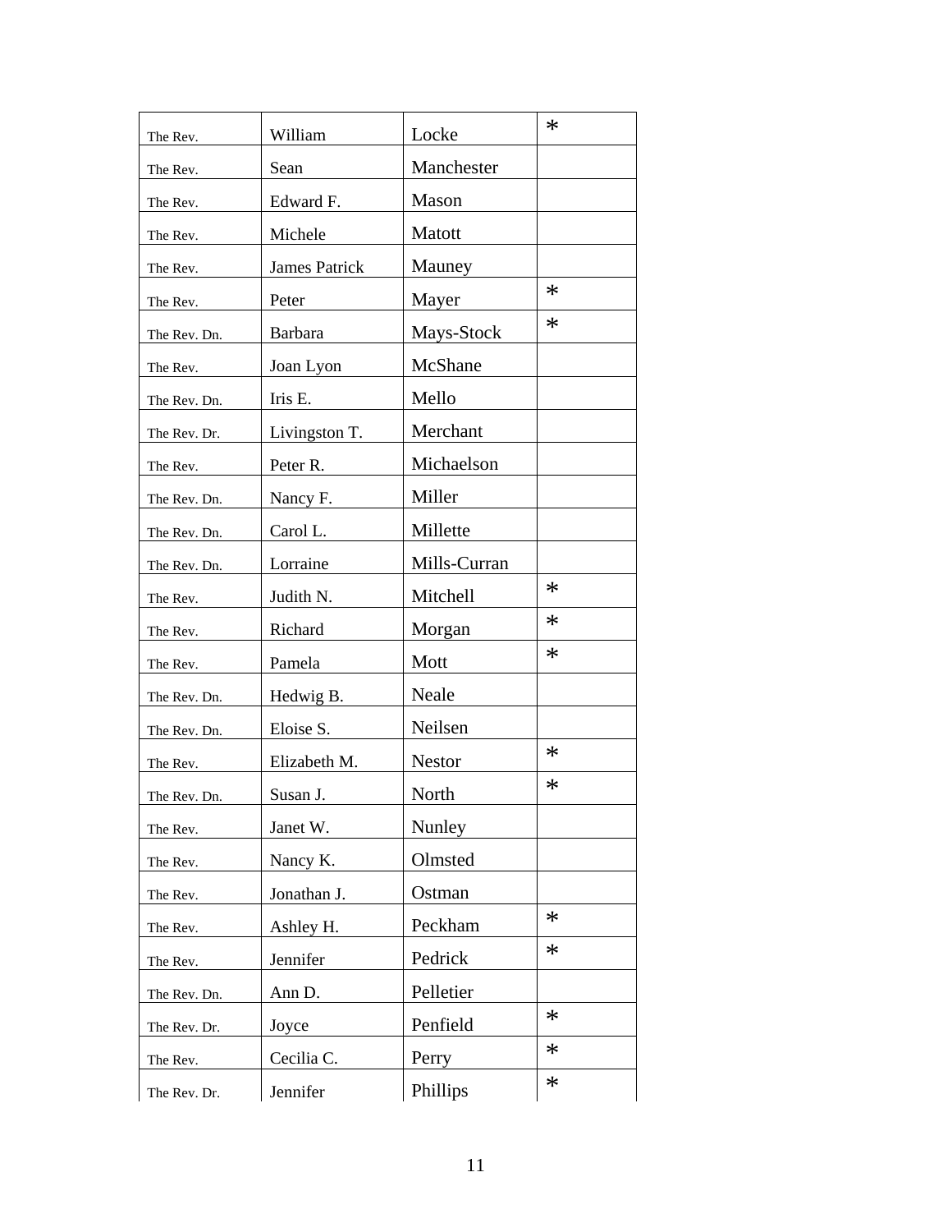| | | | |
|---|---|---|---|
| The Rev. | William | Locke | * |
| The Rev. | Sean | Manchester | |
| The Rev. | Edward F. | Mason | |
| The Rev. | Michele | Matott | |
| The Rev. | James Patrick | Mauney | |
| The Rev. | Peter | Mayer | * |
| The Rev. Dn. | Barbara | Mays-Stock | * |
| The Rev. | Joan Lyon | McShane | |
| The Rev. Dn. | Iris E. | Mello | |
| The Rev. Dr. | Livingston T. | Merchant | |
| The Rev. | Peter R. | Michaelson | |
| The Rev. Dn. | Nancy F. | Miller | |
| The Rev. Dn. | Carol L. | Millette | |
| The Rev. Dn. | Lorraine | Mills-Curran | |
| The Rev. | Judith N. | Mitchell | * |
| The Rev. | Richard | Morgan | * |
| The Rev. | Pamela | Mott | * |
| The Rev. Dn. | Hedwig B. | Neale | |
| The Rev. Dn. | Eloise S. | Neilsen | |
| The Rev. | Elizabeth M. | Nestor | * |
| The Rev. Dn. | Susan J. | North | * |
| The Rev. | Janet W. | Nunley | |
| The Rev. | Nancy K. | Olmsted | |
| The Rev. | Jonathan J. | Ostman | |
| The Rev. | Ashley H. | Peckham | * |
| The Rev. | Jennifer | Pedrick | * |
| The Rev. Dn. | Ann D. | Pelletier | |
| The Rev. Dr. | Joyce | Penfield | * |
| The Rev. | Cecilia C. | Perry | * |
| The Rev. Dr. | Jennifer | Phillips | * |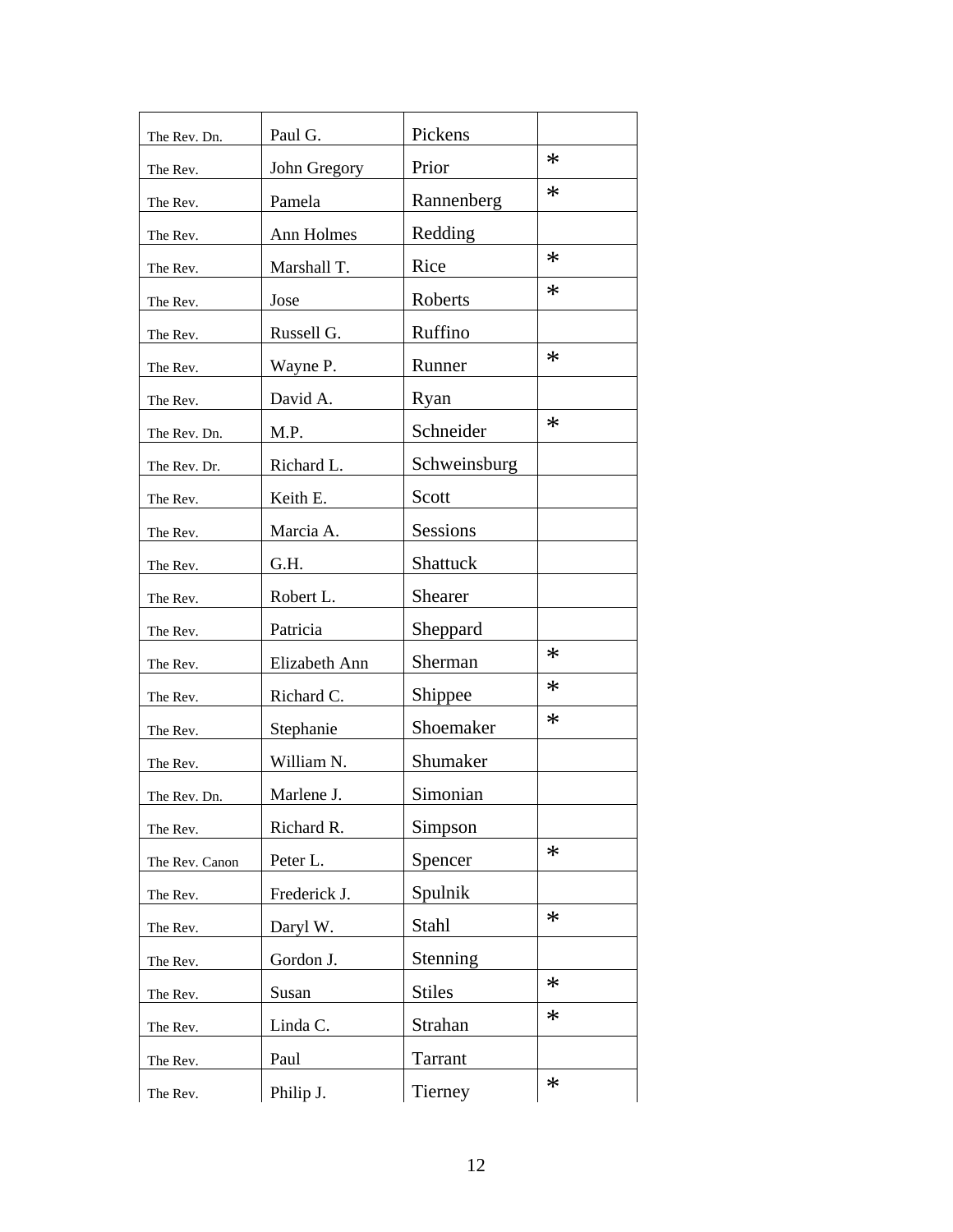| | | | |
|---|---|---|---|
| The Rev. Dn. | Paul G. | Pickens | |
| The Rev. | John Gregory | Prior | * |
| The Rev. | Pamela | Rannenberg | * |
| The Rev. | Ann Holmes | Redding | |
| The Rev. | Marshall T. | Rice | * |
| The Rev. | Jose | Roberts | * |
| The Rev. | Russell G. | Ruffino | |
| The Rev. | Wayne P. | Runner | * |
| The Rev. | David A. | Ryan | |
| The Rev. Dn. | M.P. | Schneider | * |
| The Rev. Dr. | Richard L. | Schweinsburg | |
| The Rev. | Keith E. | Scott | |
| The Rev. | Marcia A. | Sessions | |
| The Rev. | G.H. | Shattuck | |
| The Rev. | Robert L. | Shearer | |
| The Rev. | Patricia | Sheppard | |
| The Rev. | Elizabeth Ann | Sherman | * |
| The Rev. | Richard C. | Shippee | * |
| The Rev. | Stephanie | Shoemaker | * |
| The Rev. | William N. | Shumaker | |
| The Rev. Dn. | Marlene J. | Simonian | |
| The Rev. | Richard R. | Simpson | |
| The Rev. Canon | Peter L. | Spencer | * |
| The Rev. | Frederick J. | Spulnik | |
| The Rev. | Daryl W. | Stahl | * |
| The Rev. | Gordon J. | Stenning | |
| The Rev. | Susan | Stiles | * |
| The Rev. | Linda C. | Strahan | * |
| The Rev. | Paul | Tarrant | |
| The Rev. | Philip J. | Tierney | * |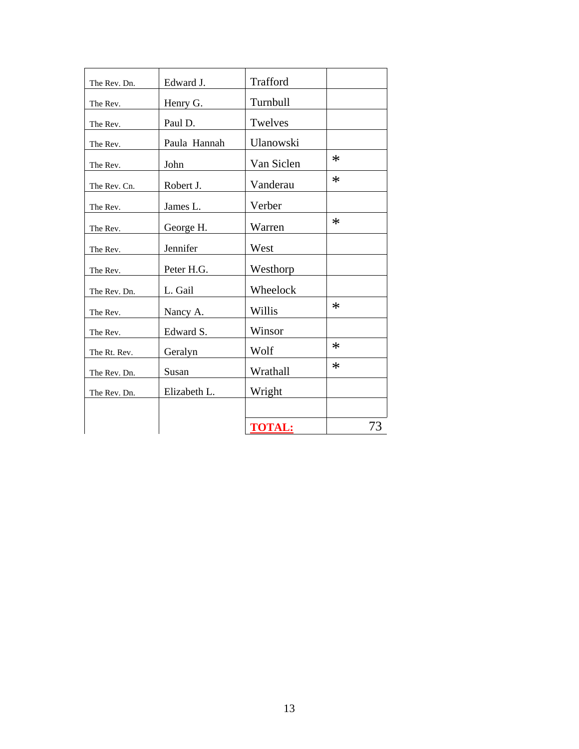| | | | |
|---|---|---|---|
| The Rev. Dn. | Edward J. | Trafford | |
| The Rev. | Henry G. | Turnbull | |
| The Rev. | Paul D. | Twelves | |
| The Rev. | Paula Hannah | Ulanowski | |
| The Rev. | John | Van Siclen | * |
| The Rev. Cn. | Robert J. | Vanderau | * |
| The Rev. | James L. | Verber | |
| The Rev. | George H. | Warren | * |
| The Rev. | Jennifer | West | |
| The Rev. | Peter H.G. | Westhorp | |
| The Rev. Dn. | L. Gail | Wheelock | |
| The Rev. | Nancy A. | Willis | * |
| The Rev. | Edward S. | Winsor | |
| The Rt. Rev. | Geralyn | Wolf | * |
| The Rev. Dn. | Susan | Wrathall | * |
| The Rev. Dn. | Elizabeth L. | Wright | |
| | | | |
| | | **TOTAL:** | 73 |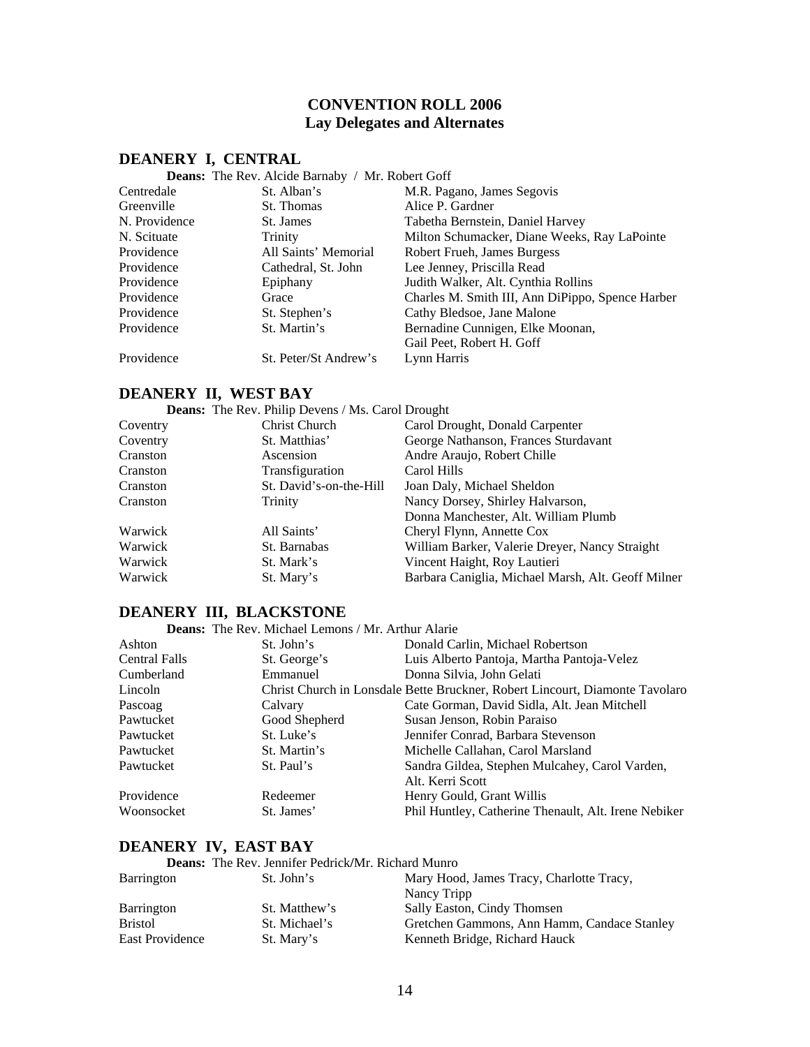# CONVENTION ROLL 2006
## Lay Delegates and Alternates

## DEANERY I, CENTRAL

**Deans:** The Rev. Alcide Barnaby / Mr. Robert Goff

| | | |
|---|---|---|
| Centredale | St. Alban's | M.R. Pagano, James Segovis |
| Greenville | St. Thomas | Alice P. Gardner |
| N. Providence | St. James | Tabetha Bernstein, Daniel Harvey |
| N. Scituate | Trinity | Milton Schumacker, Diane Weeks, Ray LaPointe |
| Providence | All Saints' Memorial | Robert Frueh, James Burgess |
| Providence | Cathedral, St. John | Lee Jenney, Priscilla Read |
| Providence | Epiphany | Judith Walker, Alt. Cynthia Rollins |
| Providence | Grace | Charles M. Smith III, Ann DiPippo, Spence Harber |
| Providence | St. Stephen's | Cathy Bledsoe, Jane Malone |
| Providence | St. Martin's | Bernadine Cunnigen, Elke Moonan, Gail Peet, Robert H. Goff |
| Providence | St. Peter/St Andrew's | Lynn Harris |

## DEANERY II, WEST BAY

**Deans:** The Rev. Philip Devens / Ms. Carol Drought

| | | |
|---|---|---|
| Coventry | Christ Church | Carol Drought, Donald Carpenter |
| Coventry | St. Matthias' | George Nathanson, Frances Sturdavant |
| Cranston | Ascension | Andre Araujo, Robert Chille |
| Cranston | Transfiguration | Carol Hills |
| Cranston | St. David's-on-the-Hill | Joan Daly, Michael Sheldon |
| Cranston | Trinity | Nancy Dorsey, Shirley Halvarson, Donna Manchester, Alt. William Plumb |
| Warwick | All Saints' | Cheryl Flynn, Annette Cox |
| Warwick | St. Barnabas | William Barker, Valerie Dreyer, Nancy Straight |
| Warwick | St. Mark's | Vincent Haight, Roy Lautieri |
| Warwick | St. Mary's | Barbara Caniglia, Michael Marsh, Alt. Geoff Milner |

## DEANERY III, BLACKSTONE

**Deans:** The Rev. Michael Lemons / Mr. Arthur Alarie

| | | |
|---|---|---|
| Ashton | St. John's | Donald Carlin, Michael Robertson |
| Central Falls | St. George's | Luis Alberto Pantoja, Martha Pantoja-Velez |
| Cumberland | Emmanuel | Donna Silvia, John Gelati |
| Lincoln | Christ Church in Lonsdale | Bette Bruckner, Robert Lincourt, Diamonte Tavolaro |
| Pascoag | Calvary | Cate Gorman, David Sidla, Alt. Jean Mitchell |
| Pawtucket | Good Shepherd | Susan Jenson, Robin Paraiso |
| Pawtucket | St. Luke's | Jennifer Conrad, Barbara Stevenson |
| Pawtucket | St. Martin's | Michelle Callahan, Carol Marsland |
| Pawtucket | St. Paul's | Sandra Gildea, Stephen Mulcahey, Carol Varden, Alt. Kerri Scott |
| Providence | Redeemer | Henry Gould, Grant Willis |
| Woonsocket | St. James' | Phil Huntley, Catherine Thenault, Alt. Irene Nebiker |

## DEANERY IV, EAST BAY

**Deans:** The Rev. Jennifer Pedrick/Mr. Richard Munro

| | | |
|---|---|---|
| Barrington | St. John's | Mary Hood, James Tracy, Charlotte Tracy, Nancy Tripp |
| Barrington | St. Matthew's | Sally Easton, Cindy Thomsen |
| Bristol | St. Michael's | Gretchen Gammons, Ann Hamm, Candace Stanley |
| East Providence | St. Mary's | Kenneth Bridge, Richard Hauck |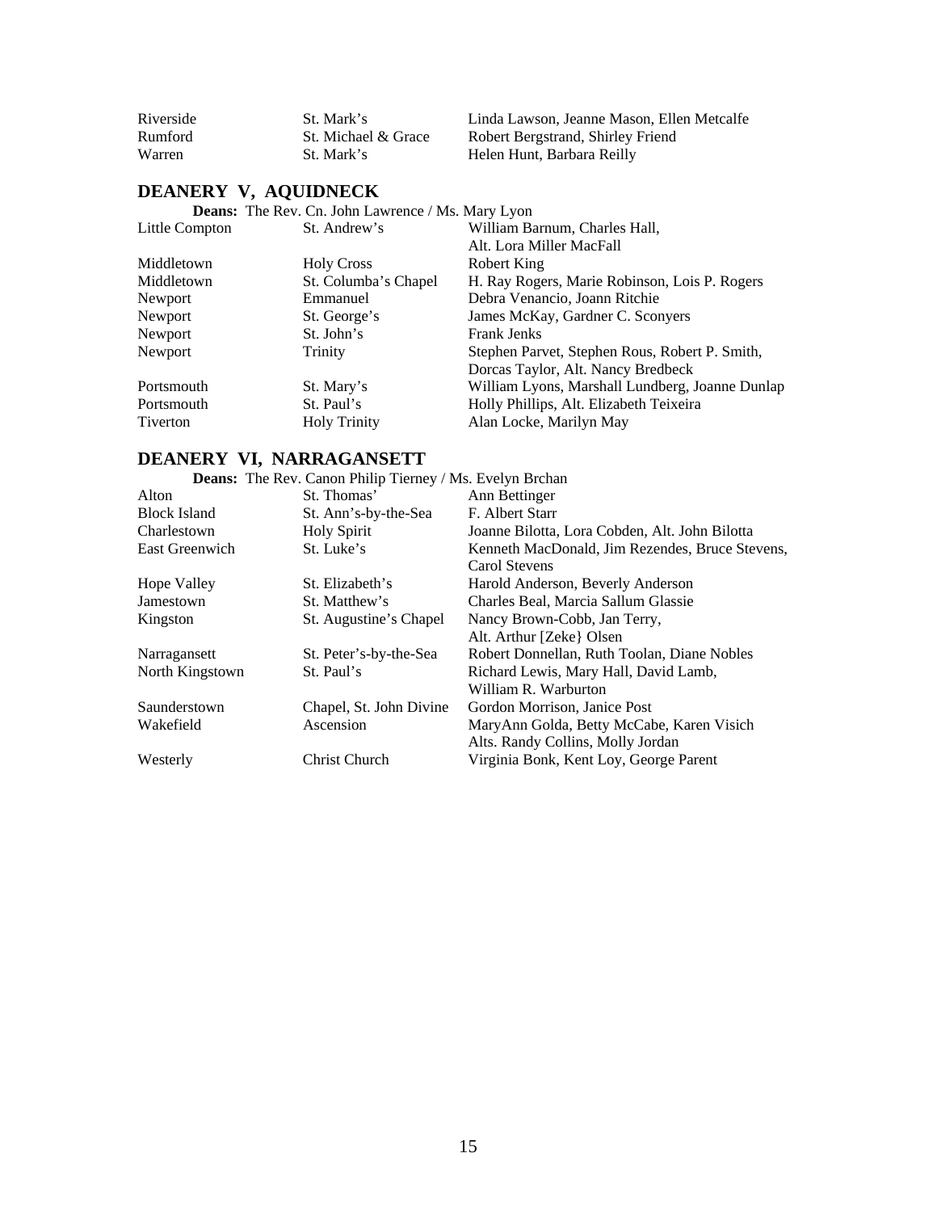| | | |
|---|---|---|
| Riverside | St. Mark's | Linda Lawson, Jeanne Mason, Ellen Metcalfe |
| Rumford | St. Michael & Grace | Robert Bergstrand, Shirley Friend |
| Warren | St. Mark's | Helen Hunt, Barbara Reilly |

## DEANERY V, AQUIDNECK

**Deans:** The Rev. Cn. John Lawrence / Ms. Mary Lyon

| | | |
|---|---|---|
| Little Compton | St. Andrew's | William Barnum, Charles Hall, Alt. Lora Miller MacFall |
| Middletown | Holy Cross | Robert King |
| Middletown | St. Columba's Chapel | H. Ray Rogers, Marie Robinson, Lois P. Rogers |
| Newport | Emmanuel | Debra Venancio, Joann Ritchie |
| Newport | St. George's | James McKay, Gardner C. Sconyers |
| Newport | St. John's | Frank Jenks |
| Newport | Trinity | Stephen Parvet, Stephen Rous, Robert P. Smith, Dorcas Taylor, Alt. Nancy Bredbeck |
| Portsmouth | St. Mary's | William Lyons, Marshall Lundberg, Joanne Dunlap |
| Portsmouth | St. Paul's | Holly Phillips, Alt. Elizabeth Teixeira |
| Tiverton | Holy Trinity | Alan Locke, Marilyn May |

## DEANERY VI, NARRAGANSETT

**Deans:** The Rev. Canon Philip Tierney / Ms. Evelyn Brchan

| | | |
|---|---|---|
| Alton | St. Thomas' | Ann Bettinger |
| Block Island | St. Ann's-by-the-Sea | F. Albert Starr |
| Charlestown | Holy Spirit | Joanne Bilotta, Lora Cobden, Alt. John Bilotta |
| East Greenwich | St. Luke's | Kenneth MacDonald, Jim Rezendes, Bruce Stevens, Carol Stevens |
| Hope Valley | St. Elizabeth's | Harold Anderson, Beverly Anderson |
| Jamestown | St. Matthew's | Charles Beal, Marcia Sallum Glassie |
| Kingston | St. Augustine's Chapel | Nancy Brown-Cobb, Jan Terry, Alt. Arthur [Zeke} Olsen |
| Narragansett | St. Peter's-by-the-Sea | Robert Donnellan, Ruth Toolan, Diane Nobles |
| North Kingstown | St. Paul's | Richard Lewis, Mary Hall, David Lamb, William R. Warburton |
| Saunderstown | Chapel, St. John Divine | Gordon Morrison, Janice Post |
| Wakefield | Ascension | MaryAnn Golda, Betty McCabe, Karen Visich Alts. Randy Collins, Molly Jordan |
| Westerly | Christ Church | Virginia Bonk, Kent Loy, George Parent |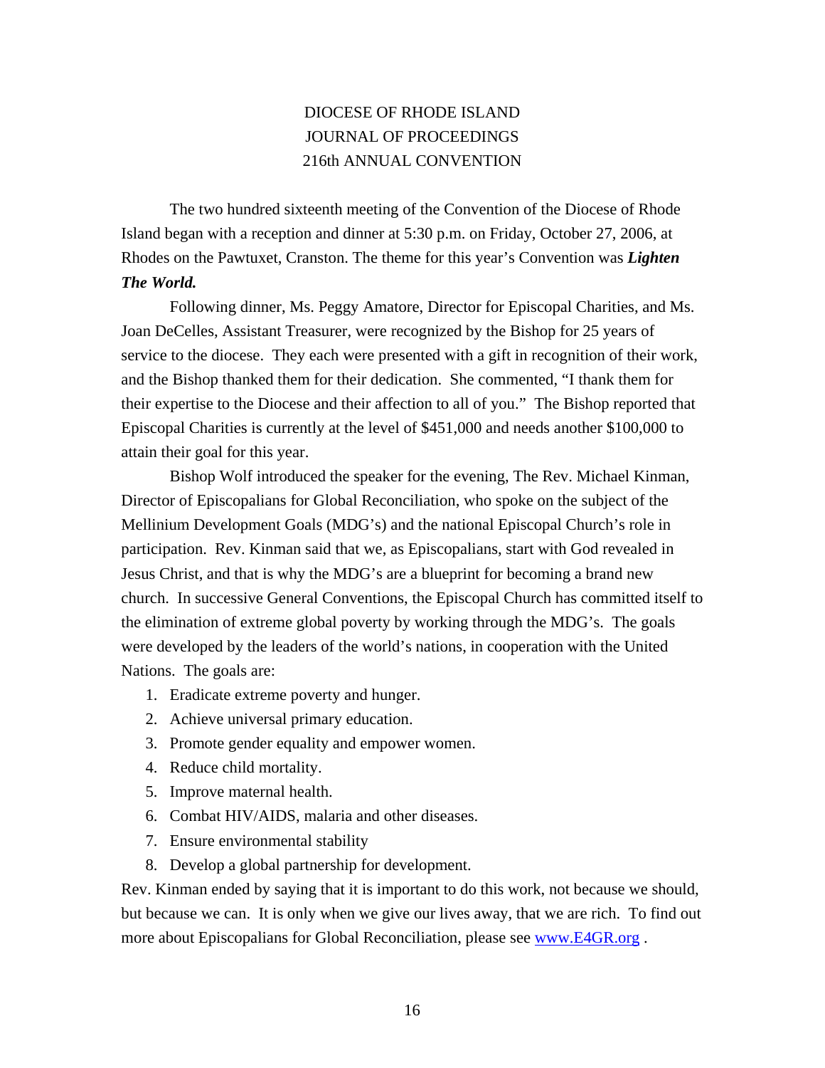# DIOCESE OF RHODE ISLAND
# JOURNAL OF PROCEEDINGS
# 216th ANNUAL CONVENTION

The two hundred sixteenth meeting of the Convention of the Diocese of Rhode Island began with a reception and dinner at 5:30 p.m. on Friday, October 27, 2006, at Rhodes on the Pawtuxet, Cranston. The theme for this year's Convention was ***Lighten The World.***

Following dinner, Ms. Peggy Amatore, Director for Episcopal Charities, and Ms. Joan DeCelles, Assistant Treasurer, were recognized by the Bishop for 25 years of service to the diocese. They each were presented with a gift in recognition of their work, and the Bishop thanked them for their dedication. She commented, "I thank them for their expertise to the Diocese and their affection to all of you." The Bishop reported that Episcopal Charities is currently at the level of $451,000 and needs another $100,000 to attain their goal for this year.

Bishop Wolf introduced the speaker for the evening, The Rev. Michael Kinman, Director of Episcopalians for Global Reconciliation, who spoke on the subject of the Mellinium Development Goals (MDG's) and the national Episcopal Church's role in participation. Rev. Kinman said that we, as Episcopalians, start with God revealed in Jesus Christ, and that is why the MDG's are a blueprint for becoming a brand new church. In successive General Conventions, the Episcopal Church has committed itself to the elimination of extreme global poverty by working through the MDG's. The goals were developed by the leaders of the world's nations, in cooperation with the United Nations. The goals are:

1. Eradicate extreme poverty and hunger.
2. Achieve universal primary education.
3. Promote gender equality and empower women.
4. Reduce child mortality.
5. Improve maternal health.
6. Combat HIV/AIDS, malaria and other diseases.
7. Ensure environmental stability
8. Develop a global partnership for development.

Rev. Kinman ended by saying that it is important to do this work, not because we should, but because we can. It is only when we give our lives away, that we are rich. To find out more about Episcopalians for Global Reconciliation, please see www.E4GR.org .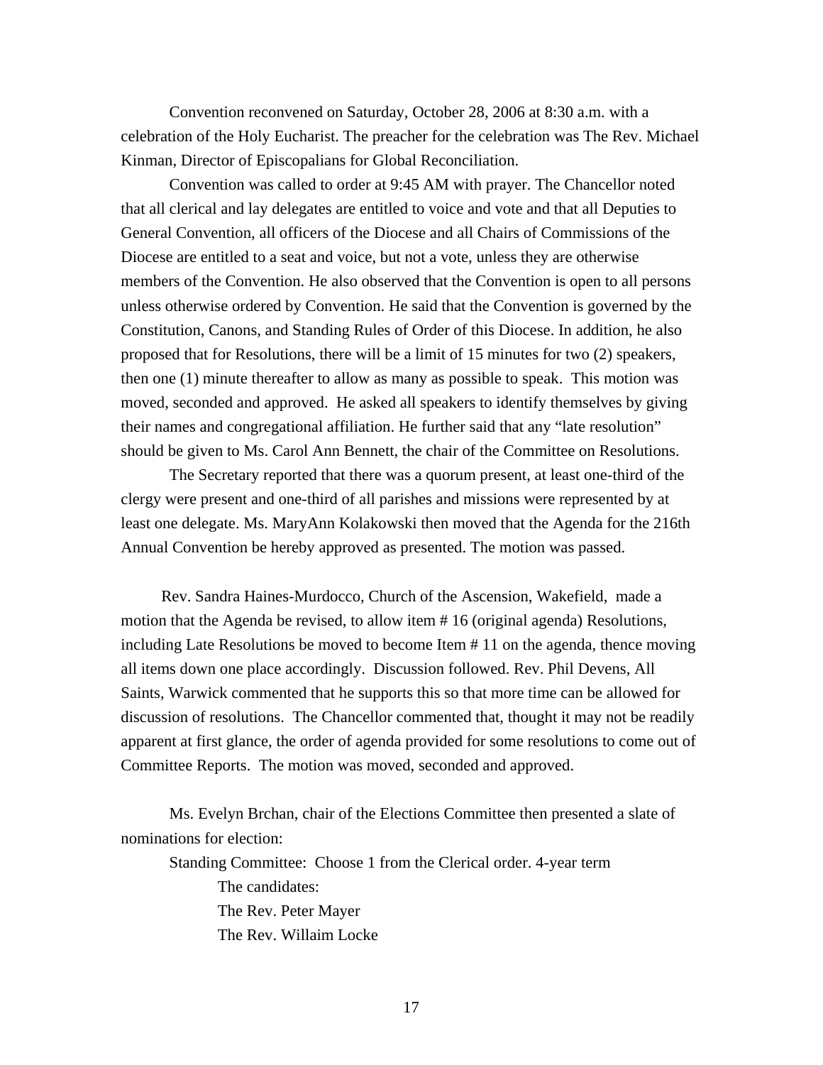Convention reconvened on Saturday, October 28, 2006 at 8:30 a.m. with a celebration of the Holy Eucharist. The preacher for the celebration was The Rev. Michael Kinman, Director of Episcopalians for Global Reconciliation.

Convention was called to order at 9:45 AM with prayer. The Chancellor noted that all clerical and lay delegates are entitled to voice and vote and that all Deputies to General Convention, all officers of the Diocese and all Chairs of Commissions of the Diocese are entitled to a seat and voice, but not a vote, unless they are otherwise members of the Convention. He also observed that the Convention is open to all persons unless otherwise ordered by Convention. He said that the Convention is governed by the Constitution, Canons, and Standing Rules of Order of this Diocese. In addition, he also proposed that for Resolutions, there will be a limit of 15 minutes for two (2) speakers, then one (1) minute thereafter to allow as many as possible to speak. This motion was moved, seconded and approved. He asked all speakers to identify themselves by giving their names and congregational affiliation. He further said that any "late resolution" should be given to Ms. Carol Ann Bennett, the chair of the Committee on Resolutions.

The Secretary reported that there was a quorum present, at least one-third of the clergy were present and one-third of all parishes and missions were represented by at least one delegate. Ms. MaryAnn Kolakowski then moved that the Agenda for the 216th Annual Convention be hereby approved as presented. The motion was passed.

Rev. Sandra Haines-Murdocco, Church of the Ascension, Wakefield, made a motion that the Agenda be revised, to allow item # 16 (original agenda) Resolutions, including Late Resolutions be moved to become Item # 11 on the agenda, thence moving all items down one place accordingly. Discussion followed. Rev. Phil Devens, All Saints, Warwick commented that he supports this so that more time can be allowed for discussion of resolutions. The Chancellor commented that, thought it may not be readily apparent at first glance, the order of agenda provided for some resolutions to come out of Committee Reports. The motion was moved, seconded and approved.

Ms. Evelyn Brchan, chair of the Elections Committee then presented a slate of nominations for election:

Standing Committee: Choose 1 from the Clerical order. 4-year term

The candidates:

The Rev. Peter Mayer

The Rev. Willaim Locke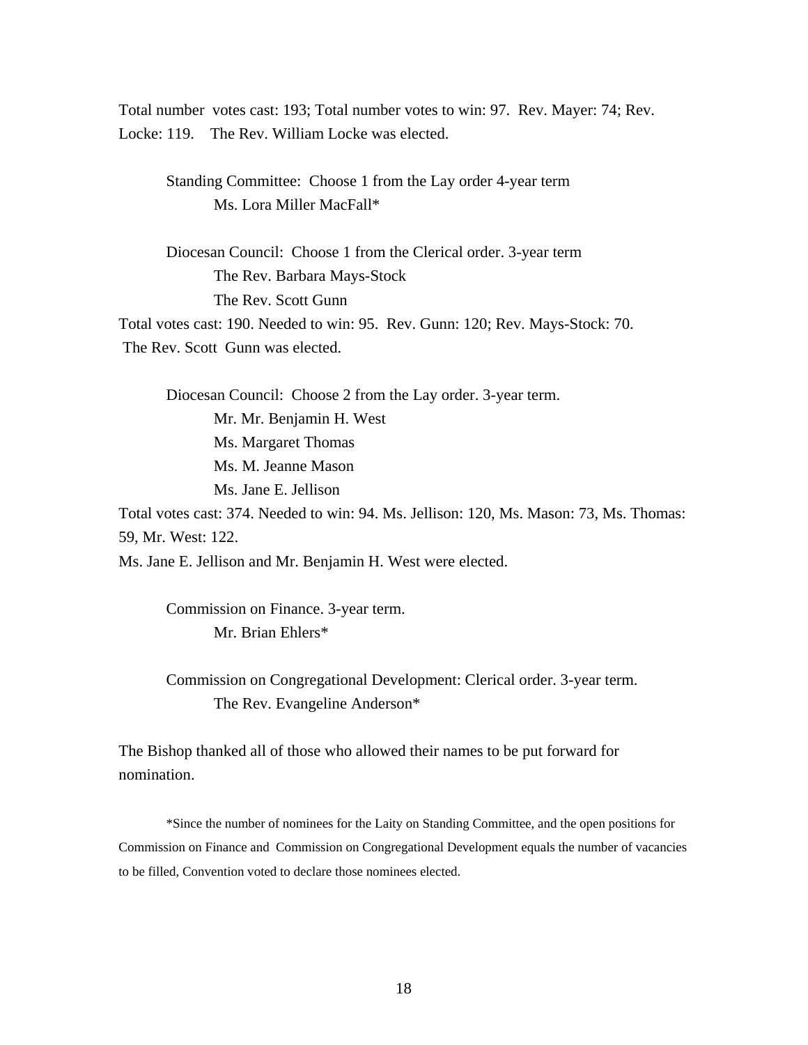Total number votes cast: 193; Total number votes to win: 97. Rev. Mayer: 74; Rev. Locke: 119. The Rev. William Locke was elected.

Standing Committee: Choose 1 from the Lay order 4-year term
Ms. Lora Miller MacFall*

Diocesan Council: Choose 1 from the Clerical order. 3-year term
The Rev. Barbara Mays-Stock
The Rev. Scott Gunn

Total votes cast: 190. Needed to win: 95. Rev. Gunn: 120; Rev. Mays-Stock: 70. The Rev. Scott Gunn was elected.

Diocesan Council: Choose 2 from the Lay order. 3-year term.
Mr. Mr. Benjamin H. West
Ms. Margaret Thomas
Ms. M. Jeanne Mason
Ms. Jane E. Jellison

Total votes cast: 374. Needed to win: 94. Ms. Jellison: 120, Ms. Mason: 73, Ms. Thomas: 59, Mr. West: 122.
Ms. Jane E. Jellison and Mr. Benjamin H. West were elected.

Commission on Finance. 3-year term.
Mr. Brian Ehlers*

Commission on Congregational Development: Clerical order. 3-year term.
The Rev. Evangeline Anderson*

The Bishop thanked all of those who allowed their names to be put forward for nomination.

*Since the number of nominees for the Laity on Standing Committee, and the open positions for Commission on Finance and Commission on Congregational Development equals the number of vacancies to be filled, Convention voted to declare those nominees elected.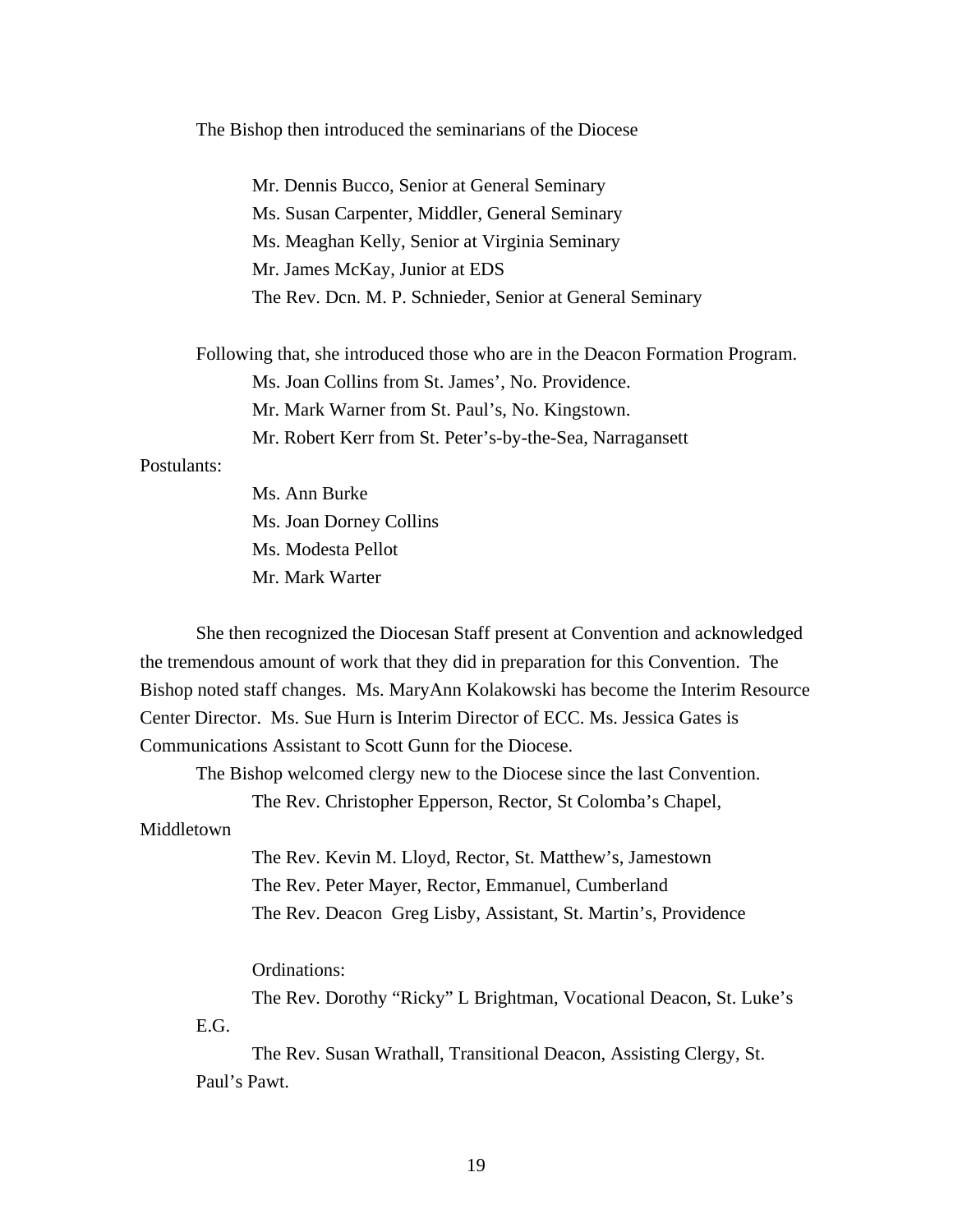The Bishop then introduced the seminarians of the Diocese

Mr. Dennis Bucco, Senior at General Seminary
Ms. Susan Carpenter, Middler, General Seminary
Ms. Meaghan Kelly, Senior at Virginia Seminary
Mr. James McKay, Junior at EDS
The Rev. Dcn. M. P. Schnieder, Senior at General Seminary

Following that, she introduced those who are in the Deacon Formation Program.

Ms. Joan Collins from St. James', No. Providence.
Mr. Mark Warner from St. Paul's, No. Kingstown.
Mr. Robert Kerr from St. Peter's-by-the-Sea, Narragansett

Postulants:

Ms. Ann Burke
Ms. Joan Dorney Collins
Ms. Modesta Pellot
Mr. Mark Warter

She then recognized the Diocesan Staff present at Convention and acknowledged the tremendous amount of work that they did in preparation for this Convention. The Bishop noted staff changes. Ms. MaryAnn Kolakowski has become the Interim Resource Center Director. Ms. Sue Hurn is Interim Director of ECC. Ms. Jessica Gates is Communications Assistant to Scott Gunn for the Diocese.

The Bishop welcomed clergy new to the Diocese since the last Convention.

The Rev. Christopher Epperson, Rector, St Colomba's Chapel, Middletown
The Rev. Kevin M. Lloyd, Rector, St. Matthew's, Jamestown
The Rev. Peter Mayer, Rector, Emmanuel, Cumberland
The Rev. Deacon Greg Lisby, Assistant, St. Martin's, Providence

Ordinations:

The Rev. Dorothy "Ricky" L Brightman, Vocational Deacon, St. Luke's E.G.

The Rev. Susan Wrathall, Transitional Deacon, Assisting Clergy, St. Paul's Pawt.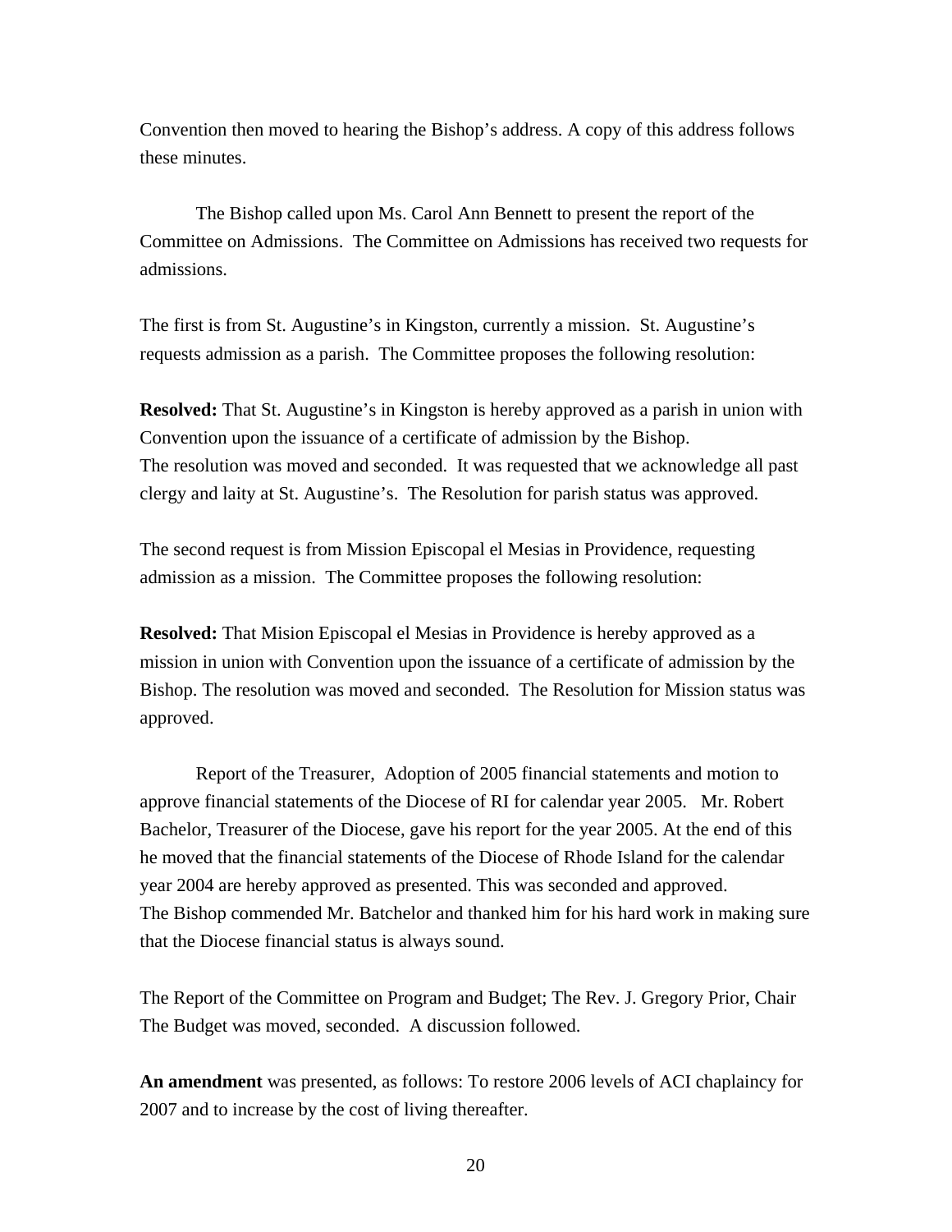Convention then moved to hearing the Bishop's address. A copy of this address follows these minutes.

The Bishop called upon Ms. Carol Ann Bennett to present the report of the Committee on Admissions. The Committee on Admissions has received two requests for admissions.

The first is from St. Augustine's in Kingston, currently a mission. St. Augustine's requests admission as a parish. The Committee proposes the following resolution:

**Resolved:** That St. Augustine's in Kingston is hereby approved as a parish in union with Convention upon the issuance of a certificate of admission by the Bishop.
The resolution was moved and seconded. It was requested that we acknowledge all past clergy and laity at St. Augustine's. The Resolution for parish status was approved.

The second request is from Mission Episcopal el Mesias in Providence, requesting admission as a mission. The Committee proposes the following resolution:

**Resolved:** That Mision Episcopal el Mesias in Providence is hereby approved as a mission in union with Convention upon the issuance of a certificate of admission by the Bishop. The resolution was moved and seconded. The Resolution for Mission status was approved.

Report of the Treasurer, Adoption of 2005 financial statements and motion to approve financial statements of the Diocese of RI for calendar year 2005. Mr. Robert Bachelor, Treasurer of the Diocese, gave his report for the year 2005. At the end of this he moved that the financial statements of the Diocese of Rhode Island for the calendar year 2004 are hereby approved as presented. This was seconded and approved.
The Bishop commended Mr. Batchelor and thanked him for his hard work in making sure that the Diocese financial status is always sound.

The Report of the Committee on Program and Budget; The Rev. J. Gregory Prior, Chair
The Budget was moved, seconded. A discussion followed.

**An amendment** was presented, as follows: To restore 2006 levels of ACI chaplaincy for 2007 and to increase by the cost of living thereafter.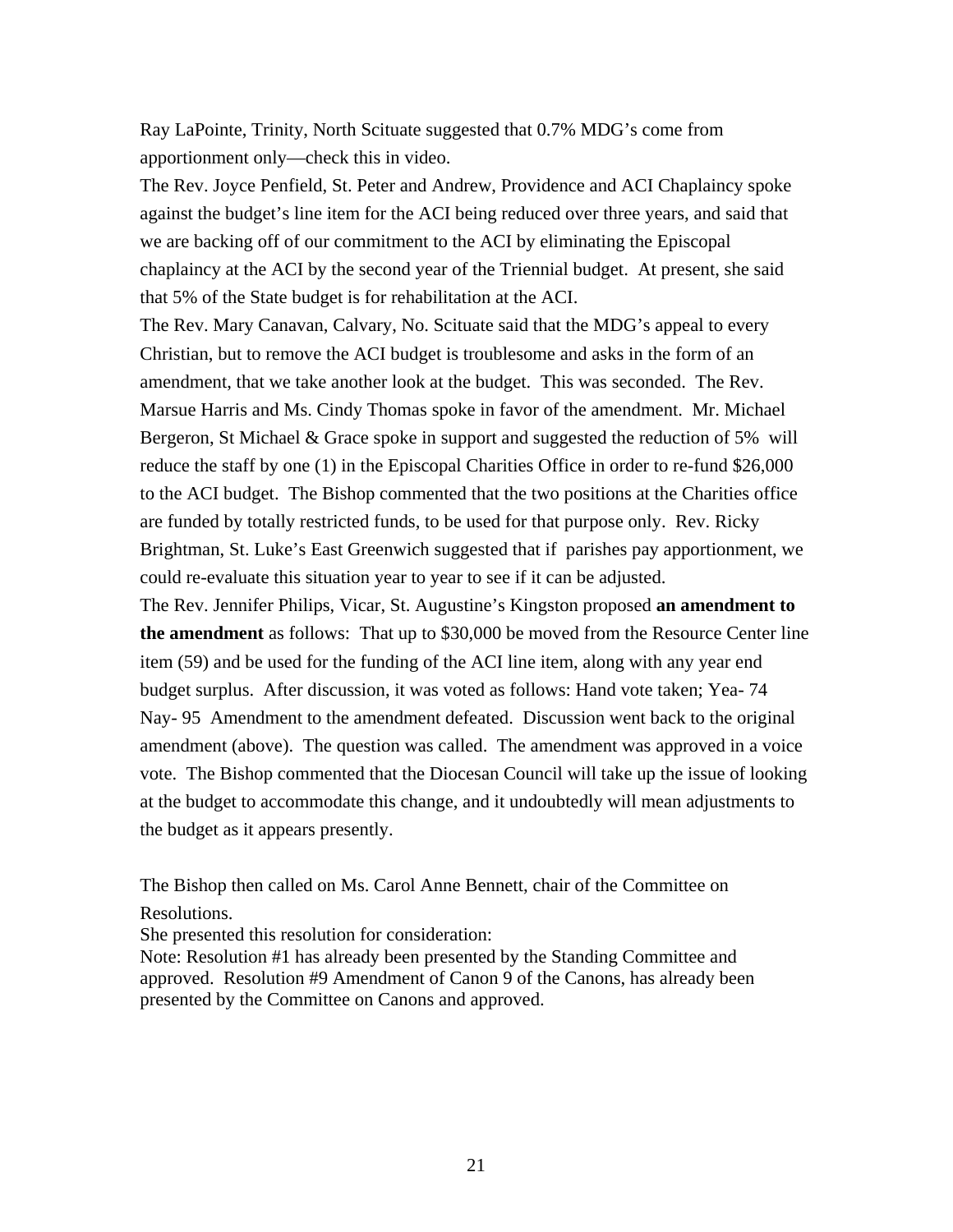Ray LaPointe, Trinity, North Scituate suggested that 0.7% MDG's come from apportionment only—check this in video.

The Rev. Joyce Penfield, St. Peter and Andrew, Providence and ACI Chaplaincy spoke against the budget's line item for the ACI being reduced over three years, and said that we are backing off of our commitment to the ACI by eliminating the Episcopal chaplaincy at the ACI by the second year of the Triennial budget. At present, she said that 5% of the State budget is for rehabilitation at the ACI.

The Rev. Mary Canavan, Calvary, No. Scituate said that the MDG's appeal to every Christian, but to remove the ACI budget is troublesome and asks in the form of an amendment, that we take another look at the budget. This was seconded. The Rev. Marsue Harris and Ms. Cindy Thomas spoke in favor of the amendment. Mr. Michael Bergeron, St Michael & Grace spoke in support and suggested the reduction of 5% will reduce the staff by one (1) in the Episcopal Charities Office in order to re-fund $26,000 to the ACI budget. The Bishop commented that the two positions at the Charities office are funded by totally restricted funds, to be used for that purpose only. Rev. Ricky Brightman, St. Luke's East Greenwich suggested that if parishes pay apportionment, we could re-evaluate this situation year to year to see if it can be adjusted.

The Rev. Jennifer Philips, Vicar, St. Augustine's Kingston proposed **an amendment to the amendment** as follows: That up to $30,000 be moved from the Resource Center line item (59) and be used for the funding of the ACI line item, along with any year end budget surplus. After discussion, it was voted as follows: Hand vote taken; Yea- 74 Nay- 95 Amendment to the amendment defeated. Discussion went back to the original amendment (above). The question was called. The amendment was approved in a voice vote. The Bishop commented that the Diocesan Council will take up the issue of looking at the budget to accommodate this change, and it undoubtedly will mean adjustments to the budget as it appears presently.

The Bishop then called on Ms. Carol Anne Bennett, chair of the Committee on Resolutions.

She presented this resolution for consideration:

Note: Resolution #1 has already been presented by the Standing Committee and approved. Resolution #9 Amendment of Canon 9 of the Canons, has already been presented by the Committee on Canons and approved.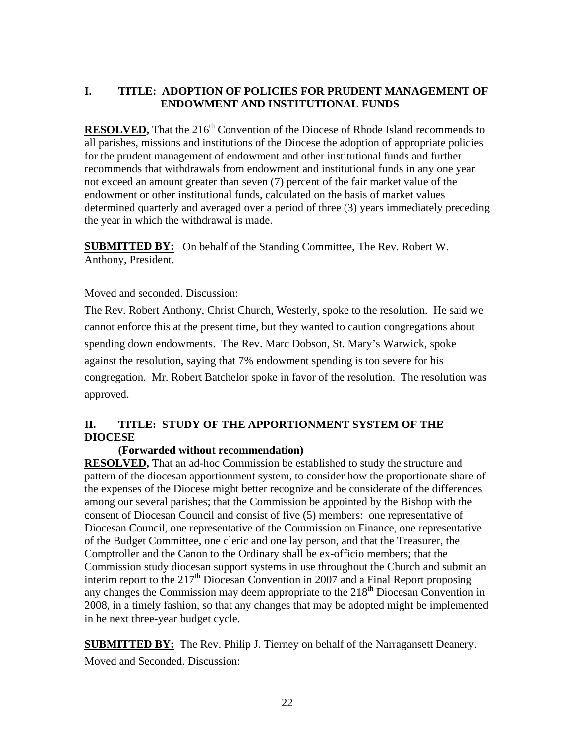## I. TITLE: ADOPTION OF POLICIES FOR PRUDENT MANAGEMENT OF ENDOWMENT AND INSTITUTIONAL FUNDS

**RESOLVED,** That the 216th Convention of the Diocese of Rhode Island recommends to all parishes, missions and institutions of the Diocese the adoption of appropriate policies for the prudent management of endowment and other institutional funds and further recommends that withdrawals from endowment and institutional funds in any one year not exceed an amount greater than seven (7) percent of the fair market value of the endowment or other institutional funds, calculated on the basis of market values determined quarterly and averaged over a period of three (3) years immediately preceding the year in which the withdrawal is made.

**SUBMITTED BY:** On behalf of the Standing Committee, The Rev. Robert W. Anthony, President.

Moved and seconded. Discussion:

The Rev. Robert Anthony, Christ Church, Westerly, spoke to the resolution. He said we cannot enforce this at the present time, but they wanted to caution congregations about spending down endowments. The Rev. Marc Dobson, St. Mary's Warwick, spoke against the resolution, saying that 7% endowment spending is too severe for his congregation. Mr. Robert Batchelor spoke in favor of the resolution. The resolution was approved.

## II. TITLE: STUDY OF THE APPORTIONMENT SYSTEM OF THE DIOCESE

**(Forwarded without recommendation)**

**RESOLVED,** That an ad-hoc Commission be established to study the structure and pattern of the diocesan apportionment system, to consider how the proportionate share of the expenses of the Diocese might better recognize and be considerate of the differences among our several parishes; that the Commission be appointed by the Bishop with the consent of Diocesan Council and consist of five (5) members: one representative of Diocesan Council, one representative of the Commission on Finance, one representative of the Budget Committee, one cleric and one lay person, and that the Treasurer, the Comptroller and the Canon to the Ordinary shall be ex-officio members; that the Commission study diocesan support systems in use throughout the Church and submit an interim report to the 217th Diocesan Convention in 2007 and a Final Report proposing any changes the Commission may deem appropriate to the 218th Diocesan Convention in 2008, in a timely fashion, so that any changes that may be adopted might be implemented in he next three-year budget cycle.

**SUBMITTED BY:** The Rev. Philip J. Tierney on behalf of the Narragansett Deanery.

Moved and Seconded. Discussion: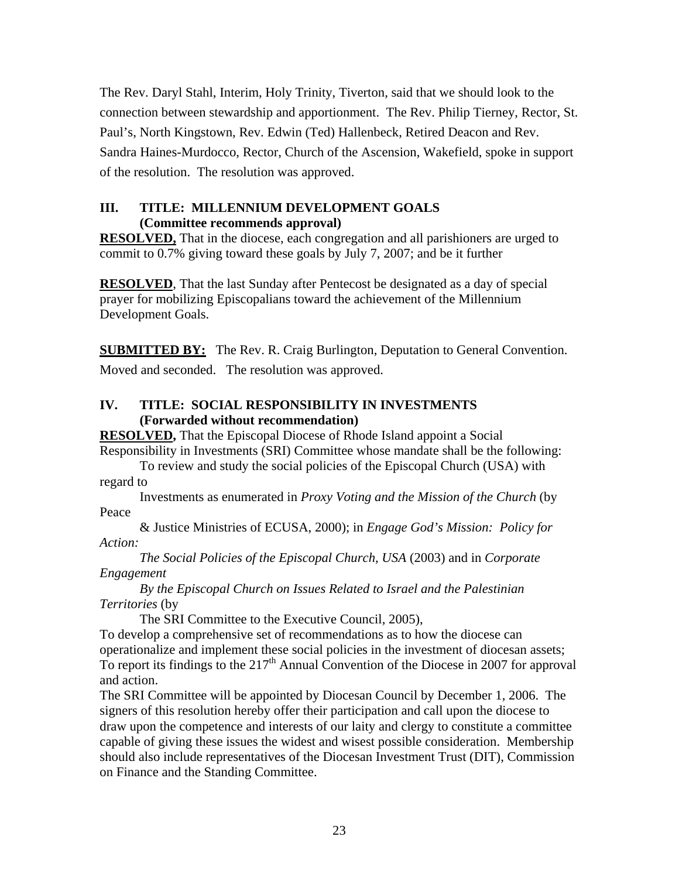The Rev. Daryl Stahl, Interim, Holy Trinity, Tiverton, said that we should look to the connection between stewardship and apportionment. The Rev. Philip Tierney, Rector, St. Paul's, North Kingstown, Rev. Edwin (Ted) Hallenbeck, Retired Deacon and Rev. Sandra Haines-Murdocco, Rector, Church of the Ascension, Wakefield, spoke in support of the resolution. The resolution was approved.

### III. TITLE: MILLENNIUM DEVELOPMENT GOALS (Committee recommends approval)

**RESOLVED,** That in the diocese, each congregation and all parishioners are urged to commit to 0.7% giving toward these goals by July 7, 2007; and be it further

**RESOLVED**, That the last Sunday after Pentecost be designated as a day of special prayer for mobilizing Episcopalians toward the achievement of the Millennium Development Goals.

**SUBMITTED BY:** The Rev. R. Craig Burlington, Deputation to General Convention.

Moved and seconded. The resolution was approved.

### IV. TITLE: SOCIAL RESPONSIBILITY IN INVESTMENTS (Forwarded without recommendation)

**RESOLVED,** That the Episcopal Diocese of Rhode Island appoint a Social Responsibility in Investments (SRI) Committee whose mandate shall be the following:

To review and study the social policies of the Episcopal Church (USA) with regard to Investments as enumerated in *Proxy Voting and the Mission of the Church* (by Peace & Justice Ministries of ECUSA, 2000); in *Engage God's Mission: Policy for Action: The Social Policies of the Episcopal Church, USA* (2003) and in *Corporate Engagement By the Episcopal Church on Issues Related to Israel and the Palestinian Territories* (by The SRI Committee to the Executive Council, 2005),

To develop a comprehensive set of recommendations as to how the diocese can operationalize and implement these social policies in the investment of diocesan assets;

To report its findings to the 217th Annual Convention of the Diocese in 2007 for approval and action.

The SRI Committee will be appointed by Diocesan Council by December 1, 2006. The signers of this resolution hereby offer their participation and call upon the diocese to draw upon the competence and interests of our laity and clergy to constitute a committee capable of giving these issues the widest and wisest possible consideration. Membership should also include representatives of the Diocesan Investment Trust (DIT), Commission on Finance and the Standing Committee.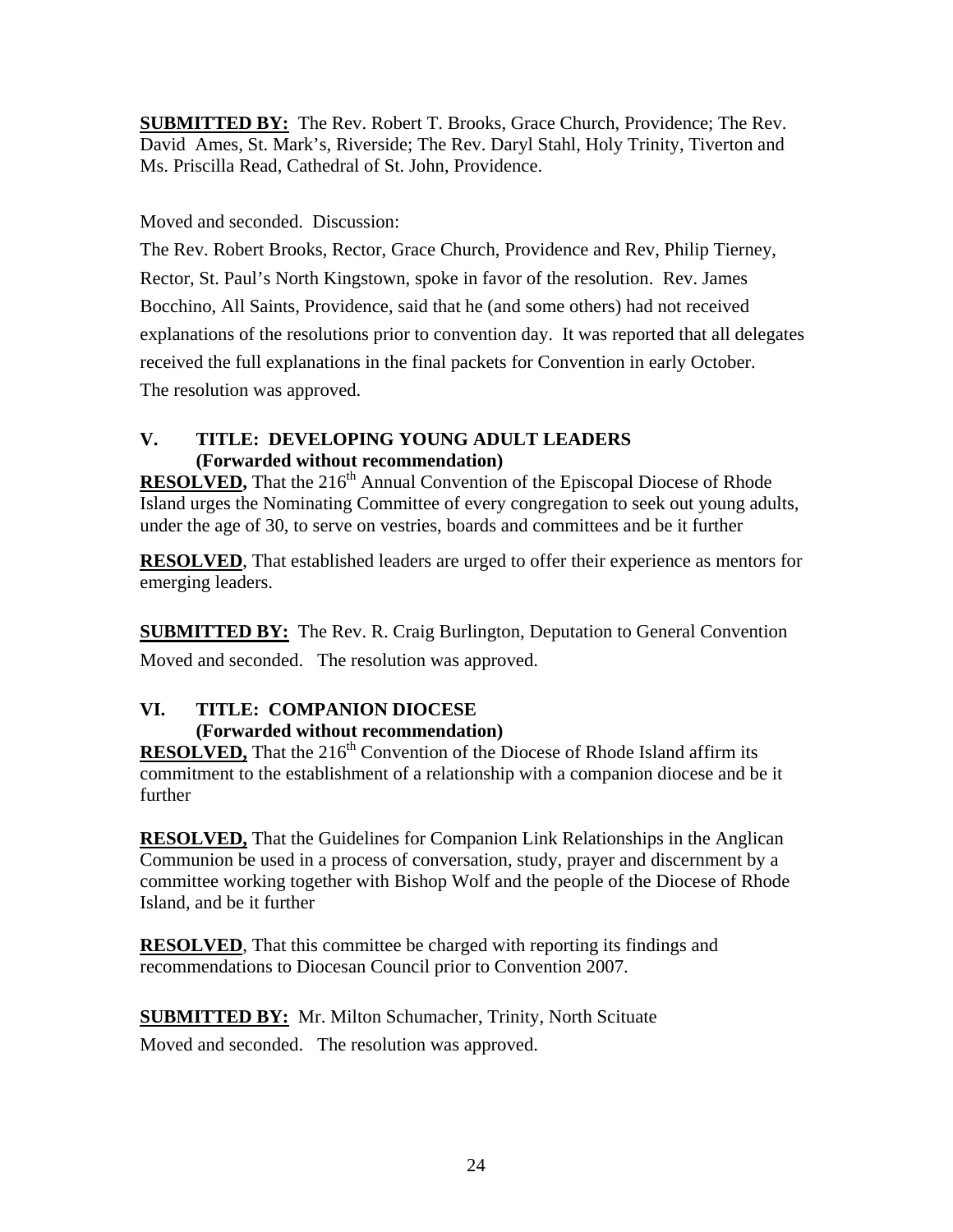**SUBMITTED BY:** The Rev. Robert T. Brooks, Grace Church, Providence; The Rev. David Ames, St. Mark's, Riverside; The Rev. Daryl Stahl, Holy Trinity, Tiverton and Ms. Priscilla Read, Cathedral of St. John, Providence.

Moved and seconded. Discussion:

The Rev. Robert Brooks, Rector, Grace Church, Providence and Rev, Philip Tierney, Rector, St. Paul's North Kingstown, spoke in favor of the resolution. Rev. James Bocchino, All Saints, Providence, said that he (and some others) had not received explanations of the resolutions prior to convention day. It was reported that all delegates received the full explanations in the final packets for Convention in early October. The resolution was approved.

### V. TITLE: DEVELOPING YOUNG ADULT LEADERS (Forwarded without recommendation)

**RESOLVED,** That the 216th Annual Convention of the Episcopal Diocese of Rhode Island urges the Nominating Committee of every congregation to seek out young adults, under the age of 30, to serve on vestries, boards and committees and be it further

**RESOLVED**, That established leaders are urged to offer their experience as mentors for emerging leaders.

**SUBMITTED BY:** The Rev. R. Craig Burlington, Deputation to General Convention

Moved and seconded. The resolution was approved.

### VI. TITLE: COMPANION DIOCESE (Forwarded without recommendation)

**RESOLVED,** That the 216th Convention of the Diocese of Rhode Island affirm its commitment to the establishment of a relationship with a companion diocese and be it further

**RESOLVED,** That the Guidelines for Companion Link Relationships in the Anglican Communion be used in a process of conversation, study, prayer and discernment by a committee working together with Bishop Wolf and the people of the Diocese of Rhode Island, and be it further

**RESOLVED**, That this committee be charged with reporting its findings and recommendations to Diocesan Council prior to Convention 2007.

**SUBMITTED BY:** Mr. Milton Schumacher, Trinity, North Scituate

Moved and seconded. The resolution was approved.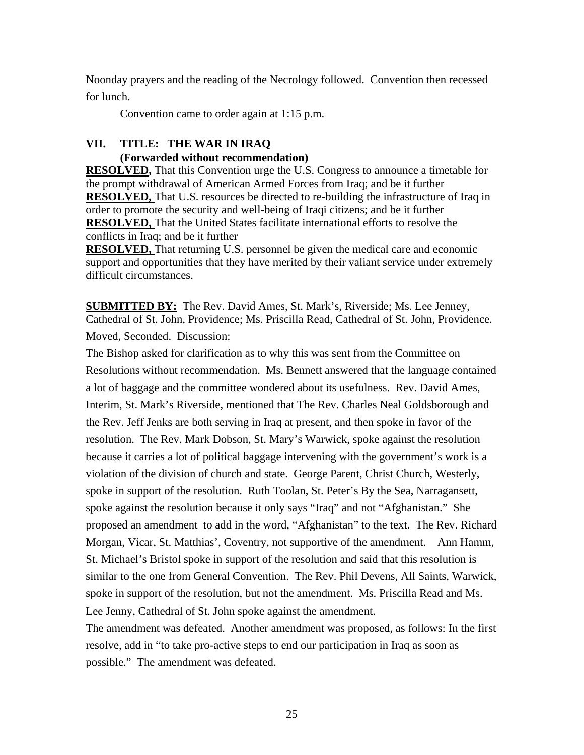Noonday prayers and the reading of the Necrology followed. Convention then recessed for lunch.

Convention came to order again at 1:15 p.m.

### VII. TITLE: THE WAR IN IRAQ
**(Forwarded without recommendation)**

**RESOLVED,** That this Convention urge the U.S. Congress to announce a timetable for the prompt withdrawal of American Armed Forces from Iraq; and be it further
**RESOLVED,** That U.S. resources be directed to re-building the infrastructure of Iraq in order to promote the security and well-being of Iraqi citizens; and be it further
**RESOLVED,** That the United States facilitate international efforts to resolve the conflicts in Iraq; and be it further
**RESOLVED,** That returning U.S. personnel be given the medical care and economic support and opportunities that they have merited by their valiant service under extremely difficult circumstances.

**SUBMITTED BY:** The Rev. David Ames, St. Mark's, Riverside; Ms. Lee Jenney, Cathedral of St. John, Providence; Ms. Priscilla Read, Cathedral of St. John, Providence.

Moved, Seconded. Discussion:

The Bishop asked for clarification as to why this was sent from the Committee on Resolutions without recommendation. Ms. Bennett answered that the language contained a lot of baggage and the committee wondered about its usefulness. Rev. David Ames, Interim, St. Mark's Riverside, mentioned that The Rev. Charles Neal Goldsborough and the Rev. Jeff Jenks are both serving in Iraq at present, and then spoke in favor of the resolution. The Rev. Mark Dobson, St. Mary's Warwick, spoke against the resolution because it carries a lot of political baggage intervening with the government's work is a violation of the division of church and state. George Parent, Christ Church, Westerly, spoke in support of the resolution. Ruth Toolan, St. Peter's By the Sea, Narragansett, spoke against the resolution because it only says "Iraq" and not "Afghanistan." She proposed an amendment to add in the word, "Afghanistan" to the text. The Rev. Richard Morgan, Vicar, St. Matthias', Coventry, not supportive of the amendment. Ann Hamm, St. Michael's Bristol spoke in support of the resolution and said that this resolution is similar to the one from General Convention. The Rev. Phil Devens, All Saints, Warwick, spoke in support of the resolution, but not the amendment. Ms. Priscilla Read and Ms. Lee Jenny, Cathedral of St. John spoke against the amendment.

The amendment was defeated. Another amendment was proposed, as follows: In the first resolve, add in "to take pro-active steps to end our participation in Iraq as soon as possible." The amendment was defeated.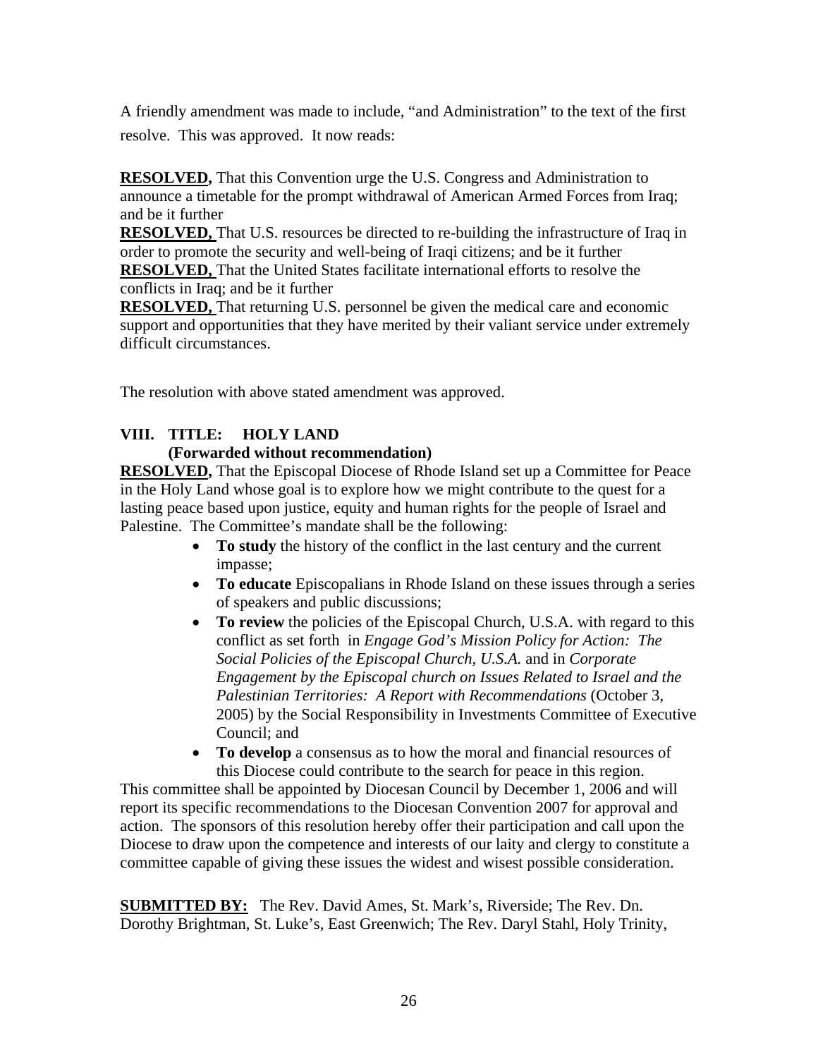A friendly amendment was made to include, "and Administration" to the text of the first resolve. This was approved. It now reads:

**RESOLVED,** That this Convention urge the U.S. Congress and Administration to announce a timetable for the prompt withdrawal of American Armed Forces from Iraq; and be it further
**RESOLVED,** That U.S. resources be directed to re-building the infrastructure of Iraq in order to promote the security and well-being of Iraqi citizens; and be it further
**RESOLVED,** That the United States facilitate international efforts to resolve the conflicts in Iraq; and be it further
**RESOLVED,** That returning U.S. personnel be given the medical care and economic support and opportunities that they have merited by their valiant service under extremely difficult circumstances.

The resolution with above stated amendment was approved.

**VIII. TITLE: HOLY LAND**
**(Forwarded without recommendation)**

**RESOLVED,** That the Episcopal Diocese of Rhode Island set up a Committee for Peace in the Holy Land whose goal is to explore how we might contribute to the quest for a lasting peace based upon justice, equity and human rights for the people of Israel and Palestine. The Committee's mandate shall be the following:

- **To study** the history of the conflict in the last century and the current impasse;
- **To educate** Episcopalians in Rhode Island on these issues through a series of speakers and public discussions;
- **To review** the policies of the Episcopal Church, U.S.A. with regard to this conflict as set forth in *Engage God's Mission Policy for Action: The Social Policies of the Episcopal Church, U.S.A.* and in *Corporate Engagement by the Episcopal church on Issues Related to Israel and the Palestinian Territories: A Report with Recommendations* (October 3, 2005) by the Social Responsibility in Investments Committee of Executive Council; and
- **To develop** a consensus as to how the moral and financial resources of this Diocese could contribute to the search for peace in this region.

This committee shall be appointed by Diocesan Council by December 1, 2006 and will report its specific recommendations to the Diocesan Convention 2007 for approval and action. The sponsors of this resolution hereby offer their participation and call upon the Diocese to draw upon the competence and interests of our laity and clergy to constitute a committee capable of giving these issues the widest and wisest possible consideration.

**SUBMITTED BY:** The Rev. David Ames, St. Mark's, Riverside; The Rev. Dn. Dorothy Brightman, St. Luke's, East Greenwich; The Rev. Daryl Stahl, Holy Trinity,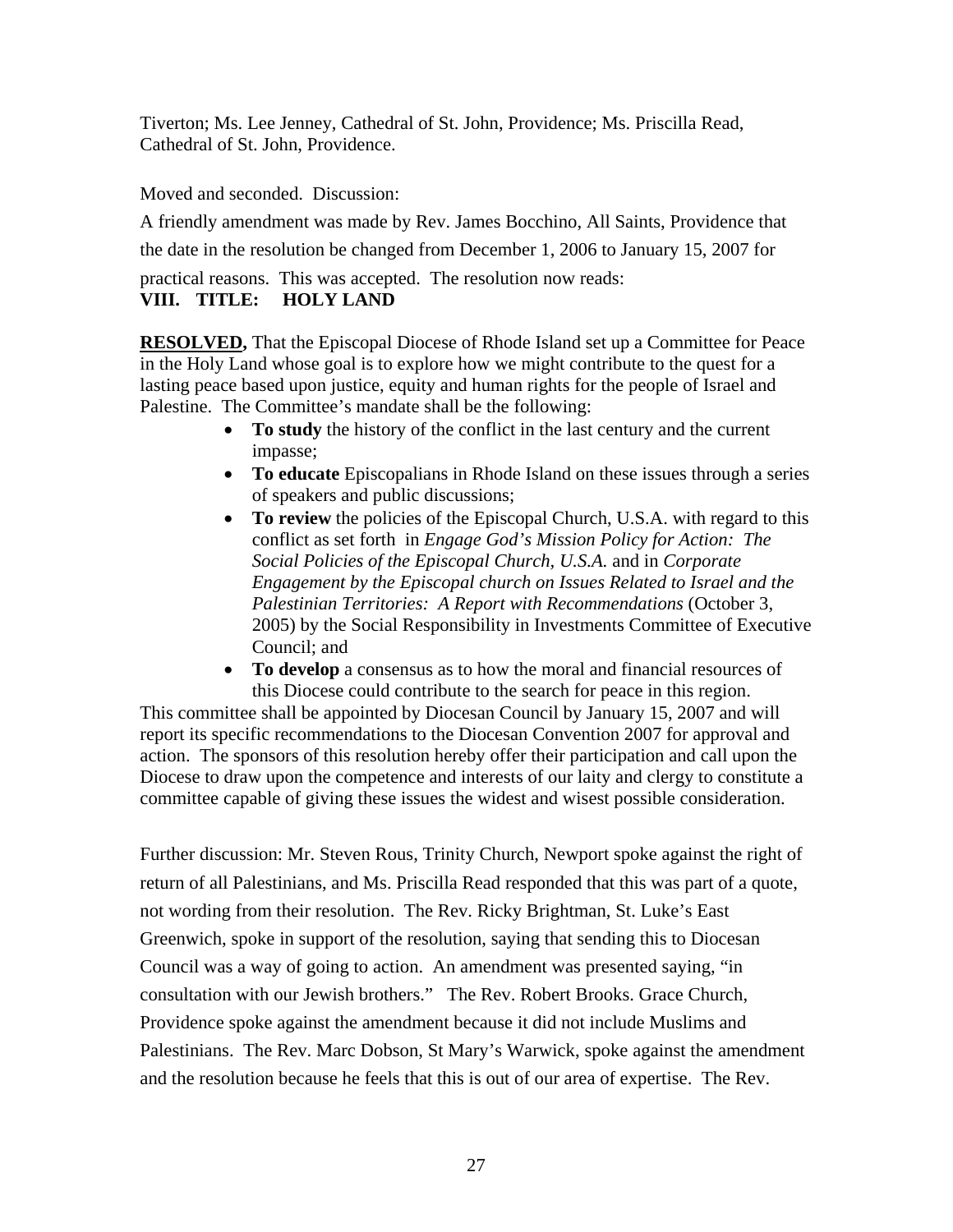Tiverton; Ms. Lee Jenney, Cathedral of St. John, Providence; Ms. Priscilla Read, Cathedral of St. John, Providence.

Moved and seconded. Discussion:

A friendly amendment was made by Rev. James Bocchino, All Saints, Providence that the date in the resolution be changed from December 1, 2006 to January 15, 2007 for practical reasons. This was accepted. The resolution now reads:

**VIII. TITLE: HOLY LAND**

**RESOLVED,** That the Episcopal Diocese of Rhode Island set up a Committee for Peace in the Holy Land whose goal is to explore how we might contribute to the quest for a lasting peace based upon justice, equity and human rights for the people of Israel and Palestine. The Committee's mandate shall be the following:

- **To study** the history of the conflict in the last century and the current impasse;
- **To educate** Episcopalians in Rhode Island on these issues through a series of speakers and public discussions;
- **To review** the policies of the Episcopal Church, U.S.A. with regard to this conflict as set forth in *Engage God's Mission Policy for Action: The Social Policies of the Episcopal Church, U.S.A.* and in *Corporate Engagement by the Episcopal church on Issues Related to Israel and the Palestinian Territories: A Report with Recommendations* (October 3, 2005) by the Social Responsibility in Investments Committee of Executive Council; and
- **To develop** a consensus as to how the moral and financial resources of this Diocese could contribute to the search for peace in this region.

This committee shall be appointed by Diocesan Council by January 15, 2007 and will report its specific recommendations to the Diocesan Convention 2007 for approval and action. The sponsors of this resolution hereby offer their participation and call upon the Diocese to draw upon the competence and interests of our laity and clergy to constitute a committee capable of giving these issues the widest and wisest possible consideration.

Further discussion: Mr. Steven Rous, Trinity Church, Newport spoke against the right of return of all Palestinians, and Ms. Priscilla Read responded that this was part of a quote, not wording from their resolution. The Rev. Ricky Brightman, St. Luke's East Greenwich, spoke in support of the resolution, saying that sending this to Diocesan Council was a way of going to action. An amendment was presented saying, "in consultation with our Jewish brothers." The Rev. Robert Brooks. Grace Church, Providence spoke against the amendment because it did not include Muslims and Palestinians. The Rev. Marc Dobson, St Mary's Warwick, spoke against the amendment and the resolution because he feels that this is out of our area of expertise. The Rev.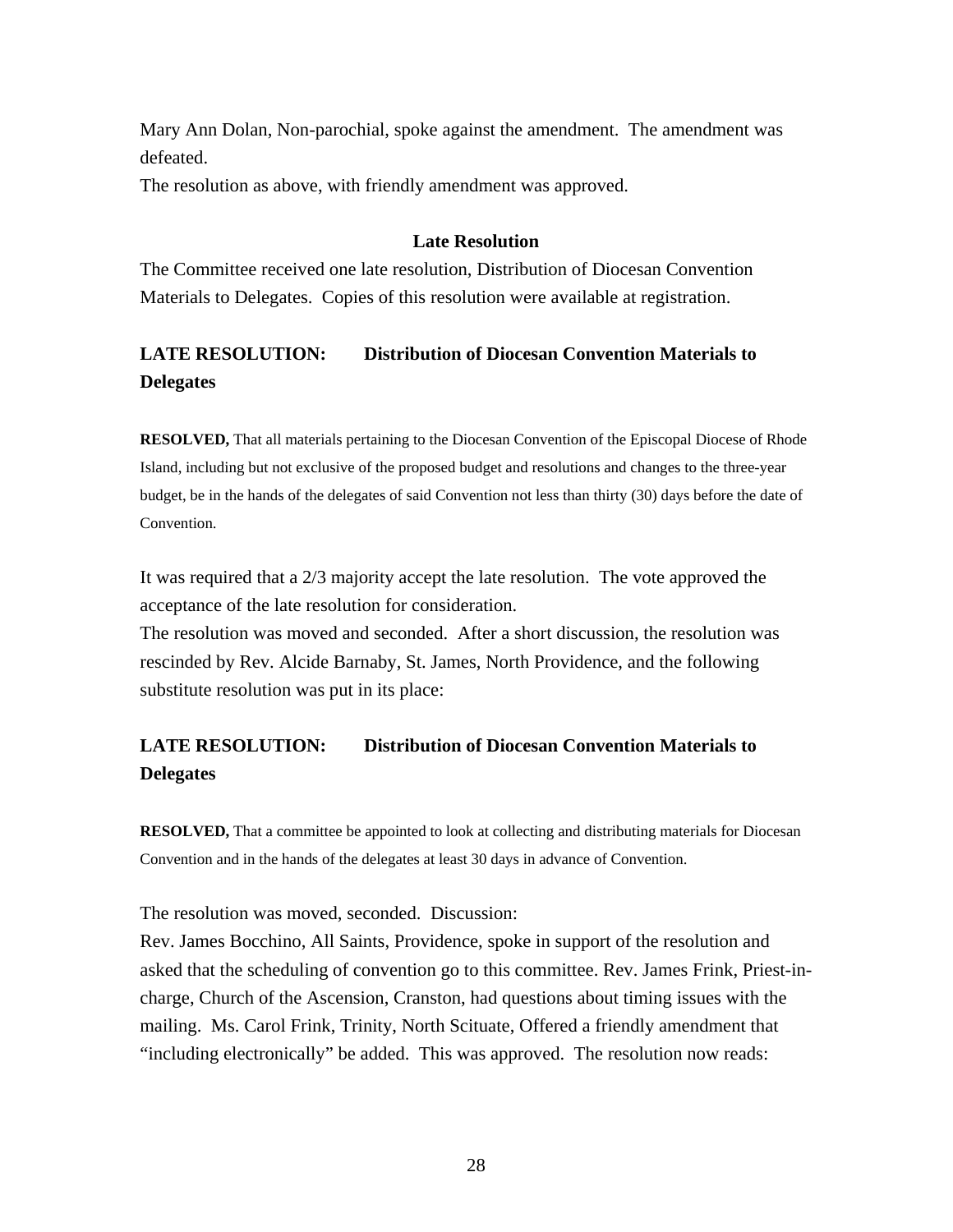Mary Ann Dolan, Non-parochial, spoke against the amendment. The amendment was defeated.

The resolution as above, with friendly amendment was approved.

### Late Resolution

The Committee received one late resolution, Distribution of Diocesan Convention Materials to Delegates. Copies of this resolution were available at registration.

**LATE RESOLUTION: Distribution of Diocesan Convention Materials to Delegates**

**RESOLVED,** That all materials pertaining to the Diocesan Convention of the Episcopal Diocese of Rhode Island, including but not exclusive of the proposed budget and resolutions and changes to the three-year budget, be in the hands of the delegates of said Convention not less than thirty (30) days before the date of Convention.

It was required that a 2/3 majority accept the late resolution. The vote approved the acceptance of the late resolution for consideration.

The resolution was moved and seconded. After a short discussion, the resolution was rescinded by Rev. Alcide Barnaby, St. James, North Providence, and the following substitute resolution was put in its place:

**LATE RESOLUTION: Distribution of Diocesan Convention Materials to Delegates**

**RESOLVED,** That a committee be appointed to look at collecting and distributing materials for Diocesan Convention and in the hands of the delegates at least 30 days in advance of Convention.

The resolution was moved, seconded. Discussion:

Rev. James Bocchino, All Saints, Providence, spoke in support of the resolution and asked that the scheduling of convention go to this committee. Rev. James Frink, Priest-in-charge, Church of the Ascension, Cranston, had questions about timing issues with the mailing. Ms. Carol Frink, Trinity, North Scituate, Offered a friendly amendment that "including electronically" be added. This was approved. The resolution now reads: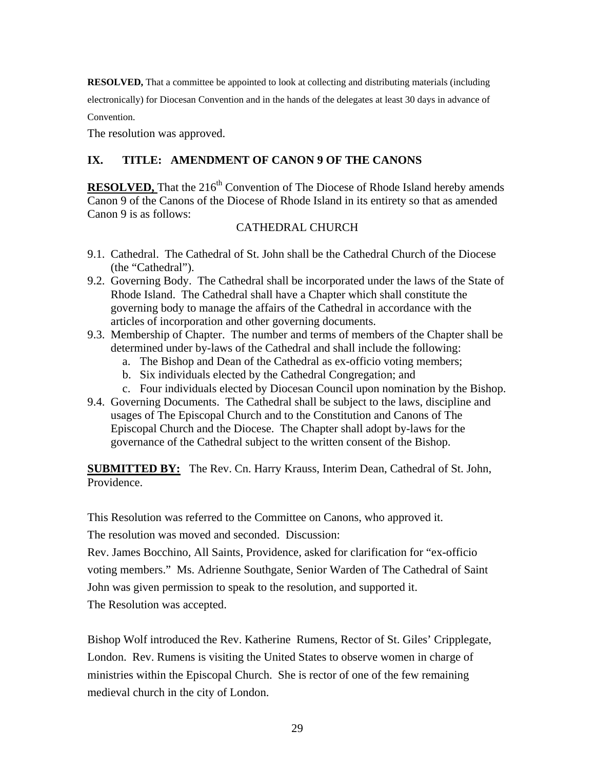**RESOLVED,** That a committee be appointed to look at collecting and distributing materials (including electronically) for Diocesan Convention and in the hands of the delegates at least 30 days in advance of Convention.

The resolution was approved.

## IX. TITLE: AMENDMENT OF CANON 9 OF THE CANONS

**RESOLVED,** That the 216th Convention of The Diocese of Rhode Island hereby amends Canon 9 of the Canons of the Diocese of Rhode Island in its entirety so that as amended Canon 9 is as follows:

CATHEDRAL CHURCH

9.1. Cathedral. The Cathedral of St. John shall be the Cathedral Church of the Diocese (the "Cathedral").

9.2. Governing Body. The Cathedral shall be incorporated under the laws of the State of Rhode Island. The Cathedral shall have a Chapter which shall constitute the governing body to manage the affairs of the Cathedral in accordance with the articles of incorporation and other governing documents.

9.3. Membership of Chapter. The number and terms of members of the Chapter shall be determined under by-laws of the Cathedral and shall include the following:
   a. The Bishop and Dean of the Cathedral as ex-officio voting members;
   b. Six individuals elected by the Cathedral Congregation; and
   c. Four individuals elected by Diocesan Council upon nomination by the Bishop.

9.4. Governing Documents. The Cathedral shall be subject to the laws, discipline and usages of The Episcopal Church and to the Constitution and Canons of The Episcopal Church and the Diocese. The Chapter shall adopt by-laws for the governance of the Cathedral subject to the written consent of the Bishop.

**SUBMITTED BY:** The Rev. Cn. Harry Krauss, Interim Dean, Cathedral of St. John, Providence.

This Resolution was referred to the Committee on Canons, who approved it.

The resolution was moved and seconded. Discussion:

Rev. James Bocchino, All Saints, Providence, asked for clarification for "ex-officio voting members." Ms. Adrienne Southgate, Senior Warden of The Cathedral of Saint John was given permission to speak to the resolution, and supported it.

The Resolution was accepted.

Bishop Wolf introduced the Rev. Katherine Rumens, Rector of St. Giles' Cripplegate, London. Rev. Rumens is visiting the United States to observe women in charge of ministries within the Episcopal Church. She is rector of one of the few remaining medieval church in the city of London.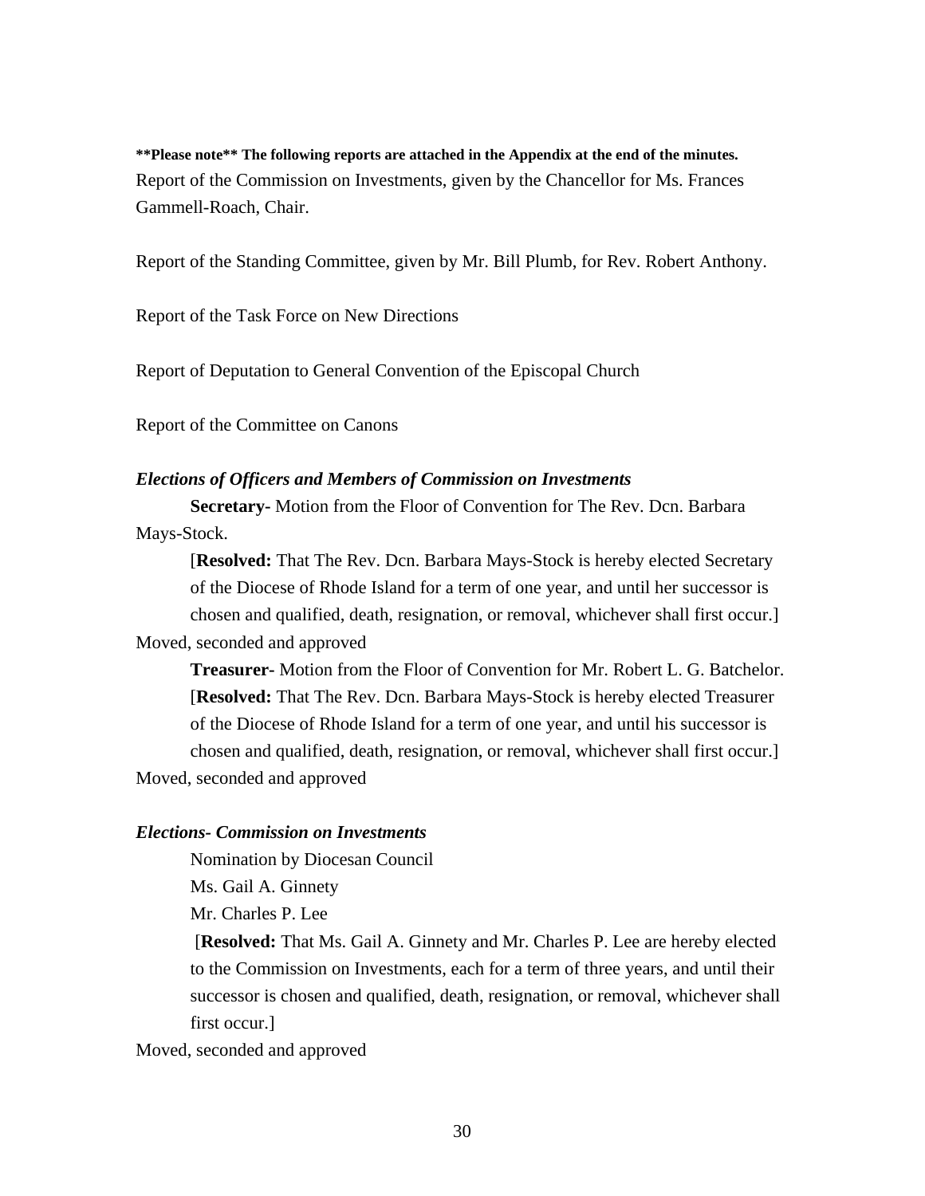**\*\*Please note\*\* The following reports are attached in the Appendix at the end of the minutes.**

Report of the Commission on Investments, given by the Chancellor for Ms. Frances Gammell-Roach, Chair.

Report of the Standing Committee, given by Mr. Bill Plumb, for Rev. Robert Anthony.

Report of the Task Force on New Directions

Report of Deputation to General Convention of the Episcopal Church

Report of the Committee on Canons

***Elections of Officers and Members of Commission on Investments***

> **Secretary**- Motion from the Floor of Convention for The Rev. Dcn. Barbara Mays-Stock.
>
> [**Resolved:** That The Rev. Dcn. Barbara Mays-Stock is hereby elected Secretary of the Diocese of Rhode Island for a term of one year, and until her successor is chosen and qualified, death, resignation, or removal, whichever shall first occur.]

Moved, seconded and approved

> **Treasurer**- Motion from the Floor of Convention for Mr. Robert L. G. Batchelor.
>
> [**Resolved:** That The Rev. Dcn. Barbara Mays-Stock is hereby elected Treasurer of the Diocese of Rhode Island for a term of one year, and until his successor is chosen and qualified, death, resignation, or removal, whichever shall first occur.]

Moved, seconded and approved

***Elections- Commission on Investments***

> Nomination by Diocesan Council
>
> Ms. Gail A. Ginnety
>
> Mr. Charles P. Lee
>
> [**Resolved:** That Ms. Gail A. Ginnety and Mr. Charles P. Lee are hereby elected to the Commission on Investments, each for a term of three years, and until their successor is chosen and qualified, death, resignation, or removal, whichever shall first occur.]

Moved, seconded and approved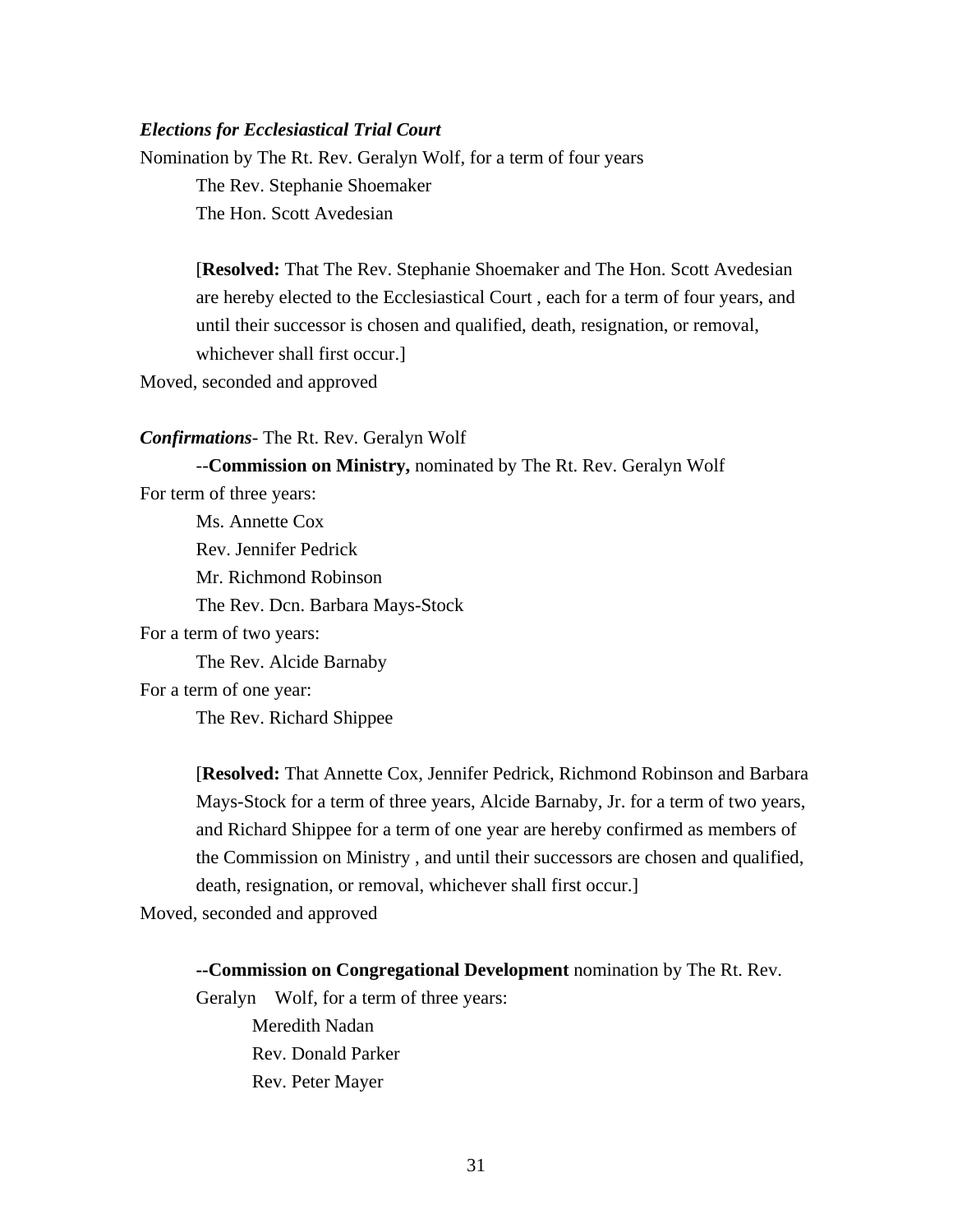***Elections for Ecclesiastical Trial Court***

Nomination by The Rt. Rev. Geralyn Wolf, for a term of four years

The Rev. Stephanie Shoemaker
The Hon. Scott Avedesian

[**Resolved:** That The Rev. Stephanie Shoemaker and The Hon. Scott Avedesian are hereby elected to the Ecclesiastical Court , each for a term of four years, and until their successor is chosen and qualified, death, resignation, or removal, whichever shall first occur.]

Moved, seconded and approved

***Confirmations***- The Rt. Rev. Geralyn Wolf

--**Commission on Ministry,** nominated by The Rt. Rev. Geralyn Wolf

For term of three years:

Ms. Annette Cox
Rev. Jennifer Pedrick
Mr. Richmond Robinson
The Rev. Dcn. Barbara Mays-Stock

For a term of two years:

The Rev. Alcide Barnaby

For a term of one year:

The Rev. Richard Shippee

[**Resolved:** That Annette Cox, Jennifer Pedrick, Richmond Robinson and Barbara Mays-Stock for a term of three years, Alcide Barnaby, Jr. for a term of two years, and Richard Shippee for a term of one year are hereby confirmed as members of the Commission on Ministry , and until their successors are chosen and qualified, death, resignation, or removal, whichever shall first occur.]

Moved, seconded and approved

**--Commission on Congregational Development** nomination by The Rt. Rev. Geralyn Wolf, for a term of three years:

Meredith Nadan
Rev. Donald Parker
Rev. Peter Mayer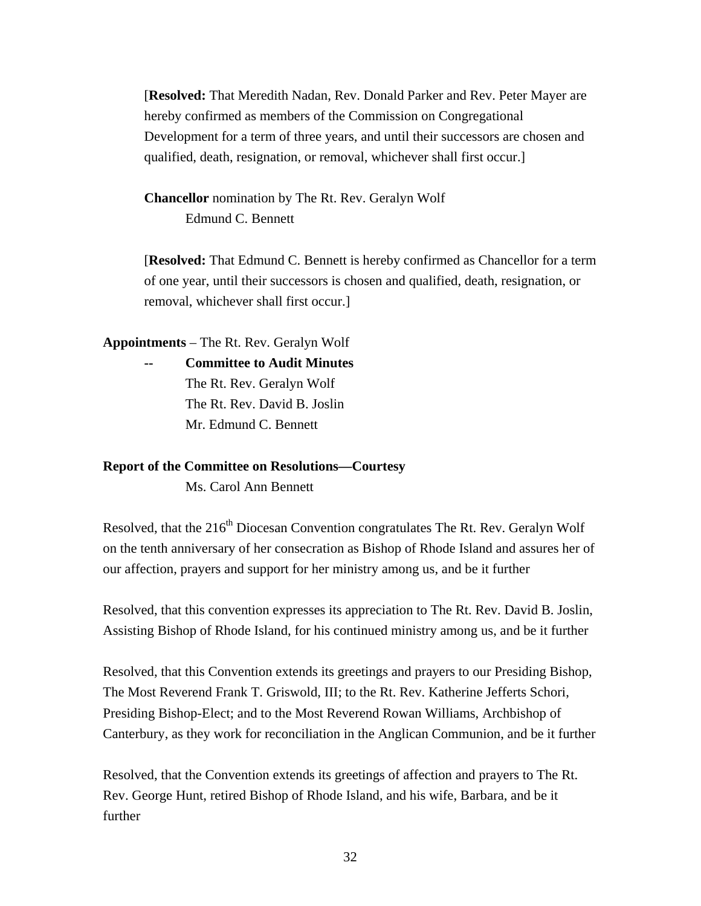[**Resolved:** That Meredith Nadan, Rev. Donald Parker and Rev. Peter Mayer are hereby confirmed as members of the Commission on Congregational Development for a term of three years, and until their successors are chosen and qualified, death, resignation, or removal, whichever shall first occur.]

**Chancellor** nomination by The Rt. Rev. Geralyn Wolf
Edmund C. Bennett

[**Resolved:** That Edmund C. Bennett is hereby confirmed as Chancellor for a term of one year, until their successors is chosen and qualified, death, resignation, or removal, whichever shall first occur.]

**Appointments** – The Rt. Rev. Geralyn Wolf

-- **Committee to Audit Minutes**
The Rt. Rev. Geralyn Wolf
The Rt. Rev. David B. Joslin
Mr. Edmund C. Bennett

**Report of the Committee on Resolutions—Courtesy**
Ms. Carol Ann Bennett

Resolved, that the 216th Diocesan Convention congratulates The Rt. Rev. Geralyn Wolf on the tenth anniversary of her consecration as Bishop of Rhode Island and assures her of our affection, prayers and support for her ministry among us, and be it further

Resolved, that this convention expresses its appreciation to The Rt. Rev. David B. Joslin, Assisting Bishop of Rhode Island, for his continued ministry among us, and be it further

Resolved, that this Convention extends its greetings and prayers to our Presiding Bishop, The Most Reverend Frank T. Griswold, III; to the Rt. Rev. Katherine Jefferts Schori, Presiding Bishop-Elect; and to the Most Reverend Rowan Williams, Archbishop of Canterbury, as they work for reconciliation in the Anglican Communion, and be it further

Resolved, that the Convention extends its greetings of affection and prayers to The Rt. Rev. George Hunt, retired Bishop of Rhode Island, and his wife, Barbara, and be it further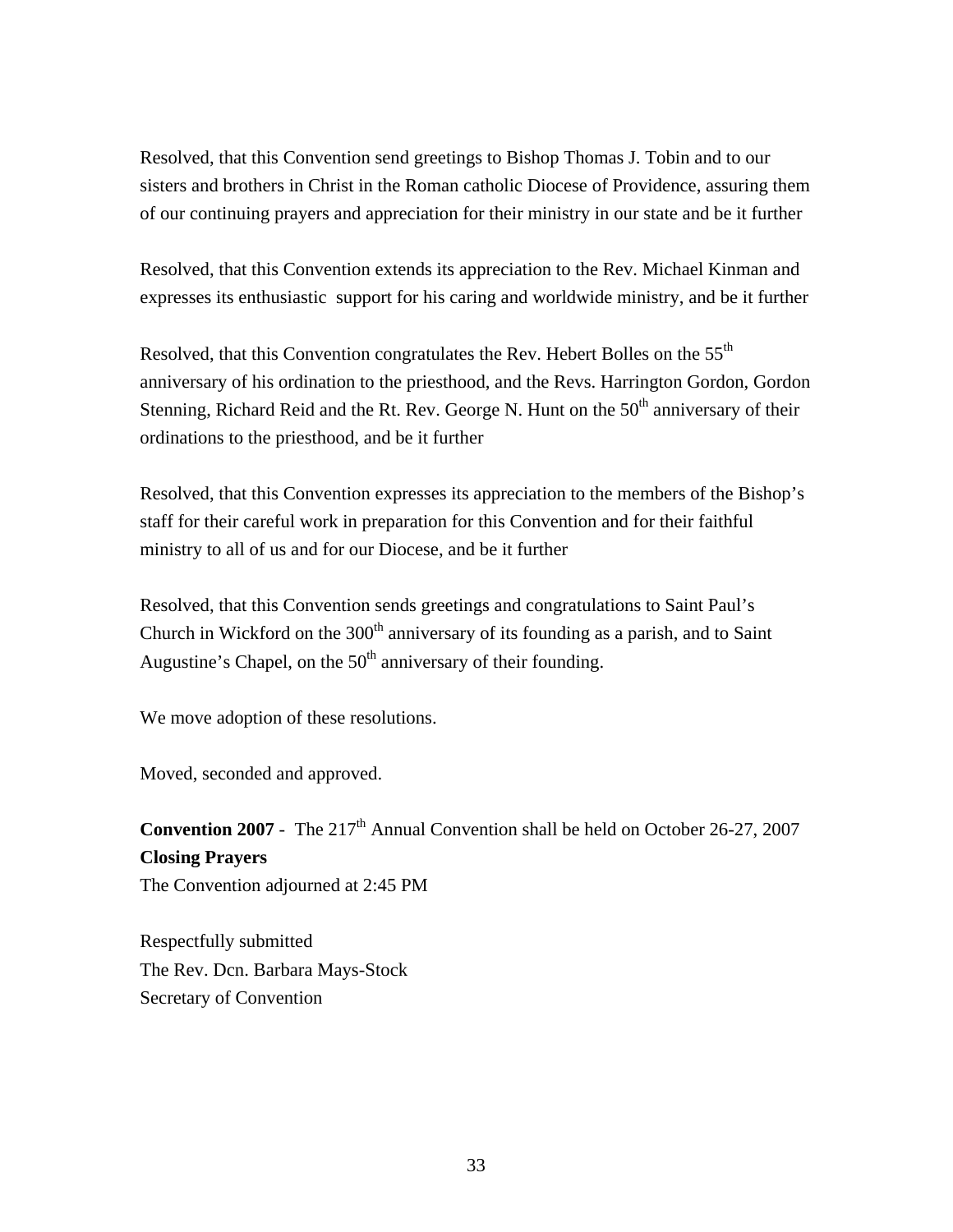Resolved, that this Convention send greetings to Bishop Thomas J. Tobin and to our sisters and brothers in Christ in the Roman catholic Diocese of Providence, assuring them of our continuing prayers and appreciation for their ministry in our state and be it further

Resolved, that this Convention extends its appreciation to the Rev. Michael Kinman and expresses its enthusiastic support for his caring and worldwide ministry, and be it further

Resolved, that this Convention congratulates the Rev. Hebert Bolles on the 55th anniversary of his ordination to the priesthood, and the Revs. Harrington Gordon, Gordon Stenning, Richard Reid and the Rt. Rev. George N. Hunt on the 50th anniversary of their ordinations to the priesthood, and be it further

Resolved, that this Convention expresses its appreciation to the members of the Bishop's staff for their careful work in preparation for this Convention and for their faithful ministry to all of us and for our Diocese, and be it further

Resolved, that this Convention sends greetings and congratulations to Saint Paul's Church in Wickford on the 300th anniversary of its founding as a parish, and to Saint Augustine's Chapel, on the 50th anniversary of their founding.

We move adoption of these resolutions.

Moved, seconded and approved.

**Convention 2007** - The 217th Annual Convention shall be held on October 26-27, 2007

**Closing Prayers**

The Convention adjourned at 2:45 PM

Respectfully submitted
The Rev. Dcn. Barbara Mays-Stock
Secretary of Convention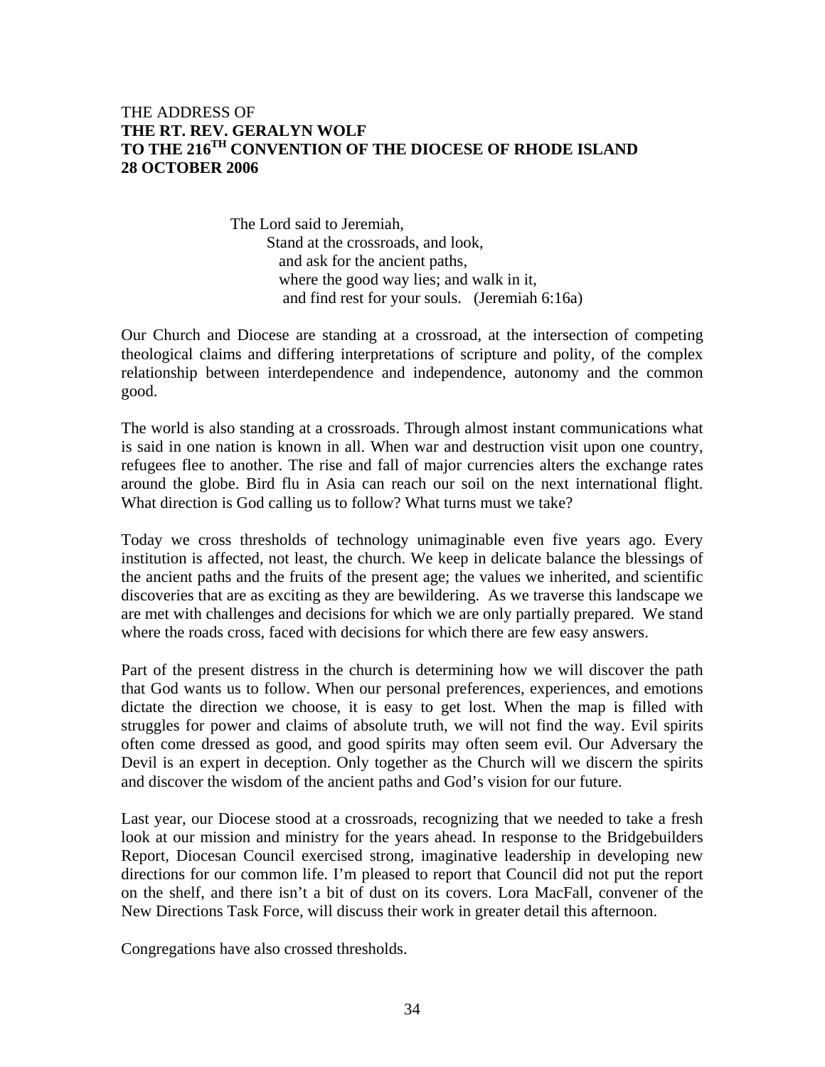THE ADDRESS OF
**THE RT. REV. GERALYN WOLF**
**TO THE 216TH CONVENTION OF THE DIOCESE OF RHODE ISLAND**
**28 OCTOBER 2006**

> The Lord said to Jeremiah,
> Stand at the crossroads, and look,
> and ask for the ancient paths,
> where the good way lies; and walk in it,
> and find rest for your souls. (Jeremiah 6:16a)

Our Church and Diocese are standing at a crossroad, at the intersection of competing theological claims and differing interpretations of scripture and polity, of the complex relationship between interdependence and independence, autonomy and the common good.

The world is also standing at a crossroads. Through almost instant communications what is said in one nation is known in all. When war and destruction visit upon one country, refugees flee to another. The rise and fall of major currencies alters the exchange rates around the globe. Bird flu in Asia can reach our soil on the next international flight. What direction is God calling us to follow? What turns must we take?

Today we cross thresholds of technology unimaginable even five years ago. Every institution is affected, not least, the church. We keep in delicate balance the blessings of the ancient paths and the fruits of the present age; the values we inherited, and scientific discoveries that are as exciting as they are bewildering. As we traverse this landscape we are met with challenges and decisions for which we are only partially prepared. We stand where the roads cross, faced with decisions for which there are few easy answers.

Part of the present distress in the church is determining how we will discover the path that God wants us to follow. When our personal preferences, experiences, and emotions dictate the direction we choose, it is easy to get lost. When the map is filled with struggles for power and claims of absolute truth, we will not find the way. Evil spirits often come dressed as good, and good spirits may often seem evil. Our Adversary the Devil is an expert in deception. Only together as the Church will we discern the spirits and discover the wisdom of the ancient paths and God's vision for our future.

Last year, our Diocese stood at a crossroads, recognizing that we needed to take a fresh look at our mission and ministry for the years ahead. In response to the Bridgebuilders Report, Diocesan Council exercised strong, imaginative leadership in developing new directions for our common life. I'm pleased to report that Council did not put the report on the shelf, and there isn't a bit of dust on its covers. Lora MacFall, convener of the New Directions Task Force, will discuss their work in greater detail this afternoon.

Congregations have also crossed thresholds.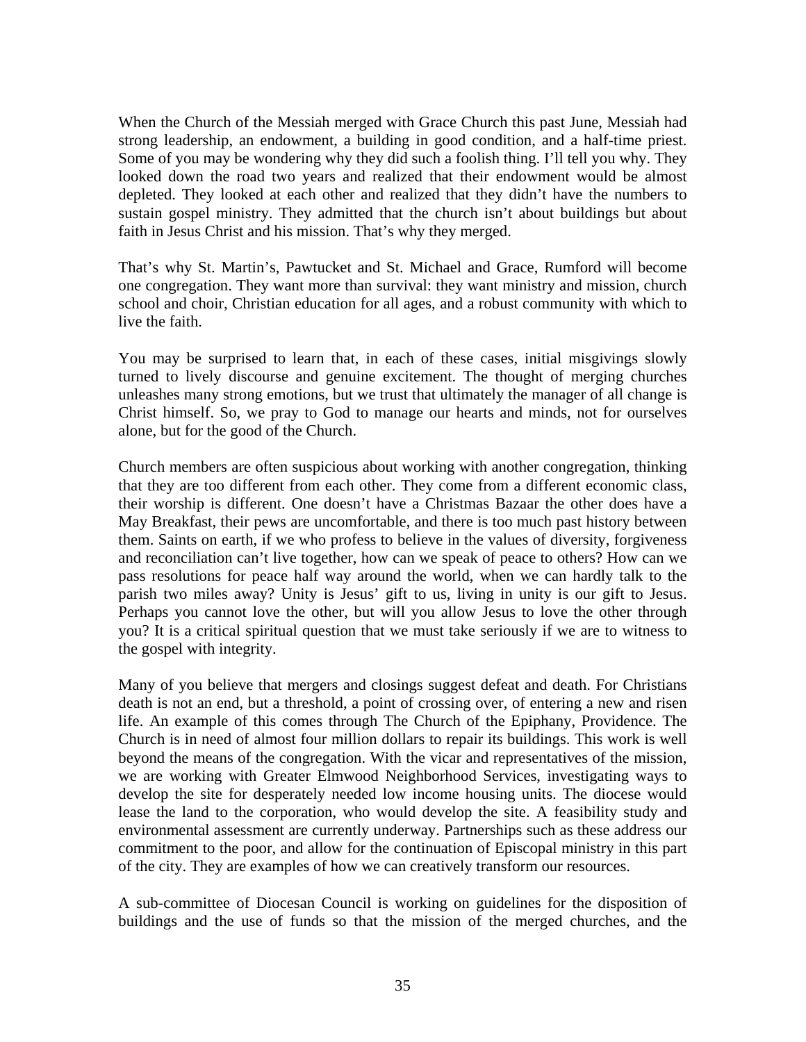When the Church of the Messiah merged with Grace Church this past June, Messiah had strong leadership, an endowment, a building in good condition, and a half-time priest. Some of you may be wondering why they did such a foolish thing. I'll tell you why. They looked down the road two years and realized that their endowment would be almost depleted. They looked at each other and realized that they didn't have the numbers to sustain gospel ministry. They admitted that the church isn't about buildings but about faith in Jesus Christ and his mission. That's why they merged.

That's why St. Martin's, Pawtucket and St. Michael and Grace, Rumford will become one congregation. They want more than survival: they want ministry and mission, church school and choir, Christian education for all ages, and a robust community with which to live the faith.

You may be surprised to learn that, in each of these cases, initial misgivings slowly turned to lively discourse and genuine excitement. The thought of merging churches unleashes many strong emotions, but we trust that ultimately the manager of all change is Christ himself. So, we pray to God to manage our hearts and minds, not for ourselves alone, but for the good of the Church.

Church members are often suspicious about working with another congregation, thinking that they are too different from each other. They come from a different economic class, their worship is different. One doesn't have a Christmas Bazaar the other does have a May Breakfast, their pews are uncomfortable, and there is too much past history between them. Saints on earth, if we who profess to believe in the values of diversity, forgiveness and reconciliation can't live together, how can we speak of peace to others? How can we pass resolutions for peace half way around the world, when we can hardly talk to the parish two miles away? Unity is Jesus' gift to us, living in unity is our gift to Jesus. Perhaps you cannot love the other, but will you allow Jesus to love the other through you? It is a critical spiritual question that we must take seriously if we are to witness to the gospel with integrity.

Many of you believe that mergers and closings suggest defeat and death. For Christians death is not an end, but a threshold, a point of crossing over, of entering a new and risen life. An example of this comes through The Church of the Epiphany, Providence. The Church is in need of almost four million dollars to repair its buildings. This work is well beyond the means of the congregation. With the vicar and representatives of the mission, we are working with Greater Elmwood Neighborhood Services, investigating ways to develop the site for desperately needed low income housing units. The diocese would lease the land to the corporation, who would develop the site. A feasibility study and environmental assessment are currently underway. Partnerships such as these address our commitment to the poor, and allow for the continuation of Episcopal ministry in this part of the city. They are examples of how we can creatively transform our resources.

A sub-committee of Diocesan Council is working on guidelines for the disposition of buildings and the use of funds so that the mission of the merged churches, and the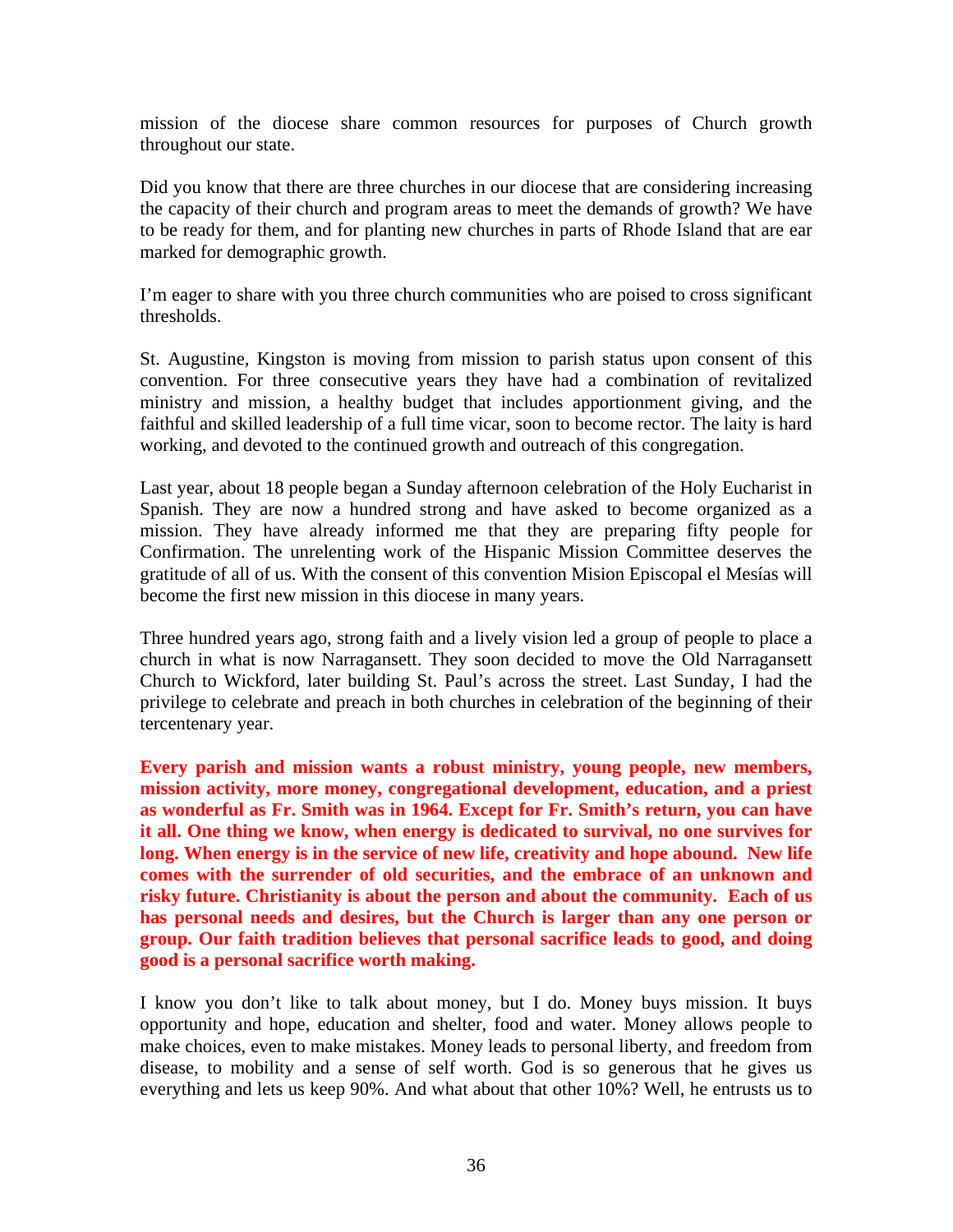mission of the diocese share common resources for purposes of Church growth throughout our state.

Did you know that there are three churches in our diocese that are considering increasing the capacity of their church and program areas to meet the demands of growth? We have to be ready for them, and for planting new churches in parts of Rhode Island that are ear marked for demographic growth.

I'm eager to share with you three church communities who are poised to cross significant thresholds.

St. Augustine, Kingston is moving from mission to parish status upon consent of this convention. For three consecutive years they have had a combination of revitalized ministry and mission, a healthy budget that includes apportionment giving, and the faithful and skilled leadership of a full time vicar, soon to become rector. The laity is hard working, and devoted to the continued growth and outreach of this congregation.

Last year, about 18 people began a Sunday afternoon celebration of the Holy Eucharist in Spanish. They are now a hundred strong and have asked to become organized as a mission. They have already informed me that they are preparing fifty people for Confirmation. The unrelenting work of the Hispanic Mission Committee deserves the gratitude of all of us. With the consent of this convention Mision Episcopal el Mesías will become the first new mission in this diocese in many years.

Three hundred years ago, strong faith and a lively vision led a group of people to place a church in what is now Narragansett. They soon decided to move the Old Narragansett Church to Wickford, later building St. Paul's across the street. Last Sunday, I had the privilege to celebrate and preach in both churches in celebration of the beginning of their tercentenary year.

**Every parish and mission wants a robust ministry, young people, new members, mission activity, more money, congregational development, education, and a priest as wonderful as Fr. Smith was in 1964. Except for Fr. Smith's return, you can have it all. One thing we know, when energy is dedicated to survival, no one survives for long. When energy is in the service of new life, creativity and hope abound. New life comes with the surrender of old securities, and the embrace of an unknown and risky future. Christianity is about the person and about the community. Each of us has personal needs and desires, but the Church is larger than any one person or group. Our faith tradition believes that personal sacrifice leads to good, and doing good is a personal sacrifice worth making.**

I know you don't like to talk about money, but I do. Money buys mission. It buys opportunity and hope, education and shelter, food and water. Money allows people to make choices, even to make mistakes. Money leads to personal liberty, and freedom from disease, to mobility and a sense of self worth. God is so generous that he gives us everything and lets us keep 90%. And what about that other 10%? Well, he entrusts us to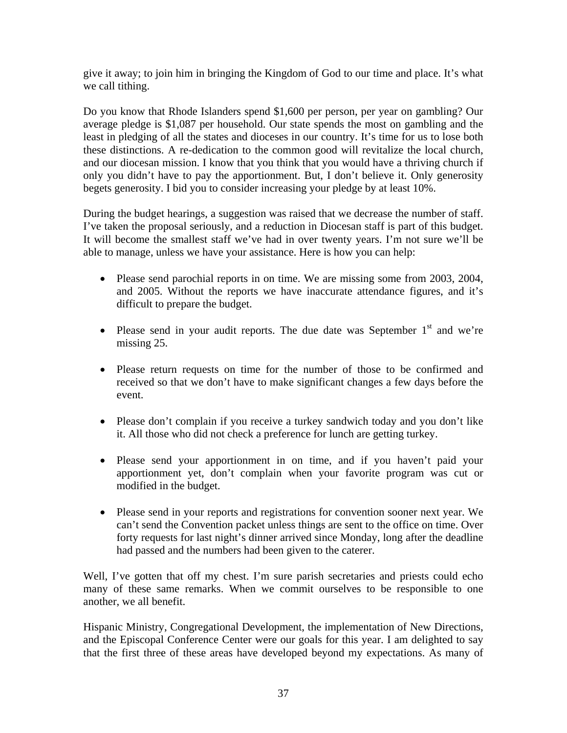give it away; to join him in bringing the Kingdom of God to our time and place. It's what we call tithing.

Do you know that Rhode Islanders spend $1,600 per person, per year on gambling? Our average pledge is $1,087 per household. Our state spends the most on gambling and the least in pledging of all the states and dioceses in our country. It's time for us to lose both these distinctions. A re-dedication to the common good will revitalize the local church, and our diocesan mission. I know that you think that you would have a thriving church if only you didn't have to pay the apportionment. But, I don't believe it. Only generosity begets generosity. I bid you to consider increasing your pledge by at least 10%.

During the budget hearings, a suggestion was raised that we decrease the number of staff. I've taken the proposal seriously, and a reduction in Diocesan staff is part of this budget. It will become the smallest staff we've had in over twenty years. I'm not sure we'll be able to manage, unless we have your assistance. Here is how you can help:

- Please send parochial reports in on time. We are missing some from 2003, 2004, and 2005. Without the reports we have inaccurate attendance figures, and it's difficult to prepare the budget.
- Please send in your audit reports. The due date was September 1st and we're missing 25.
- Please return requests on time for the number of those to be confirmed and received so that we don't have to make significant changes a few days before the event.
- Please don't complain if you receive a turkey sandwich today and you don't like it. All those who did not check a preference for lunch are getting turkey.
- Please send your apportionment in on time, and if you haven't paid your apportionment yet, don't complain when your favorite program was cut or modified in the budget.
- Please send in your reports and registrations for convention sooner next year. We can't send the Convention packet unless things are sent to the office on time. Over forty requests for last night's dinner arrived since Monday, long after the deadline had passed and the numbers had been given to the caterer.

Well, I've gotten that off my chest. I'm sure parish secretaries and priests could echo many of these same remarks. When we commit ourselves to be responsible to one another, we all benefit.

Hispanic Ministry, Congregational Development, the implementation of New Directions, and the Episcopal Conference Center were our goals for this year. I am delighted to say that the first three of these areas have developed beyond my expectations. As many of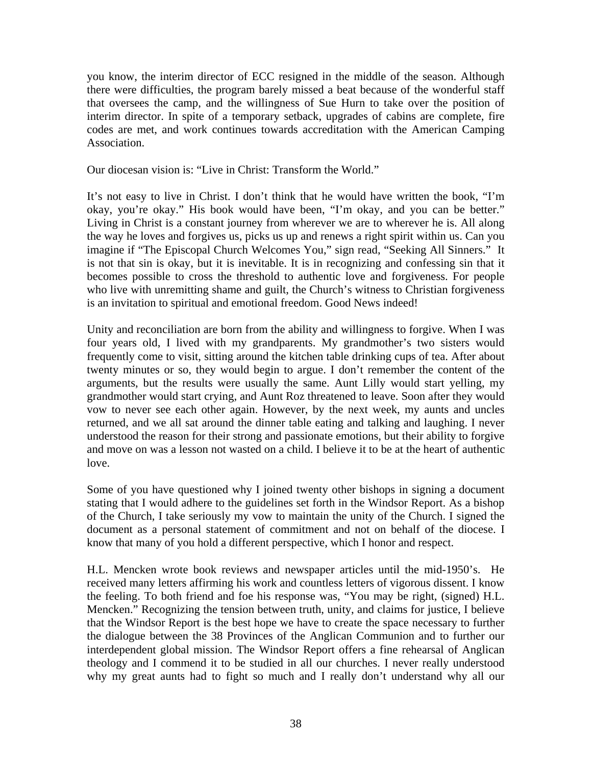you know, the interim director of ECC resigned in the middle of the season. Although there were difficulties, the program barely missed a beat because of the wonderful staff that oversees the camp, and the willingness of Sue Hurn to take over the position of interim director. In spite of a temporary setback, upgrades of cabins are complete, fire codes are met, and work continues towards accreditation with the American Camping Association.

Our diocesan vision is: "Live in Christ: Transform the World."

It's not easy to live in Christ. I don't think that he would have written the book, "I'm okay, you're okay." His book would have been, "I'm okay, and you can be better." Living in Christ is a constant journey from wherever we are to wherever he is. All along the way he loves and forgives us, picks us up and renews a right spirit within us. Can you imagine if "The Episcopal Church Welcomes You," sign read, "Seeking All Sinners." It is not that sin is okay, but it is inevitable. It is in recognizing and confessing sin that it becomes possible to cross the threshold to authentic love and forgiveness. For people who live with unremitting shame and guilt, the Church's witness to Christian forgiveness is an invitation to spiritual and emotional freedom. Good News indeed!

Unity and reconciliation are born from the ability and willingness to forgive. When I was four years old, I lived with my grandparents. My grandmother's two sisters would frequently come to visit, sitting around the kitchen table drinking cups of tea. After about twenty minutes or so, they would begin to argue. I don't remember the content of the arguments, but the results were usually the same. Aunt Lilly would start yelling, my grandmother would start crying, and Aunt Roz threatened to leave. Soon after they would vow to never see each other again. However, by the next week, my aunts and uncles returned, and we all sat around the dinner table eating and talking and laughing. I never understood the reason for their strong and passionate emotions, but their ability to forgive and move on was a lesson not wasted on a child. I believe it to be at the heart of authentic love.

Some of you have questioned why I joined twenty other bishops in signing a document stating that I would adhere to the guidelines set forth in the Windsor Report. As a bishop of the Church, I take seriously my vow to maintain the unity of the Church. I signed the document as a personal statement of commitment and not on behalf of the diocese. I know that many of you hold a different perspective, which I honor and respect.

H.L. Mencken wrote book reviews and newspaper articles until the mid-1950's. He received many letters affirming his work and countless letters of vigorous dissent. I know the feeling. To both friend and foe his response was, "You may be right, (signed) H.L. Mencken." Recognizing the tension between truth, unity, and claims for justice, I believe that the Windsor Report is the best hope we have to create the space necessary to further the dialogue between the 38 Provinces of the Anglican Communion and to further our interdependent global mission. The Windsor Report offers a fine rehearsal of Anglican theology and I commend it to be studied in all our churches. I never really understood why my great aunts had to fight so much and I really don't understand why all our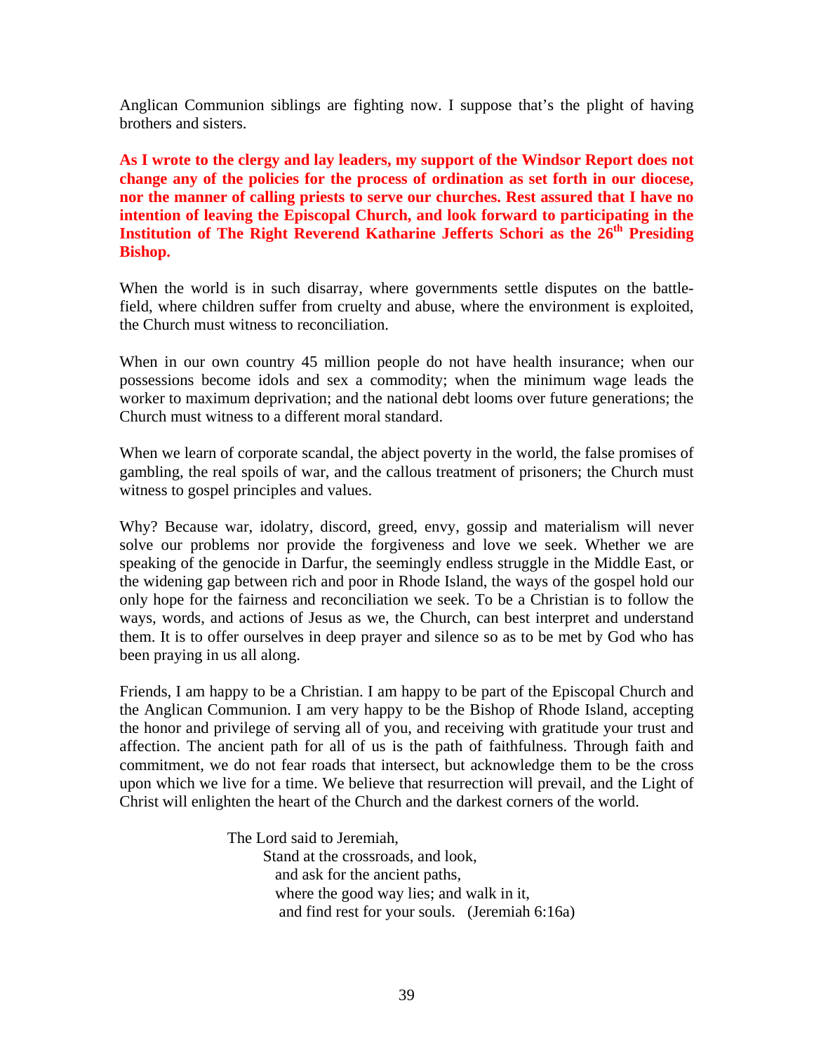Anglican Communion siblings are fighting now. I suppose that's the plight of having brothers and sisters.

**As I wrote to the clergy and lay leaders, my support of the Windsor Report does not change any of the policies for the process of ordination as set forth in our diocese, nor the manner of calling priests to serve our churches. Rest assured that I have no intention of leaving the Episcopal Church, and look forward to participating in the Institution of The Right Reverend Katharine Jefferts Schori as the 26th Presiding Bishop.**

When the world is in such disarray, where governments settle disputes on the battle-field, where children suffer from cruelty and abuse, where the environment is exploited, the Church must witness to reconciliation.

When in our own country 45 million people do not have health insurance; when our possessions become idols and sex a commodity; when the minimum wage leads the worker to maximum deprivation; and the national debt looms over future generations; the Church must witness to a different moral standard.

When we learn of corporate scandal, the abject poverty in the world, the false promises of gambling, the real spoils of war, and the callous treatment of prisoners; the Church must witness to gospel principles and values.

Why? Because war, idolatry, discord, greed, envy, gossip and materialism will never solve our problems nor provide the forgiveness and love we seek. Whether we are speaking of the genocide in Darfur, the seemingly endless struggle in the Middle East, or the widening gap between rich and poor in Rhode Island, the ways of the gospel hold our only hope for the fairness and reconciliation we seek. To be a Christian is to follow the ways, words, and actions of Jesus as we, the Church, can best interpret and understand them. It is to offer ourselves in deep prayer and silence so as to be met by God who has been praying in us all along.

Friends, I am happy to be a Christian. I am happy to be part of the Episcopal Church and the Anglican Communion. I am very happy to be the Bishop of Rhode Island, accepting the honor and privilege of serving all of you, and receiving with gratitude your trust and affection. The ancient path for all of us is the path of faithfulness. Through faith and commitment, we do not fear roads that intersect, but acknowledge them to be the cross upon which we live for a time. We believe that resurrection will prevail, and the Light of Christ will enlighten the heart of the Church and the darkest corners of the world.

> The Lord said to Jeremiah,
> Stand at the crossroads, and look,
> and ask for the ancient paths,
> where the good way lies; and walk in it,
> and find rest for your souls. (Jeremiah 6:16a)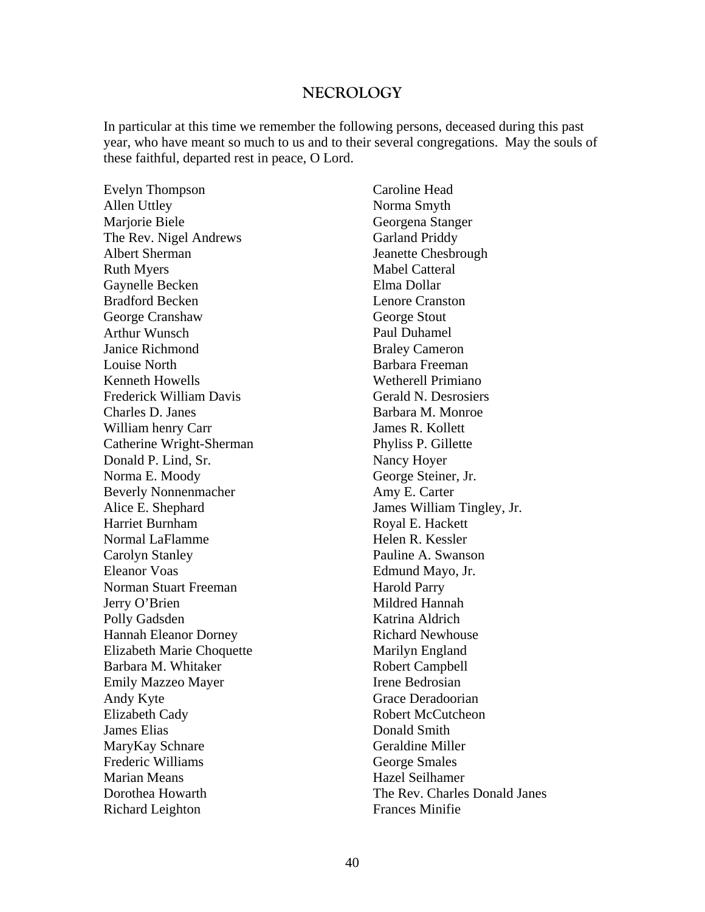## NECROLOGY

In particular at this time we remember the following persons, deceased during this past year, who have meant so much to us and to their several congregations. May the souls of these faithful, departed rest in peace, O Lord.

Evelyn Thompson
Allen Uttley
Marjorie Biele
The Rev. Nigel Andrews
Albert Sherman
Ruth Myers
Gaynelle Becken
Bradford Becken
George Cranshaw
Arthur Wunsch
Janice Richmond
Louise North
Kenneth Howells
Frederick William Davis
Charles D. Janes
William henry Carr
Catherine Wright-Sherman
Donald P. Lind, Sr.
Norma E. Moody
Beverly Nonnenmacher
Alice E. Shephard
Harriet Burnham
Normal LaFlamme
Carolyn Stanley
Eleanor Voas
Norman Stuart Freeman
Jerry O'Brien
Polly Gadsden
Hannah Eleanor Dorney
Elizabeth Marie Choquette
Barbara M. Whitaker
Emily Mazzeo Mayer
Andy Kyte
Elizabeth Cady
James Elias
MaryKay Schnare
Frederic Williams
Marian Means
Dorothea Howarth
Richard Leighton
Caroline Head
Norma Smyth
Georgena Stanger
Garland Priddy
Jeanette Chesbrough
Mabel Catteral
Elma Dollar
Lenore Cranston
George Stout
Paul Duhamel
Braley Cameron
Barbara Freeman
Wetherell Primiano
Gerald N. Desrosiers
Barbara M. Monroe
James R. Kollett
Phyliss P. Gillette
Nancy Hoyer
George Steiner, Jr.
Amy E. Carter
James William Tingley, Jr.
Royal E. Hackett
Helen R. Kessler
Pauline A. Swanson
Edmund Mayo, Jr.
Harold Parry
Mildred Hannah
Katrina Aldrich
Richard Newhouse
Marilyn England
Robert Campbell
Irene Bedrosian
Grace Deradoorian
Robert McCutcheon
Donald Smith
Geraldine Miller
George Smales
Hazel Seilhamer
The Rev. Charles Donald Janes
Frances Minifie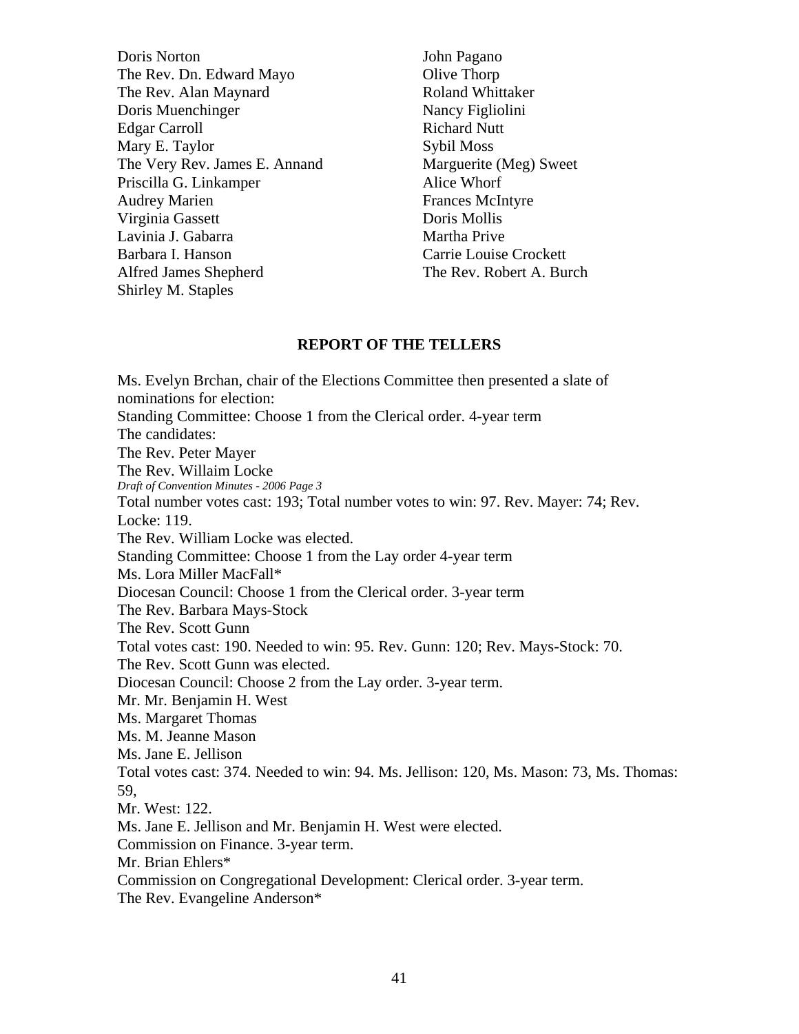Doris Norton
The Rev. Dn. Edward Mayo
The Rev. Alan Maynard
Doris Muenchinger
Edgar Carroll
Mary E. Taylor
The Very Rev. James E. Annand
Priscilla G. Linkamper
Audrey Marien
Virginia Gassett
Lavinia J. Gabarra
Barbara I. Hanson
Alfred James Shepherd
Shirley M. Staples
John Pagano
Olive Thorp
Roland Whittaker
Nancy Figliolini
Richard Nutt
Sybil Moss
Marguerite (Meg) Sweet
Alice Whorf
Frances McIntyre
Doris Mollis
Martha Prive
Carrie Louise Crockett
The Rev. Robert A. Burch

## REPORT OF THE TELLERS

Ms. Evelyn Brchan, chair of the Elections Committee then presented a slate of nominations for election:
Standing Committee: Choose 1 from the Clerical order. 4-year term
The candidates:
The Rev. Peter Mayer
The Rev. Willaim Locke
*Draft of Convention Minutes - 2006 Page 3*
Total number votes cast: 193; Total number votes to win: 97. Rev. Mayer: 74; Rev. Locke: 119.
The Rev. William Locke was elected.
Standing Committee: Choose 1 from the Lay order 4-year term
Ms. Lora Miller MacFall*
Diocesan Council: Choose 1 from the Clerical order. 3-year term
The Rev. Barbara Mays-Stock
The Rev. Scott Gunn
Total votes cast: 190. Needed to win: 95. Rev. Gunn: 120; Rev. Mays-Stock: 70.
The Rev. Scott Gunn was elected.
Diocesan Council: Choose 2 from the Lay order. 3-year term.
Mr. Mr. Benjamin H. West
Ms. Margaret Thomas
Ms. M. Jeanne Mason
Ms. Jane E. Jellison
Total votes cast: 374. Needed to win: 94. Ms. Jellison: 120, Ms. Mason: 73, Ms. Thomas: 59,
Mr. West: 122.
Ms. Jane E. Jellison and Mr. Benjamin H. West were elected.
Commission on Finance. 3-year term.
Mr. Brian Ehlers*
Commission on Congregational Development: Clerical order. 3-year term.
The Rev. Evangeline Anderson*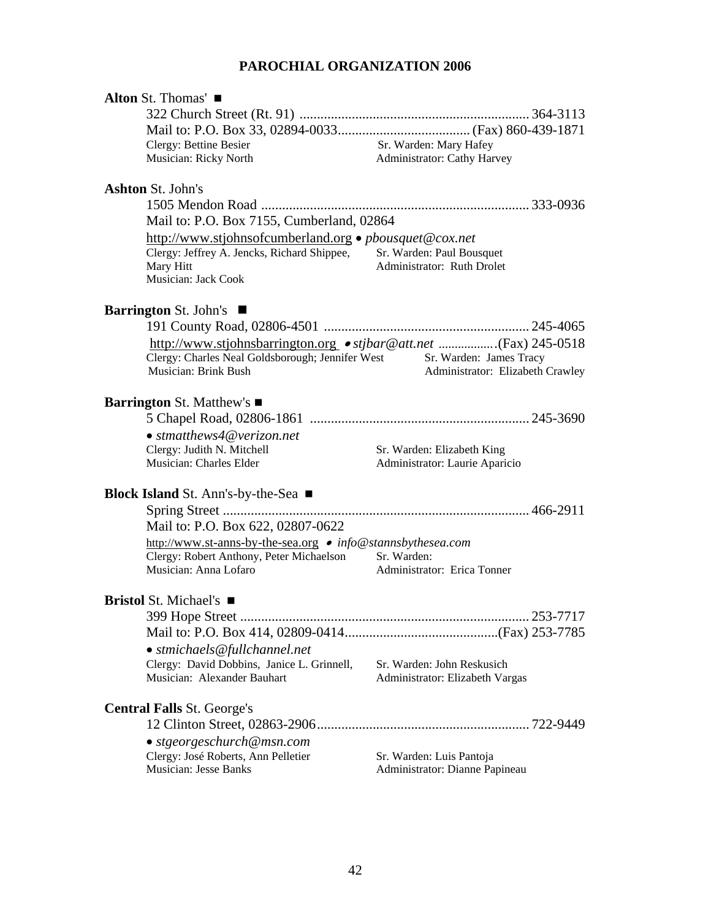# PAROCHIAL ORGANIZATION 2006

**Alton** St. Thomas' ■

322 Church Street (Rt. 91) ................................................................. 364-3113
Mail to: P.O. Box 33, 02894-0033...................................... (Fax) 860-439-1871
Clergy: Bettine Besier — Sr. Warden: Mary Hafey
Musician: Ricky North — Administrator: Cathy Harvey

**Ashton** St. John's

1505 Mendon Road ............................................................................ 333-0936
Mail to: P.O. Box 7155, Cumberland, 02864
http://www.stjohnsofcumberland.org • *pbousquet@cox.net*
Clergy: Jeffrey A. Jencks, Richard Shippee, Mary Hitt — Sr. Warden: Paul Bousquet
Musician: Jack Cook — Administrator: Ruth Drolet

**Barrington** St. John's ■

191 County Road, 02806-4501 ........................................................... 245-4065
http://www.stjohnsbarrington.org • *stjbar@att.net* .................(Fax) 245-0518
Clergy: Charles Neal Goldsborough; Jennifer West — Sr. Warden: James Tracy
Musician: Brink Bush — Administrator: Elizabeth Crawley

**Barrington** St. Matthew's ■

5 Chapel Road, 02806-1861 .............................................................. 245-3690
• *stmatthews4@verizon.net*
Clergy: Judith N. Mitchell — Sr. Warden: Elizabeth King
Musician: Charles Elder — Administrator: Laurie Aparicio

**Block Island** St. Ann's-by-the-Sea ■

Spring Street ....................................................................................... 466-2911
Mail to: P.O. Box 622, 02807-0622
http://www.st-anns-by-the-sea.org • *info@stannsbythesea.com*
Clergy: Robert Anthony, Peter Michaelson — Sr. Warden:
Musician: Anna Lofaro — Administrator: Erica Tonner

**Bristol** St. Michael's ■

399 Hope Street .................................................................................. 253-7717
Mail to: P.O. Box 414, 02809-0414............................................(Fax) 253-7785
• *stmichaels@fullchannel.net*
Clergy: David Dobbins, Janice L. Grinnell, — Sr. Warden: John Reskusich
Musician: Alexander Bauhart — Administrator: Elizabeth Vargas

**Central Falls** St. George's

12 Clinton Street, 02863-2906............................................................. 722-9449
• *stgeorgeschurch@msn.com*
Clergy: José Roberts, Ann Pelletier — Sr. Warden: Luis Pantoja
Musician: Jesse Banks — Administrator: Dianne Papineau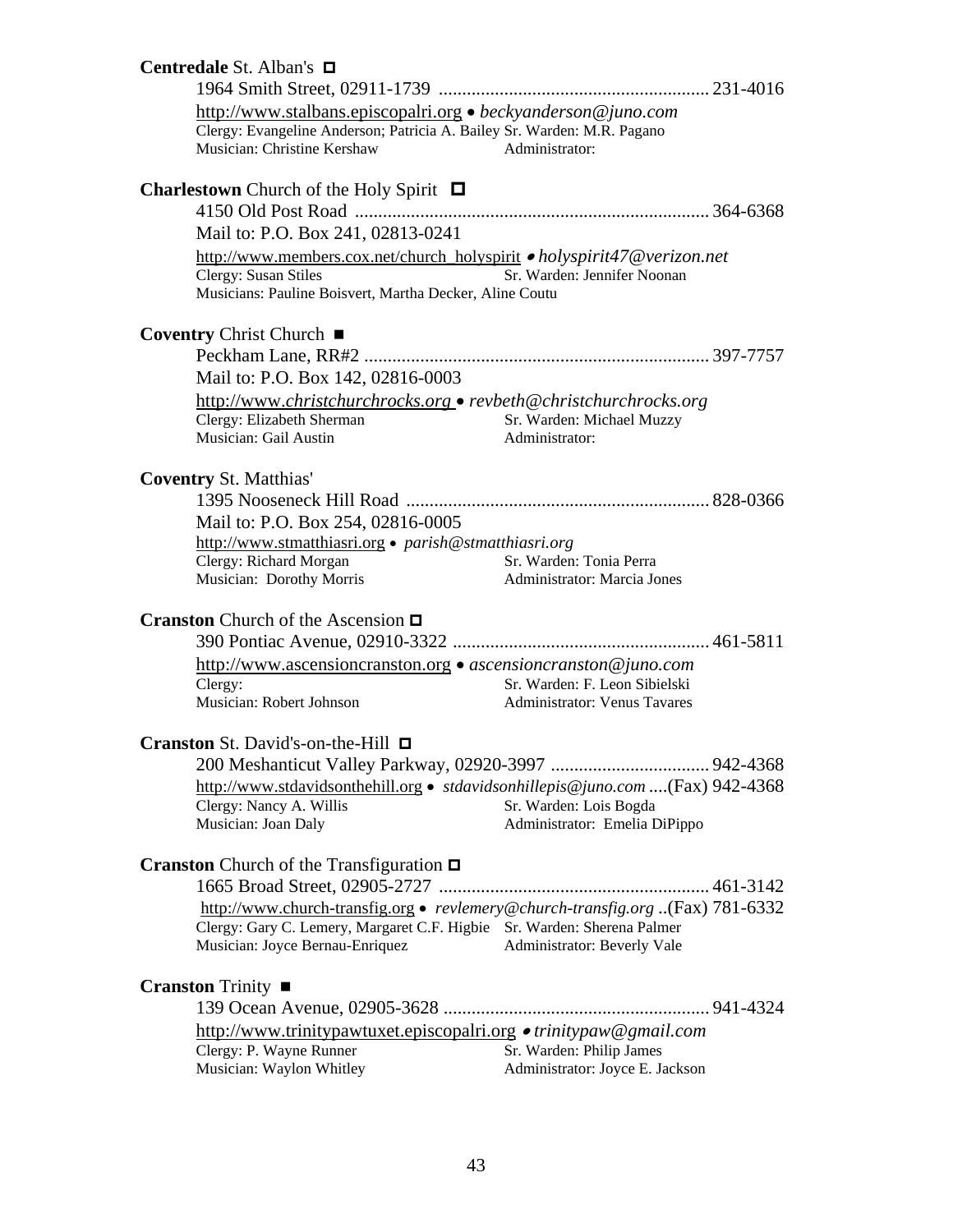**Centredale** St. Alban's ◻

1964 Smith Street, 02911-1739 ........................................................ 231-4016

http://www.stalbans.episcopalri.org • *beckyanderson@juno.com*

Clergy: Evangeline Anderson; Patricia A. Bailey Sr. Warden: M.R. Pagano

Musician: Christine Kershaw Administrator:

**Charlestown** Church of the Holy Spirit ◻

4150 Old Post Road ........................................................................... 364-6368

Mail to: P.O. Box 241, 02813-0241

http://www.members.cox.net/church_holyspirit • *holyspirit47@verizon.net*

Clergy: Susan Stiles Sr. Warden: Jennifer Noonan

Musicians: Pauline Boisvert, Martha Decker, Aline Coutu

**Coventry** Christ Church ■

Peckham Lane, RR#2 ......................................................................... 397-7757

Mail to: P.O. Box 142, 02816-0003

http://www.*christchurchrocks.org* • *revbeth@christchurchrocks.org*

Clergy: Elizabeth Sherman Sr. Warden: Michael Muzzy

Musician: Gail Austin Administrator:

**Coventry** St. Matthias'

1395 Nooseneck Hill Road ................................................................ 828-0366

Mail to: P.O. Box 254, 02816-0005

http://www.stmatthiasri.org • *parish@stmatthiasri.org*

Clergy: Richard Morgan Sr. Warden: Tonia Perra

Musician: Dorothy Morris Administrator: Marcia Jones

**Cranston** Church of the Ascension ◻

390 Pontiac Avenue, 02910-3322 ...................................................... 461-5811

http://www.ascensioncranston.org • *ascensioncranston@juno.com*

Clergy: Sr. Warden: F. Leon Sibielski

Musician: Robert Johnson Administrator: Venus Tavares

**Cranston** St. David's-on-the-Hill ◻

200 Meshanticut Valley Parkway, 02920-3997 ................................. 942-4368

http://www.stdavidsonthehill.org • *stdavidsonhillepis@juno.com* ....(Fax) 942-4368

Clergy: Nancy A. Willis Sr. Warden: Lois Bogda

Musician: Joan Daly Administrator: Emelia DiPippo

**Cranston** Church of the Transfiguration ◻

1665 Broad Street, 02905-2727 ......................................................... 461-3142

http://www.church-transfig.org • *revlemery@church-transfig.org* ..(Fax) 781-6332

Clergy: Gary C. Lemery, Margaret C.F. Higbie Sr. Warden: Sherena Palmer

Musician: Joyce Bernau-Enriquez Administrator: Beverly Vale

**Cranston** Trinity ■

139 Ocean Avenue, 02905-3628 ......................................................... 941-4324

http://www.trinitypawtuxet.episcopalri.org • *trinitypaw@gmail.com*

Clergy: P. Wayne Runner Sr. Warden: Philip James

Musician: Waylon Whitley Administrator: Joyce E. Jackson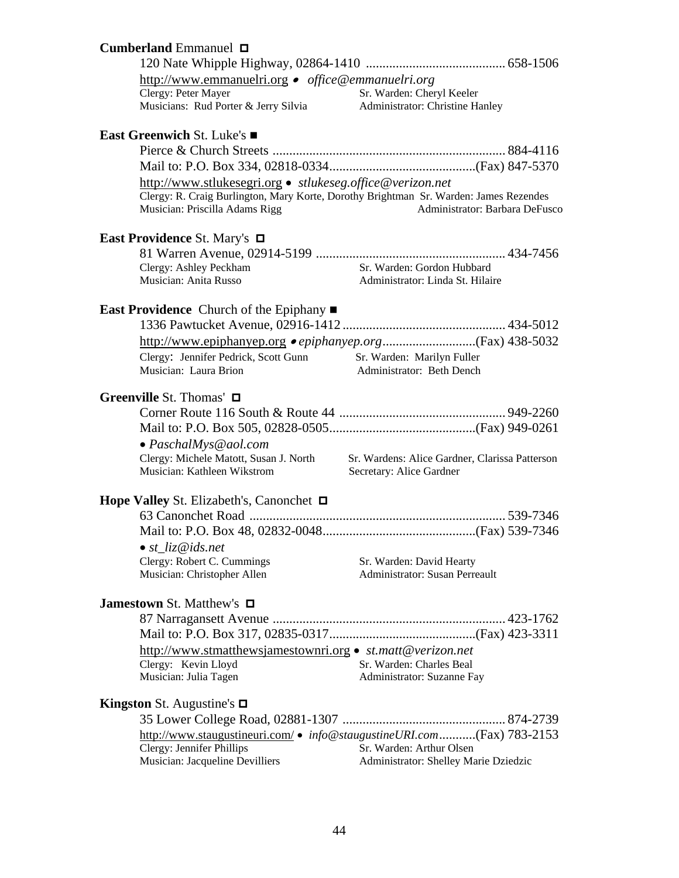**Cumberland** Emmanuel □

120 Nate Whipple Highway, 02864-1410 .......................................... 658-1506

http://www.emmanuelri.org • *office@emmanuelri.org*

Clergy: Peter Mayer — Sr. Warden: Cheryl Keeler

Musicians: Rud Porter & Jerry Silvia — Administrator: Christine Hanley

**East Greenwich** St. Luke's ■

Pierce & Church Streets ..................................................................... 884-4116

Mail to: P.O. Box 334, 02818-0334...........................................(Fax) 847-5370

http://www.stlukesegri.org • *stlukeseg.office@verizon.net*

Clergy: R. Craig Burlington, Mary Korte, Dorothy Brightman — Sr. Warden: James Rezendes

Musician: Priscilla Adams Rigg — Administrator: Barbara DeFusco

**East Providence** St. Mary's □

81 Warren Avenue, 02914-5199 ......................................................... 434-7456

Clergy: Ashley Peckham — Sr. Warden: Gordon Hubbard

Musician: Anita Russo — Administrator: Linda St. Hilaire

**East Providence** Church of the Epiphany ■

1336 Pawtucket Avenue, 02916-1412 ................................................. 434-5012

http://www.epiphanyep.org • *epiphanyep.org*............................(Fax) 438-5032

Clergy: Jennifer Pedrick, Scott Gunn — Sr. Warden: Marilyn Fuller

Musician: Laura Brion — Administrator: Beth Dench

**Greenville** St. Thomas' □

Corner Route 116 South & Route 44 .................................................. 949-2260

Mail to: P.O. Box 505, 02828-0505...........................................(Fax) 949-0261

• *PaschalMys@aol.com*

Clergy: Michele Matott, Susan J. North — Sr. Wardens: Alice Gardner, Clarissa Patterson

Musician: Kathleen Wikstrom — Secretary: Alice Gardner

**Hope Valley** St. Elizabeth's, Canonchet □

63 Canonchet Road ............................................................................ 539-7346

Mail to: P.O. Box 48, 02832-0048.............................................(Fax) 539-7346

• *st_liz@ids.net*

Clergy: Robert C. Cummings — Sr. Warden: David Hearty

Musician: Christopher Allen — Administrator: Susan Perreault

**Jamestown** St. Matthew's □

87 Narragansett Avenue ..................................................................... 423-1762

Mail to: P.O. Box 317, 02835-0317...........................................(Fax) 423-3311

http://www.stmatthewsjamestownri.org • *st.matt@verizon.net*

Clergy: Kevin Lloyd — Sr. Warden: Charles Beal

Musician: Julia Tagen — Administrator: Suzanne Fay

**Kingston** St. Augustine's □

35 Lower College Road, 02881-1307 ................................................. 874-2739

http://www.staugustineuri.com/ • *info@staugustineURI.com*...........(Fax) 783-2153

Clergy: Jennifer Phillips — Sr. Warden: Arthur Olsen

Musician: Jacqueline Devilliers — Administrator: Shelley Marie Dziedzic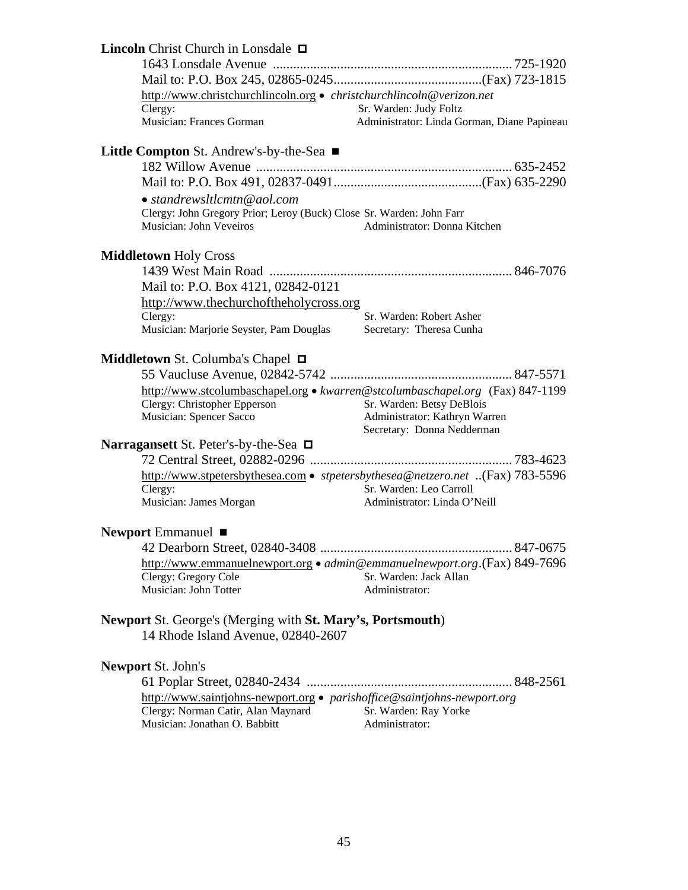**Lincoln** Christ Church in Lonsdale □

1643 Lonsdale Avenue ........................................................................ 725-1920
Mail to: P.O. Box 245, 02865-0245............................................(Fax) 723-1815
http://www.christchurchlincoln.org • *christchurchlincoln@verizon.net*
Clergy: Sr. Warden: Judy Foltz
Musician: Frances Gorman Administrator: Linda Gorman, Diane Papineau

**Little Compton** St. Andrew's-by-the-Sea ■

182 Willow Avenue ............................................................................ 635-2452
Mail to: P.O. Box 491, 02837-0491............................................(Fax) 635-2290
• *standrewsltlcmtn@aol.com*
Clergy: John Gregory Prior; Leroy (Buck) Close Sr. Warden: John Farr
Musician: John Veveiros Administrator: Donna Kitchen

**Middletown** Holy Cross

1439 West Main Road ........................................................................ 846-7076
Mail to: P.O. Box 4121, 02842-0121
http://www.thechurchoftheholycross.org
Clergy: Sr. Warden: Robert Asher
Musician: Marjorie Seyster, Pam Douglas Secretary: Theresa Cunha

**Middletown** St. Columba's Chapel □

55 Vaucluse Avenue, 02842-5742 ...................................................... 847-5571
http://www.stcolumbaschapel.org • *kwarren@stcolumbaschapel.org* (Fax) 847-1199
Clergy: Christopher Epperson Sr. Warden: Betsy DeBlois
Musician: Spencer Sacco Administrator: Kathryn Warren
Secretary: Donna Nedderman

**Narragansett** St. Peter's-by-the-Sea □

72 Central Street, 02882-0296 ............................................................ 783-4623
http://www.stpetersbythesea.com • *stpetersbythesea@netzero.net* ..(Fax) 783-5596
Clergy: Sr. Warden: Leo Carroll
Musician: James Morgan Administrator: Linda O'Neill

**Newport** Emmanuel ■

42 Dearborn Street, 02840-3408 ......................................................... 847-0675
http://www.emmanuelnewport.org • *admin@emmanuelnewport.org*.(Fax) 849-7696
Clergy: Gregory Cole Sr. Warden: Jack Allan
Musician: John Totter Administrator:

**Newport** St. George's (Merging with **St. Mary's, Portsmouth**)

14 Rhode Island Avenue, 02840-2607

**Newport** St. John's

61 Poplar Street, 02840-2434 ............................................................. 848-2561
http://www.saintjohns-newport.org • *parishoffice@saintjohns-newport.org*
Clergy: Norman Catir, Alan Maynard Sr. Warden: Ray Yorke
Musician: Jonathan O. Babbitt Administrator: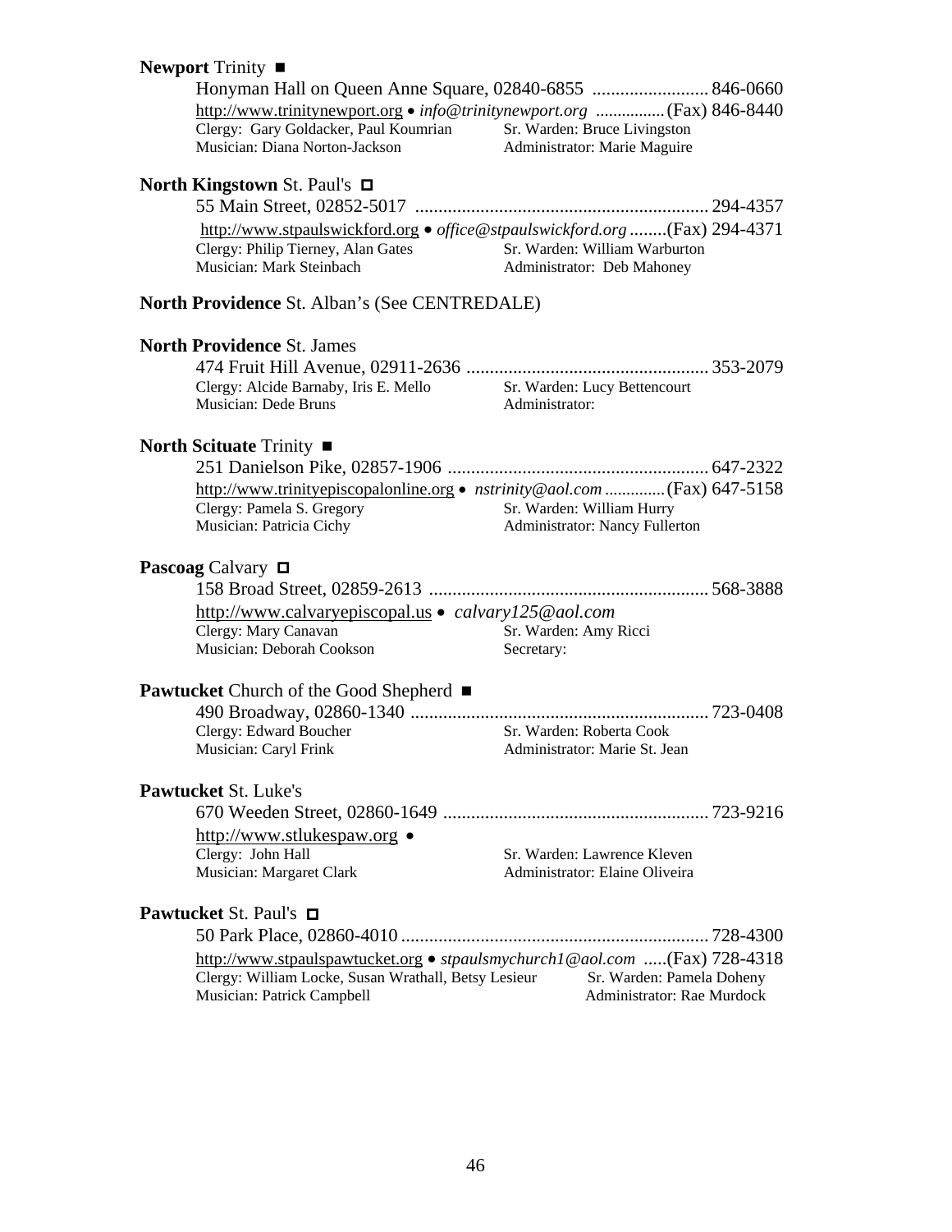**Newport** Trinity ■

Honyman Hall on Queen Anne Square, 02840-6855 ......................... 846-0660
http://www.trinitynewport.org • *info@trinitynewport.org* ................ (Fax) 846-8440
Clergy: Gary Goldacker, Paul Koumrian — Sr. Warden: Bruce Livingston
Musician: Diana Norton-Jackson — Administrator: Marie Maguire

**North Kingstown** St. Paul's □

55 Main Street, 02852-5017 ................................................................ 294-4357
http://www.stpaulswickford.org • *office@stpaulswickford.org* ........(Fax) 294-4371
Clergy: Philip Tierney, Alan Gates — Sr. Warden: William Warburton
Musician: Mark Steinbach — Administrator: Deb Mahoney

**North Providence** St. Alban's (See CENTREDALE)

**North Providence** St. James

474 Fruit Hill Avenue, 02911-2636 .................................................... 353-2079
Clergy: Alcide Barnaby, Iris E. Mello — Sr. Warden: Lucy Bettencourt
Musician: Dede Bruns — Administrator:

**North Scituate** Trinity ■

251 Danielson Pike, 02857-1906 ........................................................ 647-2322
http://www.trinityepiscopalonline.org • *nstrinity@aol.com* ..............(Fax) 647-5158
Clergy: Pamela S. Gregory — Sr. Warden: William Hurry
Musician: Patricia Cichy — Administrator: Nancy Fullerton

**Pascoag** Calvary □

158 Broad Street, 02859-2613 ............................................................ 568-3888
http://www.calvaryepiscopal.us • *calvary125@aol.com*
Clergy: Mary Canavan — Sr. Warden: Amy Ricci
Musician: Deborah Cookson — Secretary:

**Pawtucket** Church of the Good Shepherd ■

490 Broadway, 02860-1340 ................................................................ 723-0408
Clergy: Edward Boucher — Sr. Warden: Roberta Cook
Musician: Caryl Frink — Administrator: Marie St. Jean

**Pawtucket** St. Luke's

670 Weeden Street, 02860-1649 ......................................................... 723-9216
http://www.stlukespaw.org •
Clergy: John Hall — Sr. Warden: Lawrence Kleven
Musician: Margaret Clark — Administrator: Elaine Oliveira

**Pawtucket** St. Paul's □

50 Park Place, 02860-4010 ................................................................. 728-4300
http://www.stpaulspawtucket.org • *stpaulsmychurch1@aol.com* .....(Fax) 728-4318
Clergy: William Locke, Susan Wrathall, Betsy Lesieur — Sr. Warden: Pamela Doheny
Musician: Patrick Campbell — Administrator: Rae Murdock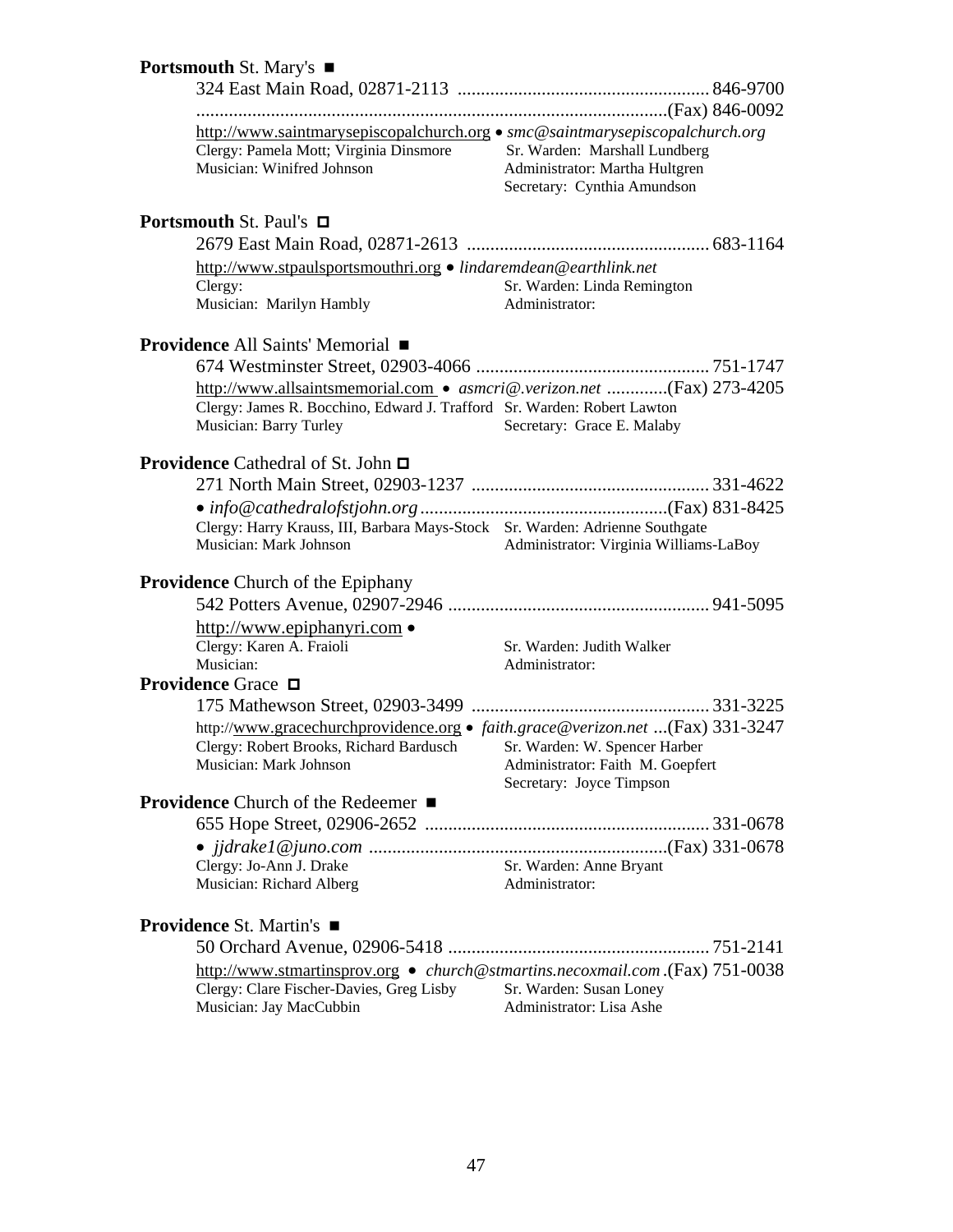**Portmouth** St. Mary's ■

324 East Main Road, 02871-2113 ....................................................... 846-9700
........................................................................................................(Fax) 846-0092
http://www.saintmarysepiscopalchurch.org • *smc@saintmarysepiscopalchurch.org*
Clergy: Pamela Mott; Virginia Dinsmore — Sr. Warden: Marshall Lundberg
Musician: Winifred Johnson — Administrator: Martha Hultgren
Secretary: Cynthia Amundson

**Portsmouth** St. Paul's □

2679 East Main Road, 02871-2613 ...................................................... 683-1164
http://www.stpaulsportsmouthri.org • *lindaremdean@earthlink.net*
Clergy: — Sr. Warden: Linda Remington
Musician: Marilyn Hambly — Administrator:

**Providence** All Saints' Memorial ■

674 Westminster Street, 02903-4066 .................................................... 751-1747
http://www.allsaintsmemorial.com • *asmcri@.verizon.net* .............(Fax) 273-4205
Clergy: James R. Bocchino, Edward J. Trafford — Sr. Warden: Robert Lawton
Musician: Barry Turley — Secretary: Grace E. Malaby

**Providence** Cathedral of St. John □

271 North Main Street, 02903-1237 ..................................................... 331-4622
• *info@cathedralofstjohn.org* ...................................................(Fax) 831-8425
Clergy: Harry Krauss, III, Barbara Mays-Stock — Sr. Warden: Adrienne Southgate
Musician: Mark Johnson — Administrator: Virginia Williams-LaBoy

**Providence** Church of the Epiphany

542 Potters Avenue, 02907-2946 .......................................................... 941-5095
http://www.epiphanyri.com •
Clergy: Karen A. Fraioli — Sr. Warden: Judith Walker
Musician: — Administrator:

**Providence** Grace □

175 Mathewson Street, 02903-3499 ..................................................... 331-3225
http://www.gracechurchprovidence.org • *faith.grace@verizon.net* ...(Fax) 331-3247
Clergy: Robert Brooks, Richard Bardusch — Sr. Warden: W. Spencer Harber
Musician: Mark Johnson — Administrator: Faith M. Goepfert
Secretary: Joyce Timpson

**Providence** Church of the Redeemer ■

655 Hope Street, 02906-2652 ............................................................... 331-0678
• *jjdrake1@juno.com* ..............................................................(Fax) 331-0678
Clergy: Jo-Ann J. Drake — Sr. Warden: Anne Bryant
Musician: Richard Alberg — Administrator:

**Providence** St. Martin's ■

50 Orchard Avenue, 02906-5418 .......................................................... 751-2141
http://www.stmartinsprov.org • *church@stmartins.necoxmail.com* .(Fax) 751-0038
Clergy: Clare Fischer-Davies, Greg Lisby — Sr. Warden: Susan Loney
Musician: Jay MacCubbin — Administrator: Lisa Ashe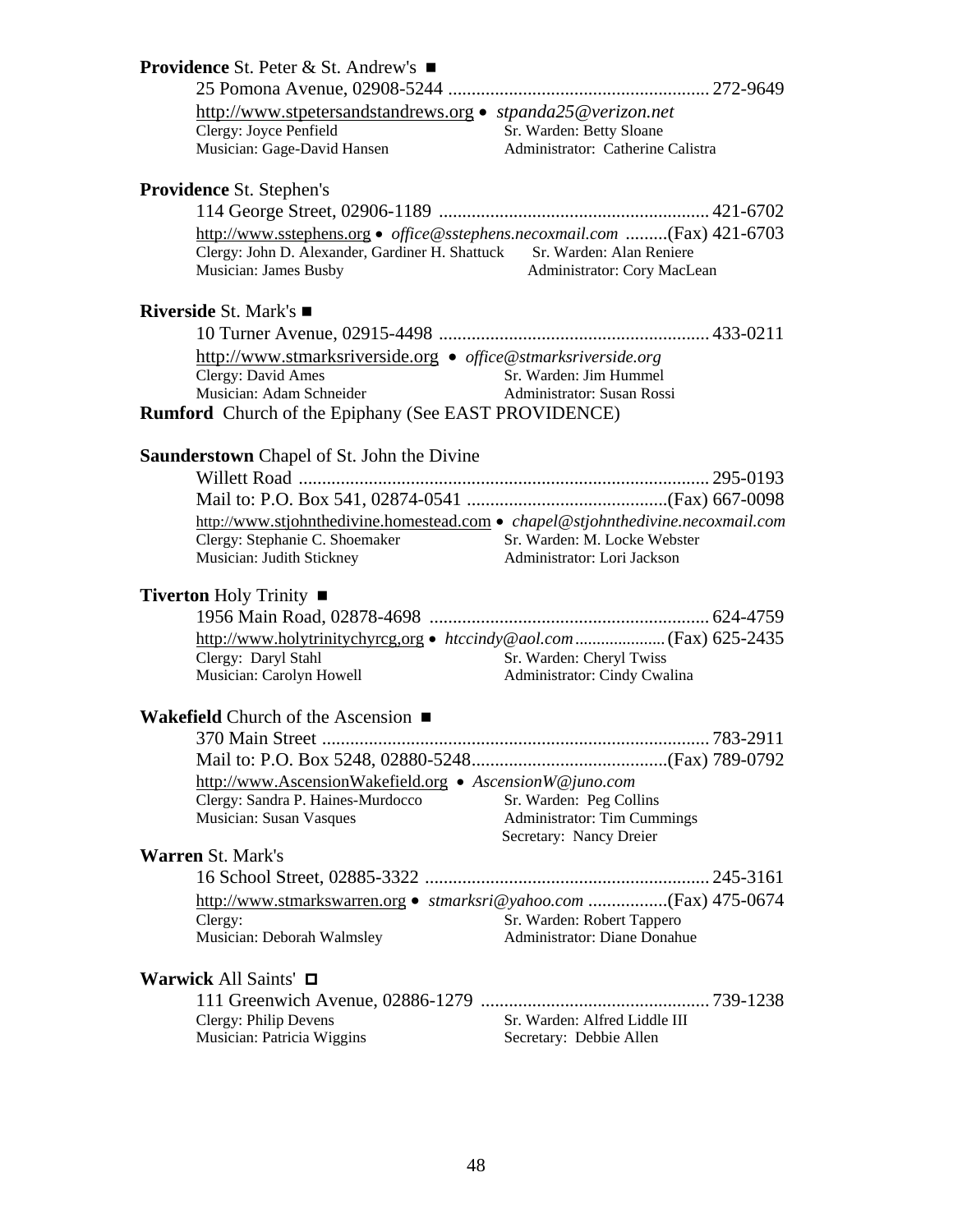**Providence** St. Peter & St. Andrew's ■

25 Pomona Avenue, 02908-5244 ........................................................ 272-9649

http://www.stpetersandstandrews.org • *stpanda25@verizon.net*

Clergy: Joyce Penfield — Sr. Warden: Betty Sloane

Musician: Gage-David Hansen — Administrator: Catherine Calistra

**Providence** St. Stephen's

114 George Street, 02906-1189 .......................................................... 421-6702

http://www.sstephens.org • *office@sstephens.necoxmail.com* .........(Fax) 421-6703

Clergy: John D. Alexander, Gardiner H. Shattuck — Sr. Warden: Alan Reniere

Musician: James Busby — Administrator: Cory MacLean

**Riverside** St. Mark's ■

10 Turner Avenue, 02915-4498 .......................................................... 433-0211

http://www.stmarksriverside.org • *office@stmarksriverside.org*

Clergy: David Ames — Sr. Warden: Jim Hummel

Musician: Adam Schneider — Administrator: Susan Rossi

**Rumford** Church of the Epiphany (See EAST PROVIDENCE)

**Saunderstown** Chapel of St. John the Divine

Willett Road ........................................................................................ 295-0193

Mail to: P.O. Box 541, 02874-0541 ...........................................(Fax) 667-0098

http://www.stjohnthedivine.homestead.com • *chapel@stjohnthedivine.necoxmail.com*

Clergy: Stephanie C. Shoemaker — Sr. Warden: M. Locke Webster

Musician: Judith Stickney — Administrator: Lori Jackson

**Tiverton** Holy Trinity ■

1956 Main Road, 02878-4698 ............................................................ 624-4759

http://www.holytrinitychyrcg,org • *htccindy@aol.com* ..................... (Fax) 625-2435

Clergy: Daryl Stahl — Sr. Warden: Cheryl Twiss

Musician: Carolyn Howell — Administrator: Cindy Cwalina

**Wakefield** Church of the Ascension ■

370 Main Street .................................................................................. 783-2911

Mail to: P.O. Box 5248, 02880-5248..........................................(Fax) 789-0792

http://www.AscensionWakefield.org • *AscensionW@juno.com*

Clergy: Sandra P. Haines-Murdocco — Sr. Warden: Peg Collins

Musician: Susan Vasques — Administrator: Tim Cummings

Secretary: Nancy Dreier

**Warren** St. Mark's

16 School Street, 02885-3322 ............................................................. 245-3161

http://www.stmarkswarren.org • *stmarksri@yahoo.com* .................(Fax) 475-0674

Clergy: — Sr. Warden: Robert Tappero

Musician: Deborah Walmsley — Administrator: Diane Donahue

**Warwick** All Saints' □

111 Greenwich Avenue, 02886-1279 ................................................. 739-1238

Clergy: Philip Devens — Sr. Warden: Alfred Liddle III

Musician: Patricia Wiggins — Secretary: Debbie Allen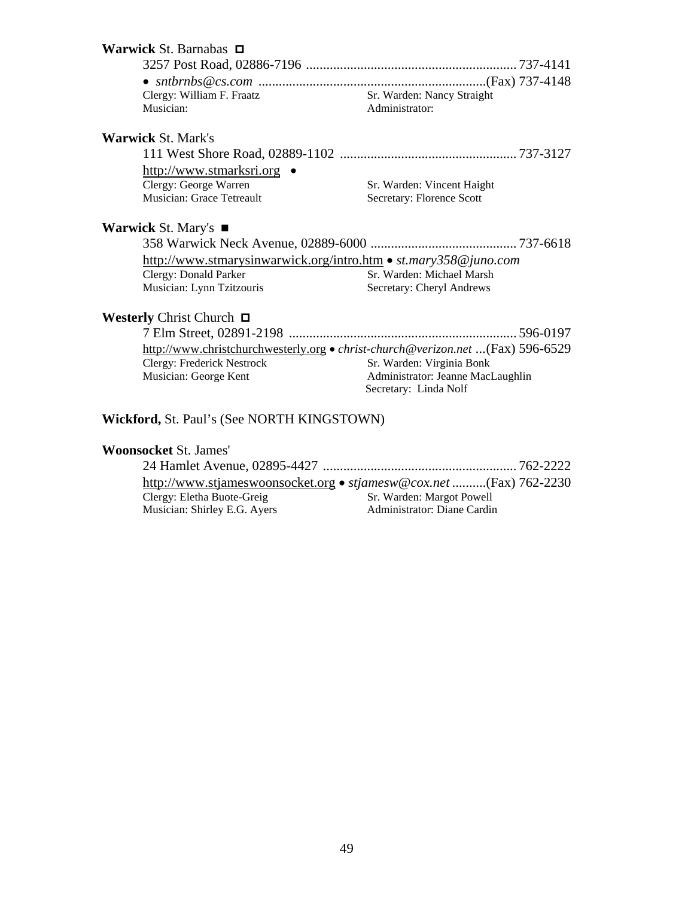**Warwick** St. Barnabas ◻

3257 Post Road, 02886-7196 ............................................................ 737-4141

• *sntbrnbs@cs.com* ..................................................................(Fax) 737-4148

Clergy: William F. Fraatz — Sr. Warden: Nancy Straight

Musician: — Administrator:

**Warwick** St. Mark's

111 West Shore Road, 02889-1102 .................................................... 737-3127

http://www.stmarksri.org •

Clergy: George Warren — Sr. Warden: Vincent Haight

Musician: Grace Tetreault — Secretary: Florence Scott

**Warwick** St. Mary's ■

358 Warwick Neck Avenue, 02889-6000 .......................................... 737-6618

http://www.stmarysinwarwick.org/intro.htm • *st.mary358@juno.com*

Clergy: Donald Parker — Sr. Warden: Michael Marsh

Musician: Lynn Tzitzouris — Secretary: Cheryl Andrews

**Westerly** Christ Church ◻

7 Elm Street, 02891-2198 .................................................................. 596-0197

http://www.christchurchwesterly.org • *christ-church@verizon.net* ...(Fax) 596-6529

Clergy: Frederick Nestrock — Sr. Warden: Virginia Bonk

Musician: George Kent — Administrator: Jeanne MacLaughlin

Secretary: Linda Nolf

**Wickford,** St. Paul's (See NORTH KINGSTOWN)

**Woonsocket** St. James'

24 Hamlet Avenue, 02895-4427 ........................................................ 762-2222

http://www.stjameswoonsocket.org • *stjamesw@cox.net* ..........(Fax) 762-2230

Clergy: Eletha Buote-Greig — Sr. Warden: Margot Powell

Musician: Shirley E.G. Ayers — Administrator: Diane Cardin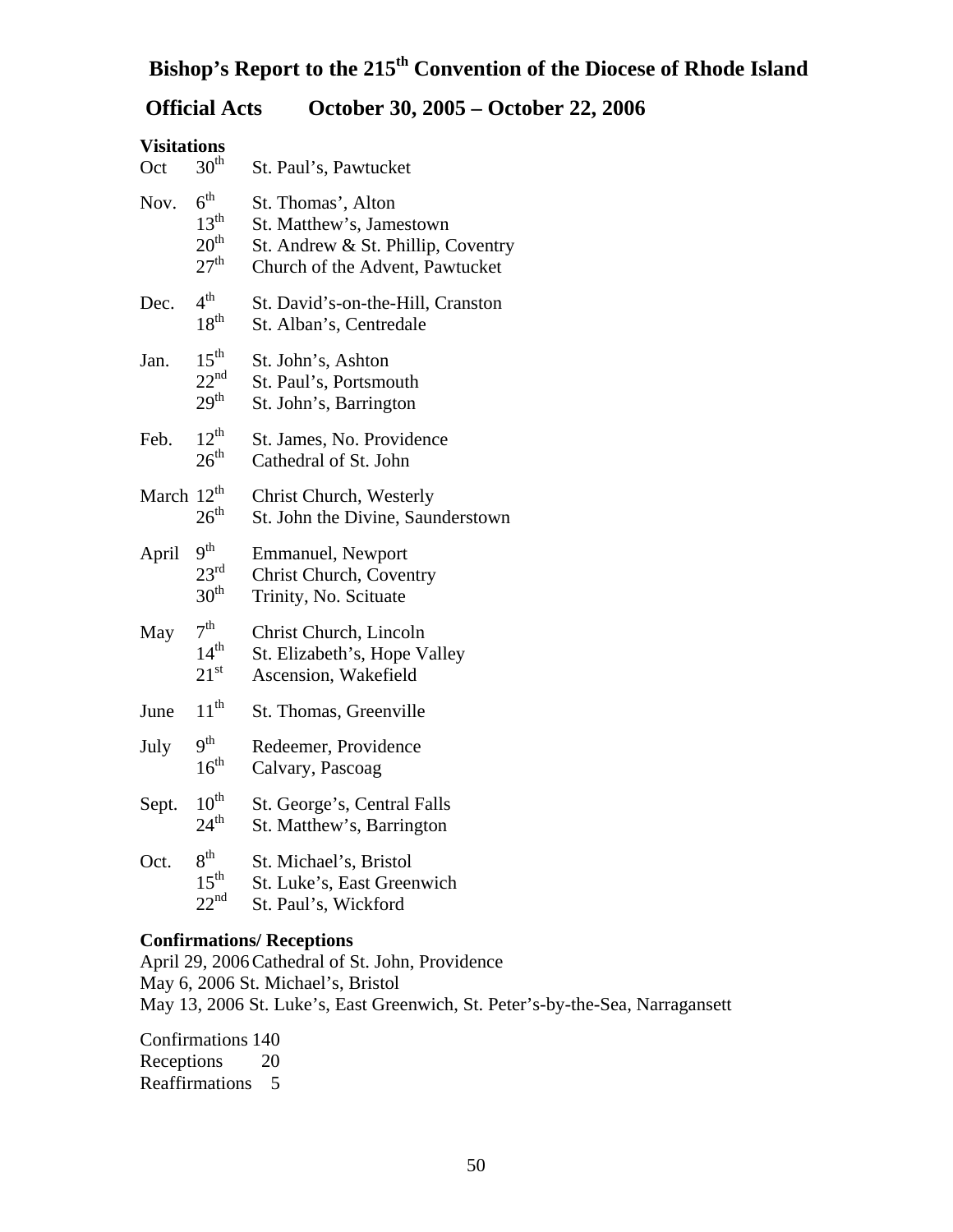# Bishop's Report to the 215th Convention of the Diocese of Rhode Island

## Official Acts October 30, 2005 – October 22, 2006

**Visitations**

| Month | Day | Parish |
|---|---|---|
| Oct | 30th | St. Paul's, Pawtucket |
| Nov. | 6th | St. Thomas', Alton |
| | 13th | St. Matthew's, Jamestown |
| | 20th | St. Andrew & St. Phillip, Coventry |
| | 27th | Church of the Advent, Pawtucket |
| Dec. | 4th | St. David's-on-the-Hill, Cranston |
| | 18th | St. Alban's, Centredale |
| Jan. | 15th | St. John's, Ashton |
| | 22nd | St. Paul's, Portsmouth |
| | 29th | St. John's, Barrington |
| Feb. | 12th | St. James, No. Providence |
| | 26th | Cathedral of St. John |
| March | 12th | Christ Church, Westerly |
| | 26th | St. John the Divine, Saunderstown |
| April | 9th | Emmanuel, Newport |
| | 23rd | Christ Church, Coventry |
| | 30th | Trinity, No. Scituate |
| May | 7th | Christ Church, Lincoln |
| | 14th | St. Elizabeth's, Hope Valley |
| | 21st | Ascension, Wakefield |
| June | 11th | St. Thomas, Greenville |
| July | 9th | Redeemer, Providence |
| | 16th | Calvary, Pascoag |
| Sept. | 10th | St. George's, Central Falls |
| | 24th | St. Matthew's, Barrington |
| Oct. | 8th | St. Michael's, Bristol |
| | 15th | St. Luke's, East Greenwich |
| | 22nd | St. Paul's, Wickford |

**Confirmations/ Receptions**

April 29, 2006 Cathedral of St. John, Providence
May 6, 2006 St. Michael's, Bristol
May 13, 2006 St. Luke's, East Greenwich, St. Peter's-by-the-Sea, Narragansett

Confirmations 140
Receptions 20
Reaffirmations 5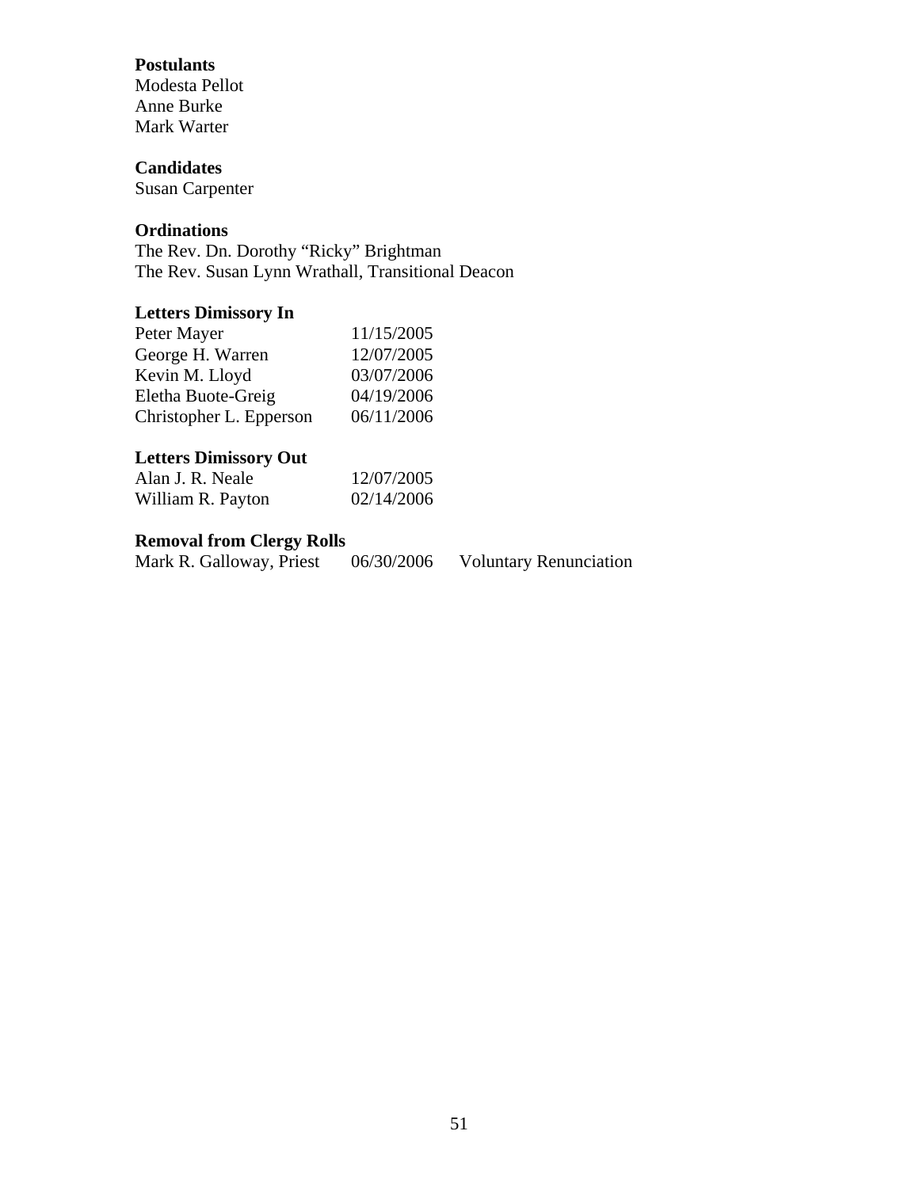**Postulants**

Modesta Pellot
Anne Burke
Mark Warter

**Candidates**

Susan Carpenter

**Ordinations**

The Rev. Dn. Dorothy “Ricky” Brightman
The Rev. Susan Lynn Wrathall, Transitional Deacon

**Letters Dimissory In**

| | |
|---|---|
| Peter Mayer | 11/15/2005 |
| George H. Warren | 12/07/2005 |
| Kevin M. Lloyd | 03/07/2006 |
| Eletha Buote-Greig | 04/19/2006 |
| Christopher L. Epperson | 06/11/2006 |

**Letters Dimissory Out**

| | |
|---|---|
| Alan J. R. Neale | 12/07/2005 |
| William R. Payton | 02/14/2006 |

**Removal from Clergy Rolls**

| | | |
|---|---|---|
| Mark R. Galloway, Priest | 06/30/2006 | Voluntary Renunciation |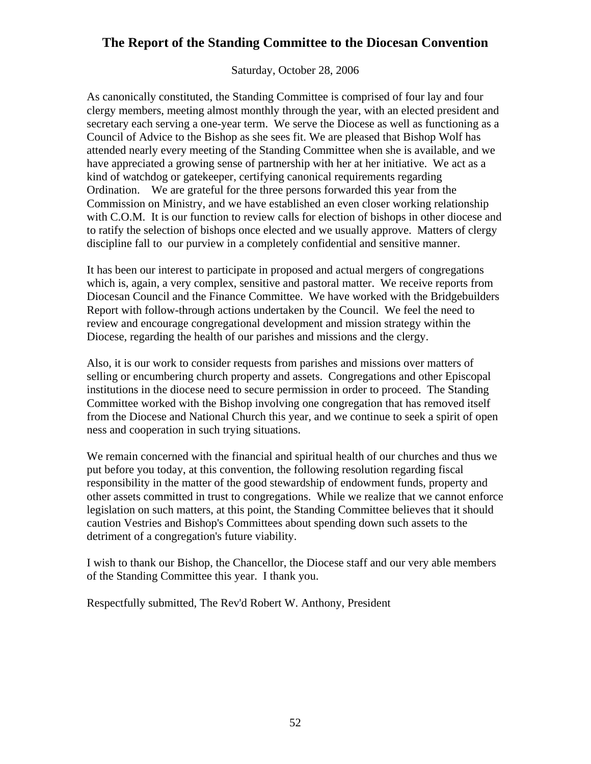# The Report of the Standing Committee to the Diocesan Convention

Saturday, October 28, 2006

As canonically constituted, the Standing Committee is comprised of four lay and four clergy members, meeting almost monthly through the year, with an elected president and secretary each serving a one-year term. We serve the Diocese as well as functioning as a Council of Advice to the Bishop as she sees fit. We are pleased that Bishop Wolf has attended nearly every meeting of the Standing Committee when she is available, and we have appreciated a growing sense of partnership with her at her initiative. We act as a kind of watchdog or gatekeeper, certifying canonical requirements regarding Ordination. We are grateful for the three persons forwarded this year from the Commission on Ministry, and we have established an even closer working relationship with C.O.M. It is our function to review calls for election of bishops in other diocese and to ratify the selection of bishops once elected and we usually approve. Matters of clergy discipline fall to our purview in a completely confidential and sensitive manner.

It has been our interest to participate in proposed and actual mergers of congregations which is, again, a very complex, sensitive and pastoral matter. We receive reports from Diocesan Council and the Finance Committee. We have worked with the Bridgebuilders Report with follow-through actions undertaken by the Council. We feel the need to review and encourage congregational development and mission strategy within the Diocese, regarding the health of our parishes and missions and the clergy.

Also, it is our work to consider requests from parishes and missions over matters of selling or encumbering church property and assets. Congregations and other Episcopal institutions in the diocese need to secure permission in order to proceed. The Standing Committee worked with the Bishop involving one congregation that has removed itself from the Diocese and National Church this year, and we continue to seek a spirit of open ness and cooperation in such trying situations.

We remain concerned with the financial and spiritual health of our churches and thus we put before you today, at this convention, the following resolution regarding fiscal responsibility in the matter of the good stewardship of endowment funds, property and other assets committed in trust to congregations. While we realize that we cannot enforce legislation on such matters, at this point, the Standing Committee believes that it should caution Vestries and Bishop's Committees about spending down such assets to the detriment of a congregation's future viability.

I wish to thank our Bishop, the Chancellor, the Diocese staff and our very able members of the Standing Committee this year. I thank you.

Respectfully submitted, The Rev'd Robert W. Anthony, President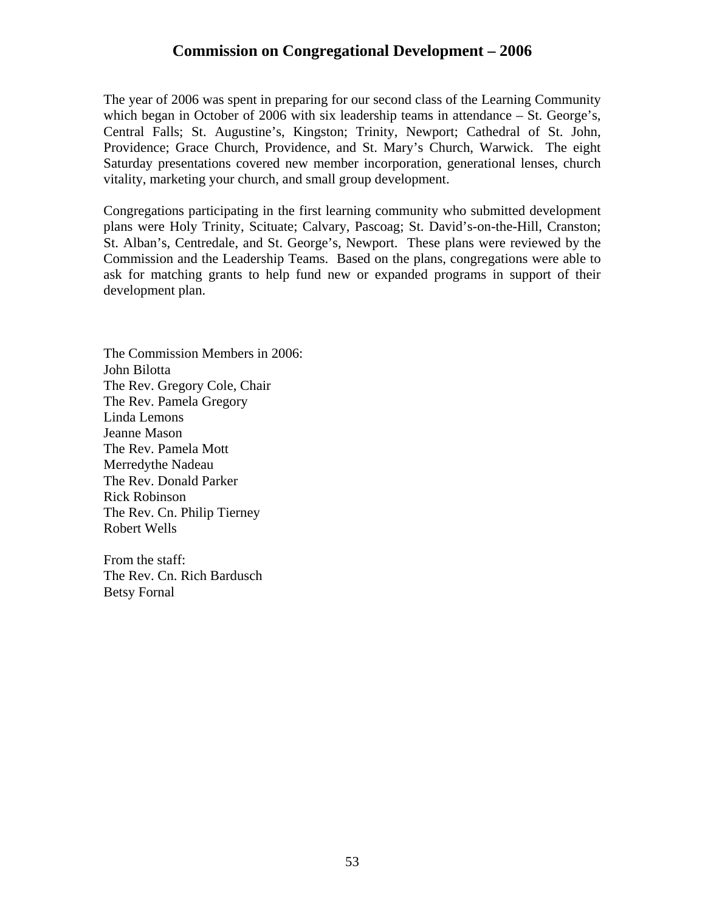# Commission on Congregational Development – 2006

The year of 2006 was spent in preparing for our second class of the Learning Community which began in October of 2006 with six leadership teams in attendance – St. George's, Central Falls; St. Augustine's, Kingston; Trinity, Newport; Cathedral of St. John, Providence; Grace Church, Providence, and St. Mary's Church, Warwick. The eight Saturday presentations covered new member incorporation, generational lenses, church vitality, marketing your church, and small group development.

Congregations participating in the first learning community who submitted development plans were Holy Trinity, Scituate; Calvary, Pascoag; St. David's-on-the-Hill, Cranston; St. Alban's, Centredale, and St. George's, Newport. These plans were reviewed by the Commission and the Leadership Teams. Based on the plans, congregations were able to ask for matching grants to help fund new or expanded programs in support of their development plan.

The Commission Members in 2006:
John Bilotta
The Rev. Gregory Cole, Chair
The Rev. Pamela Gregory
Linda Lemons
Jeanne Mason
The Rev. Pamela Mott
Merredythe Nadeau
The Rev. Donald Parker
Rick Robinson
The Rev. Cn. Philip Tierney
Robert Wells

From the staff:
The Rev. Cn. Rich Bardusch
Betsy Fornal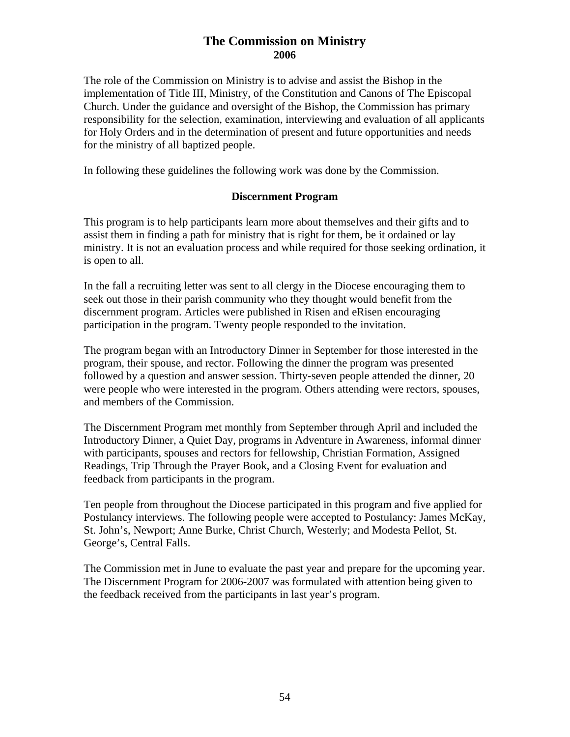# The Commission on Ministry
**2006**

The role of the Commission on Ministry is to advise and assist the Bishop in the implementation of Title III, Ministry, of the Constitution and Canons of The Episcopal Church. Under the guidance and oversight of the Bishop, the Commission has primary responsibility for the selection, examination, interviewing and evaluation of all applicants for Holy Orders and in the determination of present and future opportunities and needs for the ministry of all baptized people.

In following these guidelines the following work was done by the Commission.

## Discernment Program

This program is to help participants learn more about themselves and their gifts and to assist them in finding a path for ministry that is right for them, be it ordained or lay ministry. It is not an evaluation process and while required for those seeking ordination, it is open to all.

In the fall a recruiting letter was sent to all clergy in the Diocese encouraging them to seek out those in their parish community who they thought would benefit from the discernment program. Articles were published in Risen and eRisen encouraging participation in the program. Twenty people responded to the invitation.

The program began with an Introductory Dinner in September for those interested in the program, their spouse, and rector. Following the dinner the program was presented followed by a question and answer session. Thirty-seven people attended the dinner, 20 were people who were interested in the program. Others attending were rectors, spouses, and members of the Commission.

The Discernment Program met monthly from September through April and included the Introductory Dinner, a Quiet Day, programs in Adventure in Awareness, informal dinner with participants, spouses and rectors for fellowship, Christian Formation, Assigned Readings, Trip Through the Prayer Book, and a Closing Event for evaluation and feedback from participants in the program.

Ten people from throughout the Diocese participated in this program and five applied for Postulancy interviews. The following people were accepted to Postulancy: James McKay, St. John's, Newport; Anne Burke, Christ Church, Westerly; and Modesta Pellot, St. George's, Central Falls.

The Commission met in June to evaluate the past year and prepare for the upcoming year. The Discernment Program for 2006-2007 was formulated with attention being given to the feedback received from the participants in last year's program.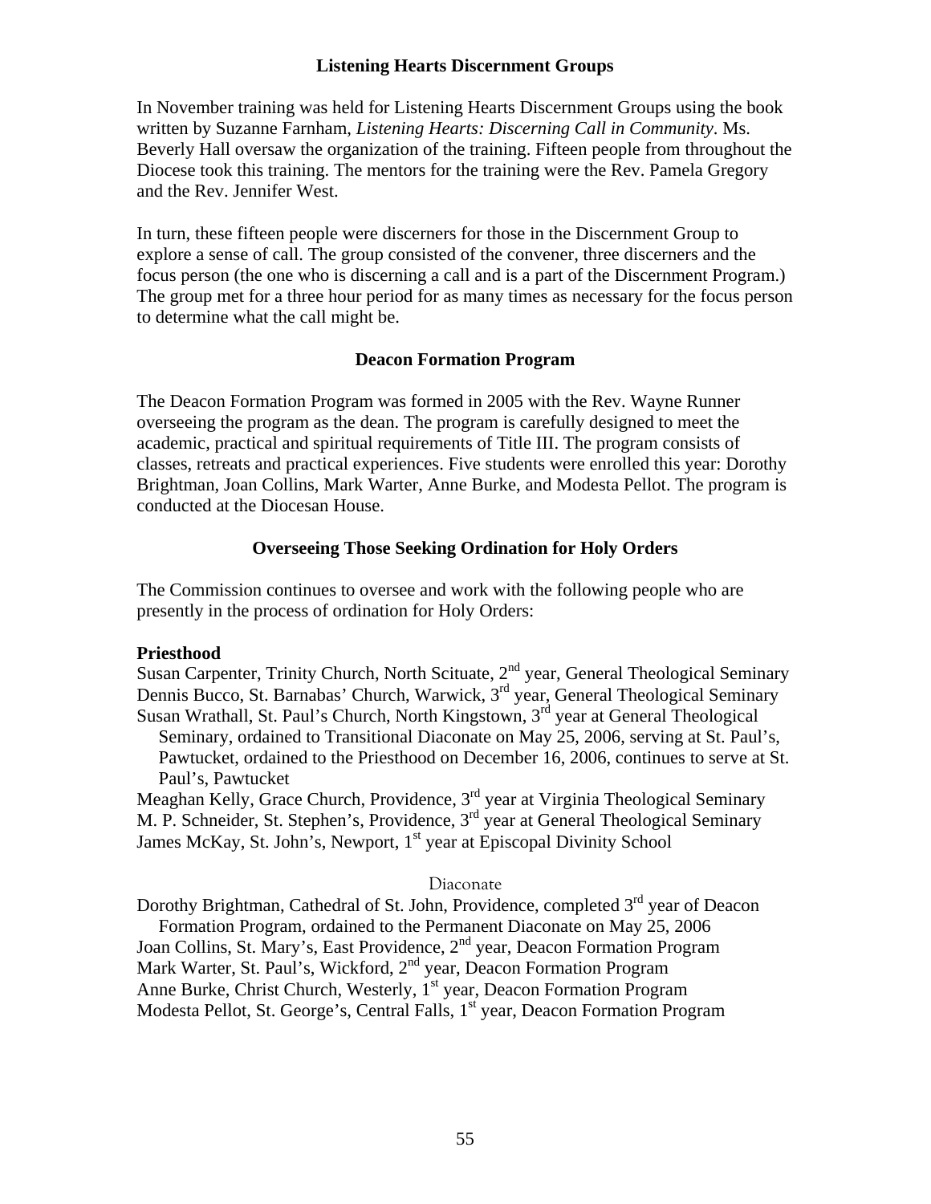## Listening Hearts Discernment Groups

In November training was held for Listening Hearts Discernment Groups using the book written by Suzanne Farnham, *Listening Hearts: Discerning Call in Community*. Ms. Beverly Hall oversaw the organization of the training. Fifteen people from throughout the Diocese took this training. The mentors for the training were the Rev. Pamela Gregory and the Rev. Jennifer West.

In turn, these fifteen people were discerners for those in the Discernment Group to explore a sense of call. The group consisted of the convener, three discerners and the focus person (the one who is discerning a call and is a part of the Discernment Program.) The group met for a three hour period for as many times as necessary for the focus person to determine what the call might be.

## Deacon Formation Program

The Deacon Formation Program was formed in 2005 with the Rev. Wayne Runner overseeing the program as the dean. The program is carefully designed to meet the academic, practical and spiritual requirements of Title III. The program consists of classes, retreats and practical experiences. Five students were enrolled this year: Dorothy Brightman, Joan Collins, Mark Warter, Anne Burke, and Modesta Pellot. The program is conducted at the Diocesan House.

## Overseeing Those Seeking Ordination for Holy Orders

The Commission continues to oversee and work with the following people who are presently in the process of ordination for Holy Orders:

**Priesthood**

Susan Carpenter, Trinity Church, North Scituate, 2nd year, General Theological Seminary
Dennis Bucco, St. Barnabas' Church, Warwick, 3rd year, General Theological Seminary
Susan Wrathall, St. Paul's Church, North Kingstown, 3rd year at General Theological Seminary, ordained to Transitional Diaconate on May 25, 2006, serving at St. Paul's, Pawtucket, ordained to the Priesthood on December 16, 2006, continues to serve at St. Paul's, Pawtucket
Meaghan Kelly, Grace Church, Providence, 3rd year at Virginia Theological Seminary
M. P. Schneider, St. Stephen's, Providence, 3rd year at General Theological Seminary
James McKay, St. John's, Newport, 1st year at Episcopal Divinity School

Diaconate

Dorothy Brightman, Cathedral of St. John, Providence, completed 3rd year of Deacon Formation Program, ordained to the Permanent Diaconate on May 25, 2006
Joan Collins, St. Mary's, East Providence, 2nd year, Deacon Formation Program
Mark Warter, St. Paul's, Wickford, 2nd year, Deacon Formation Program
Anne Burke, Christ Church, Westerly, 1st year, Deacon Formation Program
Modesta Pellot, St. George's, Central Falls, 1st year, Deacon Formation Program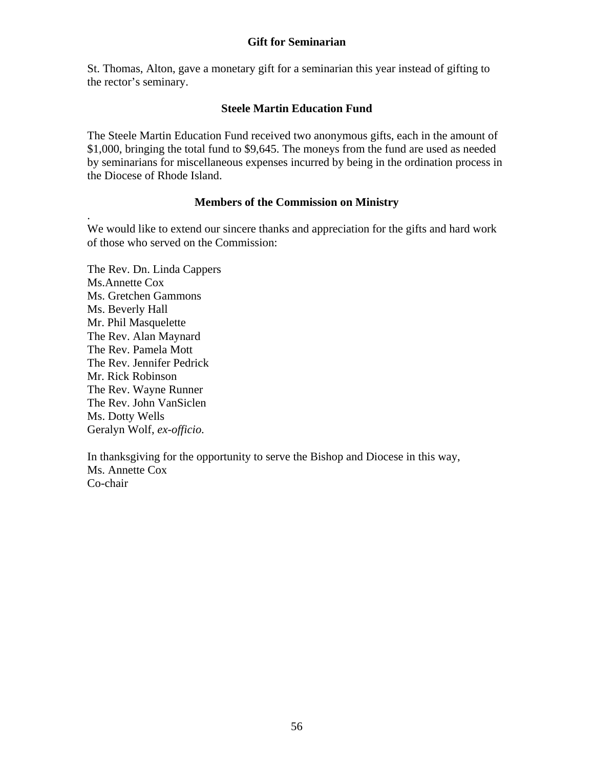### Gift for Seminarian

St. Thomas, Alton, gave a monetary gift for a seminarian this year instead of gifting to the rector's seminary.

### Steele Martin Education Fund

The Steele Martin Education Fund received two anonymous gifts, each in the amount of $1,000, bringing the total fund to $9,645. The moneys from the fund are used as needed by seminarians for miscellaneous expenses incurred by being in the ordination process in the Diocese of Rhode Island.

### Members of the Commission on Ministry

.
We would like to extend our sincere thanks and appreciation for the gifts and hard work of those who served on the Commission:

The Rev. Dn. Linda Cappers
Ms.Annette Cox
Ms. Gretchen Gammons
Ms. Beverly Hall
Mr. Phil Masquelette
The Rev. Alan Maynard
The Rev. Pamela Mott
The Rev. Jennifer Pedrick
Mr. Rick Robinson
The Rev. Wayne Runner
The Rev. John VanSiclen
Ms. Dotty Wells
Geralyn Wolf, *ex-officio.*

In thanksgiving for the opportunity to serve the Bishop and Diocese in this way,
Ms. Annette Cox
Co-chair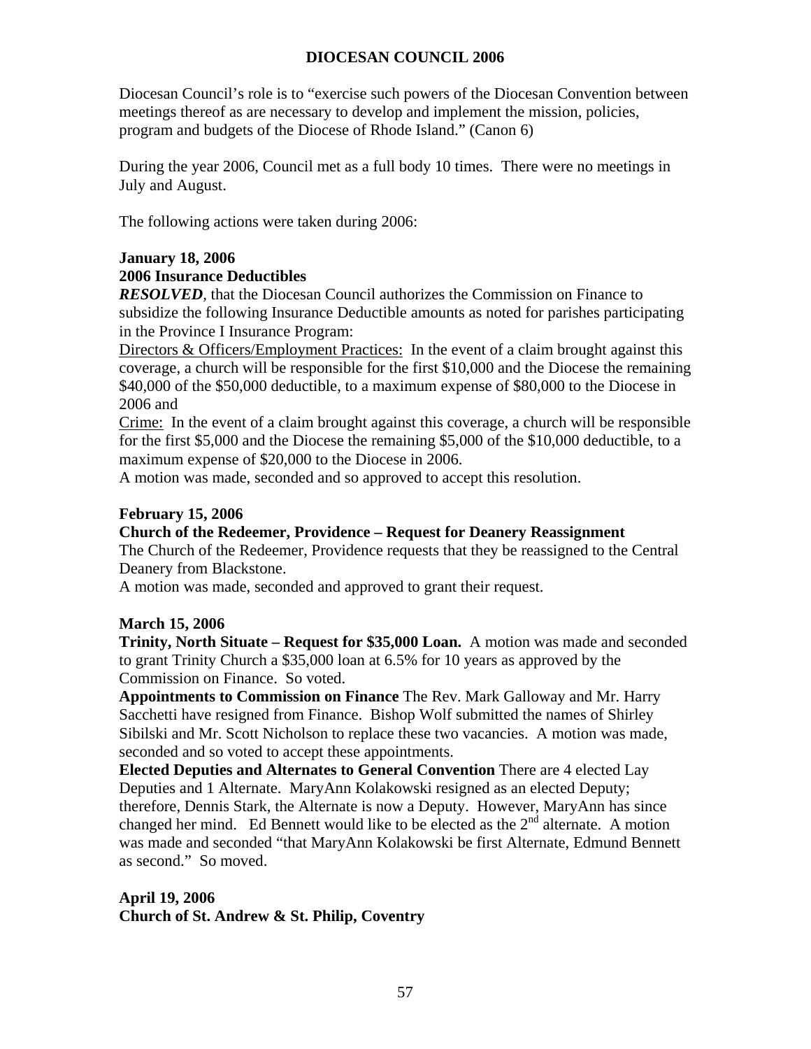# DIOCESAN COUNCIL 2006

Diocesan Council's role is to "exercise such powers of the Diocesan Convention between meetings thereof as are necessary to develop and implement the mission, policies, program and budgets of the Diocese of Rhode Island." (Canon 6)

During the year 2006, Council met as a full body 10 times. There were no meetings in July and August.

The following actions were taken during 2006:

**January 18, 2006**
**2006 Insurance Deductibles**
***RESOLVED***, that the Diocesan Council authorizes the Commission on Finance to subsidize the following Insurance Deductible amounts as noted for parishes participating in the Province I Insurance Program:
Directors & Officers/Employment Practices: In the event of a claim brought against this coverage, a church will be responsible for the first $10,000 and the Diocese the remaining $40,000 of the $50,000 deductible, to a maximum expense of $80,000 to the Diocese in 2006 and
Crime: In the event of a claim brought against this coverage, a church will be responsible for the first $5,000 and the Diocese the remaining $5,000 of the $10,000 deductible, to a maximum expense of $20,000 to the Diocese in 2006.
A motion was made, seconded and so approved to accept this resolution.

**February 15, 2006**
**Church of the Redeemer, Providence – Request for Deanery Reassignment**
The Church of the Redeemer, Providence requests that they be reassigned to the Central Deanery from Blackstone.
A motion was made, seconded and approved to grant their request.

**March 15, 2006**
**Trinity, North Situate – Request for $35,000 Loan.** A motion was made and seconded to grant Trinity Church a $35,000 loan at 6.5% for 10 years as approved by the Commission on Finance. So voted.
**Appointments to Commission on Finance** The Rev. Mark Galloway and Mr. Harry Sacchetti have resigned from Finance. Bishop Wolf submitted the names of Shirley Sibilski and Mr. Scott Nicholson to replace these two vacancies. A motion was made, seconded and so voted to accept these appointments.
**Elected Deputies and Alternates to General Convention** There are 4 elected Lay Deputies and 1 Alternate. MaryAnn Kolakowski resigned as an elected Deputy; therefore, Dennis Stark, the Alternate is now a Deputy. However, MaryAnn has since changed her mind. Ed Bennett would like to be elected as the 2nd alternate. A motion was made and seconded "that MaryAnn Kolakowski be first Alternate, Edmund Bennett as second." So moved.

**April 19, 2006**
**Church of St. Andrew & St. Philip, Coventry**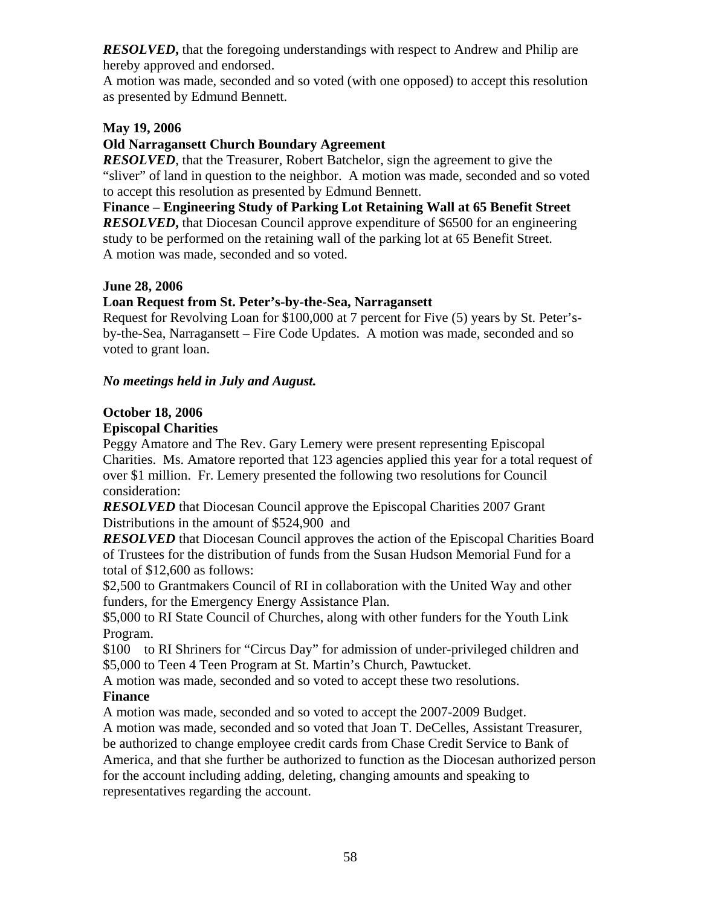***RESOLVED*,** that the foregoing understandings with respect to Andrew and Philip are hereby approved and endorsed.
A motion was made, seconded and so voted (with one opposed) to accept this resolution as presented by Edmund Bennett.

**May 19, 2006**

**Old Narragansett Church Boundary Agreement**

***RESOLVED***, that the Treasurer, Robert Batchelor, sign the agreement to give the "sliver" of land in question to the neighbor. A motion was made, seconded and so voted to accept this resolution as presented by Edmund Bennett.

**Finance – Engineering Study of Parking Lot Retaining Wall at 65 Benefit Street**

***RESOLVED*,** that Diocesan Council approve expenditure of $6500 for an engineering study to be performed on the retaining wall of the parking lot at 65 Benefit Street.
A motion was made, seconded and so voted.

**June 28, 2006**

**Loan Request from St. Peter's-by-the-Sea, Narragansett**

Request for Revolving Loan for $100,000 at 7 percent for Five (5) years by St. Peter's-by-the-Sea, Narragansett – Fire Code Updates. A motion was made, seconded and so voted to grant loan.

***No meetings held in July and August.***

**October 18, 2006**

**Episcopal Charities**

Peggy Amatore and The Rev. Gary Lemery were present representing Episcopal Charities. Ms. Amatore reported that 123 agencies applied this year for a total request of over $1 million. Fr. Lemery presented the following two resolutions for Council consideration:

***RESOLVED*** that Diocesan Council approve the Episcopal Charities 2007 Grant Distributions in the amount of $524,900 and

***RESOLVED*** that Diocesan Council approves the action of the Episcopal Charities Board of Trustees for the distribution of funds from the Susan Hudson Memorial Fund for a total of $12,600 as follows:

$2,500 to Grantmakers Council of RI in collaboration with the United Way and other funders, for the Emergency Energy Assistance Plan.

$5,000 to RI State Council of Churches, along with other funders for the Youth Link Program.

$100 to RI Shriners for "Circus Day" for admission of under-privileged children and

$5,000 to Teen 4 Teen Program at St. Martin's Church, Pawtucket.

A motion was made, seconded and so voted to accept these two resolutions.

**Finance**

A motion was made, seconded and so voted to accept the 2007-2009 Budget.

A motion was made, seconded and so voted that Joan T. DeCelles, Assistant Treasurer, be authorized to change employee credit cards from Chase Credit Service to Bank of America, and that she further be authorized to function as the Diocesan authorized person for the account including adding, deleting, changing amounts and speaking to representatives regarding the account.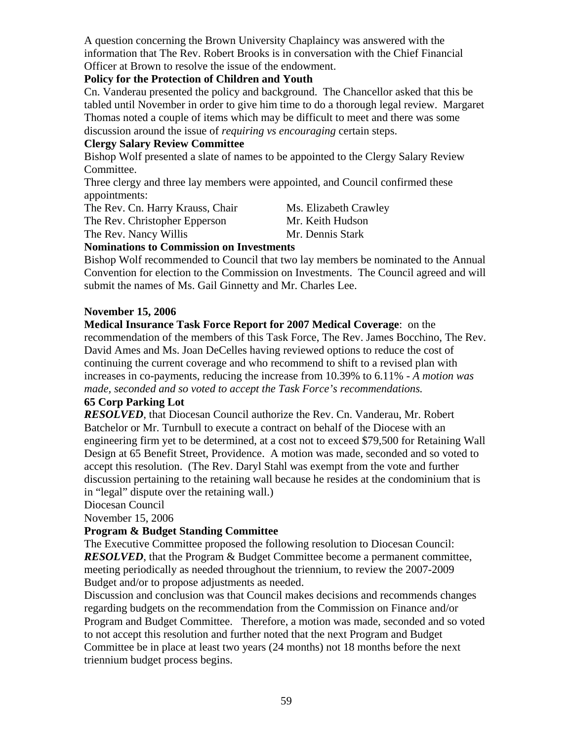A question concerning the Brown University Chaplaincy was answered with the information that The Rev. Robert Brooks is in conversation with the Chief Financial Officer at Brown to resolve the issue of the endowment.

**Policy for the Protection of Children and Youth**

Cn. Vanderau presented the policy and background. The Chancellor asked that this be tabled until November in order to give him time to do a thorough legal review. Margaret Thomas noted a couple of items which may be difficult to meet and there was some discussion around the issue of *requiring vs encouraging* certain steps.

**Clergy Salary Review Committee**

Bishop Wolf presented a slate of names to be appointed to the Clergy Salary Review Committee.

Three clergy and three lay members were appointed, and Council confirmed these appointments:

| | |
|---|---|
| The Rev. Cn. Harry Krauss, Chair | Ms. Elizabeth Crawley |
| The Rev. Christopher Epperson | Mr. Keith Hudson |
| The Rev. Nancy Willis | Mr. Dennis Stark |

**Nominations to Commission on Investments**

Bishop Wolf recommended to Council that two lay members be nominated to the Annual Convention for election to the Commission on Investments. The Council agreed and will submit the names of Ms. Gail Ginnetty and Mr. Charles Lee.

**November 15, 2006**

**Medical Insurance Task Force Report for 2007 Medical Coverage**: on the recommendation of the members of this Task Force, The Rev. James Bocchino, The Rev. David Ames and Ms. Joan DeCelles having reviewed options to reduce the cost of continuing the current coverage and who recommend to shift to a revised plan with increases in co-payments, reducing the increase from 10.39% to 6.11% - *A motion was made, seconded and so voted to accept the Task Force's recommendations.*

**65 Corp Parking Lot**

***RESOLVED***, that Diocesan Council authorize the Rev. Cn. Vanderau, Mr. Robert Batchelor or Mr. Turnbull to execute a contract on behalf of the Diocese with an engineering firm yet to be determined, at a cost not to exceed $79,500 for Retaining Wall Design at 65 Benefit Street, Providence. A motion was made, seconded and so voted to accept this resolution. (The Rev. Daryl Stahl was exempt from the vote and further discussion pertaining to the retaining wall because he resides at the condominium that is in "legal" dispute over the retaining wall.)

Diocesan Council

November 15, 2006

**Program & Budget Standing Committee**

The Executive Committee proposed the following resolution to Diocesan Council:

***RESOLVED***, that the Program & Budget Committee become a permanent committee, meeting periodically as needed throughout the triennium, to review the 2007-2009 Budget and/or to propose adjustments as needed.

Discussion and conclusion was that Council makes decisions and recommends changes regarding budgets on the recommendation from the Commission on Finance and/or Program and Budget Committee. Therefore, a motion was made, seconded and so voted to not accept this resolution and further noted that the next Program and Budget Committee be in place at least two years (24 months) not 18 months before the next triennium budget process begins.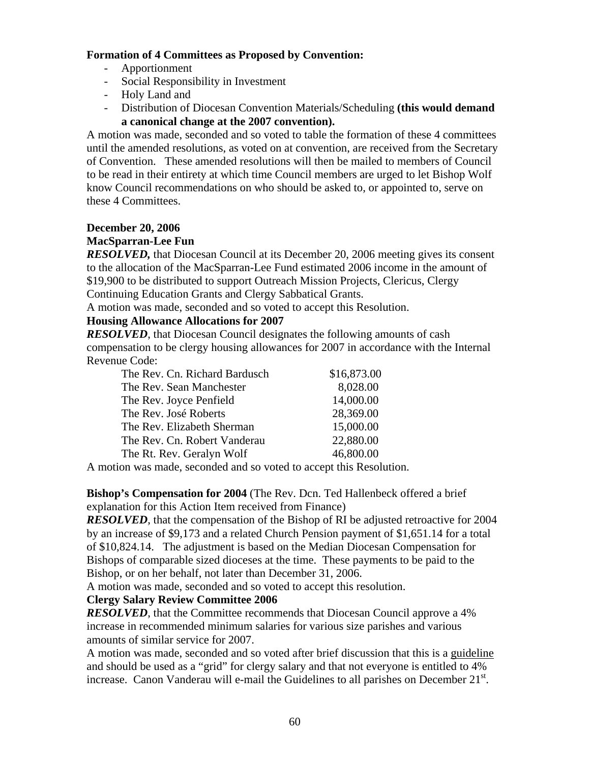**Formation of 4 Committees as Proposed by Convention:**

- Apportionment
- Social Responsibility in Investment
- Holy Land and
- Distribution of Diocesan Convention Materials/Scheduling **(this would demand a canonical change at the 2007 convention).**

A motion was made, seconded and so voted to table the formation of these 4 committees until the amended resolutions, as voted on at convention, are received from the Secretary of Convention. These amended resolutions will then be mailed to members of Council to be read in their entirety at which time Council members are urged to let Bishop Wolf know Council recommendations on who should be asked to, or appointed to, serve on these 4 Committees.

**December 20, 2006**

**MacSparran-Lee Fun**

***RESOLVED,*** that Diocesan Council at its December 20, 2006 meeting gives its consent to the allocation of the MacSparran-Lee Fund estimated 2006 income in the amount of $19,900 to be distributed to support Outreach Mission Projects, Clericus, Clergy Continuing Education Grants and Clergy Sabbatical Grants.

A motion was made, seconded and so voted to accept this Resolution.

**Housing Allowance Allocations for 2007**

***RESOLVED***, that Diocesan Council designates the following amounts of cash compensation to be clergy housing allowances for 2007 in accordance with the Internal Revenue Code:

| | |
|---|---|
| The Rev. Cn. Richard Bardusch | $16,873.00 |
| The Rev. Sean Manchester | 8,028.00 |
| The Rev. Joyce Penfield | 14,000.00 |
| The Rev. José Roberts | 28,369.00 |
| The Rev. Elizabeth Sherman | 15,000.00 |
| The Rev. Cn. Robert Vanderau | 22,880.00 |
| The Rt. Rev. Geralyn Wolf | 46,800.00 |

A motion was made, seconded and so voted to accept this Resolution.

**Bishop's Compensation for 2004** (The Rev. Dcn. Ted Hallenbeck offered a brief explanation for this Action Item received from Finance)

***RESOLVED***, that the compensation of the Bishop of RI be adjusted retroactive for 2004 by an increase of $9,173 and a related Church Pension payment of $1,651.14 for a total of $10,824.14. The adjustment is based on the Median Diocesan Compensation for Bishops of comparable sized dioceses at the time. These payments to be paid to the Bishop, or on her behalf, not later than December 31, 2006.

A motion was made, seconded and so voted to accept this resolution.

**Clergy Salary Review Committee 2006**

***RESOLVED***, that the Committee recommends that Diocesan Council approve a 4% increase in recommended minimum salaries for various size parishes and various amounts of similar service for 2007.

A motion was made, seconded and so voted after brief discussion that this is a guideline and should be used as a "grid" for clergy salary and that not everyone is entitled to 4% increase. Canon Vanderau will e-mail the Guidelines to all parishes on December 21st.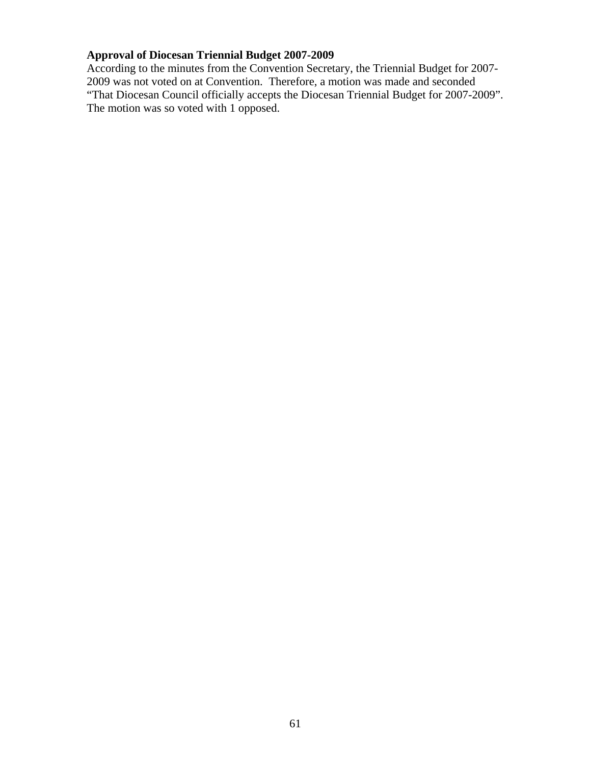**Approval of Diocesan Triennial Budget 2007-2009**

According to the minutes from the Convention Secretary, the Triennial Budget for 2007-2009 was not voted on at Convention. Therefore, a motion was made and seconded "That Diocesan Council officially accepts the Diocesan Triennial Budget for 2007-2009". The motion was so voted with 1 opposed.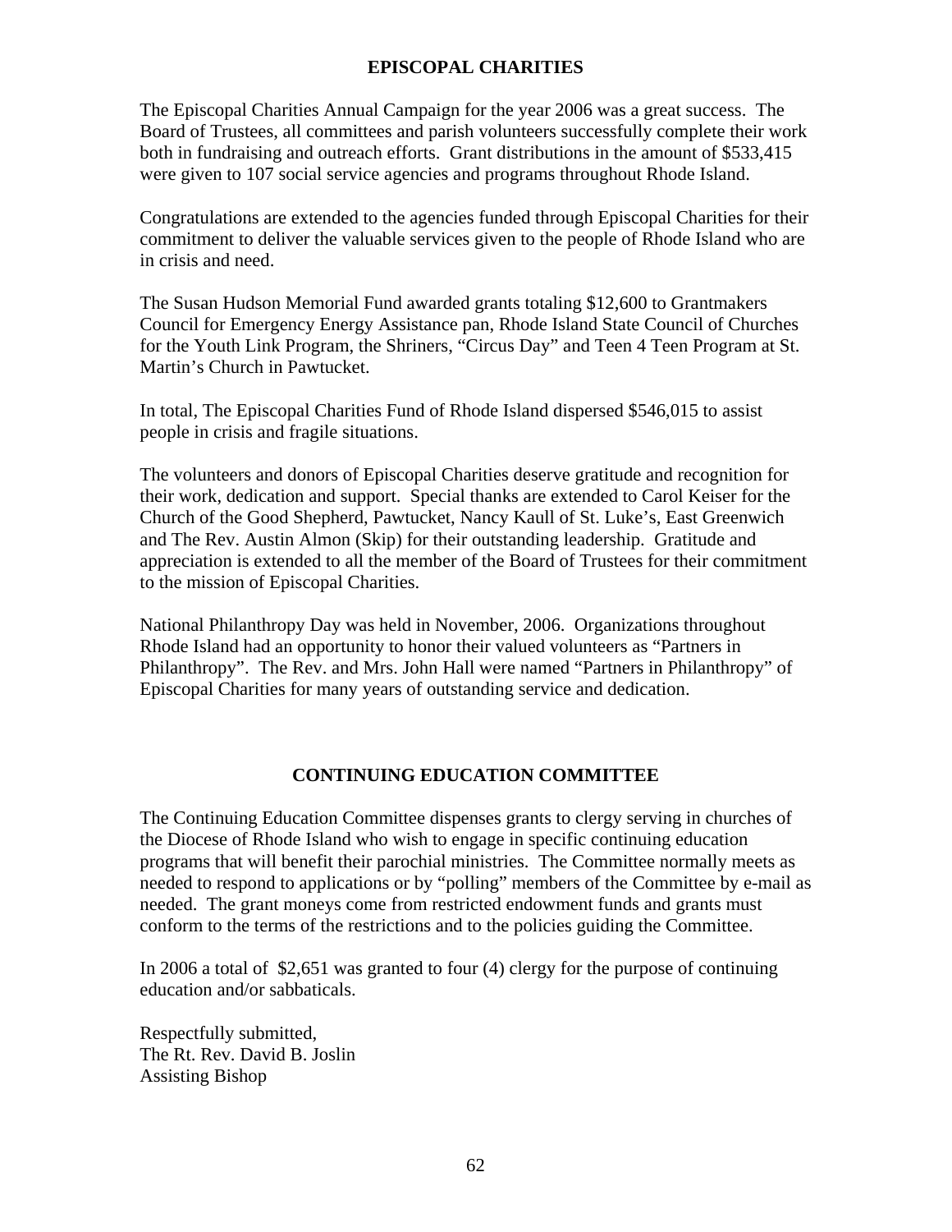## EPISCOPAL CHARITIES

The Episcopal Charities Annual Campaign for the year 2006 was a great success. The Board of Trustees, all committees and parish volunteers successfully complete their work both in fundraising and outreach efforts. Grant distributions in the amount of $533,415 were given to 107 social service agencies and programs throughout Rhode Island.

Congratulations are extended to the agencies funded through Episcopal Charities for their commitment to deliver the valuable services given to the people of Rhode Island who are in crisis and need.

The Susan Hudson Memorial Fund awarded grants totaling $12,600 to Grantmakers Council for Emergency Energy Assistance pan, Rhode Island State Council of Churches for the Youth Link Program, the Shriners, "Circus Day" and Teen 4 Teen Program at St. Martin's Church in Pawtucket.

In total, The Episcopal Charities Fund of Rhode Island dispersed $546,015 to assist people in crisis and fragile situations.

The volunteers and donors of Episcopal Charities deserve gratitude and recognition for their work, dedication and support. Special thanks are extended to Carol Keiser for the Church of the Good Shepherd, Pawtucket, Nancy Kaull of St. Luke's, East Greenwich and The Rev. Austin Almon (Skip) for their outstanding leadership. Gratitude and appreciation is extended to all the member of the Board of Trustees for their commitment to the mission of Episcopal Charities.

National Philanthropy Day was held in November, 2006. Organizations throughout Rhode Island had an opportunity to honor their valued volunteers as "Partners in Philanthropy". The Rev. and Mrs. John Hall were named "Partners in Philanthropy" of Episcopal Charities for many years of outstanding service and dedication.

## CONTINUING EDUCATION COMMITTEE

The Continuing Education Committee dispenses grants to clergy serving in churches of the Diocese of Rhode Island who wish to engage in specific continuing education programs that will benefit their parochial ministries. The Committee normally meets as needed to respond to applications or by "polling" members of the Committee by e-mail as needed. The grant moneys come from restricted endowment funds and grants must conform to the terms of the restrictions and to the policies guiding the Committee.

In 2006 a total of $2,651 was granted to four (4) clergy for the purpose of continuing education and/or sabbaticals.

Respectfully submitted,
The Rt. Rev. David B. Joslin
Assisting Bishop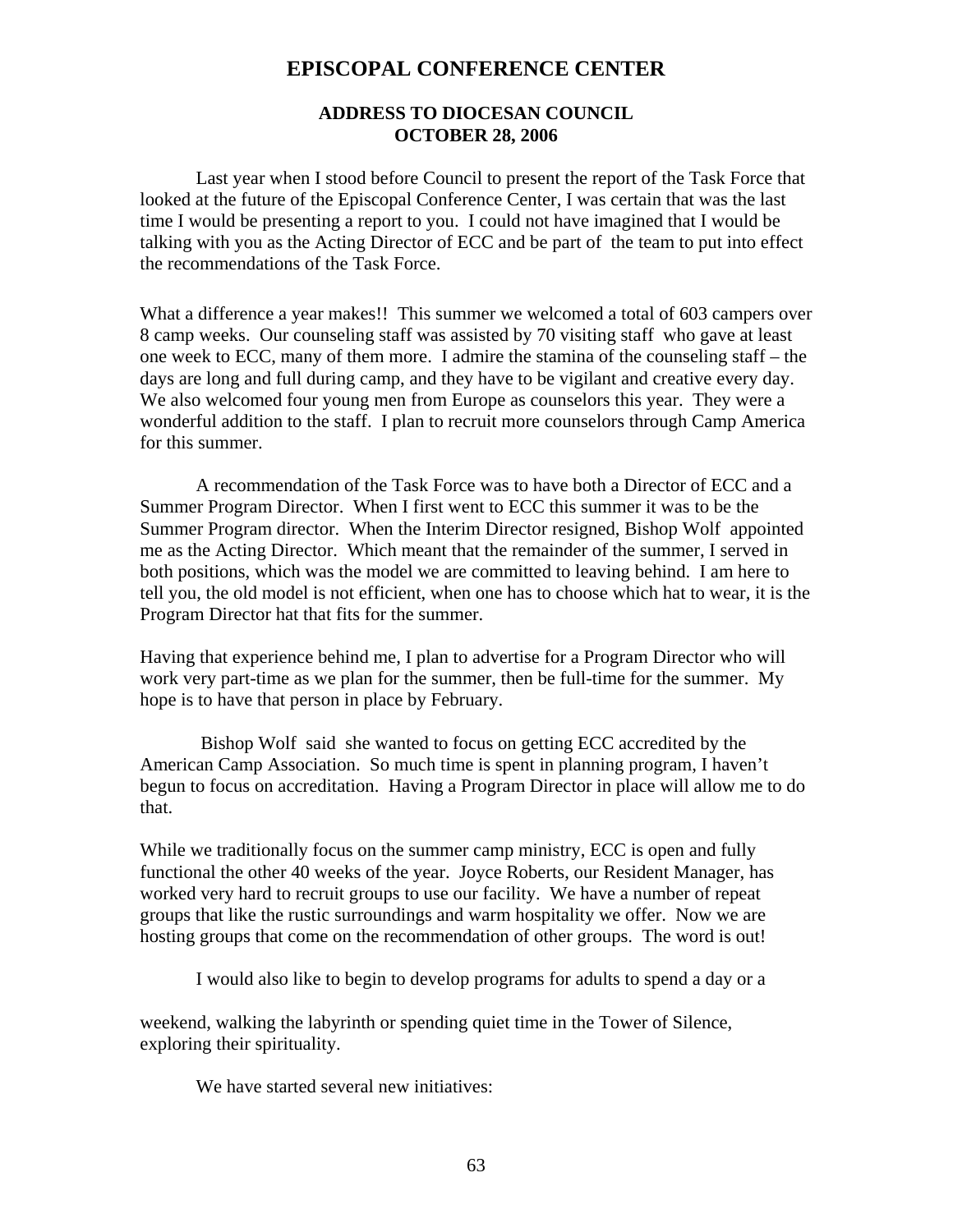# EPISCOPAL CONFERENCE CENTER

### ADDRESS TO DIOCESAN COUNCIL
### OCTOBER 28, 2006

Last year when I stood before Council to present the report of the Task Force that looked at the future of the Episcopal Conference Center, I was certain that was the last time I would be presenting a report to you. I could not have imagined that I would be talking with you as the Acting Director of ECC and be part of the team to put into effect the recommendations of the Task Force.

What a difference a year makes!! This summer we welcomed a total of 603 campers over 8 camp weeks. Our counseling staff was assisted by 70 visiting staff who gave at least one week to ECC, many of them more. I admire the stamina of the counseling staff – the days are long and full during camp, and they have to be vigilant and creative every day. We also welcomed four young men from Europe as counselors this year. They were a wonderful addition to the staff. I plan to recruit more counselors through Camp America for this summer.

A recommendation of the Task Force was to have both a Director of ECC and a Summer Program Director. When I first went to ECC this summer it was to be the Summer Program director. When the Interim Director resigned, Bishop Wolf appointed me as the Acting Director. Which meant that the remainder of the summer, I served in both positions, which was the model we are committed to leaving behind. I am here to tell you, the old model is not efficient, when one has to choose which hat to wear, it is the Program Director hat that fits for the summer.

Having that experience behind me, I plan to advertise for a Program Director who will work very part-time as we plan for the summer, then be full-time for the summer. My hope is to have that person in place by February.

Bishop Wolf said she wanted to focus on getting ECC accredited by the American Camp Association. So much time is spent in planning program, I haven't begun to focus on accreditation. Having a Program Director in place will allow me to do that.

While we traditionally focus on the summer camp ministry, ECC is open and fully functional the other 40 weeks of the year. Joyce Roberts, our Resident Manager, has worked very hard to recruit groups to use our facility. We have a number of repeat groups that like the rustic surroundings and warm hospitality we offer. Now we are hosting groups that come on the recommendation of other groups. The word is out!

I would also like to begin to develop programs for adults to spend a day or a weekend, walking the labyrinth or spending quiet time in the Tower of Silence, exploring their spirituality.

We have started several new initiatives: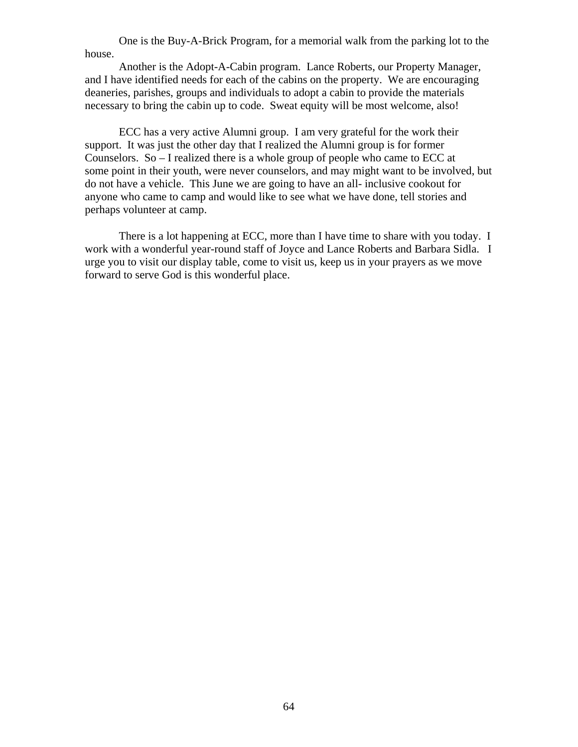One is the Buy-A-Brick Program, for a memorial walk from the parking lot to the house.

Another is the Adopt-A-Cabin program. Lance Roberts, our Property Manager, and I have identified needs for each of the cabins on the property. We are encouraging deaneries, parishes, groups and individuals to adopt a cabin to provide the materials necessary to bring the cabin up to code. Sweat equity will be most welcome, also!

ECC has a very active Alumni group. I am very grateful for the work their support. It was just the other day that I realized the Alumni group is for former Counselors. So – I realized there is a whole group of people who came to ECC at some point in their youth, were never counselors, and may might want to be involved, but do not have a vehicle. This June we are going to have an all- inclusive cookout for anyone who came to camp and would like to see what we have done, tell stories and perhaps volunteer at camp.

There is a lot happening at ECC, more than I have time to share with you today. I work with a wonderful year-round staff of Joyce and Lance Roberts and Barbara Sidla. I urge you to visit our display table, come to visit us, keep us in your prayers as we move forward to serve God is this wonderful place.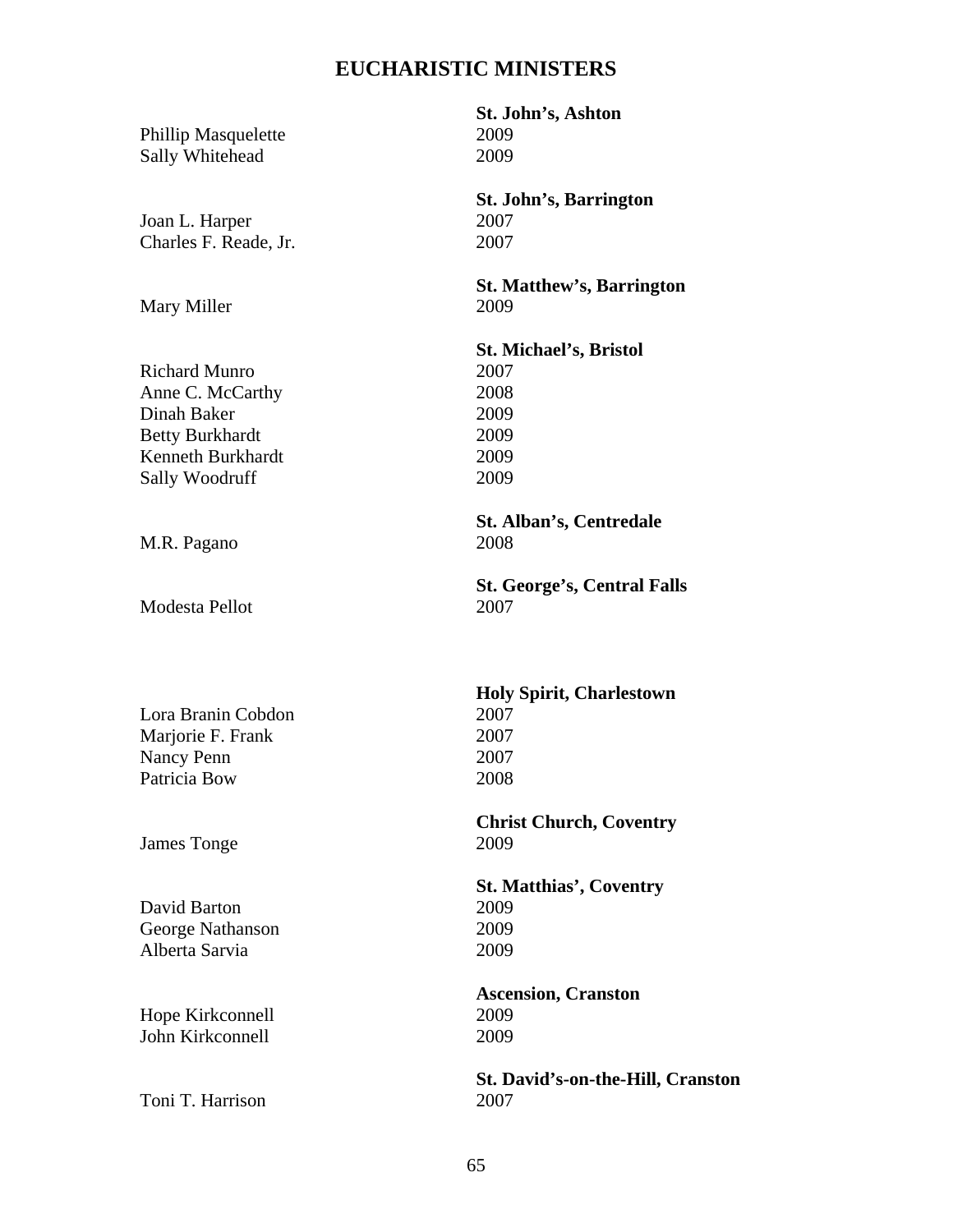# EUCHARISTIC MINISTERS

**St. John's, Ashton**

| | |
|---|---|
| Phillip Masquelette | 2009 |
| Sally Whitehead | 2009 |

**St. John's, Barrington**

| | |
|---|---|
| Joan L. Harper | 2007 |
| Charles F. Reade, Jr. | 2007 |

**St. Matthew's, Barrington**

| | |
|---|---|
| Mary Miller | 2009 |

**St. Michael's, Bristol**

| | |
|---|---|
| Richard Munro | 2007 |
| Anne C. McCarthy | 2008 |
| Dinah Baker | 2009 |
| Betty Burkhardt | 2009 |
| Kenneth Burkhardt | 2009 |
| Sally Woodruff | 2009 |

**St. Alban's, Centredale**

| | |
|---|---|
| M.R. Pagano | 2008 |

**St. George's, Central Falls**

| | |
|---|---|
| Modesta Pellot | 2007 |

**Holy Spirit, Charlestown**

| | |
|---|---|
| Lora Branin Cobdon | 2007 |
| Marjorie F. Frank | 2007 |
| Nancy Penn | 2007 |
| Patricia Bow | 2008 |

**Christ Church, Coventry**

| | |
|---|---|
| James Tonge | 2009 |

**St. Matthias', Coventry**

| | |
|---|---|
| David Barton | 2009 |
| George Nathanson | 2009 |
| Alberta Sarvia | 2009 |

**Ascension, Cranston**

| | |
|---|---|
| Hope Kirkconnell | 2009 |
| John Kirkconnell | 2009 |

**St. David's-on-the-Hill, Cranston**

| | |
|---|---|
| Toni T. Harrison | 2007 |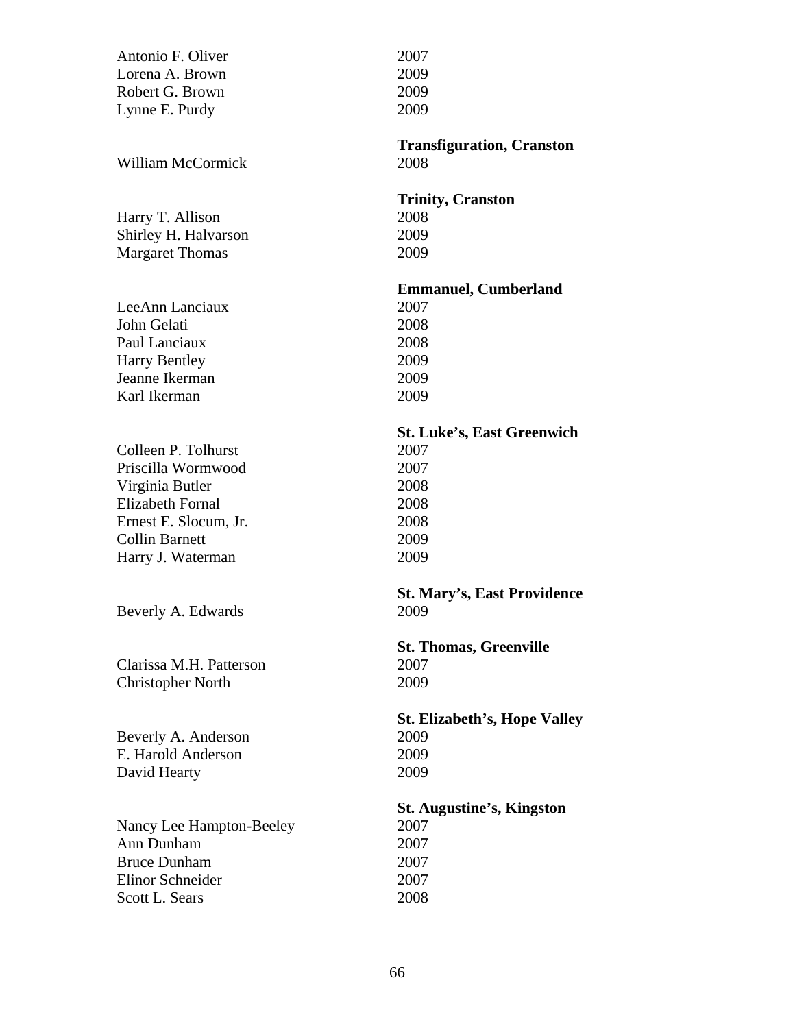Antonio F. Oliver 2007
Lorena A. Brown 2009
Robert G. Brown 2009
Lynne E. Purdy 2009

**Transfiguration, Cranston**

William McCormick 2008

**Trinity, Cranston**

Harry T. Allison 2008
Shirley H. Halvarson 2009
Margaret Thomas 2009

**Emmanuel, Cumberland**

LeeAnn Lanciaux 2007
John Gelati 2008
Paul Lanciaux 2008
Harry Bentley 2009
Jeanne Ikerman 2009
Karl Ikerman 2009

**St. Luke's, East Greenwich**

Colleen P. Tolhurst 2007
Priscilla Wormwood 2007
Virginia Butler 2008
Elizabeth Fornal 2008
Ernest E. Slocum, Jr. 2008
Collin Barnett 2009
Harry J. Waterman 2009

**St. Mary's, East Providence**

Beverly A. Edwards 2009

**St. Thomas, Greenville**

Clarissa M.H. Patterson 2007
Christopher North 2009

**St. Elizabeth's, Hope Valley**

Beverly A. Anderson 2009
E. Harold Anderson 2009
David Hearty 2009

**St. Augustine's, Kingston**

Nancy Lee Hampton-Beeley 2007
Ann Dunham 2007
Bruce Dunham 2007
Elinor Schneider 2007
Scott L. Sears 2008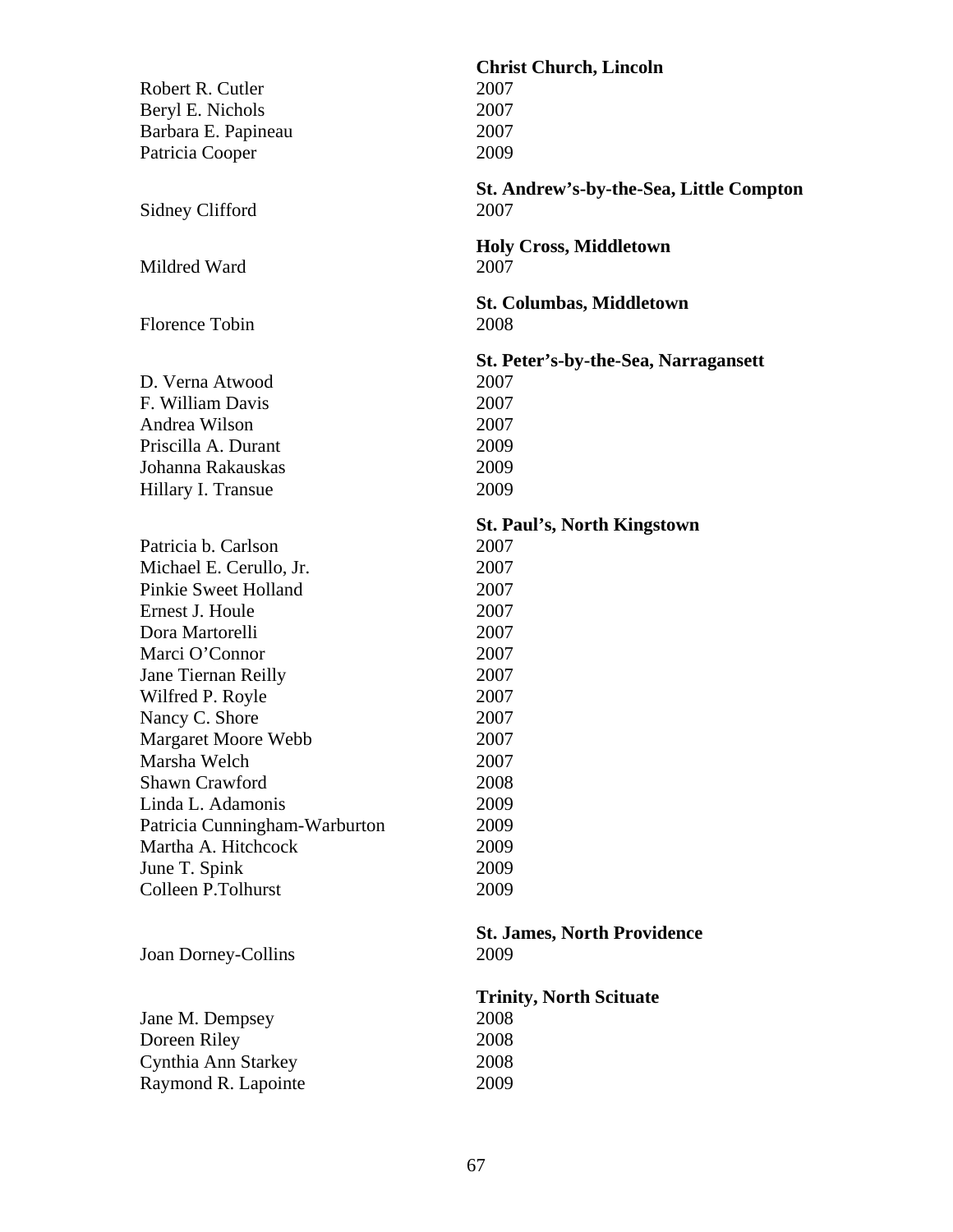**Christ Church, Lincoln**

| | |
|---|---|
| Robert R. Cutler | 2007 |
| Beryl E. Nichols | 2007 |
| Barbara E. Papineau | 2007 |
| Patricia Cooper | 2009 |

**St. Andrew's-by-the-Sea, Little Compton**

| | |
|---|---|
| Sidney Clifford | 2007 |

**Holy Cross, Middletown**

| | |
|---|---|
| Mildred Ward | 2007 |

**St. Columbas, Middletown**

| | |
|---|---|
| Florence Tobin | 2008 |

**St. Peter's-by-the-Sea, Narragansett**

| | |
|---|---|
| D. Verna Atwood | 2007 |
| F. William Davis | 2007 |
| Andrea Wilson | 2007 |
| Priscilla A. Durant | 2009 |
| Johanna Rakauskas | 2009 |
| Hillary I. Transue | 2009 |

**St. Paul's, North Kingstown**

| | |
|---|---|
| Patricia b. Carlson | 2007 |
| Michael E. Cerullo, Jr. | 2007 |
| Pinkie Sweet Holland | 2007 |
| Ernest J. Houle | 2007 |
| Dora Martorelli | 2007 |
| Marci O'Connor | 2007 |
| Jane Tiernan Reilly | 2007 |
| Wilfred P. Royle | 2007 |
| Nancy C. Shore | 2007 |
| Margaret Moore Webb | 2007 |
| Marsha Welch | 2007 |
| Shawn Crawford | 2008 |
| Linda L. Adamonis | 2009 |
| Patricia Cunningham-Warburton | 2009 |
| Martha A. Hitchcock | 2009 |
| June T. Spink | 2009 |
| Colleen P.Tolhurst | 2009 |

**St. James, North Providence**

| | |
|---|---|
| Joan Dorney-Collins | 2009 |

**Trinity, North Scituate**

| | |
|---|---|
| Jane M. Dempsey | 2008 |
| Doreen Riley | 2008 |
| Cynthia Ann Starkey | 2008 |
| Raymond R. Lapointe | 2009 |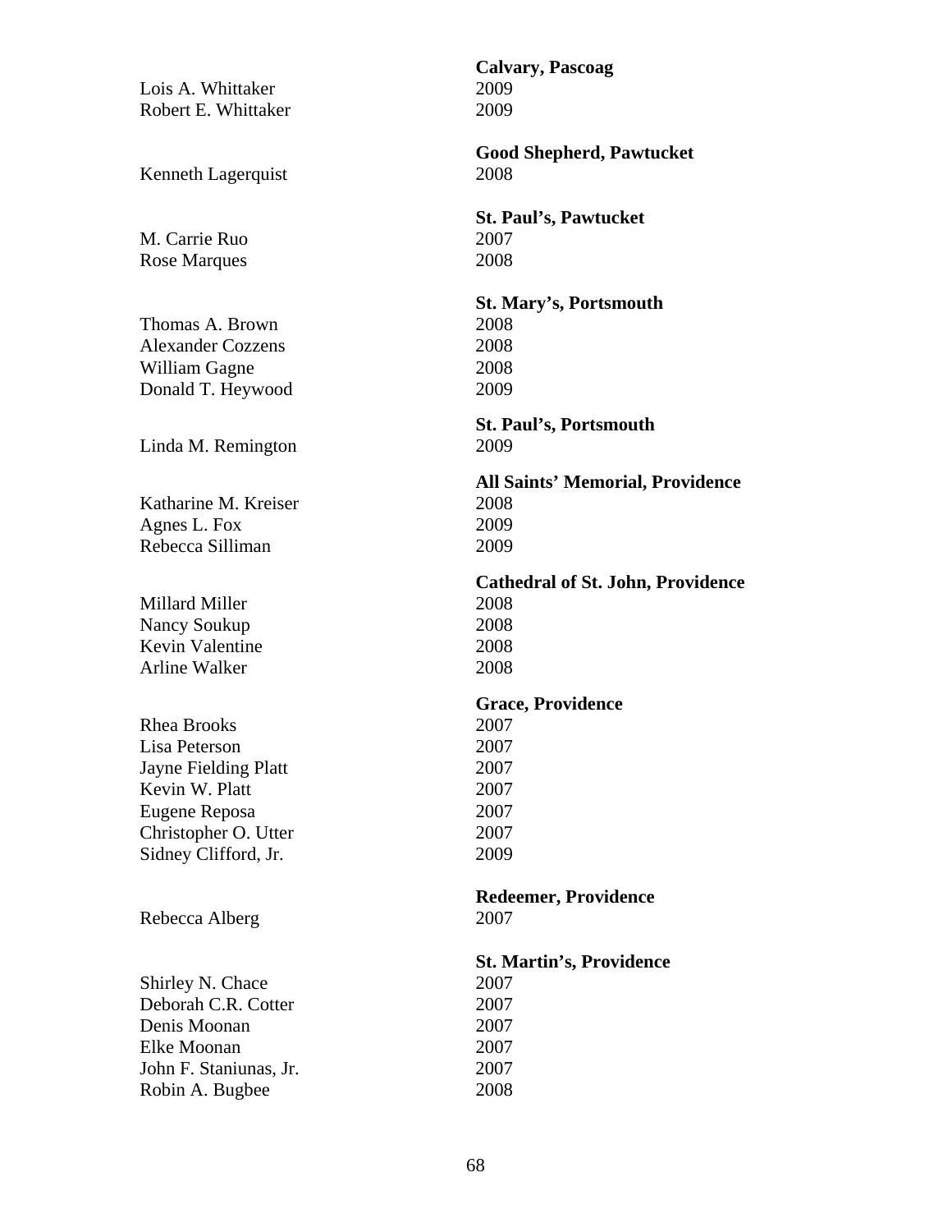**Calvary, Pascoag**

| | |
|---|---|
| Lois A. Whittaker | 2009 |
| Robert E. Whittaker | 2009 |

**Good Shepherd, Pawtucket**

| | |
|---|---|
| Kenneth Lagerquist | 2008 |

**St. Paul's, Pawtucket**

| | |
|---|---|
| M. Carrie Ruo | 2007 |
| Rose Marques | 2008 |

**St. Mary's, Portsmouth**

| | |
|---|---|
| Thomas A. Brown | 2008 |
| Alexander Cozzens | 2008 |
| William Gagne | 2008 |
| Donald T. Heywood | 2009 |

**St. Paul's, Portsmouth**

| | |
|---|---|
| Linda M. Remington | 2009 |

**All Saints' Memorial, Providence**

| | |
|---|---|
| Katharine M. Kreiser | 2008 |
| Agnes L. Fox | 2009 |
| Rebecca Silliman | 2009 |

**Cathedral of St. John, Providence**

| | |
|---|---|
| Millard Miller | 2008 |
| Nancy Soukup | 2008 |
| Kevin Valentine | 2008 |
| Arline Walker | 2008 |

**Grace, Providence**

| | |
|---|---|
| Rhea Brooks | 2007 |
| Lisa Peterson | 2007 |
| Jayne Fielding Platt | 2007 |
| Kevin W. Platt | 2007 |
| Eugene Reposa | 2007 |
| Christopher O. Utter | 2007 |
| Sidney Clifford, Jr. | 2009 |

**Redeemer, Providence**

| | |
|---|---|
| Rebecca Alberg | 2007 |

**St. Martin's, Providence**

| | |
|---|---|
| Shirley N. Chace | 2007 |
| Deborah C.R. Cotter | 2007 |
| Denis Moonan | 2007 |
| Elke Moonan | 2007 |
| John F. Staniunas, Jr. | 2007 |
| Robin A. Bugbee | 2008 |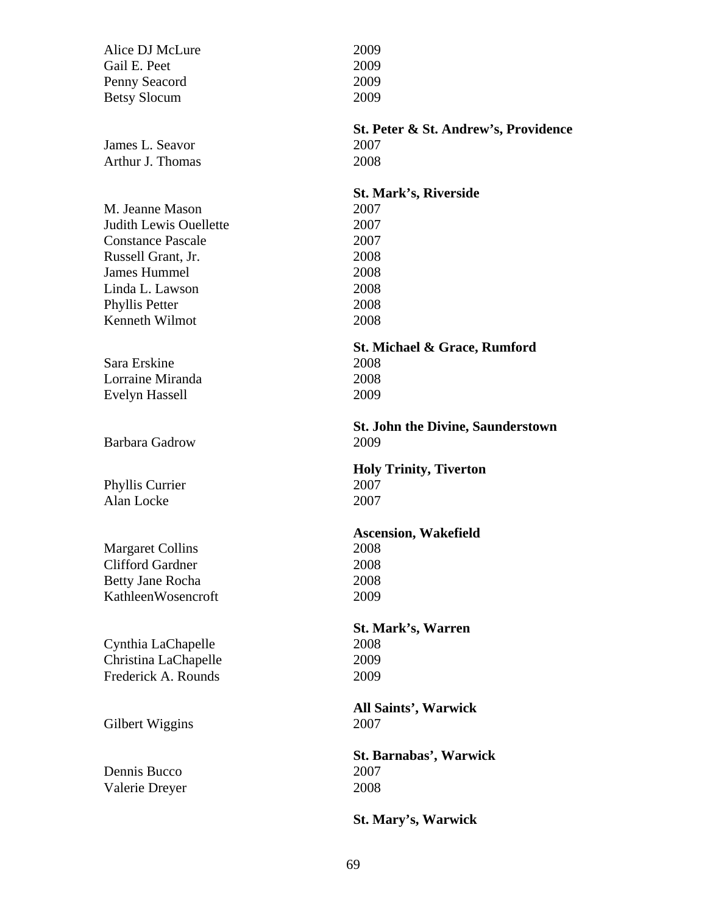| | |
|---|---|
| Alice DJ McLure | 2009 |
| Gail E. Peet | 2009 |
| Penny Seacord | 2009 |
| Betsy Slocum | 2009 |

**St. Peter & St. Andrew's, Providence**

| | |
|---|---|
| James L. Seavor | 2007 |
| Arthur J. Thomas | 2008 |

**St. Mark's, Riverside**

| | |
|---|---|
| M. Jeanne Mason | 2007 |
| Judith Lewis Ouellette | 2007 |
| Constance Pascale | 2007 |
| Russell Grant, Jr. | 2008 |
| James Hummel | 2008 |
| Linda L. Lawson | 2008 |
| Phyllis Petter | 2008 |
| Kenneth Wilmot | 2008 |

**St. Michael & Grace, Rumford**

| | |
|---|---|
| Sara Erskine | 2008 |
| Lorraine Miranda | 2008 |
| Evelyn Hassell | 2009 |

**St. John the Divine, Saunderstown**

| | |
|---|---|
| Barbara Gadrow | 2009 |

**Holy Trinity, Tiverton**

| | |
|---|---|
| Phyllis Currier | 2007 |
| Alan Locke | 2007 |

**Ascension, Wakefield**

| | |
|---|---|
| Margaret Collins | 2008 |
| Clifford Gardner | 2008 |
| Betty Jane Rocha | 2008 |
| KathleenWosencroft | 2009 |

**St. Mark's, Warren**

| | |
|---|---|
| Cynthia LaChapelle | 2008 |
| Christina LaChapelle | 2009 |
| Frederick A. Rounds | 2009 |

**All Saints', Warwick**

| | |
|---|---|
| Gilbert Wiggins | 2007 |

**St. Barnabas', Warwick**

| | |
|---|---|
| Dennis Bucco | 2007 |
| Valerie Dreyer | 2008 |

**St. Mary's, Warwick**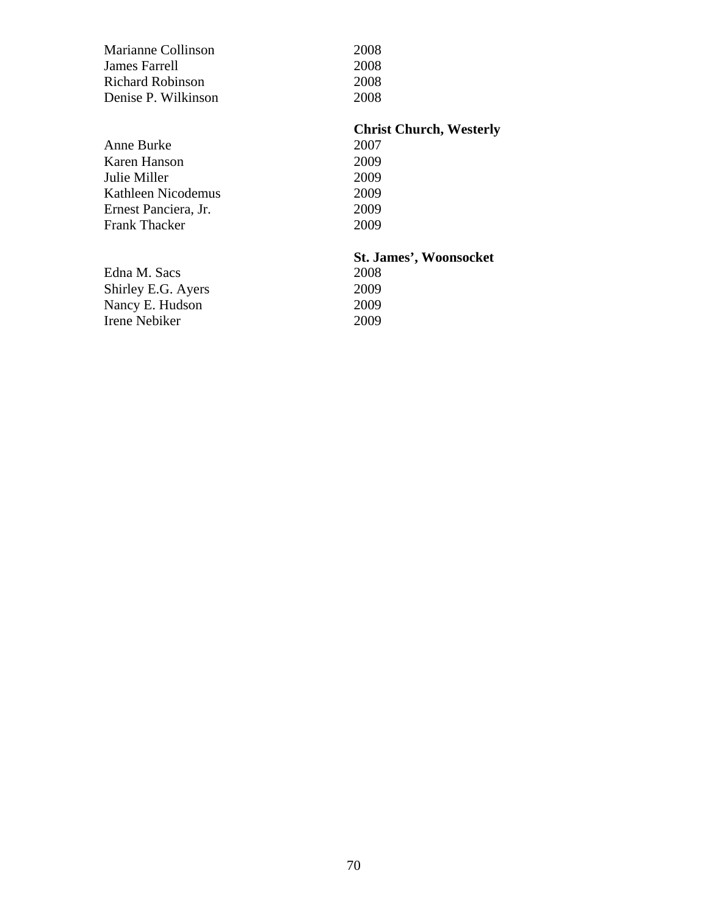| | |
|---|---|
| Marianne Collinson | 2008 |
| James Farrell | 2008 |
| Richard Robinson | 2008 |
| Denise P. Wilkinson | 2008 |

**Christ Church, Westerly**

| | |
|---|---|
| Anne Burke | 2007 |
| Karen Hanson | 2009 |
| Julie Miller | 2009 |
| Kathleen Nicodemus | 2009 |
| Ernest Panciera, Jr. | 2009 |
| Frank Thacker | 2009 |

**St. James', Woonsocket**

| | |
|---|---|
| Edna M. Sacs | 2008 |
| Shirley E.G. Ayers | 2009 |
| Nancy E. Hudson | 2009 |
| Irene Nebiker | 2009 |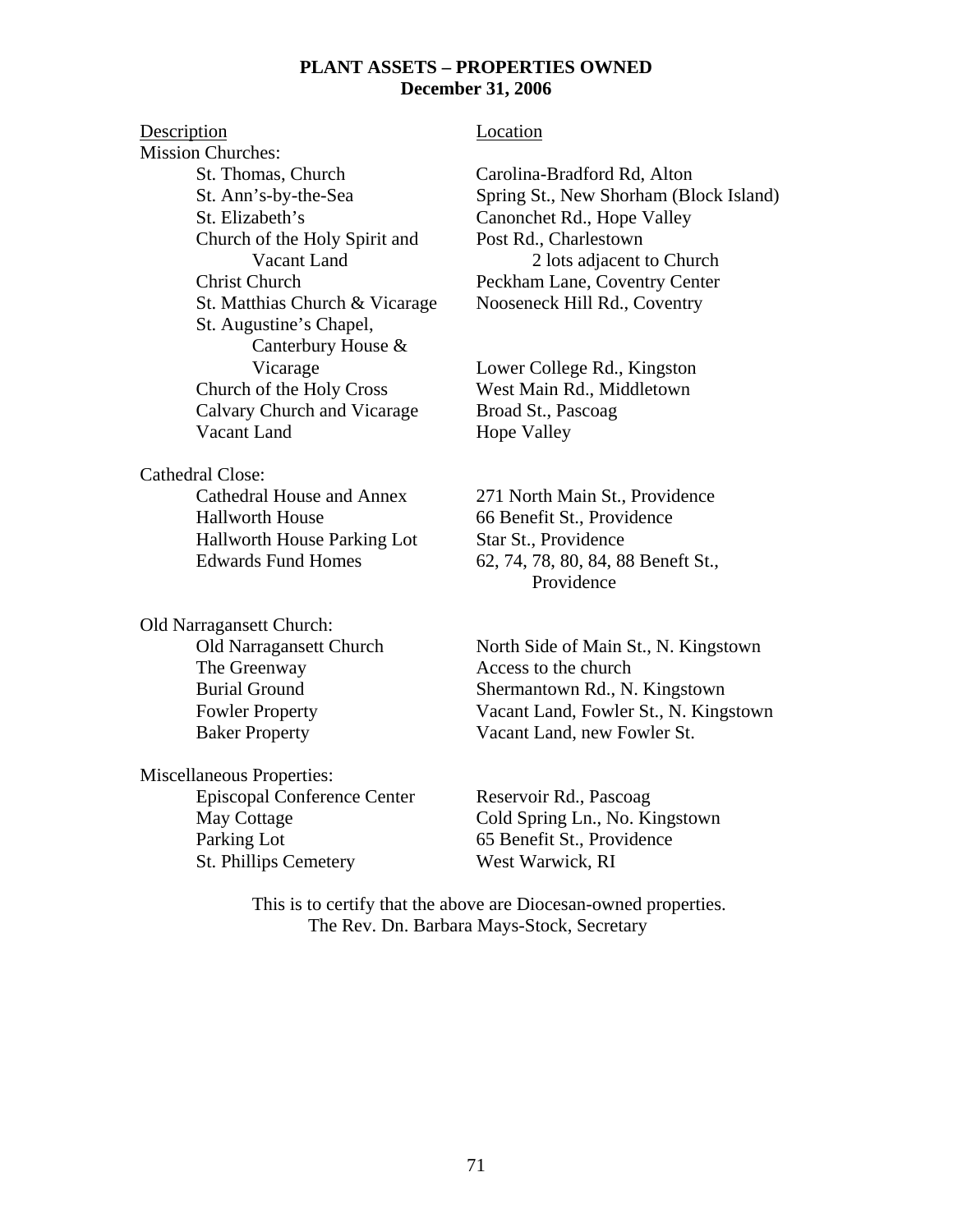**PLANT ASSETS – PROPERTIES OWNED**
**December 31, 2006**

| Description | Location |
|---|---|
| **Mission Churches:** | |
| St. Thomas, Church | Carolina-Bradford Rd, Alton |
| St. Ann's-by-the-Sea | Spring St., New Shorham (Block Island) |
| St. Elizabeth's | Canonchet Rd., Hope Valley |
| Church of the Holy Spirit and Vacant Land | Post Rd., Charlestown<br>2 lots adjacent to Church |
| Christ Church | Peckham Lane, Coventry Center |
| St. Matthias Church & Vicarage | Nooseneck Hill Rd., Coventry |
| St. Augustine's Chapel, Canterbury House & Vicarage | Lower College Rd., Kingston |
| Church of the Holy Cross | West Main Rd., Middletown |
| Calvary Church and Vicarage | Broad St., Pascoag |
| Vacant Land | Hope Valley |
| **Cathedral Close:** | |
| Cathedral House and Annex | 271 North Main St., Providence |
| Hallworth House | 66 Benefit St., Providence |
| Hallworth House Parking Lot | Star St., Providence |
| Edwards Fund Homes | 62, 74, 78, 80, 84, 88 Beneft St., Providence |
| **Old Narragansett Church:** | |
| Old Narragansett Church | North Side of Main St., N. Kingstown |
| The Greenway | Access to the church |
| Burial Ground | Shermantown Rd., N. Kingstown |
| Fowler Property | Vacant Land, Fowler St., N. Kingstown |
| Baker Property | Vacant Land, new Fowler St. |
| **Miscellaneous Properties:** | |
| Episcopal Conference Center | Reservoir Rd., Pascoag |
| May Cottage | Cold Spring Ln., No. Kingstown |
| Parking Lot | 65 Benefit St., Providence |
| St. Phillips Cemetery | West Warwick, RI |

This is to certify that the above are Diocesan-owned properties.
The Rev. Dn. Barbara Mays-Stock, Secretary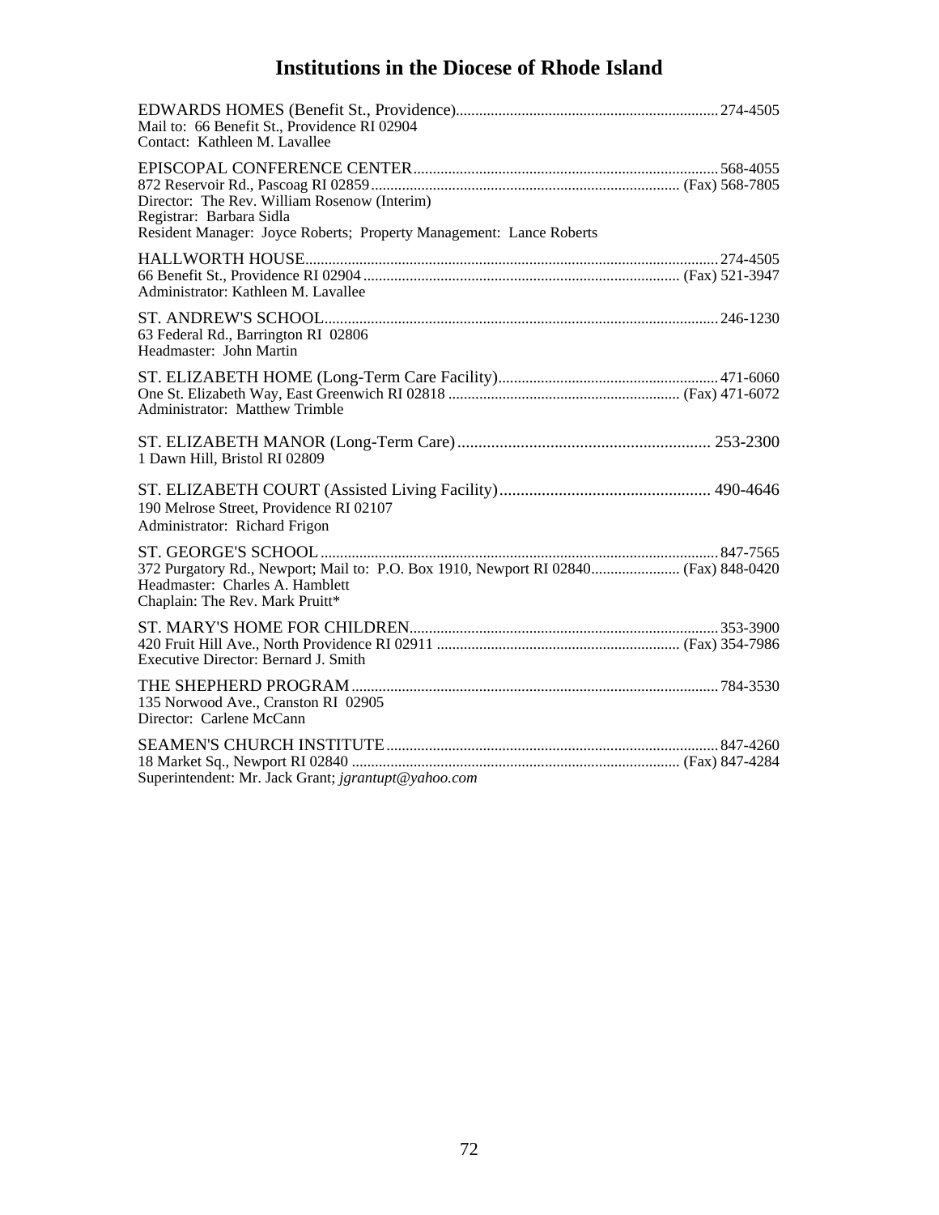# Institutions in the Diocese of Rhode Island

EDWARDS HOMES (Benefit St., Providence)........................................ 274-4505
Mail to: 66 Benefit St., Providence RI 02904
Contact: Kathleen M. Lavallee

EPISCOPAL CONFERENCE CENTER........................................ 568-4055
872 Reservoir Rd., Pascoag RI 02859........................................ (Fax) 568-7805
Director: The Rev. William Rosenow (Interim)
Registrar: Barbara Sidla
Resident Manager: Joyce Roberts; Property Management: Lance Roberts

HALLWORTH HOUSE........................................ 274-4505
66 Benefit St., Providence RI 02904........................................ (Fax) 521-3947
Administrator: Kathleen M. Lavallee

ST. ANDREW'S SCHOOL........................................ 246-1230
63 Federal Rd., Barrington RI 02806
Headmaster: John Martin

ST. ELIZABETH HOME (Long-Term Care Facility)........................................ 471-6060
One St. Elizabeth Way, East Greenwich RI 02818........................................ (Fax) 471-6072
Administrator: Matthew Trimble

ST. ELIZABETH MANOR (Long-Term Care)........................................ 253-2300
1 Dawn Hill, Bristol RI 02809

ST. ELIZABETH COURT (Assisted Living Facility)........................................ 490-4646
190 Melrose Street, Providence RI 02107
Administrator: Richard Frigon

ST. GEORGE'S SCHOOL........................................ 847-7565
372 Purgatory Rd., Newport; Mail to: P.O. Box 1910, Newport RI 02840........................................ (Fax) 848-0420
Headmaster: Charles A. Hamblett
Chaplain: The Rev. Mark Pruitt*

ST. MARY'S HOME FOR CHILDREN........................................ 353-3900
420 Fruit Hill Ave., North Providence RI 02911........................................ (Fax) 354-7986
Executive Director: Bernard J. Smith

THE SHEPHERD PROGRAM........................................ 784-3530
135 Norwood Ave., Cranston RI 02905
Director: Carlene McCann

SEAMEN'S CHURCH INSTITUTE........................................ 847-4260
18 Market Sq., Newport RI 02840........................................ (Fax) 847-4284
Superintendent: Mr. Jack Grant; *jgrantupt@yahoo.com*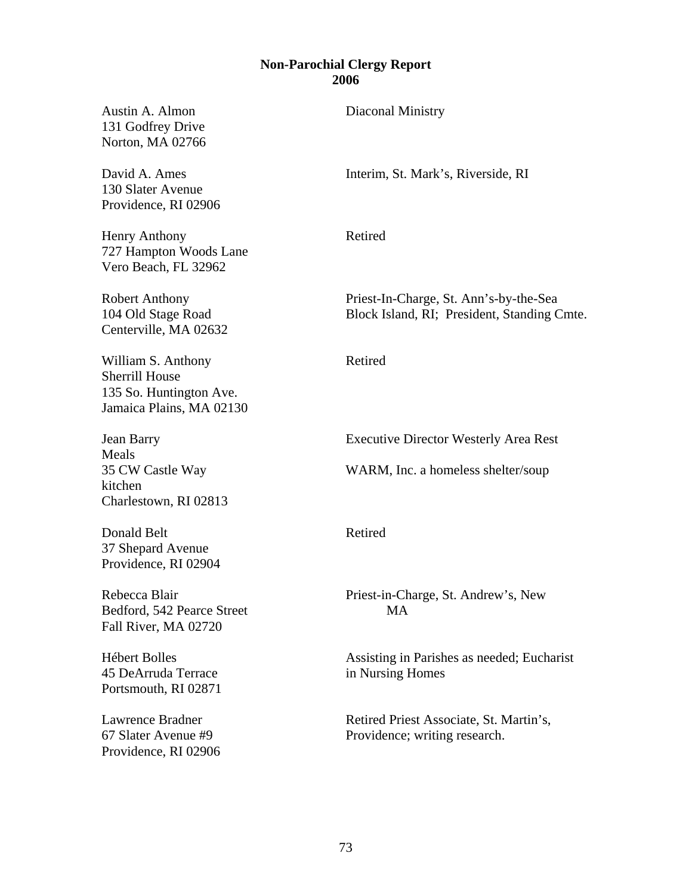**Non-Parochial Clergy Report**
**2006**

| | |
|---|---|
| Austin A. Almon<br>131 Godfrey Drive<br>Norton, MA 02766 | Diaconal Ministry |
| David A. Ames<br>130 Slater Avenue<br>Providence, RI 02906 | Interim, St. Mark's, Riverside, RI |
| Henry Anthony<br>727 Hampton Woods Lane<br>Vero Beach, FL 32962 | Retired |
| Robert Anthony<br>104 Old Stage Road<br>Centerville, MA 02632 | Priest-In-Charge, St. Ann's-by-the-Sea Block Island, RI; President, Standing Cmte. |
| William S. Anthony<br>Sherrill House<br>135 So. Huntington Ave.<br>Jamaica Plains, MA 02130 | Retired |
| Jean Barry<br>Meals<br>35 CW Castle Way<br>kitchen<br>Charlestown, RI 02813 | Executive Director Westerly Area Rest<br><br>WARM, Inc. a homeless shelter/soup |
| Donald Belt<br>37 Shepard Avenue<br>Providence, RI 02904 | Retired |
| Rebecca Blair<br>Bedford, 542 Pearce Street<br>Fall River, MA 02720 | Priest-in-Charge, St. Andrew's, New<br>MA |
| Hébert Bolles<br>45 DeArruda Terrace<br>Portsmouth, RI 02871 | Assisting in Parishes as needed; Eucharist in Nursing Homes |
| Lawrence Bradner<br>67 Slater Avenue #9<br>Providence, RI 02906 | Retired Priest Associate, St. Martin's, Providence; writing research. |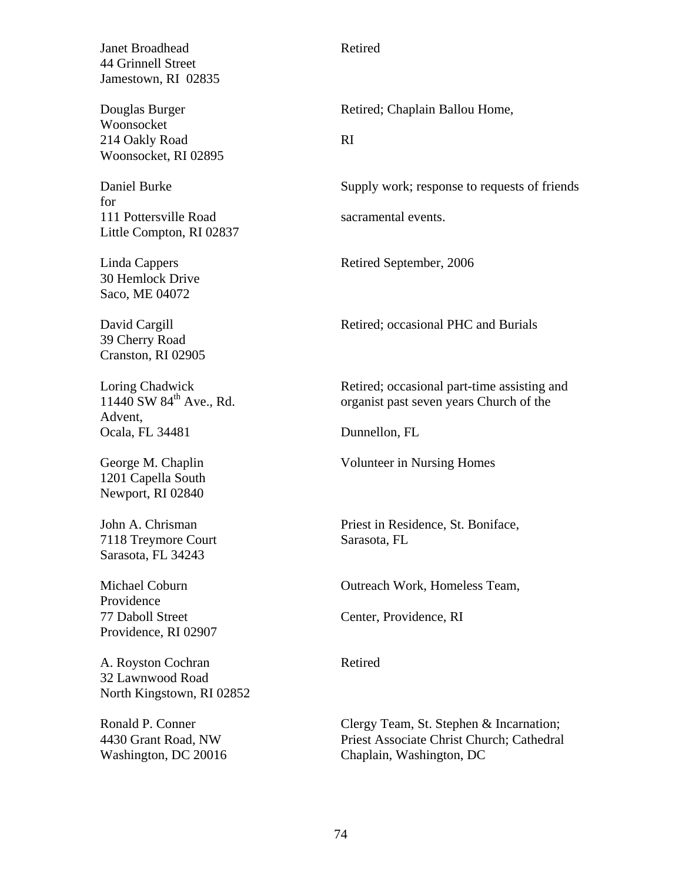Janet Broadhead
44 Grinnell Street
Jamestown, RI 02835

Retired

Douglas Burger
Woonsocket
214 Oakly Road
Woonsocket, RI 02895

Retired; Chaplain Ballou Home,

RI

Daniel Burke
for
111 Pottersville Road
Little Compton, RI 02837

Supply work; response to requests of friends

sacramental events.

Linda Cappers
30 Hemlock Drive
Saco, ME 04072

Retired September, 2006

David Cargill
39 Cherry Road
Cranston, RI 02905

Retired; occasional PHC and Burials

Loring Chadwick
11440 SW 84th Ave., Rd.
Advent,
Ocala, FL 34481

Retired; occasional part-time assisting and organist past seven years Church of the

Dunnellon, FL

George M. Chaplin
1201 Capella South
Newport, RI 02840

Volunteer in Nursing Homes

John A. Chrisman
7118 Treymore Court
Sarasota, FL 34243

Priest in Residence, St. Boniface, Sarasota, FL

Michael Coburn
Providence
77 Daboll Street
Providence, RI 02907

Outreach Work, Homeless Team,

Center, Providence, RI

A. Royston Cochran
32 Lawnwood Road
North Kingstown, RI 02852

Retired

Ronald P. Conner
4430 Grant Road, NW
Washington, DC 20016

Clergy Team, St. Stephen & Incarnation; Priest Associate Christ Church; Cathedral Chaplain, Washington, DC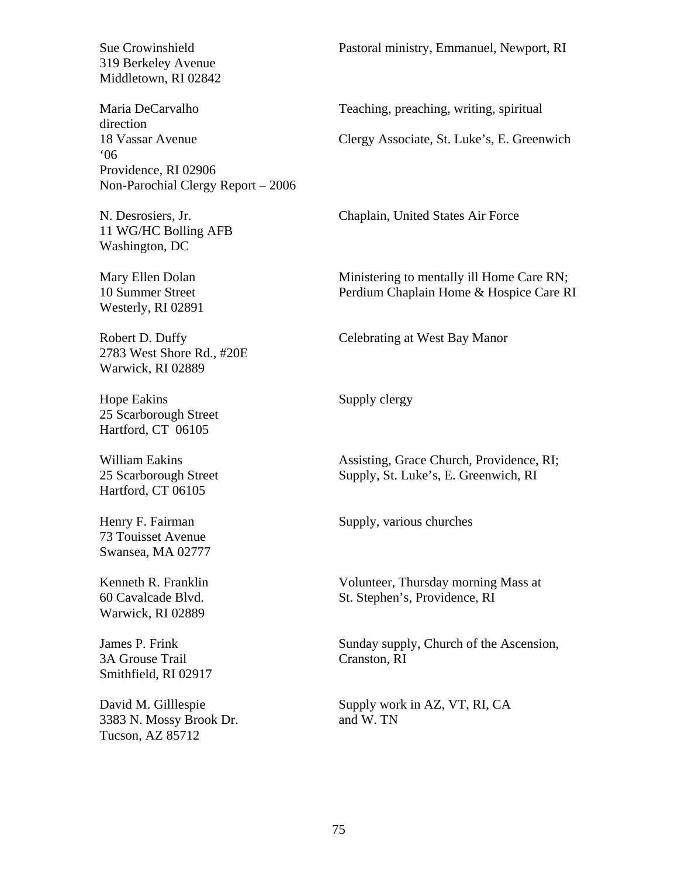| Name / Address | Ministry |
|---|---|
| Sue Crowinshield<br>319 Berkeley Avenue<br>Middletown, RI 02842 | Pastoral ministry, Emmanuel, Newport, RI |
| Maria DeCarvalho<br>18 Vassar Avenue<br>Providence, RI 02906 | Teaching, preaching, writing, spiritual direction<br>Clergy Associate, St. Luke's, E. Greenwich '06 |
| N. Desrosiers, Jr.<br>11 WG/HC Bolling AFB<br>Washington, DC | Chaplain, United States Air Force |
| Mary Ellen Dolan<br>10 Summer Street<br>Westerly, RI 02891 | Ministering to mentally ill Home Care RN;<br>Perdium Chaplain Home & Hospice Care RI |
| Robert D. Duffy<br>2783 West Shore Rd., #20E<br>Warwick, RI 02889 | Celebrating at West Bay Manor |
| Hope Eakins<br>25 Scarborough Street<br>Hartford, CT 06105 | Supply clergy |
| William Eakins<br>25 Scarborough Street<br>Hartford, CT 06105 | Assisting, Grace Church, Providence, RI;<br>Supply, St. Luke's, E. Greenwich, RI |
| Henry F. Fairman<br>73 Touisset Avenue<br>Swansea, MA 02777 | Supply, various churches |
| Kenneth R. Franklin<br>60 Cavalcade Blvd.<br>Warwick, RI 02889 | Volunteer, Thursday morning Mass at St. Stephen's, Providence, RI |
| James P. Frink<br>3A Grouse Trail<br>Smithfield, RI 02917 | Sunday supply, Church of the Ascension, Cranston, RI |
| David M. Gilllespie<br>3383 N. Mossy Brook Dr.<br>Tucson, AZ 85712 | Supply work in AZ, VT, RI, CA and W. TN |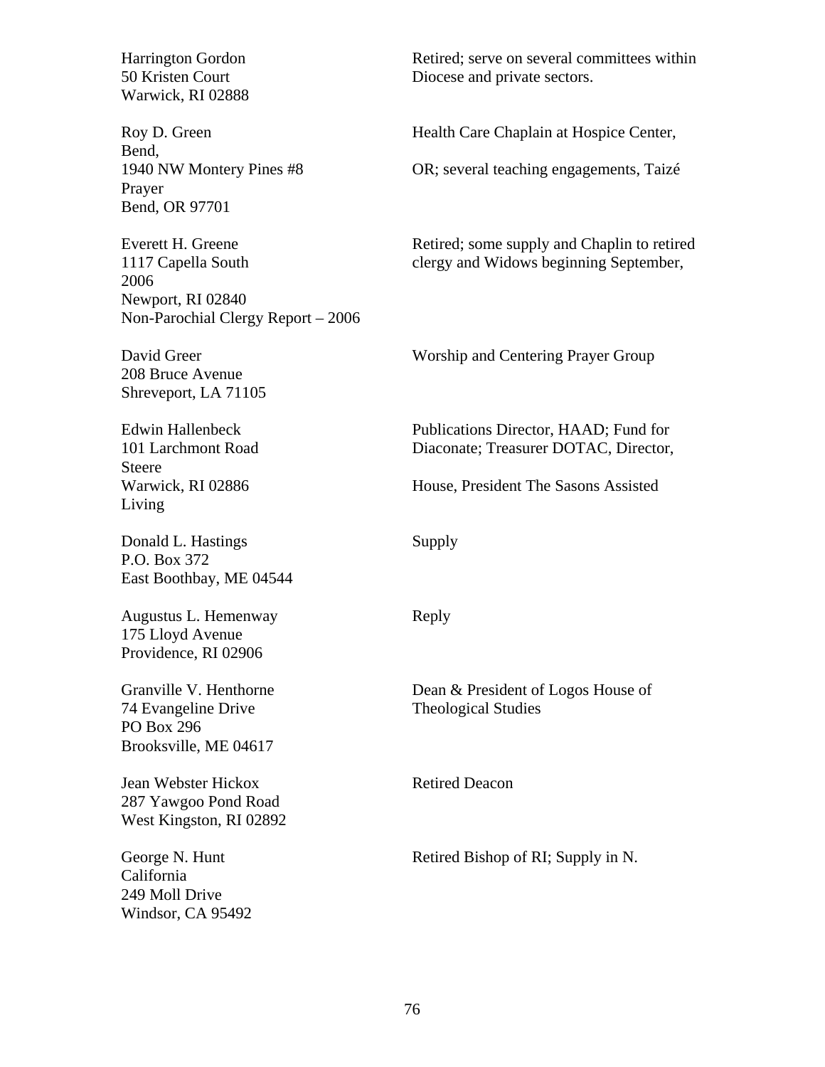Harrington Gordon
50 Kristen Court
Warwick, RI 02888

Retired; serve on several committees within Diocese and private sectors.

Roy D. Green
Bend,
1940 NW Montery Pines #8
Prayer
Bend, OR 97701

Health Care Chaplain at Hospice Center,
OR; several teaching engagements, Taizé

Everett H. Greene
1117 Capella South
2006
Newport, RI 02840
Non-Parochial Clergy Report – 2006

Retired; some supply and Chaplin to retired clergy and Widows beginning September,

David Greer
208 Bruce Avenue
Shreveport, LA 71105

Worship and Centering Prayer Group

Edwin Hallenbeck
101 Larchmont Road
Steere
Warwick, RI 02886
Living

Publications Director, HAAD; Fund for Diaconate; Treasurer DOTAC, Director,
House, President The Sasons Assisted

Donald L. Hastings
P.O. Box 372
East Boothbay, ME 04544

Supply

Augustus L. Hemenway
175 Lloyd Avenue
Providence, RI 02906

Reply

Granville V. Henthorne
74 Evangeline Drive
PO Box 296
Brooksville, ME 04617

Dean & President of Logos House of Theological Studies

Jean Webster Hickox
287 Yawgoo Pond Road
West Kingston, RI 02892

Retired Deacon

George N. Hunt
California
249 Moll Drive
Windsor, CA 95492

Retired Bishop of RI; Supply in N.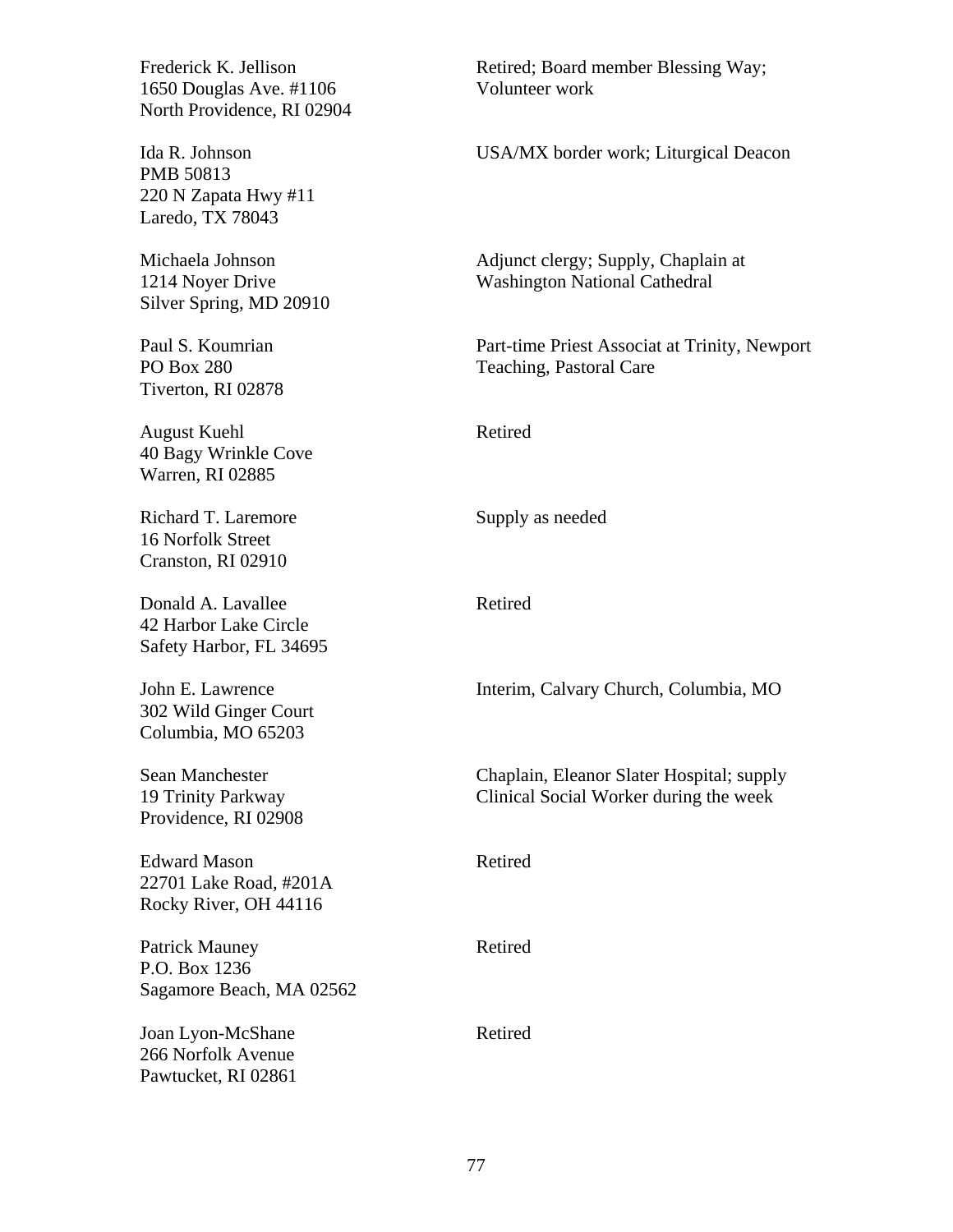| | |
|---|---|
| Frederick K. Jellison<br>1650 Douglas Ave. #1106<br>North Providence, RI 02904 | Retired; Board member Blessing Way; Volunteer work |
| Ida R. Johnson<br>PMB 50813<br>220 N Zapata Hwy #11<br>Laredo, TX 78043 | USA/MX border work; Liturgical Deacon |
| Michaela Johnson<br>1214 Noyer Drive<br>Silver Spring, MD 20910 | Adjunct clergy; Supply, Chaplain at Washington National Cathedral |
| Paul S. Koumrian<br>PO Box 280<br>Tiverton, RI 02878 | Part-time Priest Associat at Trinity, Newport Teaching, Pastoral Care |
| August Kuehl<br>40 Bagy Wrinkle Cove<br>Warren, RI 02885 | Retired |
| Richard T. Laremore<br>16 Norfolk Street<br>Cranston, RI 02910 | Supply as needed |
| Donald A. Lavallee<br>42 Harbor Lake Circle<br>Safety Harbor, FL 34695 | Retired |
| John E. Lawrence<br>302 Wild Ginger Court<br>Columbia, MO 65203 | Interim, Calvary Church, Columbia, MO |
| Sean Manchester<br>19 Trinity Parkway<br>Providence, RI 02908 | Chaplain, Eleanor Slater Hospital; supply Clinical Social Worker during the week |
| Edward Mason<br>22701 Lake Road, #201A<br>Rocky River, OH 44116 | Retired |
| Patrick Mauney<br>P.O. Box 1236<br>Sagamore Beach, MA 02562 | Retired |
| Joan Lyon-McShane<br>266 Norfolk Avenue<br>Pawtucket, RI 02861 | Retired |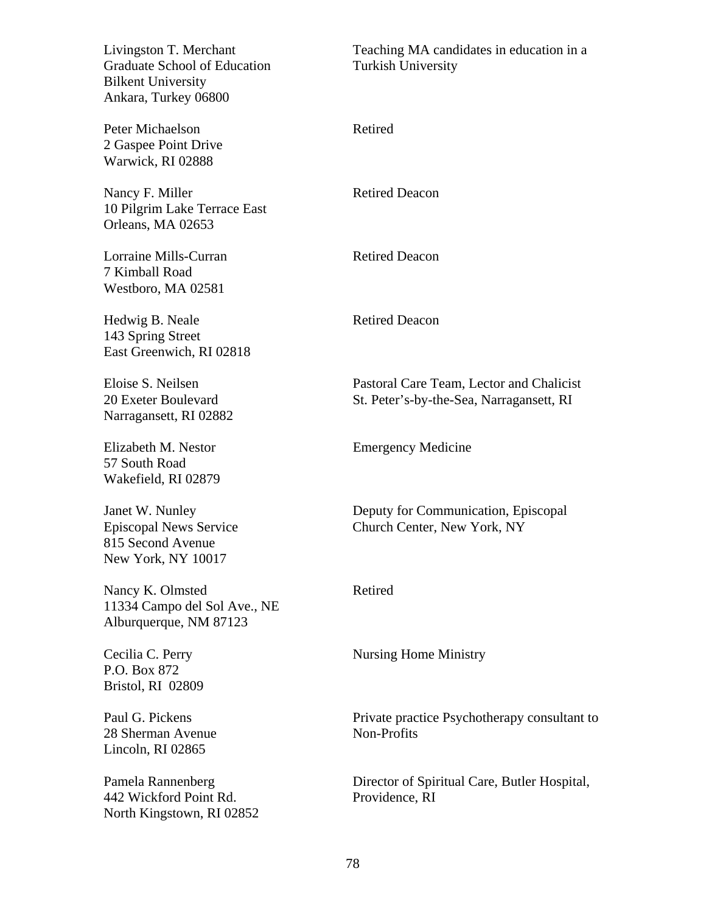| | |
|---|---|
| Livingston T. Merchant<br>Graduate School of Education<br>Bilkent University<br>Ankara, Turkey 06800 | Teaching MA candidates in education in a Turkish University |
| Peter Michaelson<br>2 Gaspee Point Drive<br>Warwick, RI 02888 | Retired |
| Nancy F. Miller<br>10 Pilgrim Lake Terrace East<br>Orleans, MA 02653 | Retired Deacon |
| Lorraine Mills-Curran<br>7 Kimball Road<br>Westboro, MA 02581 | Retired Deacon |
| Hedwig B. Neale<br>143 Spring Street<br>East Greenwich, RI 02818 | Retired Deacon |
| Eloise S. Neilsen<br>20 Exeter Boulevard<br>Narragansett, RI 02882 | Pastoral Care Team, Lector and Chalicist<br>St. Peter's-by-the-Sea, Narragansett, RI |
| Elizabeth M. Nestor<br>57 South Road<br>Wakefield, RI 02879 | Emergency Medicine |
| Janet W. Nunley<br>Episcopal News Service<br>815 Second Avenue<br>New York, NY 10017 | Deputy for Communication, Episcopal Church Center, New York, NY |
| Nancy K. Olmsted<br>11334 Campo del Sol Ave., NE<br>Alburquerque, NM 87123 | Retired |
| Cecilia C. Perry<br>P.O. Box 872<br>Bristol, RI 02809 | Nursing Home Ministry |
| Paul G. Pickens<br>28 Sherman Avenue<br>Lincoln, RI 02865 | Private practice Psychotherapy consultant to Non-Profits |
| Pamela Rannenberg<br>442 Wickford Point Rd.<br>North Kingstown, RI 02852 | Director of Spiritual Care, Butler Hospital, Providence, RI |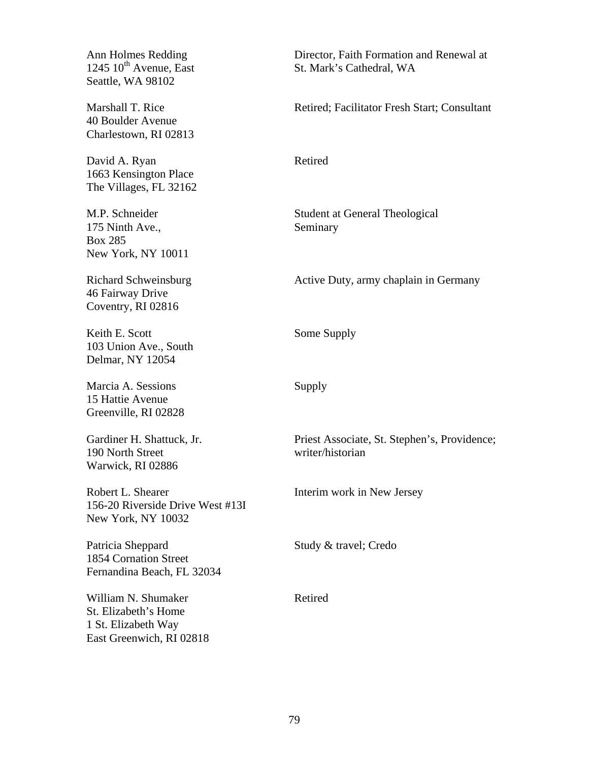| | |
|---|---|
| Ann Holmes Redding<br>1245 10th Avenue, East<br>Seattle, WA 98102 | Director, Faith Formation and Renewal at St. Mark's Cathedral, WA |
| Marshall T. Rice<br>40 Boulder Avenue<br>Charlestown, RI 02813 | Retired; Facilitator Fresh Start; Consultant |
| David A. Ryan<br>1663 Kensington Place<br>The Villages, FL 32162 | Retired |
| M.P. Schneider<br>175 Ninth Ave.,<br>Box 285<br>New York, NY 10011 | Student at General Theological Seminary |
| Richard Schweinsburg<br>46 Fairway Drive<br>Coventry, RI 02816 | Active Duty, army chaplain in Germany |
| Keith E. Scott<br>103 Union Ave., South<br>Delmar, NY 12054 | Some Supply |
| Marcia A. Sessions<br>15 Hattie Avenue<br>Greenville, RI 02828 | Supply |
| Gardiner H. Shattuck, Jr.<br>190 North Street<br>Warwick, RI 02886 | Priest Associate, St. Stephen's, Providence; writer/historian |
| Robert L. Shearer<br>156-20 Riverside Drive West #13I<br>New York, NY 10032 | Interim work in New Jersey |
| Patricia Sheppard<br>1854 Cornation Street<br>Fernandina Beach, FL 32034 | Study & travel; Credo |
| William N. Shumaker<br>St. Elizabeth's Home<br>1 St. Elizabeth Way<br>East Greenwich, RI 02818 | Retired |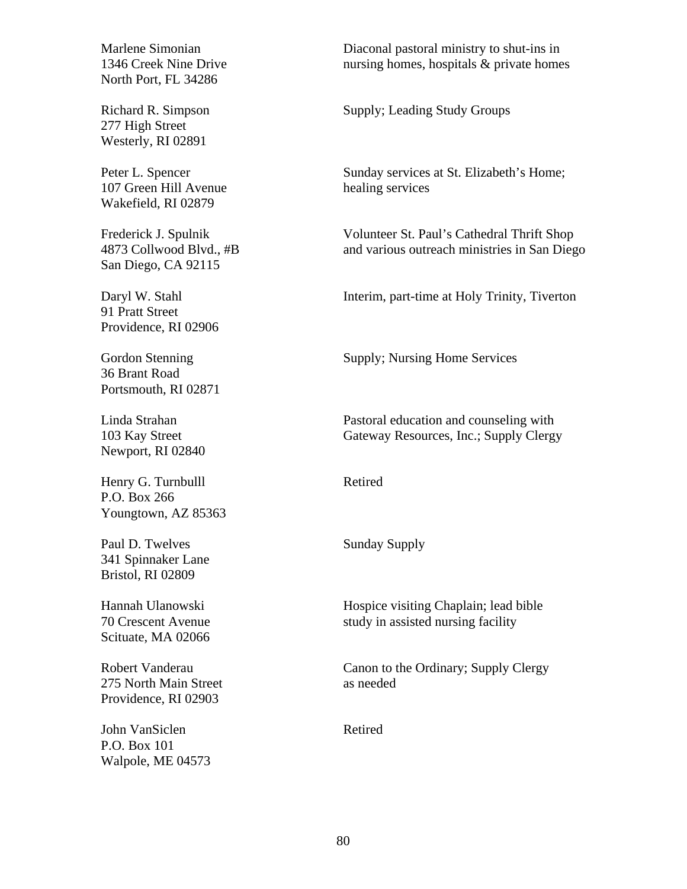| Name and Address | Ministry |
|---|---|
| Marlene Simonian<br>1346 Creek Nine Drive<br>North Port, FL 34286 | Diaconal pastoral ministry to shut-ins in nursing homes, hospitals & private homes |
| Richard R. Simpson<br>277 High Street<br>Westerly, RI 02891 | Supply; Leading Study Groups |
| Peter L. Spencer<br>107 Green Hill Avenue<br>Wakefield, RI 02879 | Sunday services at St. Elizabeth's Home; healing services |
| Frederick J. Spulnik<br>4873 Collwood Blvd., #B<br>San Diego, CA 92115 | Volunteer St. Paul's Cathedral Thrift Shop and various outreach ministries in San Diego |
| Daryl W. Stahl<br>91 Pratt Street<br>Providence, RI 02906 | Interim, part-time at Holy Trinity, Tiverton |
| Gordon Stenning<br>36 Brant Road<br>Portsmouth, RI 02871 | Supply; Nursing Home Services |
| Linda Strahan<br>103 Kay Street<br>Newport, RI 02840 | Pastoral education and counseling with Gateway Resources, Inc.; Supply Clergy |
| Henry G. Turnbulll<br>P.O. Box 266<br>Youngtown, AZ 85363 | Retired |
| Paul D. Twelves<br>341 Spinnaker Lane<br>Bristol, RI 02809 | Sunday Supply |
| Hannah Ulanowski<br>70 Crescent Avenue<br>Scituate, MA 02066 | Hospice visiting Chaplain; lead bible study in assisted nursing facility |
| Robert Vanderau<br>275 North Main Street<br>Providence, RI 02903 | Canon to the Ordinary; Supply Clergy as needed |
| John VanSiclen<br>P.O. Box 101<br>Walpole, ME 04573 | Retired |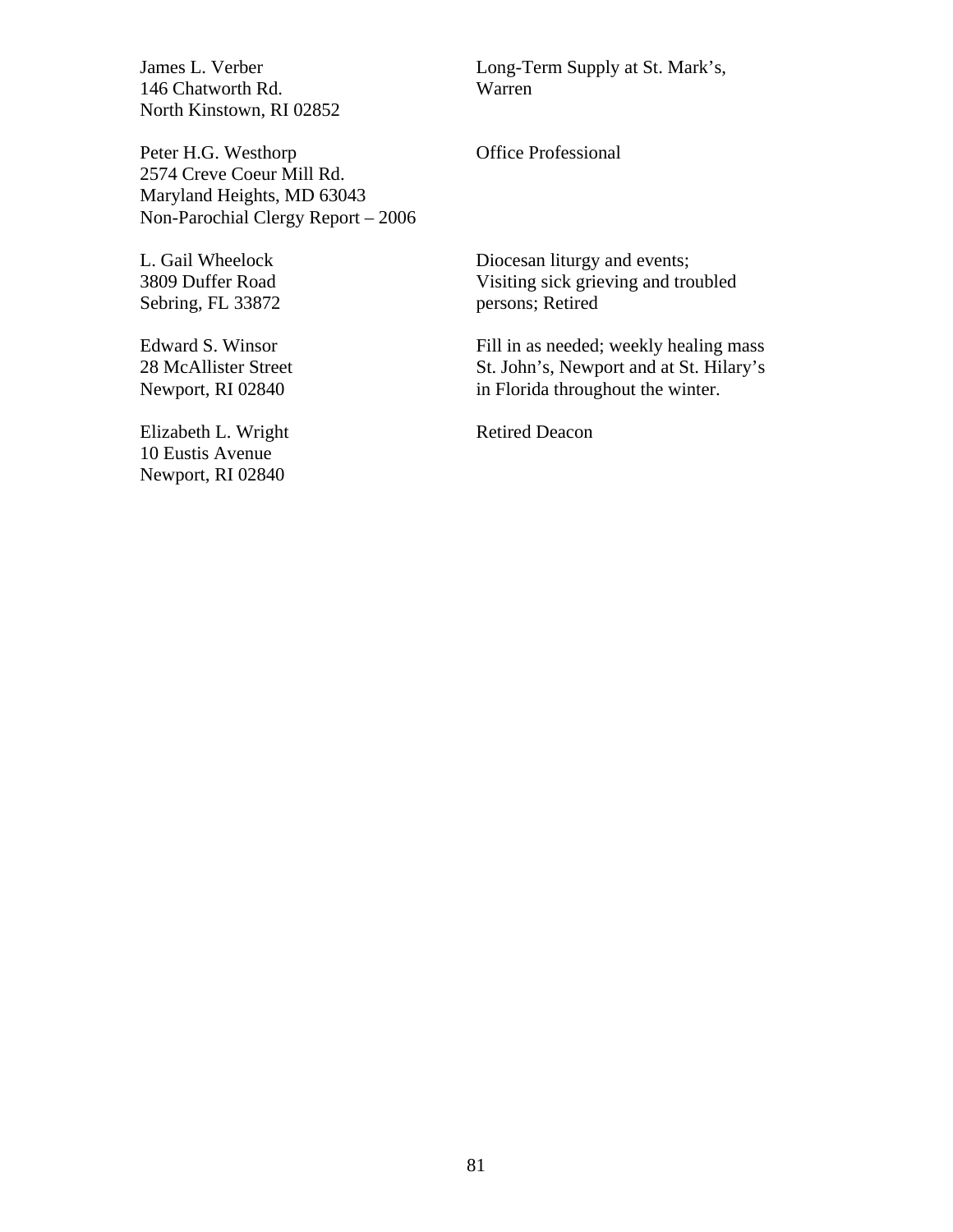James L. Verber
146 Chatworth Rd.
North Kinstown, RI 02852

Long-Term Supply at St. Mark's, Warren

Peter H.G. Westhorp
2574 Creve Coeur Mill Rd.
Maryland Heights, MD 63043

Office Professional

L. Gail Wheelock
3809 Duffer Road
Sebring, FL 33872

Diocesan liturgy and events; Visiting sick grieving and troubled persons; Retired

Edward S. Winsor
28 McAllister Street
Newport, RI 02840

Fill in as needed; weekly healing mass St. John's, Newport and at St. Hilary's in Florida throughout the winter.

Elizabeth L. Wright
10 Eustis Avenue
Newport, RI 02840

Retired Deacon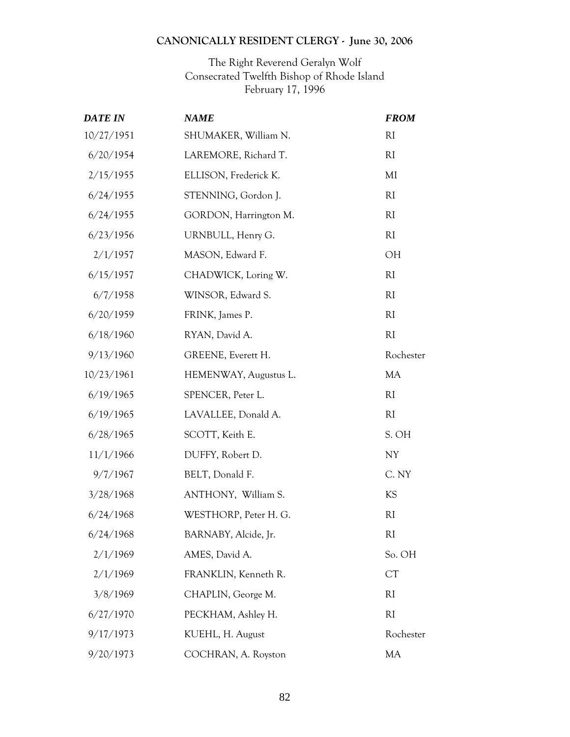## CANONICALLY RESIDENT CLERGY - June 30, 2006

The Right Reverend Geralyn Wolf
Consecrated Twelfth Bishop of Rhode Island
February 17, 1996

| *DATE IN* | *NAME* | *FROM* |
|---|---|---|
| 10/27/1951 | SHUMAKER, William N. | RI |
| 6/20/1954 | LAREMORE, Richard T. | RI |
| 2/15/1955 | ELLISON, Frederick K. | MI |
| 6/24/1955 | STENNING, Gordon J. | RI |
| 6/24/1955 | GORDON, Harrington M. | RI |
| 6/23/1956 | URNBULL, Henry G. | RI |
| 2/1/1957 | MASON, Edward F. | OH |
| 6/15/1957 | CHADWICK, Loring W. | RI |
| 6/7/1958 | WINSOR, Edward S. | RI |
| 6/20/1959 | FRINK, James P. | RI |
| 6/18/1960 | RYAN, David A. | RI |
| 9/13/1960 | GREENE, Everett H. | Rochester |
| 10/23/1961 | HEMENWAY, Augustus L. | MA |
| 6/19/1965 | SPENCER, Peter L. | RI |
| 6/19/1965 | LAVALLEE, Donald A. | RI |
| 6/28/1965 | SCOTT, Keith E. | S. OH |
| 11/1/1966 | DUFFY, Robert D. | NY |
| 9/7/1967 | BELT, Donald F. | C. NY |
| 3/28/1968 | ANTHONY, William S. | KS |
| 6/24/1968 | WESTHORP, Peter H. G. | RI |
| 6/24/1968 | BARNABY, Alcide, Jr. | RI |
| 2/1/1969 | AMES, David A. | So. OH |
| 2/1/1969 | FRANKLIN, Kenneth R. | CT |
| 3/8/1969 | CHAPLIN, George M. | RI |
| 6/27/1970 | PECKHAM, Ashley H. | RI |
| 9/17/1973 | KUEHL, H. August | Rochester |
| 9/20/1973 | COCHRAN, A. Royston | MA |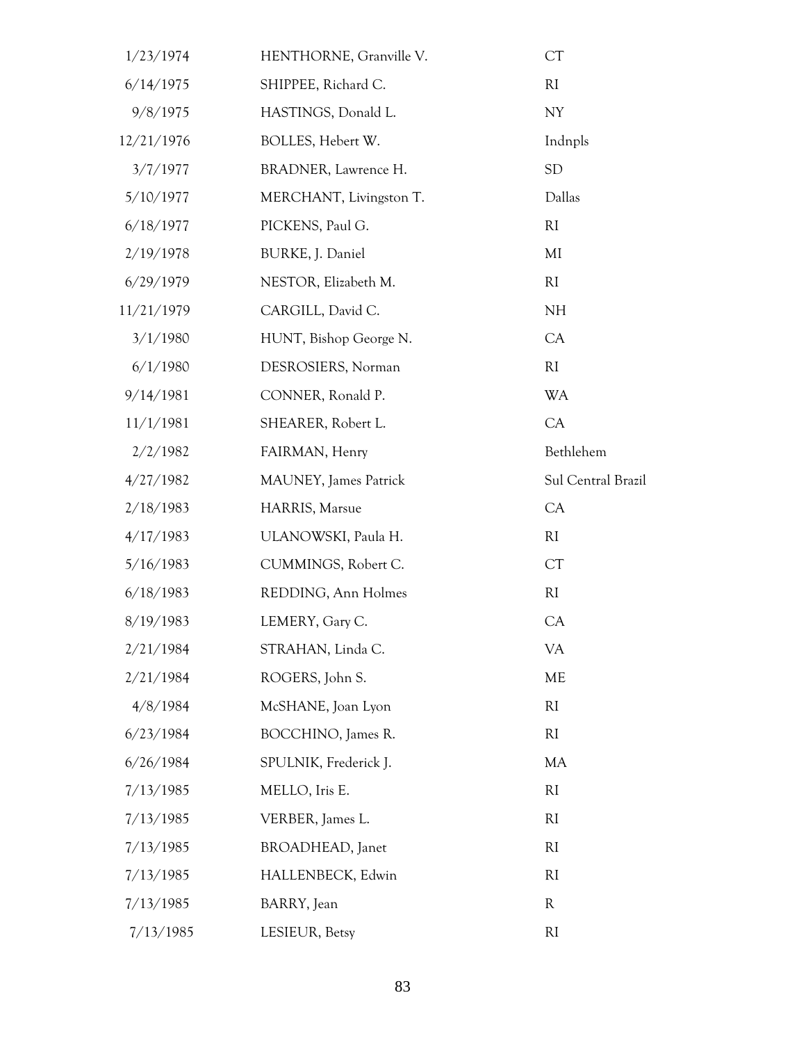| | | |
|---|---|---|
| 1/23/1974 | HENTHORNE, Granville V. | CT |
| 6/14/1975 | SHIPPEE, Richard C. | RI |
| 9/8/1975 | HASTINGS, Donald L. | NY |
| 12/21/1976 | BOLLES, Hebert W. | Indnpls |
| 3/7/1977 | BRADNER, Lawrence H. | SD |
| 5/10/1977 | MERCHANT, Livingston T. | Dallas |
| 6/18/1977 | PICKENS, Paul G. | RI |
| 2/19/1978 | BURKE, J. Daniel | MI |
| 6/29/1979 | NESTOR, Elizabeth M. | RI |
| 11/21/1979 | CARGILL, David C. | NH |
| 3/1/1980 | HUNT, Bishop George N. | CA |
| 6/1/1980 | DESROSIERS, Norman | RI |
| 9/14/1981 | CONNER, Ronald P. | WA |
| 11/1/1981 | SHEARER, Robert L. | CA |
| 2/2/1982 | FAIRMAN, Henry | Bethlehem |
| 4/27/1982 | MAUNEY, James Patrick | Sul Central Brazil |
| 2/18/1983 | HARRIS, Marsue | CA |
| 4/17/1983 | ULANOWSKI, Paula H. | RI |
| 5/16/1983 | CUMMINGS, Robert C. | CT |
| 6/18/1983 | REDDING, Ann Holmes | RI |
| 8/19/1983 | LEMERY, Gary C. | CA |
| 2/21/1984 | STRAHAN, Linda C. | VA |
| 2/21/1984 | ROGERS, John S. | ME |
| 4/8/1984 | McSHANE, Joan Lyon | RI |
| 6/23/1984 | BOCCHINO, James R. | RI |
| 6/26/1984 | SPULNIK, Frederick J. | MA |
| 7/13/1985 | MELLO, Iris E. | RI |
| 7/13/1985 | VERBER, James L. | RI |
| 7/13/1985 | BROADHEAD, Janet | RI |
| 7/13/1985 | HALLENBECK, Edwin | RI |
| 7/13/1985 | BARRY, Jean | R |
| 7/13/1985 | LESIEUR, Betsy | RI |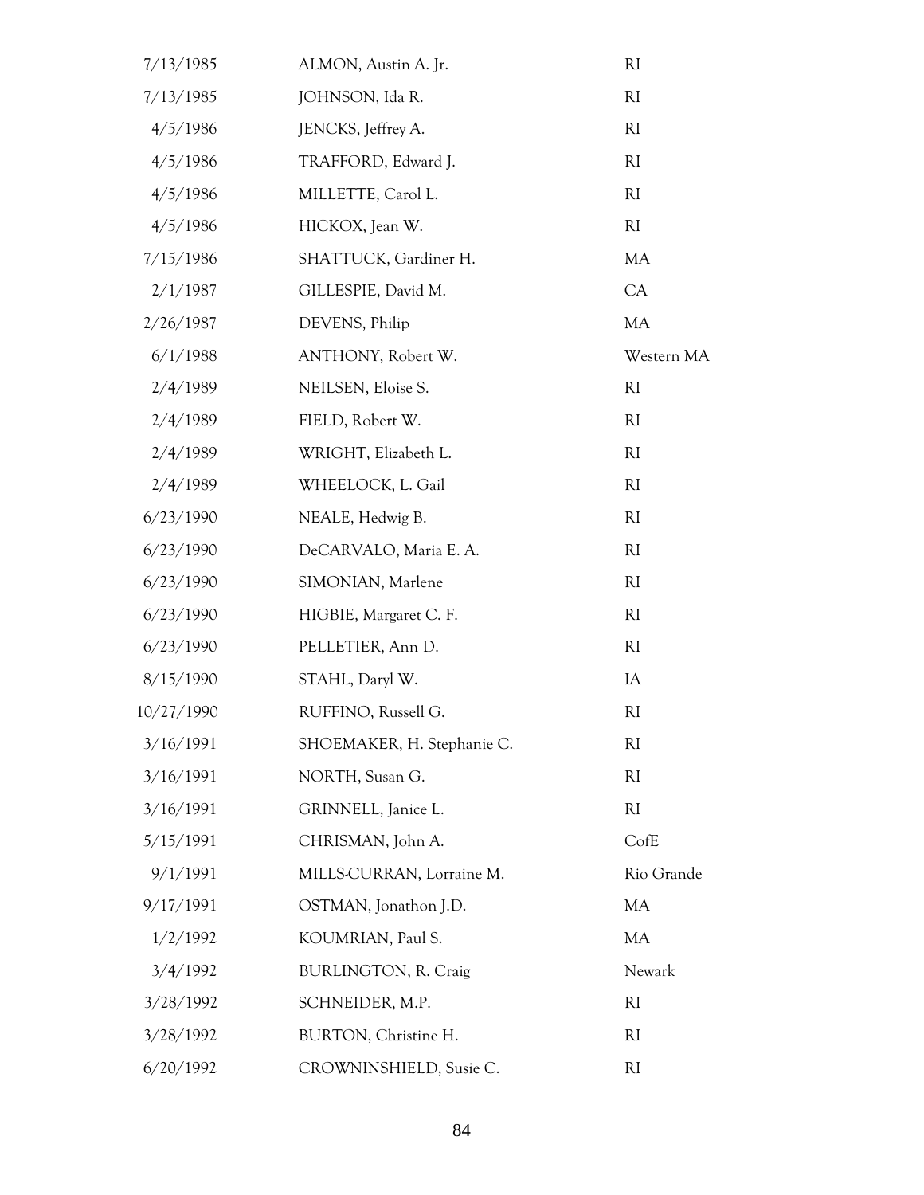| | | |
|---|---|---|
| 7/13/1985 | ALMON, Austin A. Jr. | RI |
| 7/13/1985 | JOHNSON, Ida R. | RI |
| 4/5/1986 | JENCKS, Jeffrey A. | RI |
| 4/5/1986 | TRAFFORD, Edward J. | RI |
| 4/5/1986 | MILLETTE, Carol L. | RI |
| 4/5/1986 | HICKOX, Jean W. | RI |
| 7/15/1986 | SHATTUCK, Gardiner H. | MA |
| 2/1/1987 | GILLESPIE, David M. | CA |
| 2/26/1987 | DEVENS, Philip | MA |
| 6/1/1988 | ANTHONY, Robert W. | Western MA |
| 2/4/1989 | NEILSEN, Eloise S. | RI |
| 2/4/1989 | FIELD, Robert W. | RI |
| 2/4/1989 | WRIGHT, Elizabeth L. | RI |
| 2/4/1989 | WHEELOCK, L. Gail | RI |
| 6/23/1990 | NEALE, Hedwig B. | RI |
| 6/23/1990 | DeCARVALO, Maria E. A. | RI |
| 6/23/1990 | SIMONIAN, Marlene | RI |
| 6/23/1990 | HIGBIE, Margaret C. F. | RI |
| 6/23/1990 | PELLETIER, Ann D. | RI |
| 8/15/1990 | STAHL, Daryl W. | IA |
| 10/27/1990 | RUFFINO, Russell G. | RI |
| 3/16/1991 | SHOEMAKER, H. Stephanie C. | RI |
| 3/16/1991 | NORTH, Susan G. | RI |
| 3/16/1991 | GRINNELL, Janice L. | RI |
| 5/15/1991 | CHRISMAN, John A. | CofE |
| 9/1/1991 | MILLS-CURRAN, Lorraine M. | Rio Grande |
| 9/17/1991 | OSTMAN, Jonathon J.D. | MA |
| 1/2/1992 | KOUMRIAN, Paul S. | MA |
| 3/4/1992 | BURLINGTON, R. Craig | Newark |
| 3/28/1992 | SCHNEIDER, M.P. | RI |
| 3/28/1992 | BURTON, Christine H. | RI |
| 6/20/1992 | CROWNINSHIELD, Susie C. | RI |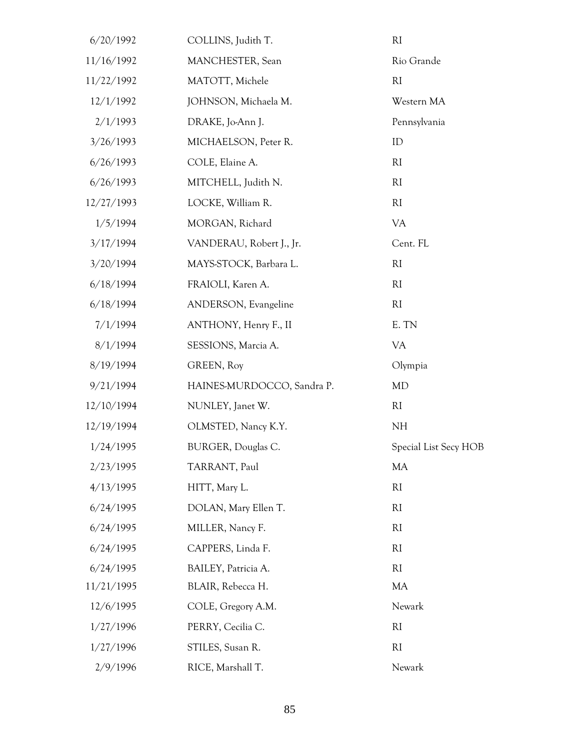| | | |
|---|---|---|
| 6/20/1992 | COLLINS, Judith T. | RI |
| 11/16/1992 | MANCHESTER, Sean | Rio Grande |
| 11/22/1992 | MATOTT, Michele | RI |
| 12/1/1992 | JOHNSON, Michaela M. | Western MA |
| 2/1/1993 | DRAKE, Jo-Ann J. | Pennsylvania |
| 3/26/1993 | MICHAELSON, Peter R. | ID |
| 6/26/1993 | COLE, Elaine A. | RI |
| 6/26/1993 | MITCHELL, Judith N. | RI |
| 12/27/1993 | LOCKE, William R. | RI |
| 1/5/1994 | MORGAN, Richard | VA |
| 3/17/1994 | VANDERAU, Robert J., Jr. | Cent. FL |
| 3/20/1994 | MAYS-STOCK, Barbara L. | RI |
| 6/18/1994 | FRAIOLI, Karen A. | RI |
| 6/18/1994 | ANDERSON, Evangeline | RI |
| 7/1/1994 | ANTHONY, Henry F., II | E. TN |
| 8/1/1994 | SESSIONS, Marcia A. | VA |
| 8/19/1994 | GREEN, Roy | Olympia |
| 9/21/1994 | HAINES-MURDOCCO, Sandra P. | MD |
| 12/10/1994 | NUNLEY, Janet W. | RI |
| 12/19/1994 | OLMSTED, Nancy K.Y. | NH |
| 1/24/1995 | BURGER, Douglas C. | Special List Secy HOB |
| 2/23/1995 | TARRANT, Paul | MA |
| 4/13/1995 | HITT, Mary L. | RI |
| 6/24/1995 | DOLAN, Mary Ellen T. | RI |
| 6/24/1995 | MILLER, Nancy F. | RI |
| 6/24/1995 | CAPPERS, Linda F. | RI |
| 6/24/1995 | BAILEY, Patricia A. | RI |
| 11/21/1995 | BLAIR, Rebecca H. | MA |
| 12/6/1995 | COLE, Gregory A.M. | Newark |
| 1/27/1996 | PERRY, Cecilia C. | RI |
| 1/27/1996 | STILES, Susan R. | RI |
| 2/9/1996 | RICE, Marshall T. | Newark |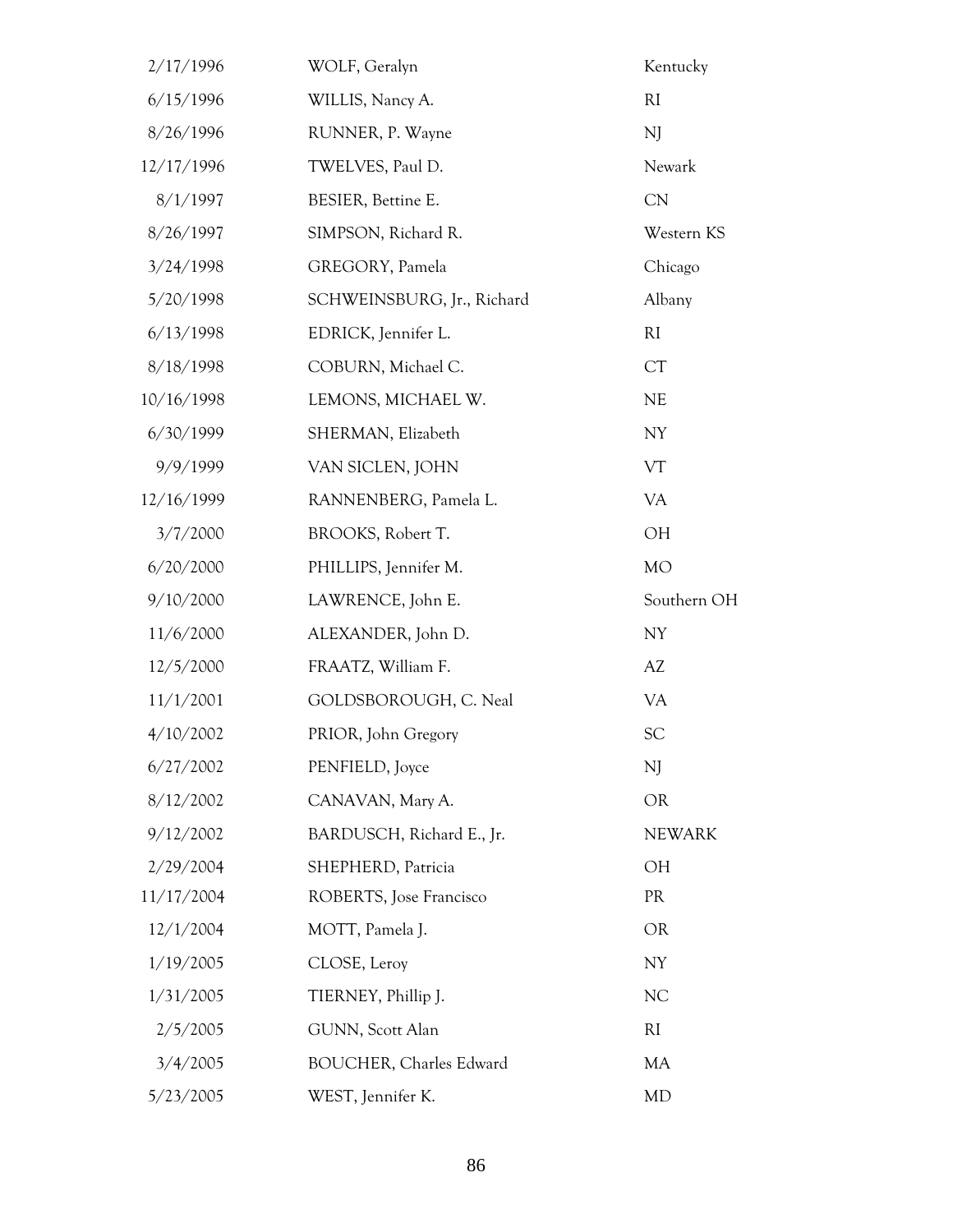| | | |
|---|---|---|
| 2/17/1996 | WOLF, Geralyn | Kentucky |
| 6/15/1996 | WILLIS, Nancy A. | RI |
| 8/26/1996 | RUNNER, P. Wayne | NJ |
| 12/17/1996 | TWELVES, Paul D. | Newark |
| 8/1/1997 | BESIER, Bettine E. | CN |
| 8/26/1997 | SIMPSON, Richard R. | Western KS |
| 3/24/1998 | GREGORY, Pamela | Chicago |
| 5/20/1998 | SCHWEINSBURG, Jr., Richard | Albany |
| 6/13/1998 | EDRICK, Jennifer L. | RI |
| 8/18/1998 | COBURN, Michael C. | CT |
| 10/16/1998 | LEMONS, MICHAEL W. | NE |
| 6/30/1999 | SHERMAN, Elizabeth | NY |
| 9/9/1999 | VAN SICLEN, JOHN | VT |
| 12/16/1999 | RANNENBERG, Pamela L. | VA |
| 3/7/2000 | BROOKS, Robert T. | OH |
| 6/20/2000 | PHILLIPS, Jennifer M. | MO |
| 9/10/2000 | LAWRENCE, John E. | Southern OH |
| 11/6/2000 | ALEXANDER, John D. | NY |
| 12/5/2000 | FRAATZ, William F. | AZ |
| 11/1/2001 | GOLDSBOROUGH, C. Neal | VA |
| 4/10/2002 | PRIOR, John Gregory | SC |
| 6/27/2002 | PENFIELD, Joyce | NJ |
| 8/12/2002 | CANAVAN, Mary A. | OR |
| 9/12/2002 | BARDUSCH, Richard E., Jr. | NEWARK |
| 2/29/2004 | SHEPHERD, Patricia | OH |
| 11/17/2004 | ROBERTS, Jose Francisco | PR |
| 12/1/2004 | MOTT, Pamela J. | OR |
| 1/19/2005 | CLOSE, Leroy | NY |
| 1/31/2005 | TIERNEY, Phillip J. | NC |
| 2/5/2005 | GUNN, Scott Alan | RI |
| 3/4/2005 | BOUCHER, Charles Edward | MA |
| 5/23/2005 | WEST, Jennifer K. | MD |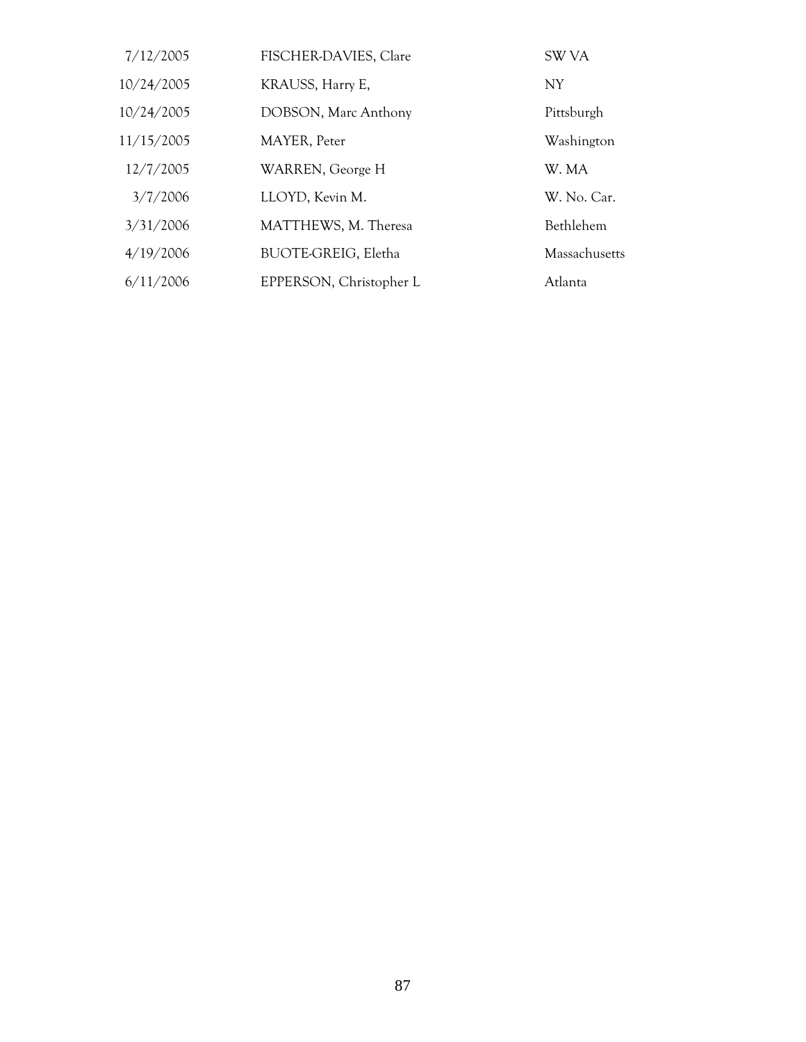| | | |
|---|---|---|
| 7/12/2005 | FISCHER-DAVIES, Clare | SW VA |
| 10/24/2005 | KRAUSS, Harry E, | NY |
| 10/24/2005 | DOBSON, Marc Anthony | Pittsburgh |
| 11/15/2005 | MAYER, Peter | Washington |
| 12/7/2005 | WARREN, George H | W. MA |
| 3/7/2006 | LLOYD, Kevin M. | W. No. Car. |
| 3/31/2006 | MATTHEWS, M. Theresa | Bethlehem |
| 4/19/2006 | BUOTE-GREIG, Eletha | Massachusetts |
| 6/11/2006 | EPPERSON, Christopher L | Atlanta |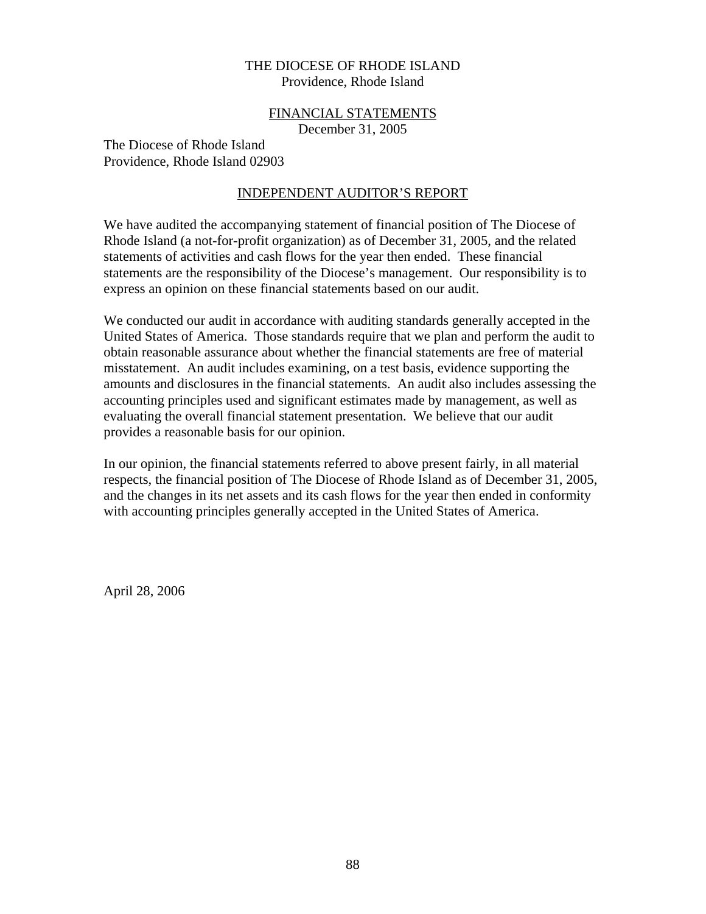THE DIOCESE OF RHODE ISLAND
Providence, Rhode Island

FINANCIAL STATEMENTS
December 31, 2005

The Diocese of Rhode Island
Providence, Rhode Island 02903

## INDEPENDENT AUDITOR'S REPORT

We have audited the accompanying statement of financial position of The Diocese of Rhode Island (a not-for-profit organization) as of December 31, 2005, and the related statements of activities and cash flows for the year then ended. These financial statements are the responsibility of the Diocese's management. Our responsibility is to express an opinion on these financial statements based on our audit.

We conducted our audit in accordance with auditing standards generally accepted in the United States of America. Those standards require that we plan and perform the audit to obtain reasonable assurance about whether the financial statements are free of material misstatement. An audit includes examining, on a test basis, evidence supporting the amounts and disclosures in the financial statements. An audit also includes assessing the accounting principles used and significant estimates made by management, as well as evaluating the overall financial statement presentation. We believe that our audit provides a reasonable basis for our opinion.

In our opinion, the financial statements referred to above present fairly, in all material respects, the financial position of The Diocese of Rhode Island as of December 31, 2005, and the changes in its net assets and its cash flows for the year then ended in conformity with accounting principles generally accepted in the United States of America.

April 28, 2006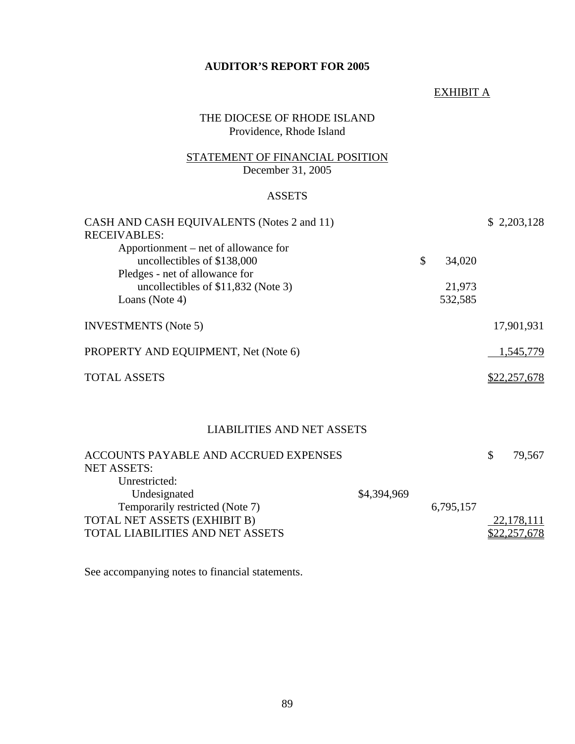**AUDITOR'S REPORT FOR 2005**

EXHIBIT A

THE DIOCESE OF RHODE ISLAND
Providence, Rhode Island

STATEMENT OF FINANCIAL POSITION
December 31, 2005

ASSETS

| | | | |
|---|---|---|---|
| CASH AND CASH EQUIVALENTS (Notes 2 and 11) | | | $ 2,203,128 |
| RECEIVABLES: | | | |
| Apportionment – net of allowance for uncollectibles of $138,000 | | $ 34,020 | |
| Pledges - net of allowance for uncollectibles of $11,832 (Note 3) | | 21,973 | |
| Loans (Note 4) | | 532,585 | |
| INVESTMENTS (Note 5) | | | 17,901,931 |
| PROPERTY AND EQUIPMENT, Net (Note 6) | | | 1,545,779 |
| TOTAL ASSETS | | | $22,257,678 |

LIABILITIES AND NET ASSETS

| | | | |
|---|---|---|---|
| ACCOUNTS PAYABLE AND ACCRUED EXPENSES | | | $ 79,567 |
| NET ASSETS: | | | |
| Unrestricted: | | | |
| Undesignated | $4,394,969 | | |
| Temporarily restricted (Note 7) | | 6,795,157 | |
| TOTAL NET ASSETS (EXHIBIT B) | | | 22,178,111 |
| TOTAL LIABILITIES AND NET ASSETS | | | $22,257,678 |

See accompanying notes to financial statements.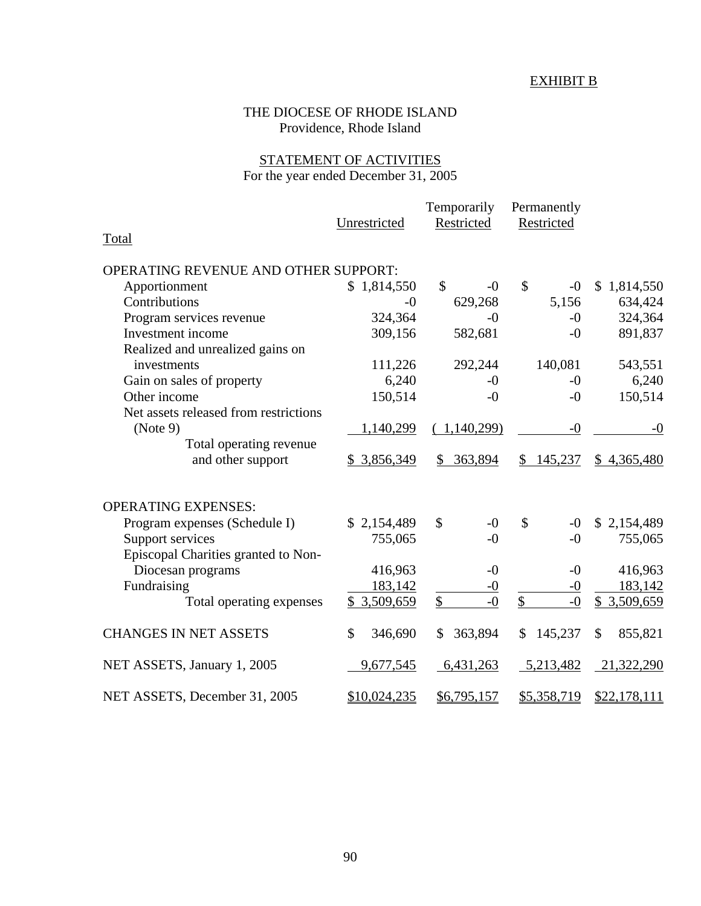EXHIBIT B

THE DIOCESE OF RHODE ISLAND
Providence, Rhode Island

STATEMENT OF ACTIVITIES
For the year ended December 31, 2005

| | Unrestricted | Temporarily Restricted | Permanently Restricted | Total |
|---|---|---|---|---|
| OPERATING REVENUE AND OTHER SUPPORT: | | | | |
| Apportionment | $ 1,814,550 | $ -0 | $ -0 | $ 1,814,550 |
| Contributions | -0 | 629,268 | 5,156 | 634,424 |
| Program services revenue | 324,364 | -0 | -0 | 324,364 |
| Investment income | 309,156 | 582,681 | -0 | 891,837 |
| Realized and unrealized gains on investments | 111,226 | 292,244 | 140,081 | 543,551 |
| Gain on sales of property | 6,240 | -0 | -0 | 6,240 |
| Other income | 150,514 | -0 | -0 | 150,514 |
| Net assets released from restrictions (Note 9) | 1,140,299 | ( 1,140,299) | -0 | -0 |
| Total operating revenue and other support | $ 3,856,349 | $ 363,894 | $ 145,237 | $ 4,365,480 |
| OPERATING EXPENSES: | | | | |
| Program expenses (Schedule I) | $ 2,154,489 | $ -0 | $ -0 | $ 2,154,489 |
| Support services | 755,065 | -0 | -0 | 755,065 |
| Episcopal Charities granted to Non-Diocesan programs | 416,963 | -0 | -0 | 416,963 |
| Fundraising | 183,142 | -0 | -0 | 183,142 |
| Total operating expenses | $ 3,509,659 | $ -0 | $ -0 | $ 3,509,659 |
| CHANGES IN NET ASSETS | $ 346,690 | $ 363,894 | $ 145,237 | $ 855,821 |
| NET ASSETS, January 1, 2005 | 9,677,545 | 6,431,263 | 5,213,482 | 21,322,290 |
| NET ASSETS, December 31, 2005 | $10,024,235 | $6,795,157 | $5,358,719 | $22,178,111 |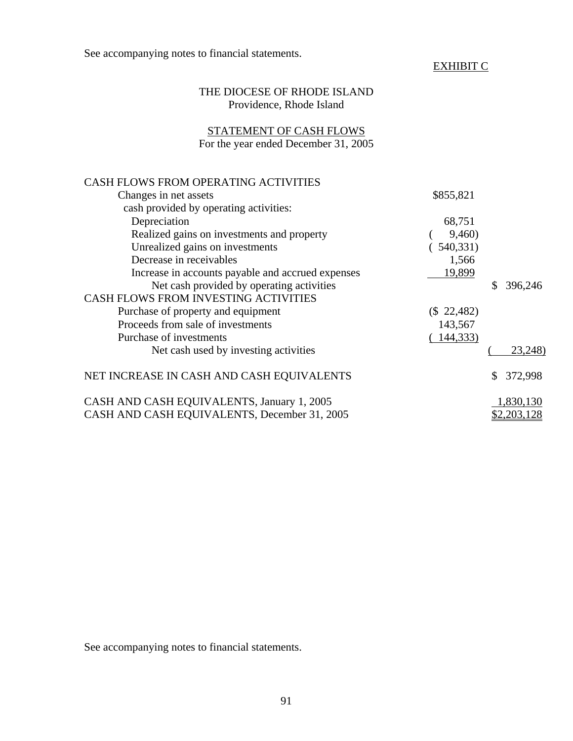See accompanying notes to financial statements.

EXHIBIT C

## THE DIOCESE OF RHODE ISLAND
Providence, Rhode Island

### STATEMENT OF CASH FLOWS
For the year ended December 31, 2005

| | | |
|---|---|---|
| CASH FLOWS FROM OPERATING ACTIVITIES | | |
| Changes in net assets | $855,821 | |
| cash provided by operating activities: | | |
| Depreciation | 68,751 | |
| Realized gains on investments and property | ( 9,460) | |
| Unrealized gains on investments | ( 540,331) | |
| Decrease in receivables | 1,566 | |
| Increase in accounts payable and accrued expenses | 19,899 | |
| Net cash provided by operating activities | | $ 396,246 |
| CASH FLOWS FROM INVESTING ACTIVITIES | | |
| Purchase of property and equipment | ($ 22,482) | |
| Proceeds from sale of investments | 143,567 | |
| Purchase of investments | ( 144,333) | |
| Net cash used by investing activities | | ( 23,248) |
| NET INCREASE IN CASH AND CASH EQUIVALENTS | | $ 372,998 |
| CASH AND CASH EQUIVALENTS, January 1, 2005 | | 1,830,130 |
| CASH AND CASH EQUIVALENTS, December 31, 2005 | | $2,203,128 |

See accompanying notes to financial statements.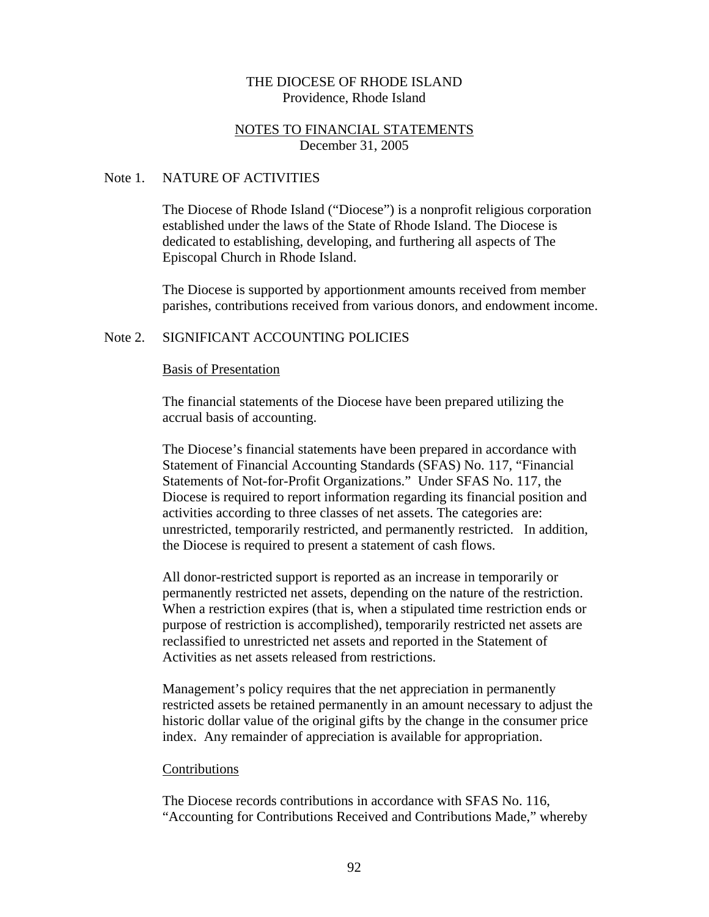THE DIOCESE OF RHODE ISLAND
Providence, Rhode Island

NOTES TO FINANCIAL STATEMENTS
December 31, 2005

## Note 1. NATURE OF ACTIVITIES

The Diocese of Rhode Island ("Diocese") is a nonprofit religious corporation established under the laws of the State of Rhode Island. The Diocese is dedicated to establishing, developing, and furthering all aspects of The Episcopal Church in Rhode Island.

The Diocese is supported by apportionment amounts received from member parishes, contributions received from various donors, and endowment income.

## Note 2. SIGNIFICANT ACCOUNTING POLICIES

### Basis of Presentation

The financial statements of the Diocese have been prepared utilizing the accrual basis of accounting.

The Diocese's financial statements have been prepared in accordance with Statement of Financial Accounting Standards (SFAS) No. 117, "Financial Statements of Not-for-Profit Organizations." Under SFAS No. 117, the Diocese is required to report information regarding its financial position and activities according to three classes of net assets. The categories are: unrestricted, temporarily restricted, and permanently restricted. In addition, the Diocese is required to present a statement of cash flows.

All donor-restricted support is reported as an increase in temporarily or permanently restricted net assets, depending on the nature of the restriction. When a restriction expires (that is, when a stipulated time restriction ends or purpose of restriction is accomplished), temporarily restricted net assets are reclassified to unrestricted net assets and reported in the Statement of Activities as net assets released from restrictions.

Management's policy requires that the net appreciation in permanently restricted assets be retained permanently in an amount necessary to adjust the historic dollar value of the original gifts by the change in the consumer price index. Any remainder of appreciation is available for appropriation.

### Contributions

The Diocese records contributions in accordance with SFAS No. 116, "Accounting for Contributions Received and Contributions Made," whereby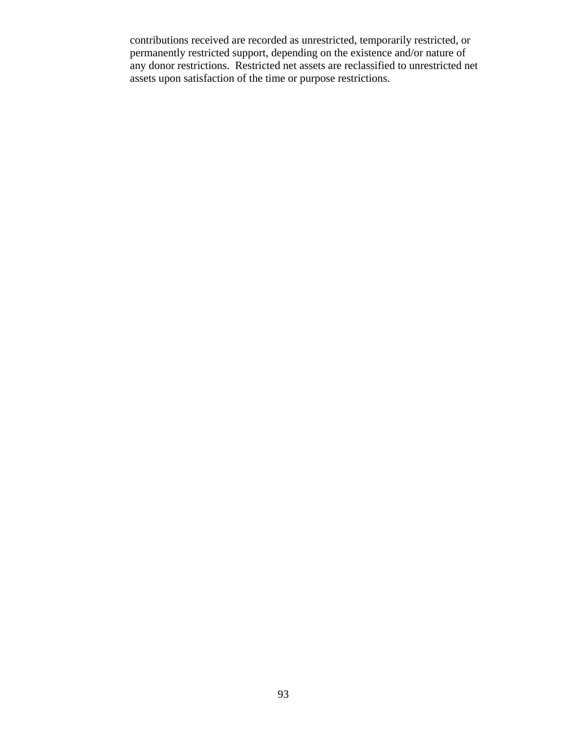contributions received are recorded as unrestricted, temporarily restricted, or permanently restricted support, depending on the existence and/or nature of any donor restrictions.  Restricted net assets are reclassified to unrestricted net assets upon satisfaction of the time or purpose restrictions.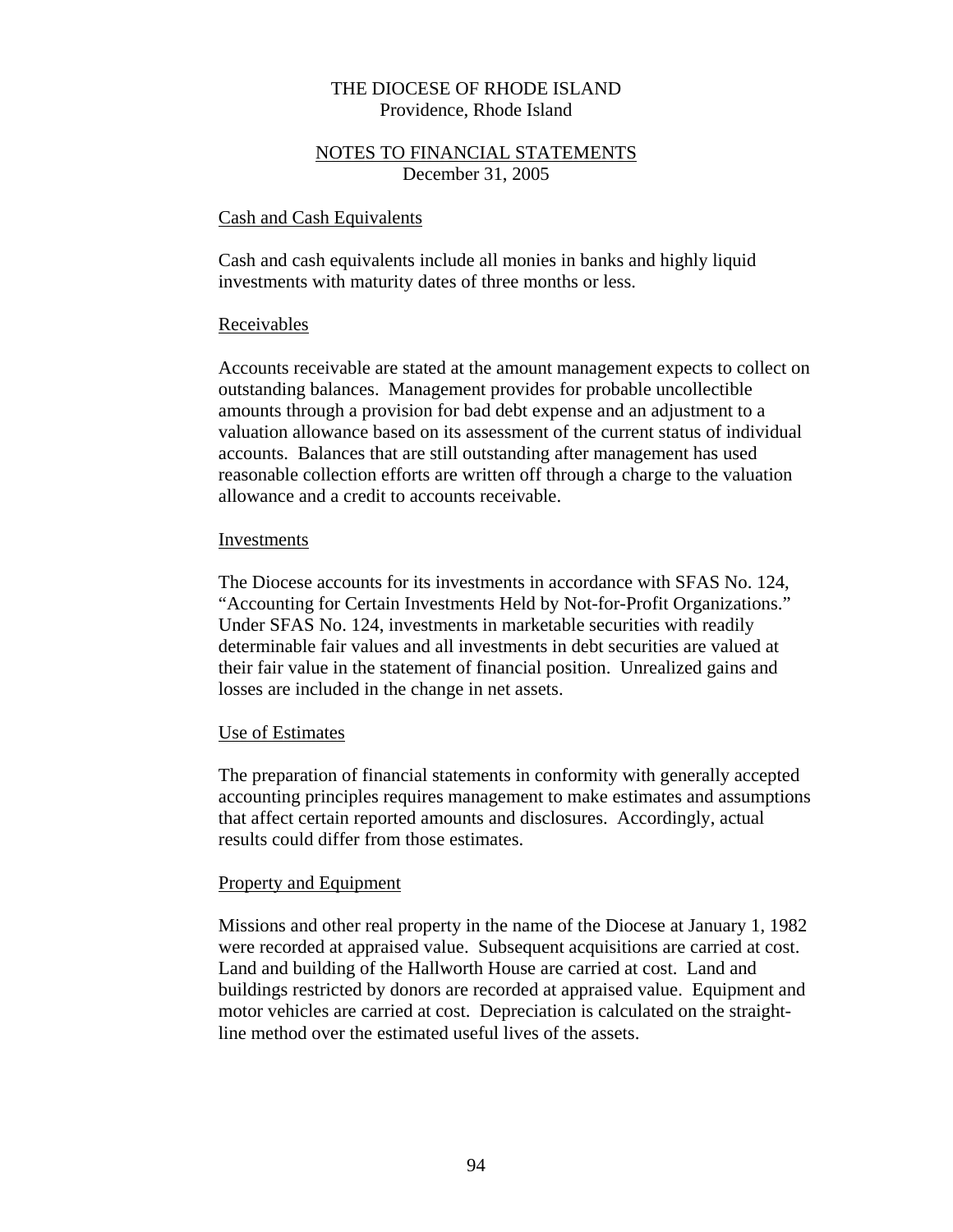THE DIOCESE OF RHODE ISLAND
Providence, Rhode Island

NOTES TO FINANCIAL STATEMENTS
December 31, 2005

## Cash and Cash Equivalents

Cash and cash equivalents include all monies in banks and highly liquid investments with maturity dates of three months or less.

## Receivables

Accounts receivable are stated at the amount management expects to collect on outstanding balances. Management provides for probable uncollectible amounts through a provision for bad debt expense and an adjustment to a valuation allowance based on its assessment of the current status of individual accounts. Balances that are still outstanding after management has used reasonable collection efforts are written off through a charge to the valuation allowance and a credit to accounts receivable.

## Investments

The Diocese accounts for its investments in accordance with SFAS No. 124, "Accounting for Certain Investments Held by Not-for-Profit Organizations." Under SFAS No. 124, investments in marketable securities with readily determinable fair values and all investments in debt securities are valued at their fair value in the statement of financial position. Unrealized gains and losses are included in the change in net assets.

## Use of Estimates

The preparation of financial statements in conformity with generally accepted accounting principles requires management to make estimates and assumptions that affect certain reported amounts and disclosures. Accordingly, actual results could differ from those estimates.

## Property and Equipment

Missions and other real property in the name of the Diocese at January 1, 1982 were recorded at appraised value. Subsequent acquisitions are carried at cost. Land and building of the Hallworth House are carried at cost. Land and buildings restricted by donors are recorded at appraised value. Equipment and motor vehicles are carried at cost. Depreciation is calculated on the straight-line method over the estimated useful lives of the assets.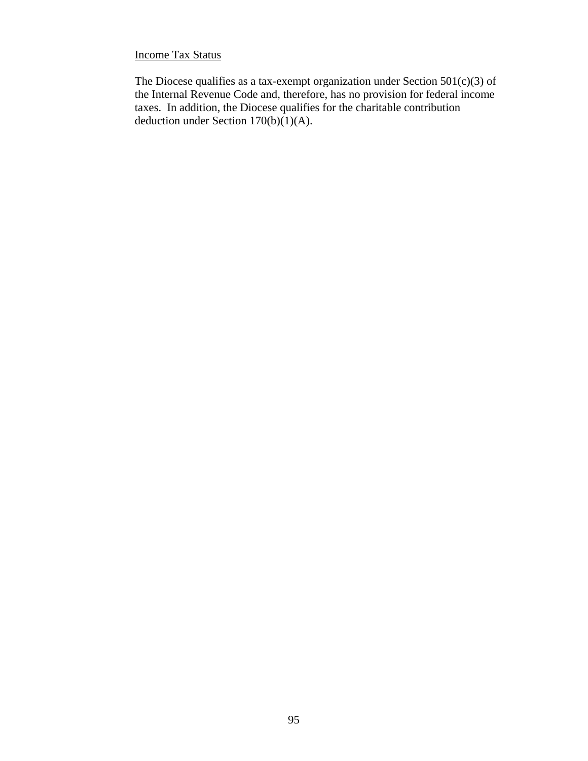<u>Income Tax Status</u>

The Diocese qualifies as a tax-exempt organization under Section 501(c)(3) of the Internal Revenue Code and, therefore, has no provision for federal income taxes. In addition, the Diocese qualifies for the charitable contribution deduction under Section 170(b)(1)(A).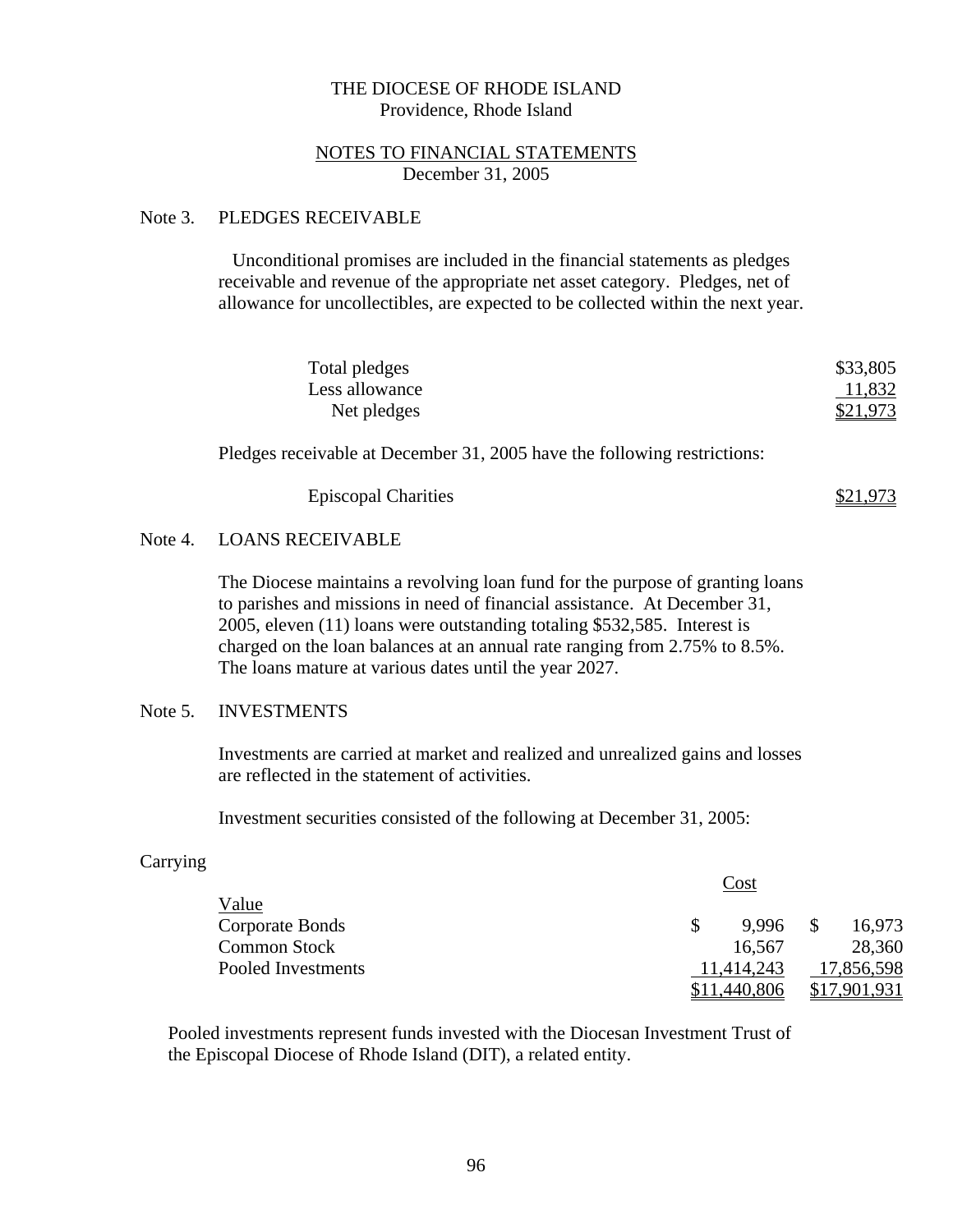THE DIOCESE OF RHODE ISLAND
Providence, Rhode Island

NOTES TO FINANCIAL STATEMENTS
December 31, 2005

## Note 3. PLEDGES RECEIVABLE

Unconditional promises are included in the financial statements as pledges receivable and revenue of the appropriate net asset category. Pledges, net of allowance for uncollectibles, are expected to be collected within the next year.

| | |
|---|---|
| Total pledges | $33,805 |
| Less allowance | 11,832 |
| Net pledges | $21,973 |

Pledges receivable at December 31, 2005 have the following restrictions:

| | |
|---|---|
| Episcopal Charities | $21,973 |

## Note 4. LOANS RECEIVABLE

The Diocese maintains a revolving loan fund for the purpose of granting loans to parishes and missions in need of financial assistance. At December 31, 2005, eleven (11) loans were outstanding totaling $532,585. Interest is charged on the loan balances at an annual rate ranging from 2.75% to 8.5%. The loans mature at various dates until the year 2027.

## Note 5. INVESTMENTS

Investments are carried at market and realized and unrealized gains and losses are reflected in the statement of activities.

Investment securities consisted of the following at December 31, 2005:

| | Cost | Carrying Value |
|---|---|---|
| Corporate Bonds | $ 9,996 | $ 16,973 |
| Common Stock | 16,567 | 28,360 |
| Pooled Investments | 11,414,243 | 17,856,598 |
| | $11,440,806 | $17,901,931 |

Pooled investments represent funds invested with the Diocesan Investment Trust of the Episcopal Diocese of Rhode Island (DIT), a related entity.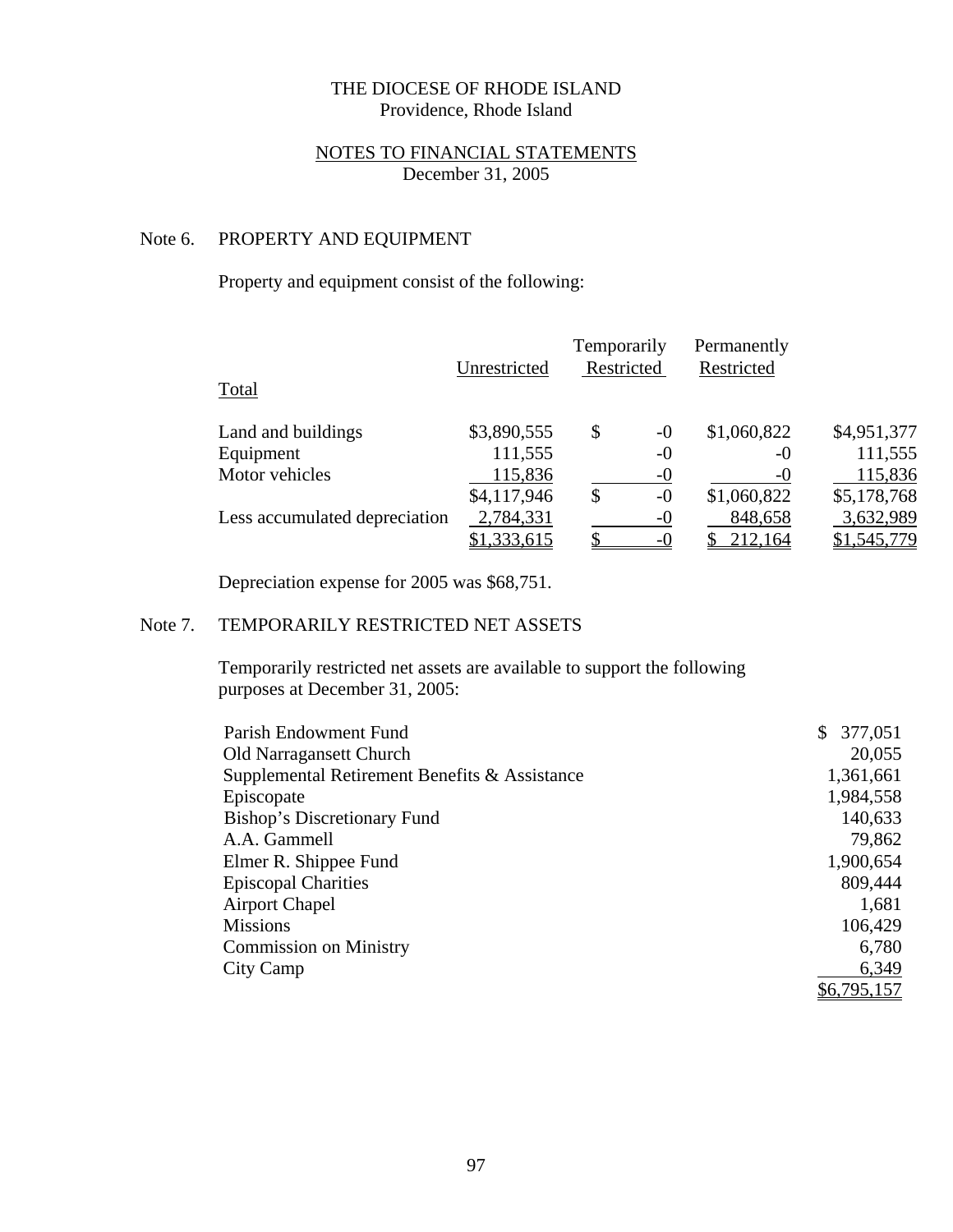THE DIOCESE OF RHODE ISLAND
Providence, Rhode Island

NOTES TO FINANCIAL STATEMENTS
December 31, 2005

## Note 6. PROPERTY AND EQUIPMENT

Property and equipment consist of the following:

| | Unrestricted | Temporarily Restricted | Permanently Restricted | Total |
|---|---|---|---|---|
| Land and buildings | $3,890,555 | $ -0 | $1,060,822 | $4,951,377 |
| Equipment | 111,555 | -0 | -0 | 111,555 |
| Motor vehicles | 115,836 | -0 | -0 | 115,836 |
| | $4,117,946 | $ -0 | $1,060,822 | $5,178,768 |
| Less accumulated depreciation | 2,784,331 | -0 | 848,658 | 3,632,989 |
| | $1,333,615 | $ -0 | $ 212,164 | $1,545,779 |

Depreciation expense for 2005 was $68,751.

## Note 7. TEMPORARILY RESTRICTED NET ASSETS

Temporarily restricted net assets are available to support the following purposes at December 31, 2005:

| | |
|---|---|
| Parish Endowment Fund | $ 377,051 |
| Old Narragansett Church | 20,055 |
| Supplemental Retirement Benefits & Assistance | 1,361,661 |
| Episcopate | 1,984,558 |
| Bishop's Discretionary Fund | 140,633 |
| A.A. Gammell | 79,862 |
| Elmer R. Shippee Fund | 1,900,654 |
| Episcopal Charities | 809,444 |
| Airport Chapel | 1,681 |
| Missions | 106,429 |
| Commission on Ministry | 6,780 |
| City Camp | 6,349 |
| | $6,795,157 |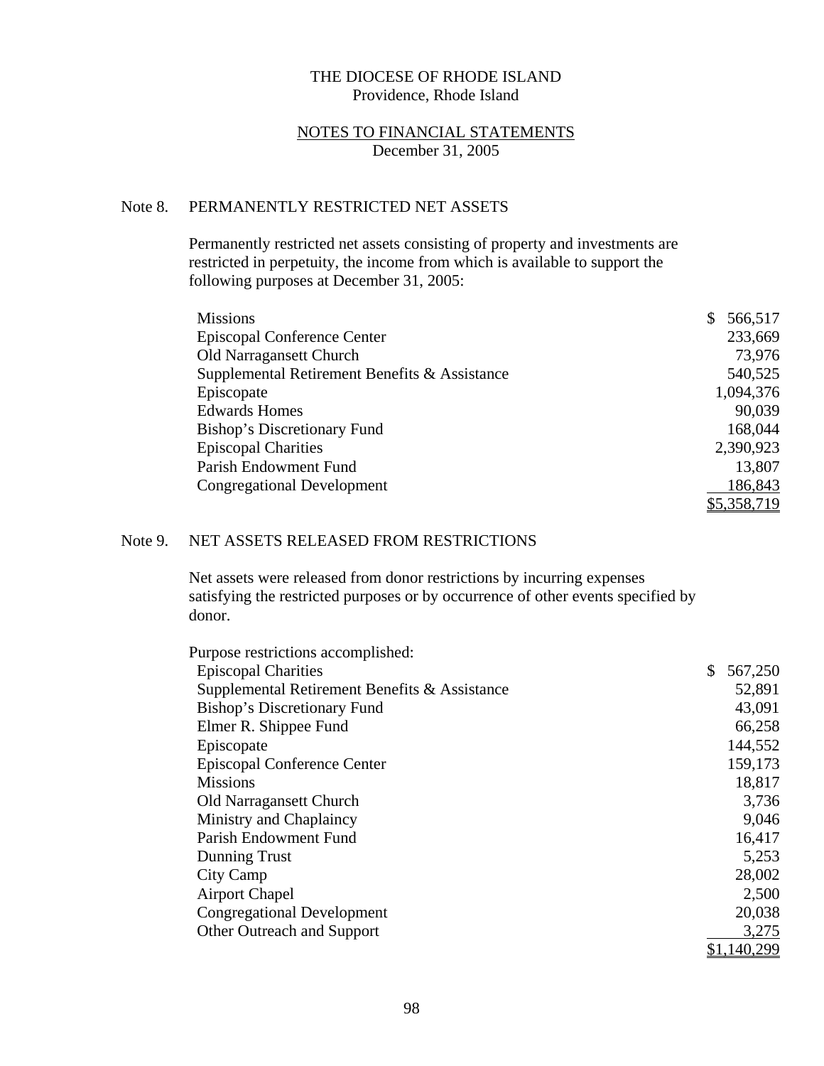THE DIOCESE OF RHODE ISLAND
Providence, Rhode Island

NOTES TO FINANCIAL STATEMENTS
December 31, 2005

## Note 8. PERMANENTLY RESTRICTED NET ASSETS

Permanently restricted net assets consisting of property and investments are restricted in perpetuity, the income from which is available to support the following purposes at December 31, 2005:

| | |
|---|---|
| Missions | $ 566,517 |
| Episcopal Conference Center | 233,669 |
| Old Narragansett Church | 73,976 |
| Supplemental Retirement Benefits & Assistance | 540,525 |
| Episcopate | 1,094,376 |
| Edwards Homes | 90,039 |
| Bishop's Discretionary Fund | 168,044 |
| Episcopal Charities | 2,390,923 |
| Parish Endowment Fund | 13,807 |
| Congregational Development | 186,843 |
| | $5,358,719 |

## Note 9. NET ASSETS RELEASED FROM RESTRICTIONS

Net assets were released from donor restrictions by incurring expenses satisfying the restricted purposes or by occurrence of other events specified by donor.

| Purpose restrictions accomplished: | |
|---|---|
| Episcopal Charities | $ 567,250 |
| Supplemental Retirement Benefits & Assistance | 52,891 |
| Bishop's Discretionary Fund | 43,091 |
| Elmer R. Shippee Fund | 66,258 |
| Episcopate | 144,552 |
| Episcopal Conference Center | 159,173 |
| Missions | 18,817 |
| Old Narragansett Church | 3,736 |
| Ministry and Chaplaincy | 9,046 |
| Parish Endowment Fund | 16,417 |
| Dunning Trust | 5,253 |
| City Camp | 28,002 |
| Airport Chapel | 2,500 |
| Congregational Development | 20,038 |
| Other Outreach and Support | 3,275 |
| | $1,140,299 |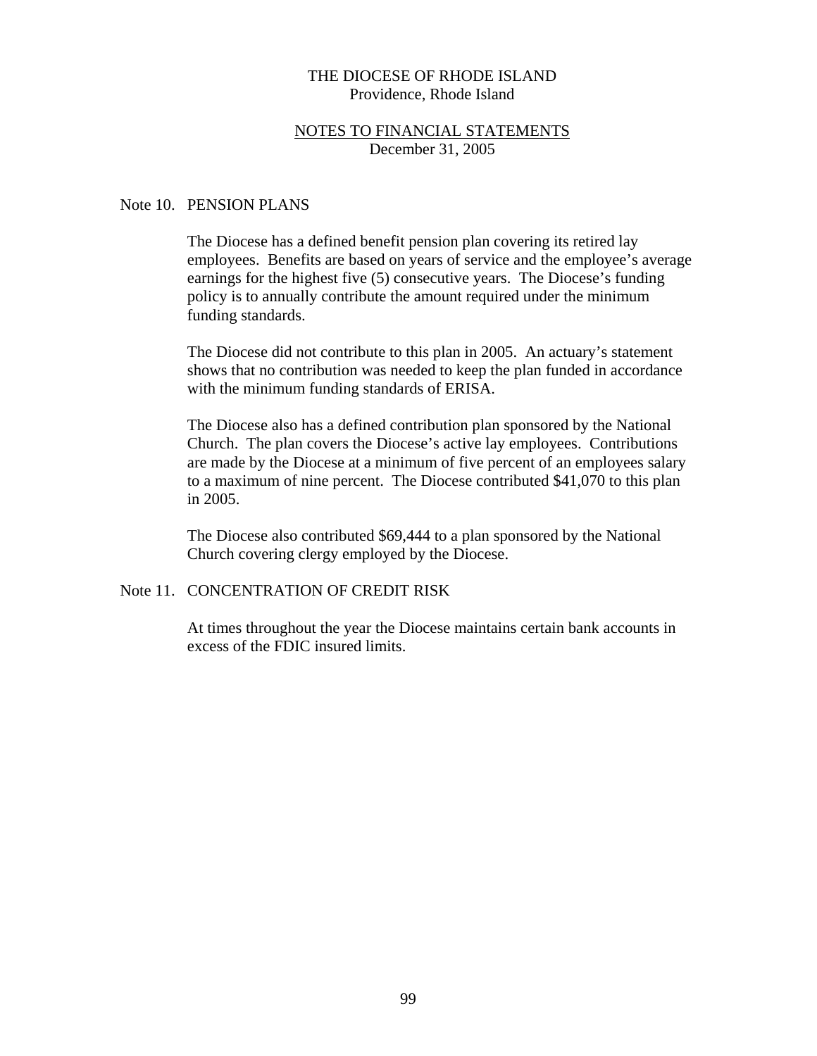# THE DIOCESE OF RHODE ISLAND
Providence, Rhode Island

## NOTES TO FINANCIAL STATEMENTS
December 31, 2005

### Note 10. PENSION PLANS

The Diocese has a defined benefit pension plan covering its retired lay employees. Benefits are based on years of service and the employee's average earnings for the highest five (5) consecutive years. The Diocese's funding policy is to annually contribute the amount required under the minimum funding standards.

The Diocese did not contribute to this plan in 2005. An actuary's statement shows that no contribution was needed to keep the plan funded in accordance with the minimum funding standards of ERISA.

The Diocese also has a defined contribution plan sponsored by the National Church. The plan covers the Diocese's active lay employees. Contributions are made by the Diocese at a minimum of five percent of an employees salary to a maximum of nine percent. The Diocese contributed $41,070 to this plan in 2005.

The Diocese also contributed $69,444 to a plan sponsored by the National Church covering clergy employed by the Diocese.

### Note 11. CONCENTRATION OF CREDIT RISK

At times throughout the year the Diocese maintains certain bank accounts in excess of the FDIC insured limits.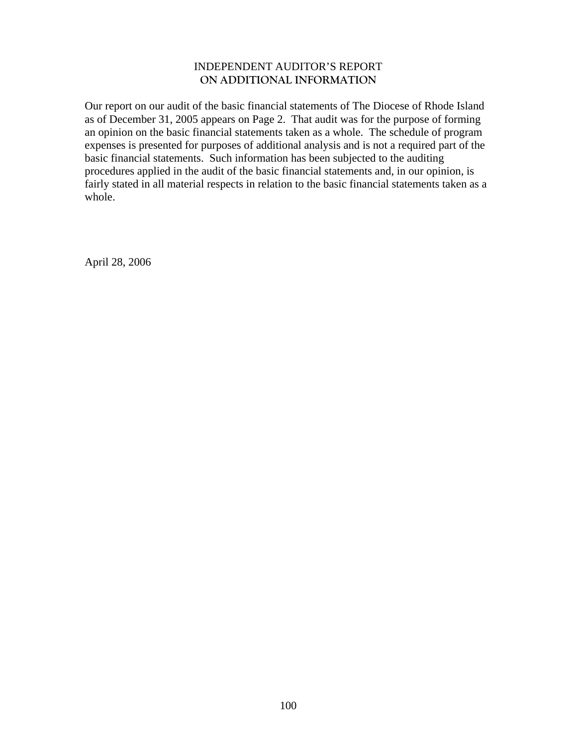# INDEPENDENT AUDITOR'S REPORT ON ADDITIONAL INFORMATION

Our report on our audit of the basic financial statements of The Diocese of Rhode Island as of December 31, 2005 appears on Page 2. That audit was for the purpose of forming an opinion on the basic financial statements taken as a whole. The schedule of program expenses is presented for purposes of additional analysis and is not a required part of the basic financial statements. Such information has been subjected to the auditing procedures applied in the audit of the basic financial statements and, in our opinion, is fairly stated in all material respects in relation to the basic financial statements taken as a whole.

April 28, 2006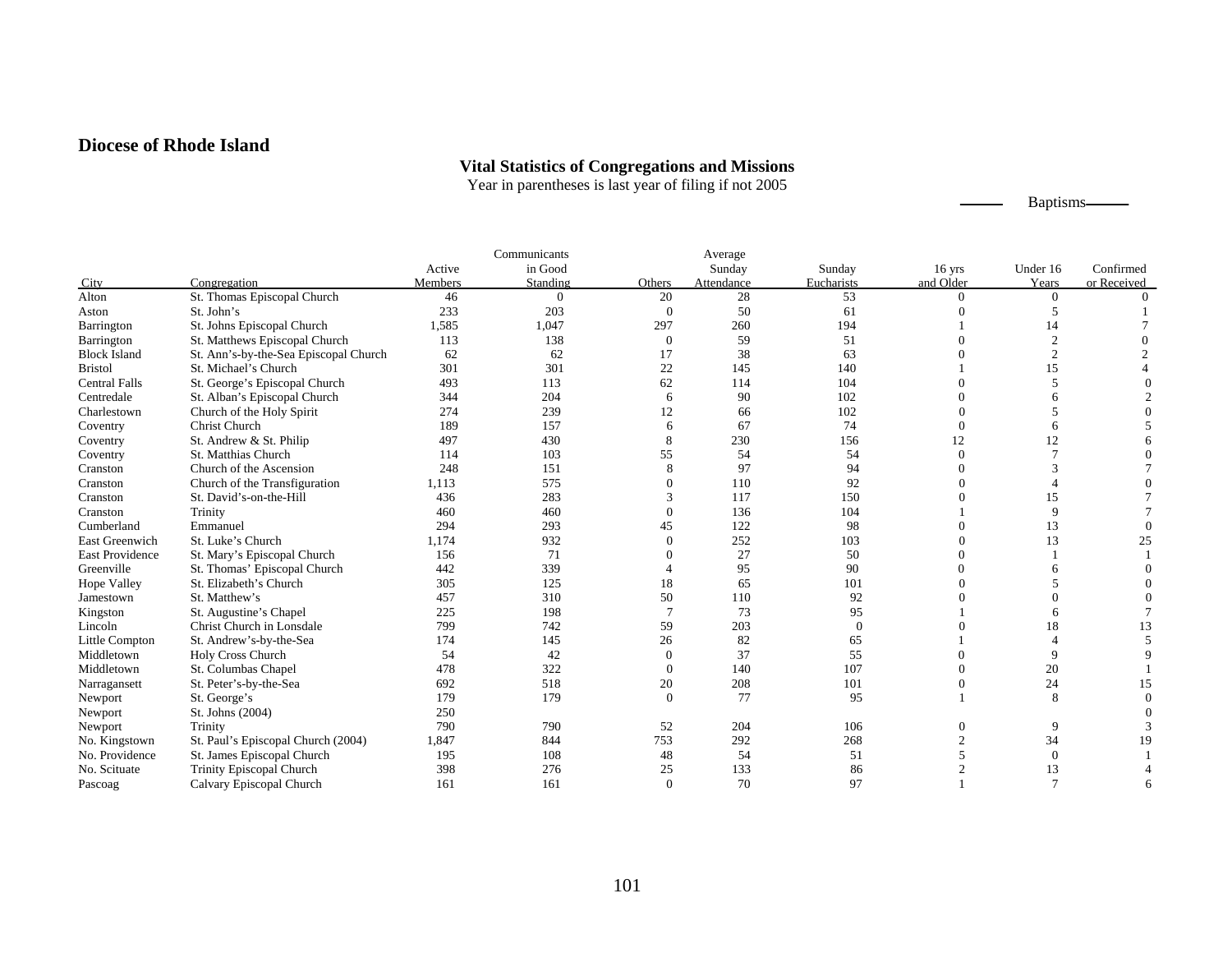# Diocese of Rhode Island

## Vital Statistics of Congregations and Missions

Year in parentheses is last year of filing if not 2005

| City | Congregation | Active Members | Communicants in Good Standing | Others | Average Sunday Attendance | Sunday Eucharists | Baptisms 16 yrs and Older | Baptisms Under 16 Years | Confirmed or Received |
|---|---|---|---|---|---|---|---|---|---|
| Alton | St. Thomas Episcopal Church | 46 | 0 | 20 | 28 | 53 | 0 | 0 | 0 |
| Aston | St. John's | 233 | 203 | 0 | 50 | 61 | 0 | 5 | 1 |
| Barrington | St. Johns Episcopal Church | 1,585 | 1,047 | 297 | 260 | 194 | 1 | 14 | 7 |
| Barrington | St. Matthews Episcopal Church | 113 | 138 | 0 | 59 | 51 | 0 | 2 | 0 |
| Block Island | St. Ann's-by-the-Sea Episcopal Church | 62 | 62 | 17 | 38 | 63 | 0 | 2 | 2 |
| Bristol | St. Michael's Church | 301 | 301 | 22 | 145 | 140 | 1 | 15 | 4 |
| Central Falls | St. George's Episcopal Church | 493 | 113 | 62 | 114 | 104 | 0 | 5 | 0 |
| Centredale | St. Alban's Episcopal Church | 344 | 204 | 6 | 90 | 102 | 0 | 6 | 2 |
| Charlestown | Church of the Holy Spirit | 274 | 239 | 12 | 66 | 102 | 0 | 5 | 0 |
| Coventry | Christ Church | 189 | 157 | 6 | 67 | 74 | 0 | 6 | 5 |
| Coventry | St. Andrew & St. Philip | 497 | 430 | 8 | 230 | 156 | 12 | 12 | 6 |
| Coventry | St. Matthias Church | 114 | 103 | 55 | 54 | 54 | 0 | 7 | 0 |
| Cranston | Church of the Ascension | 248 | 151 | 8 | 97 | 94 | 0 | 3 | 7 |
| Cranston | Church of the Transfiguration | 1,113 | 575 | 0 | 110 | 92 | 0 | 4 | 0 |
| Cranston | St. David's-on-the-Hill | 436 | 283 | 3 | 117 | 150 | 0 | 15 | 7 |
| Cranston | Trinity | 460 | 460 | 0 | 136 | 104 | 1 | 9 | 7 |
| Cumberland | Emmanuel | 294 | 293 | 45 | 122 | 98 | 0 | 13 | 0 |
| East Greenwich | St. Luke's Church | 1,174 | 932 | 0 | 252 | 103 | 0 | 13 | 25 |
| East Providence | St. Mary's Episcopal Church | 156 | 71 | 0 | 27 | 50 | 0 | 1 | 1 |
| Greenville | St. Thomas' Episcopal Church | 442 | 339 | 4 | 95 | 90 | 0 | 6 | 0 |
| Hope Valley | St. Elizabeth's Church | 305 | 125 | 18 | 65 | 101 | 0 | 5 | 0 |
| Jamestown | St. Matthew's | 457 | 310 | 50 | 110 | 92 | 0 | 0 | 0 |
| Kingston | St. Augustine's Chapel | 225 | 198 | 7 | 73 | 95 | 1 | 6 | 7 |
| Lincoln | Christ Church in Lonsdale | 799 | 742 | 59 | 203 | 0 | 0 | 18 | 13 |
| Little Compton | St. Andrew's-by-the-Sea | 174 | 145 | 26 | 82 | 65 | 1 | 4 | 5 |
| Middletown | Holy Cross Church | 54 | 42 | 0 | 37 | 55 | 0 | 9 | 9 |
| Middletown | St. Columbas Chapel | 478 | 322 | 0 | 140 | 107 | 0 | 20 | 1 |
| Narragansett | St. Peter's-by-the-Sea | 692 | 518 | 20 | 208 | 101 | 0 | 24 | 15 |
| Newport | St. George's | 179 | 179 | 0 | 77 | 95 | 1 | 8 | 0 |
| Newport | St. Johns (2004) | 250 | | | | | | | 0 |
| Newport | Trinity | 790 | 790 | 52 | 204 | 106 | 0 | 9 | 3 |
| No. Kingstown | St. Paul's Episcopal Church (2004) | 1,847 | 844 | 753 | 292 | 268 | 2 | 34 | 19 |
| No. Providence | St. James Episcopal Church | 195 | 108 | 48 | 54 | 51 | 5 | 0 | 1 |
| No. Scituate | Trinity Episcopal Church | 398 | 276 | 25 | 133 | 86 | 2 | 13 | 4 |
| Pascoag | Calvary Episcopal Church | 161 | 161 | 0 | 70 | 97 | 1 | 7 | 6 |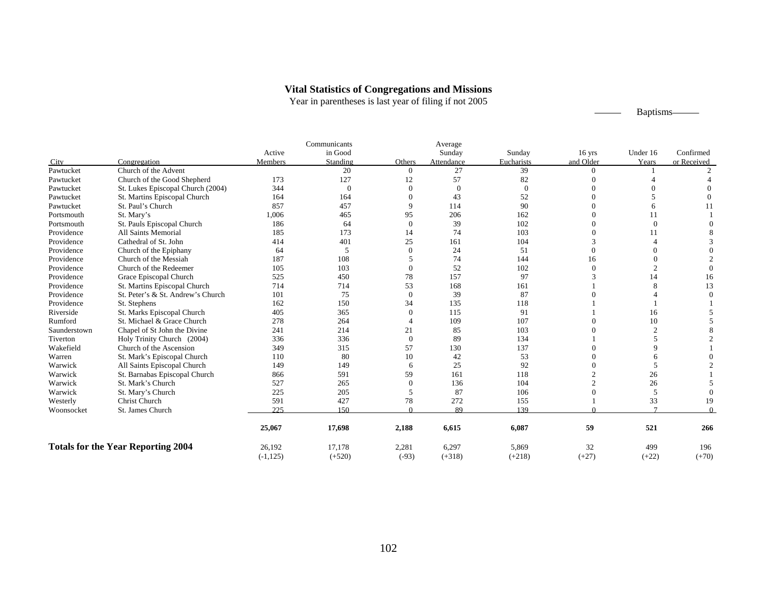## Vital Statistics of Congregations and Missions

Year in parentheses is last year of filing if not 2005

| City | Congregation | Active Members | Communicants in Good Standing | Others | Average Sunday Attendance | Sunday Eucharists | Baptisms: 16 yrs and Older | Baptisms: Under 16 Years | Confirmed or Received |
|---|---|---|---|---|---|---|---|---|---|
| Pawtucket | Church of the Advent | | 20 | 0 | 27 | 39 | 0 | 1 | 2 |
| Pawtucket | Church of the Good Shepherd | 173 | 127 | 12 | 57 | 82 | 0 | 4 | 4 |
| Pawtucket | St. Lukes Episcopal Church (2004) | 344 | 0 | 0 | 0 | 0 | 0 | 0 | 0 |
| Pawtucket | St. Martins Episcopal Church | 164 | 164 | 0 | 43 | 52 | 0 | 5 | 0 |
| Pawtucket | St. Paul's Church | 857 | 457 | 9 | 114 | 90 | 0 | 6 | 11 |
| Portsmouth | St. Mary's | 1,006 | 465 | 95 | 206 | 162 | 0 | 11 | 1 |
| Portsmouth | St. Pauls Episcopal Church | 186 | 64 | 0 | 39 | 102 | 0 | 0 | 0 |
| Providence | All Saints Memorial | 185 | 173 | 14 | 74 | 103 | 0 | 11 | 8 |
| Providence | Cathedral of St. John | 414 | 401 | 25 | 161 | 104 | 3 | 4 | 3 |
| Providence | Church of the Epiphany | 64 | 5 | 0 | 24 | 51 | 0 | 0 | 0 |
| Providence | Church of the Messiah | 187 | 108 | 5 | 74 | 144 | 16 | 0 | 2 |
| Providence | Church of the Redeemer | 105 | 103 | 0 | 52 | 102 | 0 | 2 | 0 |
| Providence | Grace Episcopal Church | 525 | 450 | 78 | 157 | 97 | 3 | 14 | 16 |
| Providence | St. Martins Episcopal Church | 714 | 714 | 53 | 168 | 161 | 1 | 8 | 13 |
| Providence | St. Peter's & St. Andrew's Church | 101 | 75 | 0 | 39 | 87 | 0 | 4 | 0 |
| Providence | St. Stephens | 162 | 150 | 34 | 135 | 118 | 1 | 1 | 1 |
| Riverside | St. Marks Episcopal Church | 405 | 365 | 0 | 115 | 91 | 1 | 16 | 5 |
| Rumford | St. Michael & Grace Church | 278 | 264 | 4 | 109 | 107 | 0 | 10 | 5 |
| Saunderstown | Chapel of St John the Divine | 241 | 214 | 21 | 85 | 103 | 0 | 2 | 8 |
| Tiverton | Holy Trinity Church (2004) | 336 | 336 | 0 | 89 | 134 | 1 | 5 | 2 |
| Wakefield | Church of the Ascension | 349 | 315 | 57 | 130 | 137 | 0 | 9 | 1 |
| Warren | St. Mark's Episcopal Church | 110 | 80 | 10 | 42 | 53 | 0 | 6 | 0 |
| Warwick | All Saints Episcopal Church | 149 | 149 | 6 | 25 | 92 | 0 | 5 | 2 |
| Warwick | St. Barnabas Episcopal Church | 866 | 591 | 59 | 161 | 118 | 2 | 26 | 1 |
| Warwick | St. Mark's Church | 527 | 265 | 0 | 136 | 104 | 2 | 26 | 5 |
| Warwick | St. Mary's Church | 225 | 205 | 5 | 87 | 106 | 0 | 5 | 0 |
| Westerly | Christ Church | 591 | 427 | 78 | 272 | 155 | 1 | 33 | 19 |
| Woonsocket | St. James Church | 225 | 150 | 0 | 89 | 139 | 0 | 7 | 0 |
| | | **25,067** | **17,698** | **2,188** | **6,615** | **6,087** | **59** | **521** | **266** |
| **Totals for the Year Reporting 2004** | | 26,192 | 17,178 | 2,281 | 6,297 | 5,869 | 32 | 499 | 196 |
| | | (-1,125) | (+520) | (-93) | (+318) | (+218) | (+27) | (+22) | (+70) |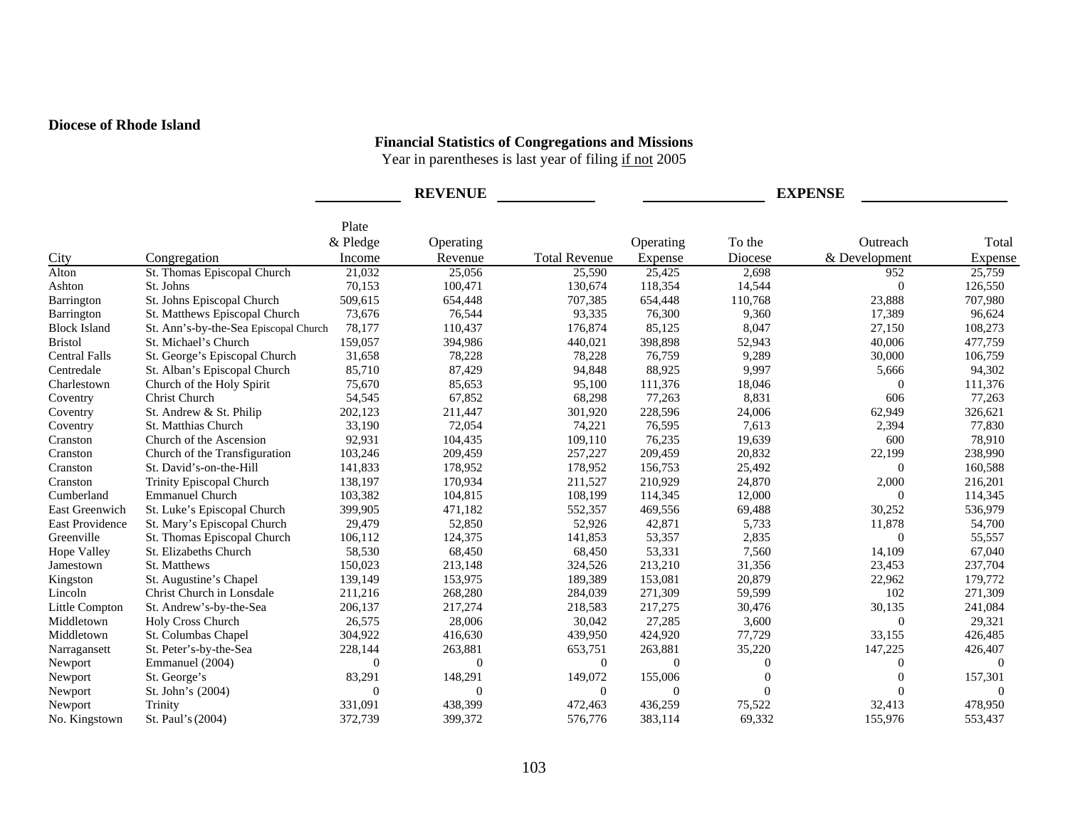**Diocese of Rhode Island**

## Financial Statistics of Congregations and Missions

Year in parentheses is last year of filing if not 2005

| | | REVENUE | | | EXPENSE | | | |
|---|---|---|---|---|---|---|---|---|
| City | Congregation | Plate & Pledge Income | Operating Revenue | Total Revenue | Operating Expense | To the Diocese | Outreach & Development | Total Expense |
| Alton | St. Thomas Episcopal Church | 21,032 | 25,056 | 25,590 | 25,425 | 2,698 | 952 | 25,759 |
| Ashton | St. Johns | 70,153 | 100,471 | 130,674 | 118,354 | 14,544 | 0 | 126,550 |
| Barrington | St. Johns Episcopal Church | 509,615 | 654,448 | 707,385 | 654,448 | 110,768 | 23,888 | 707,980 |
| Barrington | St. Matthews Episcopal Church | 73,676 | 76,544 | 93,335 | 76,300 | 9,360 | 17,389 | 96,624 |
| Block Island | St. Ann's-by-the-Sea Episcopal Church | 78,177 | 110,437 | 176,874 | 85,125 | 8,047 | 27,150 | 108,273 |
| Bristol | St. Michael's Church | 159,057 | 394,986 | 440,021 | 398,898 | 52,943 | 40,006 | 477,759 |
| Central Falls | St. George's Episcopal Church | 31,658 | 78,228 | 78,228 | 76,759 | 9,289 | 30,000 | 106,759 |
| Centredale | St. Alban's Episcopal Church | 85,710 | 87,429 | 94,848 | 88,925 | 9,997 | 5,666 | 94,302 |
| Charlestown | Church of the Holy Spirit | 75,670 | 85,653 | 95,100 | 111,376 | 18,046 | 0 | 111,376 |
| Coventry | Christ Church | 54,545 | 67,852 | 68,298 | 77,263 | 8,831 | 606 | 77,263 |
| Coventry | St. Andrew & St. Philip | 202,123 | 211,447 | 301,920 | 228,596 | 24,006 | 62,949 | 326,621 |
| Coventry | St. Matthias Church | 33,190 | 72,054 | 74,221 | 76,595 | 7,613 | 2,394 | 77,830 |
| Cranston | Church of the Ascension | 92,931 | 104,435 | 109,110 | 76,235 | 19,639 | 600 | 78,910 |
| Cranston | Church of the Transfiguration | 103,246 | 209,459 | 257,227 | 209,459 | 20,832 | 22,199 | 238,990 |
| Cranston | St. David's-on-the-Hill | 141,833 | 178,952 | 178,952 | 156,753 | 25,492 | 0 | 160,588 |
| Cranston | Trinity Episcopal Church | 138,197 | 170,934 | 211,527 | 210,929 | 24,870 | 2,000 | 216,201 |
| Cumberland | Emmanuel Church | 103,382 | 104,815 | 108,199 | 114,345 | 12,000 | 0 | 114,345 |
| East Greenwich | St. Luke's Episcopal Church | 399,905 | 471,182 | 552,357 | 469,556 | 69,488 | 30,252 | 536,979 |
| East Providence | St. Mary's Episcopal Church | 29,479 | 52,850 | 52,926 | 42,871 | 5,733 | 11,878 | 54,700 |
| Greenville | St. Thomas Episcopal Church | 106,112 | 124,375 | 141,853 | 53,357 | 2,835 | 0 | 55,557 |
| Hope Valley | St. Elizabeths Church | 58,530 | 68,450 | 68,450 | 53,331 | 7,560 | 14,109 | 67,040 |
| Jamestown | St. Matthews | 150,023 | 213,148 | 324,526 | 213,210 | 31,356 | 23,453 | 237,704 |
| Kingston | St. Augustine's Chapel | 139,149 | 153,975 | 189,389 | 153,081 | 20,879 | 22,962 | 179,772 |
| Lincoln | Christ Church in Lonsdale | 211,216 | 268,280 | 284,039 | 271,309 | 59,599 | 102 | 271,309 |
| Little Compton | St. Andrew's-by-the-Sea | 206,137 | 217,274 | 218,583 | 217,275 | 30,476 | 30,135 | 241,084 |
| Middletown | Holy Cross Church | 26,575 | 28,006 | 30,042 | 27,285 | 3,600 | 0 | 29,321 |
| Middletown | St. Columbas Chapel | 304,922 | 416,630 | 439,950 | 424,920 | 77,729 | 33,155 | 426,485 |
| Narragansett | St. Peter's-by-the-Sea | 228,144 | 263,881 | 653,751 | 263,881 | 35,220 | 147,225 | 426,407 |
| Newport | Emmanuel (2004) | 0 | 0 | 0 | 0 | 0 | 0 | 0 |
| Newport | St. George's | 83,291 | 148,291 | 149,072 | 155,006 | 0 | 0 | 157,301 |
| Newport | St. John's (2004) | 0 | 0 | 0 | 0 | 0 | 0 | 0 |
| Newport | Trinity | 331,091 | 438,399 | 472,463 | 436,259 | 75,522 | 32,413 | 478,950 |
| No. Kingstown | St. Paul's (2004) | 372,739 | 399,372 | 576,776 | 383,114 | 69,332 | 155,976 | 553,437 |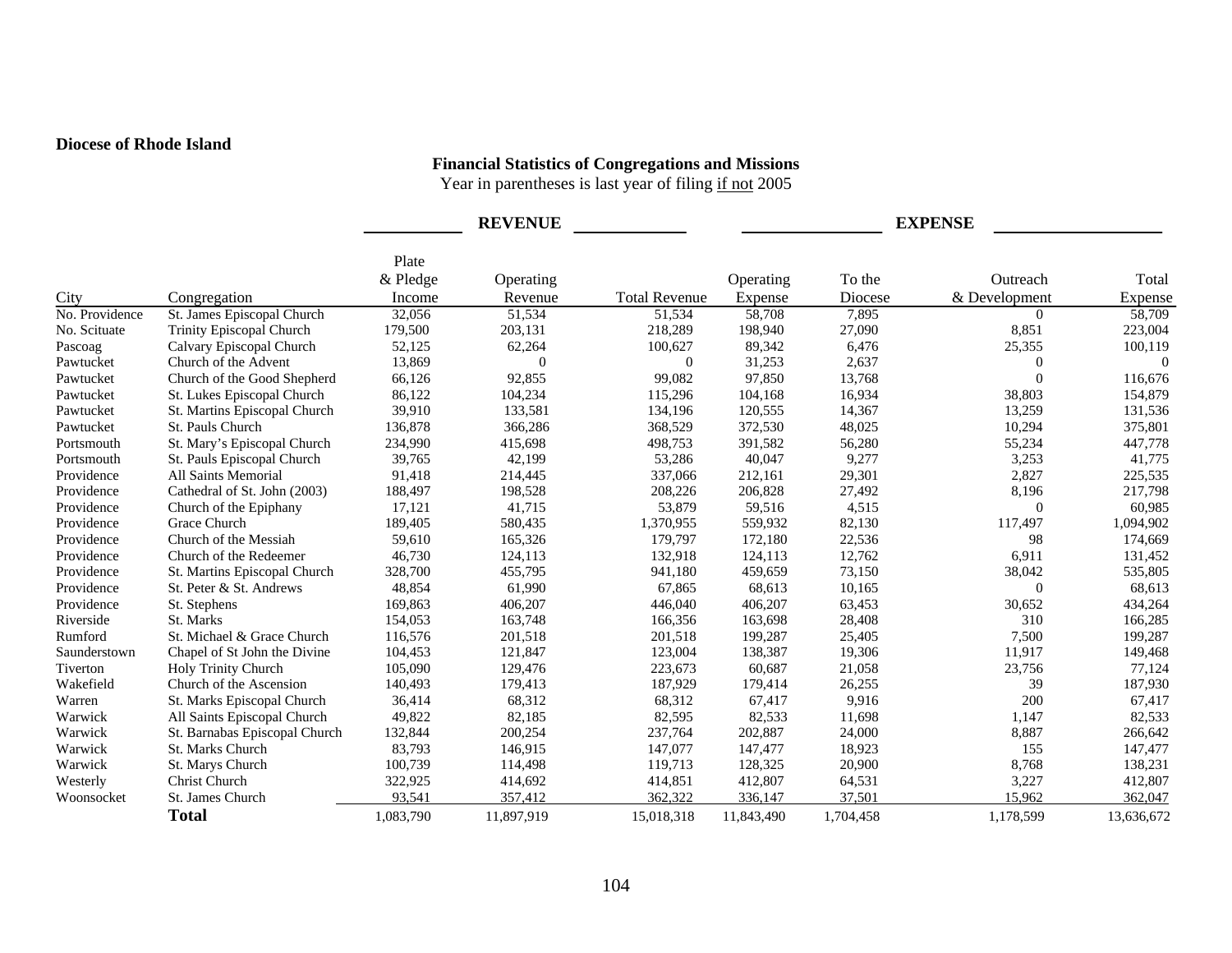**Diocese of Rhode Island**

**Financial Statistics of Congregations and Missions**

Year in parentheses is last year of filing if not 2005

| | | REVENUE | | | EXPENSE | | | |
|---|---|---|---|---|---|---|---|---|
| City | Congregation | Plate & Pledge Income | Operating Revenue | Total Revenue | Operating Expense | To the Diocese | Outreach & Development | Total Expense |
| No. Providence | St. James Episcopal Church | 32,056 | 51,534 | 51,534 | 58,708 | 7,895 | 0 | 58,709 |
| No. Scituate | Trinity Episcopal Church | 179,500 | 203,131 | 218,289 | 198,940 | 27,090 | 8,851 | 223,004 |
| Pascoag | Calvary Episcopal Church | 52,125 | 62,264 | 100,627 | 89,342 | 6,476 | 25,355 | 100,119 |
| Pawtucket | Church of the Advent | 13,869 | 0 | 0 | 31,253 | 2,637 | 0 | 0 |
| Pawtucket | Church of the Good Shepherd | 66,126 | 92,855 | 99,082 | 97,850 | 13,768 | 0 | 116,676 |
| Pawtucket | St. Lukes Episcopal Church | 86,122 | 104,234 | 115,296 | 104,168 | 16,934 | 38,803 | 154,879 |
| Pawtucket | St. Martins Episcopal Church | 39,910 | 133,581 | 134,196 | 120,555 | 14,367 | 13,259 | 131,536 |
| Pawtucket | St. Pauls Church | 136,878 | 366,286 | 368,529 | 372,530 | 48,025 | 10,294 | 375,801 |
| Portsmouth | St. Mary's Episcopal Church | 234,990 | 415,698 | 498,753 | 391,582 | 56,280 | 55,234 | 447,778 |
| Portsmouth | St. Pauls Episcopal Church | 39,765 | 42,199 | 53,286 | 40,047 | 9,277 | 3,253 | 41,775 |
| Providence | All Saints Memorial | 91,418 | 214,445 | 337,066 | 212,161 | 29,301 | 2,827 | 225,535 |
| Providence | Cathedral of St. John (2003) | 188,497 | 198,528 | 208,226 | 206,828 | 27,492 | 8,196 | 217,798 |
| Providence | Church of the Epiphany | 17,121 | 41,715 | 53,879 | 59,516 | 4,515 | 0 | 60,985 |
| Providence | Grace Church | 189,405 | 580,435 | 1,370,955 | 559,932 | 82,130 | 117,497 | 1,094,902 |
| Providence | Church of the Messiah | 59,610 | 165,326 | 179,797 | 172,180 | 22,536 | 98 | 174,669 |
| Providence | Church of the Redeemer | 46,730 | 124,113 | 132,918 | 124,113 | 12,762 | 6,911 | 131,452 |
| Providence | St. Martins Episcopal Church | 328,700 | 455,795 | 941,180 | 459,659 | 73,150 | 38,042 | 535,805 |
| Providence | St. Peter & St. Andrews | 48,854 | 61,990 | 67,865 | 68,613 | 10,165 | 0 | 68,613 |
| Providence | St. Stephens | 169,863 | 406,207 | 446,040 | 406,207 | 63,453 | 30,652 | 434,264 |
| Riverside | St. Marks | 154,053 | 163,748 | 166,356 | 163,698 | 28,408 | 310 | 166,285 |
| Rumford | St. Michael & Grace Church | 116,576 | 201,518 | 201,518 | 199,287 | 25,405 | 7,500 | 199,287 |
| Saunderstown | Chapel of St John the Divine | 104,453 | 121,847 | 123,004 | 138,387 | 19,306 | 11,917 | 149,468 |
| Tiverton | Holy Trinity Church | 105,090 | 129,476 | 223,673 | 60,687 | 21,058 | 23,756 | 77,124 |
| Wakefield | Church of the Ascension | 140,493 | 179,413 | 187,929 | 179,414 | 26,255 | 39 | 187,930 |
| Warren | St. Marks Episcopal Church | 36,414 | 68,312 | 68,312 | 67,417 | 9,916 | 200 | 67,417 |
| Warwick | All Saints Episcopal Church | 49,822 | 82,185 | 82,595 | 82,533 | 11,698 | 1,147 | 82,533 |
| Warwick | St. Barnabas Episcopal Church | 132,844 | 200,254 | 237,764 | 202,887 | 24,000 | 8,887 | 266,642 |
| Warwick | St. Marks Church | 83,793 | 146,915 | 147,077 | 147,477 | 18,923 | 155 | 147,477 |
| Warwick | St. Marys Church | 100,739 | 114,498 | 119,713 | 128,325 | 20,900 | 8,768 | 138,231 |
| Westerly | Christ Church | 322,925 | 414,692 | 414,851 | 412,807 | 64,531 | 3,227 | 412,807 |
| Woonsocket | St. James Church | 93,541 | 357,412 | 362,322 | 336,147 | 37,501 | 15,962 | 362,047 |
| | **Total** | 1,083,790 | 11,897,919 | 15,018,318 | 11,843,490 | 1,704,458 | 1,178,599 | 13,636,672 |